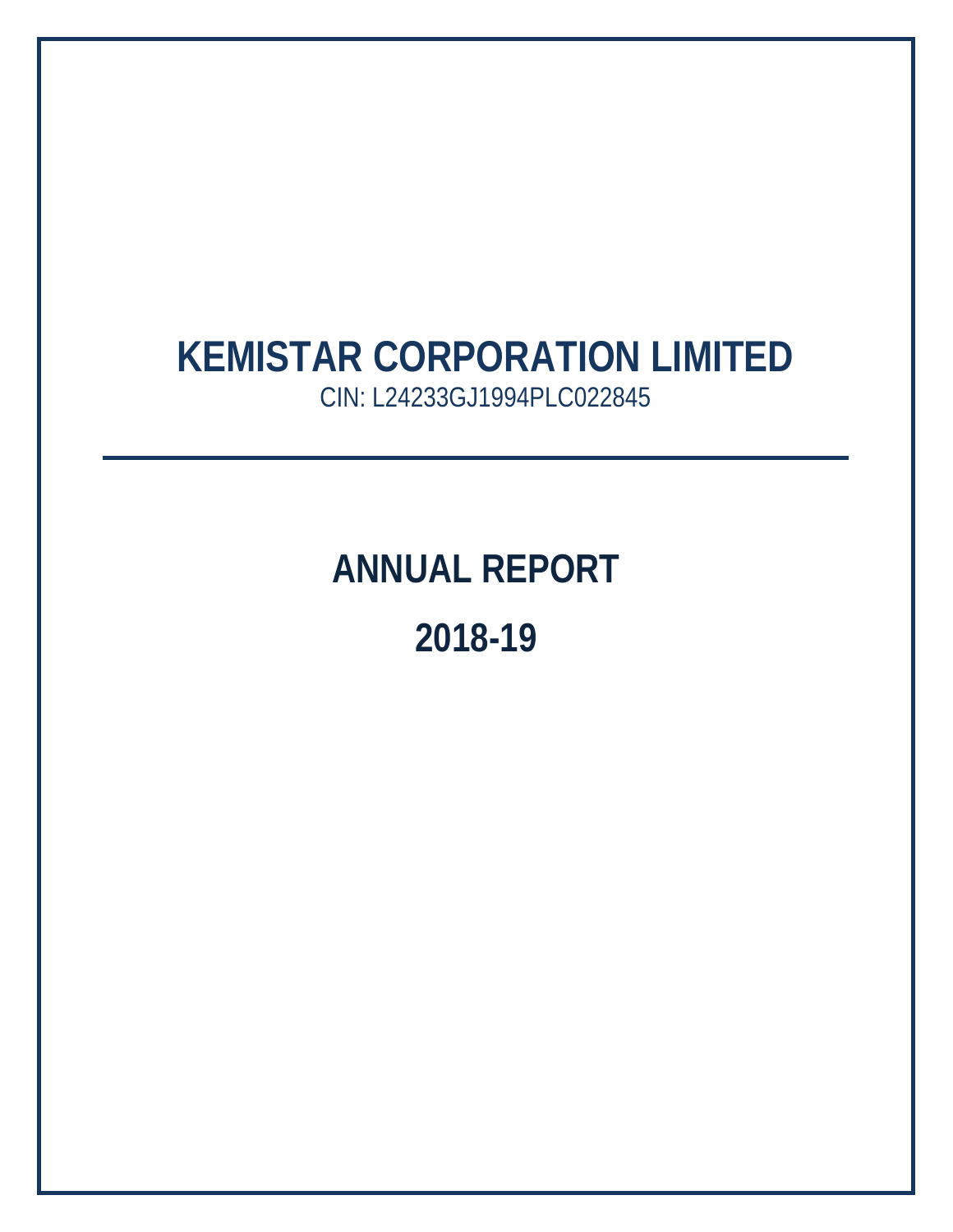# KEMISTAR CORPORATION LIMITED

CIN: L24233GJ1994PLC022845

---

# ANNUAL REPORT

# 2018-19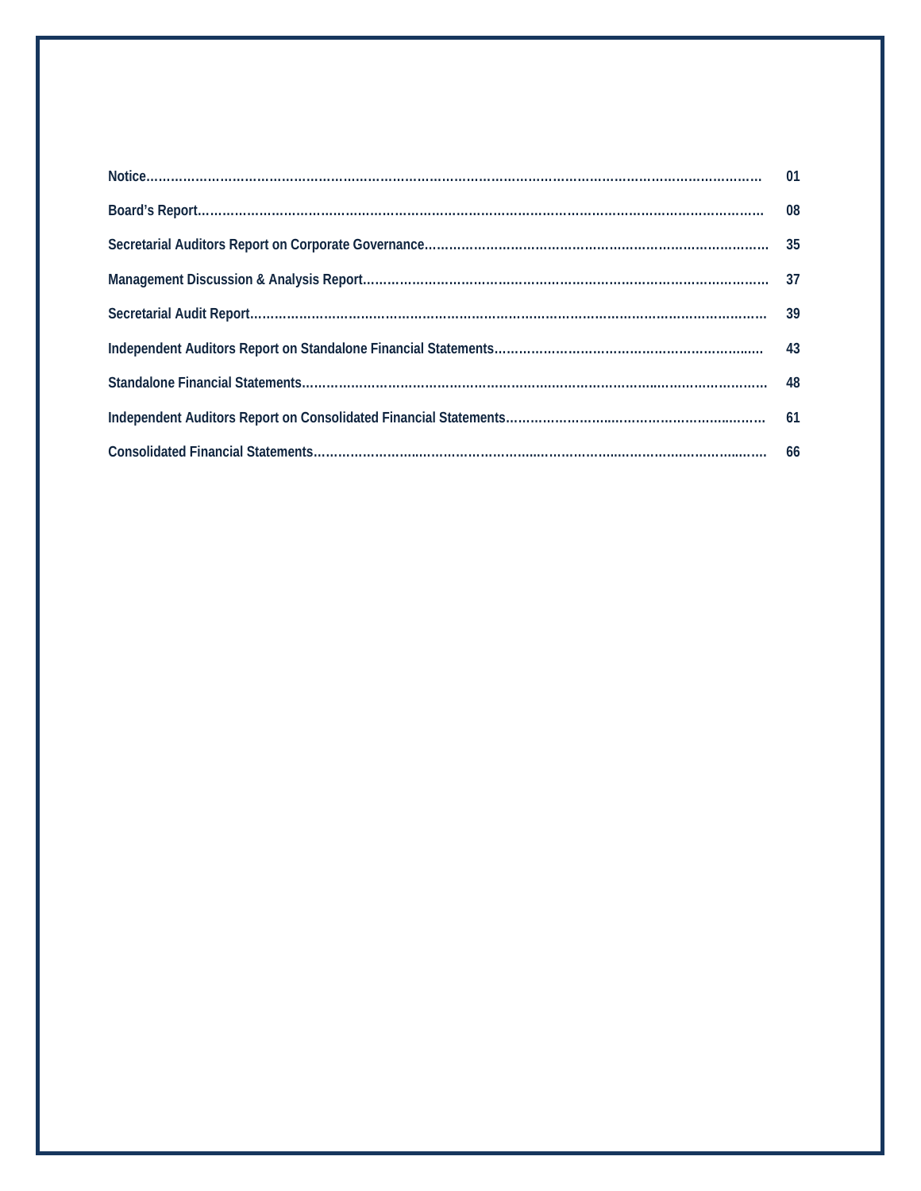| | |
|---|---|
| **Notice** | **01** |
| **Board's Report** | **08** |
| **Secretarial Auditors Report on Corporate Governance** | **35** |
| **Management Discussion & Analysis Report** | **37** |
| **Secretarial Audit Report** | **39** |
| **Independent Auditors Report on Standalone Financial Statements** | **43** |
| **Standalone Financial Statements** | **48** |
| **Independent Auditors Report on Consolidated Financial Statements** | **61** |
| **Consolidated Financial Statements** | **66** |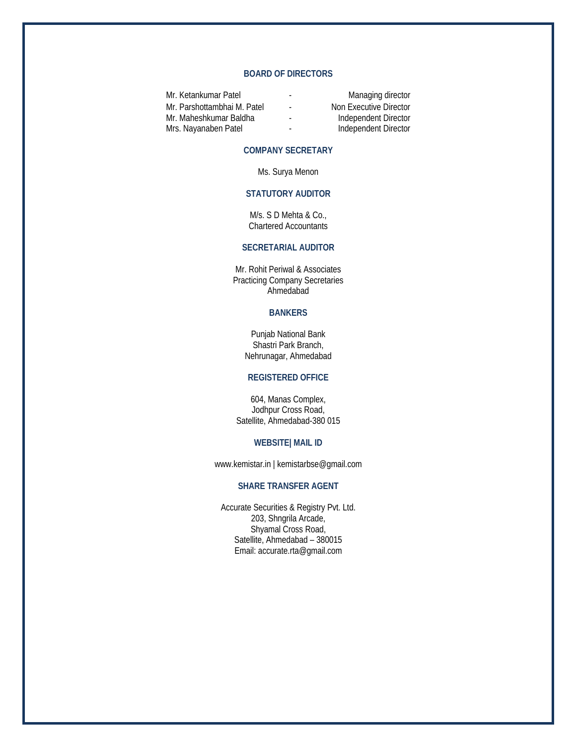## BOARD OF DIRECTORS

| | | |
|---|---|---|
| Mr. Ketankumar Patel | - | Managing director |
| Mr. Parshottambhai M. Patel | - | Non Executive Director |
| Mr. Maheshkumar Baldha | - | Independent Director |
| Mrs. Nayanaben Patel | - | Independent Director |

## COMPANY SECRETARY

Ms. Surya Menon

## STATUTORY AUDITOR

M/s. S D Mehta & Co.,
Chartered Accountants

## SECRETARIAL AUDITOR

Mr. Rohit Periwal & Associates
Practicing Company Secretaries
Ahmedabad

## BANKERS

Punjab National Bank
Shastri Park Branch,
Nehrunagar, Ahmedabad

## REGISTERED OFFICE

604, Manas Complex,
Jodhpur Cross Road,
Satellite, Ahmedabad-380 015

## WEBSITE| MAIL ID

www.kemistar.in | kemistarbse@gmail.com

## SHARE TRANSFER AGENT

Accurate Securities & Registry Pvt. Ltd.
203, Shngrila Arcade,
Shyamal Cross Road,
Satellite, Ahmedabad – 380015
Email: accurate.rta@gmail.com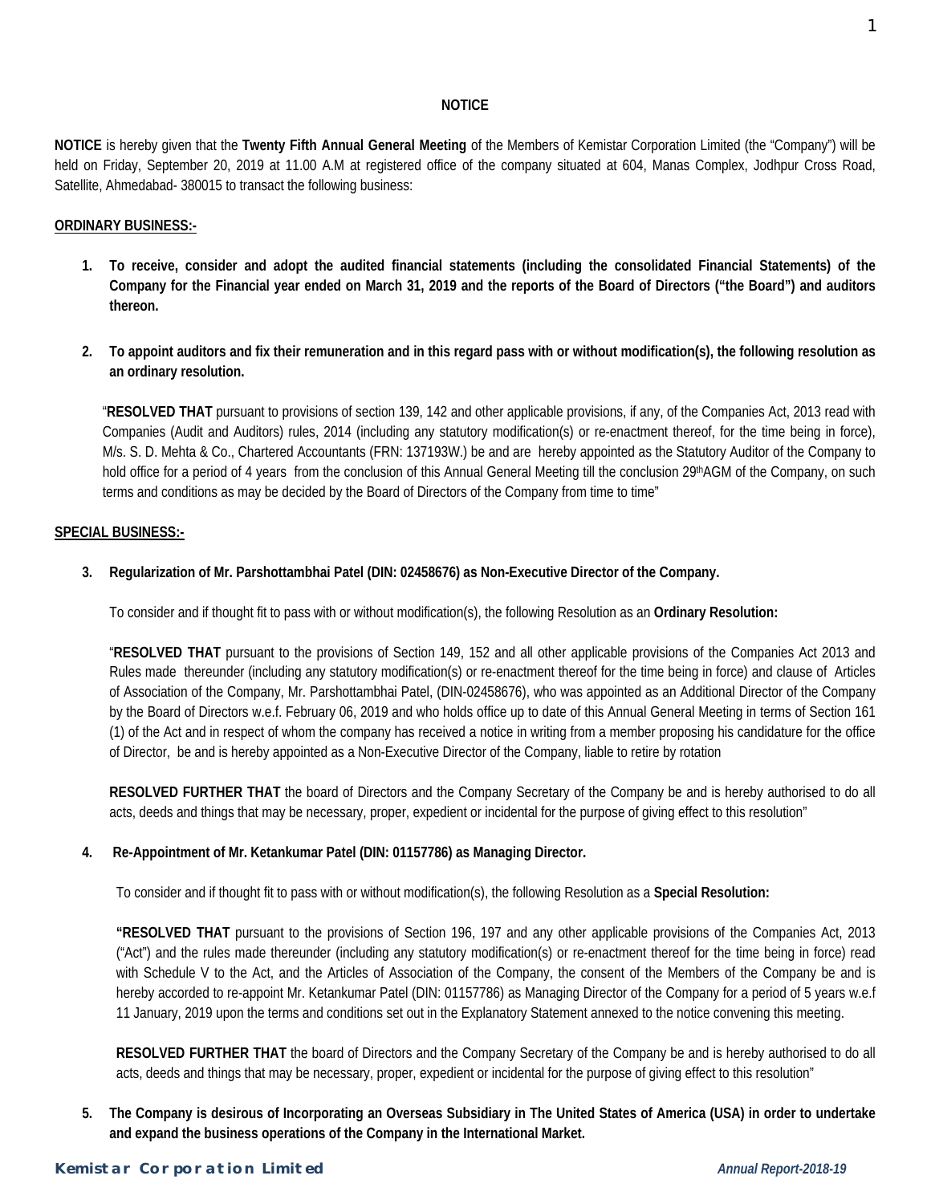# NOTICE

**NOTICE** is hereby given that the **Twenty Fifth Annual General Meeting** of the Members of Kemistar Corporation Limited (the "Company") will be held on Friday, September 20, 2019 at 11.00 A.M at registered office of the company situated at 604, Manas Complex, Jodhpur Cross Road, Satellite, Ahmedabad- 380015 to transact the following business:

## ORDINARY BUSINESS:-

1. **To receive, consider and adopt the audited financial statements (including the consolidated Financial Statements) of the Company for the Financial year ended on March 31, 2019 and the reports of the Board of Directors ("the Board") and auditors thereon.**

2. **To appoint auditors and fix their remuneration and in this regard pass with or without modification(s), the following resolution as an ordinary resolution.**

   "**RESOLVED THAT** pursuant to provisions of section 139, 142 and other applicable provisions, if any, of the Companies Act, 2013 read with Companies (Audit and Auditors) rules, 2014 (including any statutory modification(s) or re-enactment thereof, for the time being in force), M/s. S. D. Mehta & Co., Chartered Accountants (FRN: 137193W.) be and are hereby appointed as the Statutory Auditor of the Company to hold office for a period of 4 years from the conclusion of this Annual General Meeting till the conclusion 29th AGM of the Company, on such terms and conditions as may be decided by the Board of Directors of the Company from time to time"

## SPECIAL BUSINESS:-

3. **Regularization of Mr. Parshottambhai Patel (DIN: 02458676) as Non-Executive Director of the Company.**

   To consider and if thought fit to pass with or without modification(s), the following Resolution as an **Ordinary Resolution:**

   "**RESOLVED THAT** pursuant to the provisions of Section 149, 152 and all other applicable provisions of the Companies Act 2013 and Rules made thereunder (including any statutory modification(s) or re-enactment thereof for the time being in force) and clause of Articles of Association of the Company, Mr. Parshottambhai Patel, (DIN-02458676), who was appointed as an Additional Director of the Company by the Board of Directors w.e.f. February 06, 2019 and who holds office up to date of this Annual General Meeting in terms of Section 161 (1) of the Act and in respect of whom the company has received a notice in writing from a member proposing his candidature for the office of Director, be and is hereby appointed as a Non-Executive Director of the Company, liable to retire by rotation

   **RESOLVED FURTHER THAT** the board of Directors and the Company Secretary of the Company be and is hereby authorised to do all acts, deeds and things that may be necessary, proper, expedient or incidental for the purpose of giving effect to this resolution"

4. **Re-Appointment of Mr. Ketankumar Patel (DIN: 01157786) as Managing Director.**

   To consider and if thought fit to pass with or without modification(s), the following Resolution as a **Special Resolution:**

   **"RESOLVED THAT** pursuant to the provisions of Section 196, 197 and any other applicable provisions of the Companies Act, 2013 ("Act") and the rules made thereunder (including any statutory modification(s) or re-enactment thereof for the time being in force) read with Schedule V to the Act, and the Articles of Association of the Company, the consent of the Members of the Company be and is hereby accorded to re-appoint Mr. Ketankumar Patel (DIN: 01157786) as Managing Director of the Company for a period of 5 years w.e.f 11 January, 2019 upon the terms and conditions set out in the Explanatory Statement annexed to the notice convening this meeting.

   **RESOLVED FURTHER THAT** the board of Directors and the Company Secretary of the Company be and is hereby authorised to do all acts, deeds and things that may be necessary, proper, expedient or incidental for the purpose of giving effect to this resolution"

5. **The Company is desirous of Incorporating an Overseas Subsidiary in The United States of America (USA) in order to undertake and expand the business operations of the Company in the International Market.**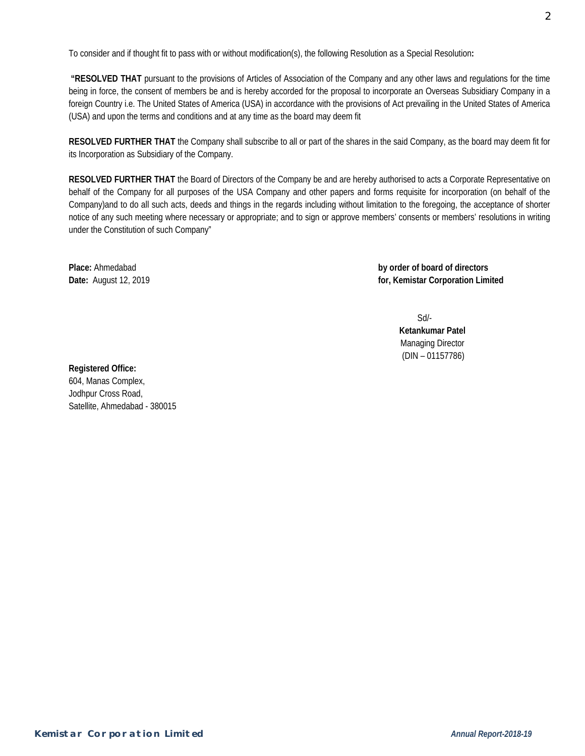To consider and if thought fit to pass with or without modification(s), the following Resolution as a Special Resolution**:**

**"RESOLVED THAT** pursuant to the provisions of Articles of Association of the Company and any other laws and regulations for the time being in force, the consent of members be and is hereby accorded for the proposal to incorporate an Overseas Subsidiary Company in a foreign Country i.e. The United States of America (USA) in accordance with the provisions of Act prevailing in the United States of America (USA) and upon the terms and conditions and at any time as the board may deem fit

**RESOLVED FURTHER THAT** the Company shall subscribe to all or part of the shares in the said Company, as the board may deem fit for its Incorporation as Subsidiary of the Company.

**RESOLVED FURTHER THAT** the Board of Directors of the Company be and are hereby authorised to acts a Corporate Representative on behalf of the Company for all purposes of the USA Company and other papers and forms requisite for incorporation (on behalf of the Company)and to do all such acts, deeds and things in the regards including without limitation to the foregoing, the acceptance of shorter notice of any such meeting where necessary or appropriate; and to sign or approve members' consents or members' resolutions in writing under the Constitution of such Company"

**Place:** Ahmedabad
**Date:** August 12, 2019

**by order of board of directors**
**for, Kemistar Corporation Limited**

Sd/-
**Ketankumar Patel**
Managing Director
(DIN – 01157786)

**Registered Office:**
604, Manas Complex,
Jodhpur Cross Road,
Satellite, Ahmedabad - 380015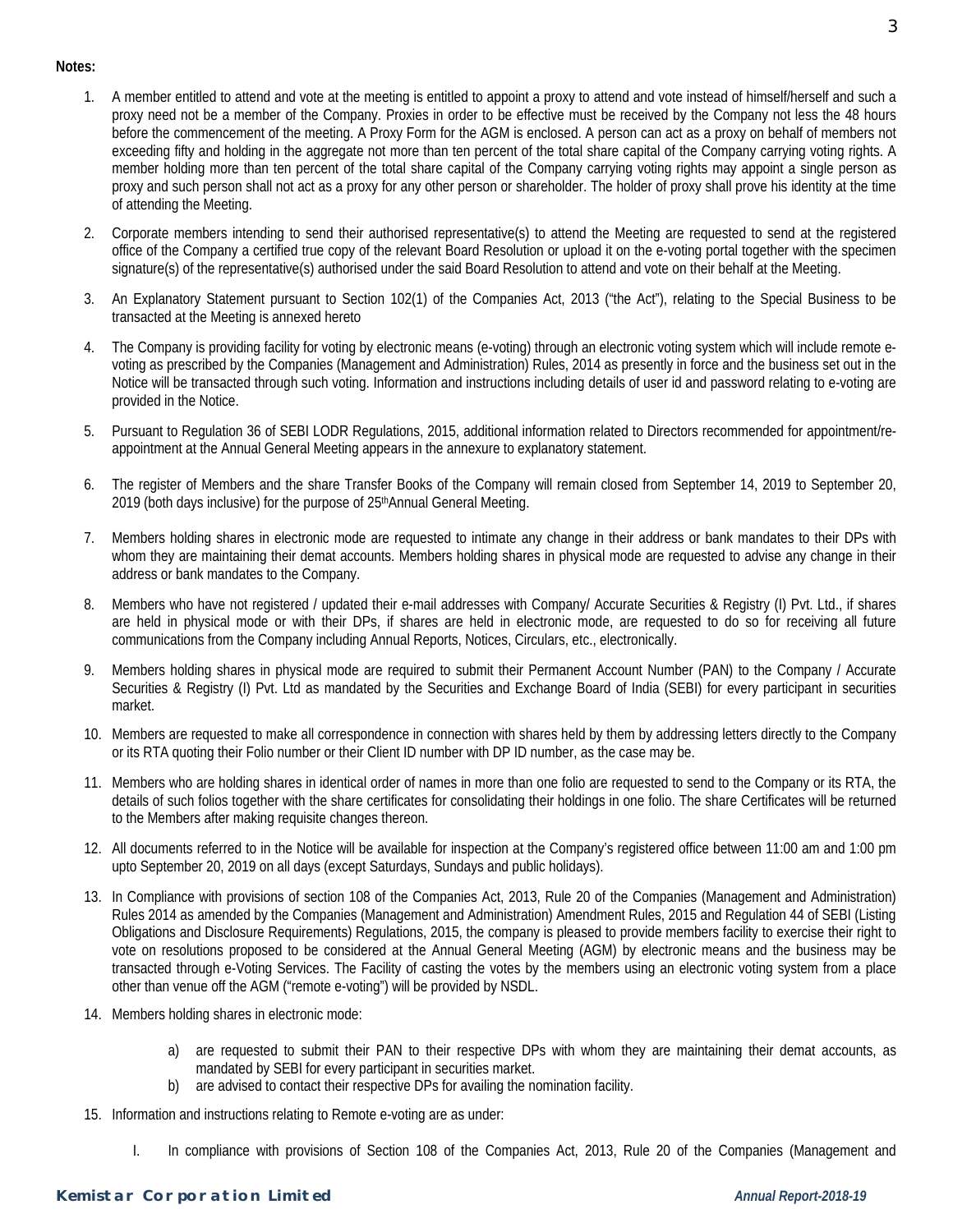**Notes:**

1. A member entitled to attend and vote at the meeting is entitled to appoint a proxy to attend and vote instead of himself/herself and such a proxy need not be a member of the Company. Proxies in order to be effective must be received by the Company not less the 48 hours before the commencement of the meeting. A Proxy Form for the AGM is enclosed. A person can act as a proxy on behalf of members not exceeding fifty and holding in the aggregate not more than ten percent of the total share capital of the Company carrying voting rights. A member holding more than ten percent of the total share capital of the Company carrying voting rights may appoint a single person as proxy and such person shall not act as a proxy for any other person or shareholder. The holder of proxy shall prove his identity at the time of attending the Meeting.

2. Corporate members intending to send their authorised representative(s) to attend the Meeting are requested to send at the registered office of the Company a certified true copy of the relevant Board Resolution or upload it on the e-voting portal together with the specimen signature(s) of the representative(s) authorised under the said Board Resolution to attend and vote on their behalf at the Meeting.

3. An Explanatory Statement pursuant to Section 102(1) of the Companies Act, 2013 ("the Act"), relating to the Special Business to be transacted at the Meeting is annexed hereto

4. The Company is providing facility for voting by electronic means (e-voting) through an electronic voting system which will include remote e-voting as prescribed by the Companies (Management and Administration) Rules, 2014 as presently in force and the business set out in the Notice will be transacted through such voting. Information and instructions including details of user id and password relating to e-voting are provided in the Notice.

5. Pursuant to Regulation 36 of SEBI LODR Regulations, 2015, additional information related to Directors recommended for appointment/re-appointment at the Annual General Meeting appears in the annexure to explanatory statement.

6. The register of Members and the share Transfer Books of the Company will remain closed from September 14, 2019 to September 20, 2019 (both days inclusive) for the purpose of 25th Annual General Meeting.

7. Members holding shares in electronic mode are requested to intimate any change in their address or bank mandates to their DPs with whom they are maintaining their demat accounts. Members holding shares in physical mode are requested to advise any change in their address or bank mandates to the Company.

8. Members who have not registered / updated their e-mail addresses with Company/ Accurate Securities & Registry (I) Pvt. Ltd., if shares are held in physical mode or with their DPs, if shares are held in electronic mode, are requested to do so for receiving all future communications from the Company including Annual Reports, Notices, Circulars, etc., electronically.

9. Members holding shares in physical mode are required to submit their Permanent Account Number (PAN) to the Company / Accurate Securities & Registry (I) Pvt. Ltd as mandated by the Securities and Exchange Board of India (SEBI) for every participant in securities market.

10. Members are requested to make all correspondence in connection with shares held by them by addressing letters directly to the Company or its RTA quoting their Folio number or their Client ID number with DP ID number, as the case may be.

11. Members who are holding shares in identical order of names in more than one folio are requested to send to the Company or its RTA, the details of such folios together with the share certificates for consolidating their holdings in one folio. The share Certificates will be returned to the Members after making requisite changes thereon.

12. All documents referred to in the Notice will be available for inspection at the Company's registered office between 11:00 am and 1:00 pm upto September 20, 2019 on all days (except Saturdays, Sundays and public holidays).

13. In Compliance with provisions of section 108 of the Companies Act, 2013, Rule 20 of the Companies (Management and Administration) Rules 2014 as amended by the Companies (Management and Administration) Amendment Rules, 2015 and Regulation 44 of SEBI (Listing Obligations and Disclosure Requirements) Regulations, 2015, the company is pleased to provide members facility to exercise their right to vote on resolutions proposed to be considered at the Annual General Meeting (AGM) by electronic means and the business may be transacted through e-Voting Services. The Facility of casting the votes by the members using an electronic voting system from a place other than venue off the AGM ("remote e-voting") will be provided by NSDL.

14. Members holding shares in electronic mode:

    a) are requested to submit their PAN to their respective DPs with whom they are maintaining their demat accounts, as mandated by SEBI for every participant in securities market.
    b) are advised to contact their respective DPs for availing the nomination facility.

15. Information and instructions relating to Remote e-voting are as under:

    I. In compliance with provisions of Section 108 of the Companies Act, 2013, Rule 20 of the Companies (Management and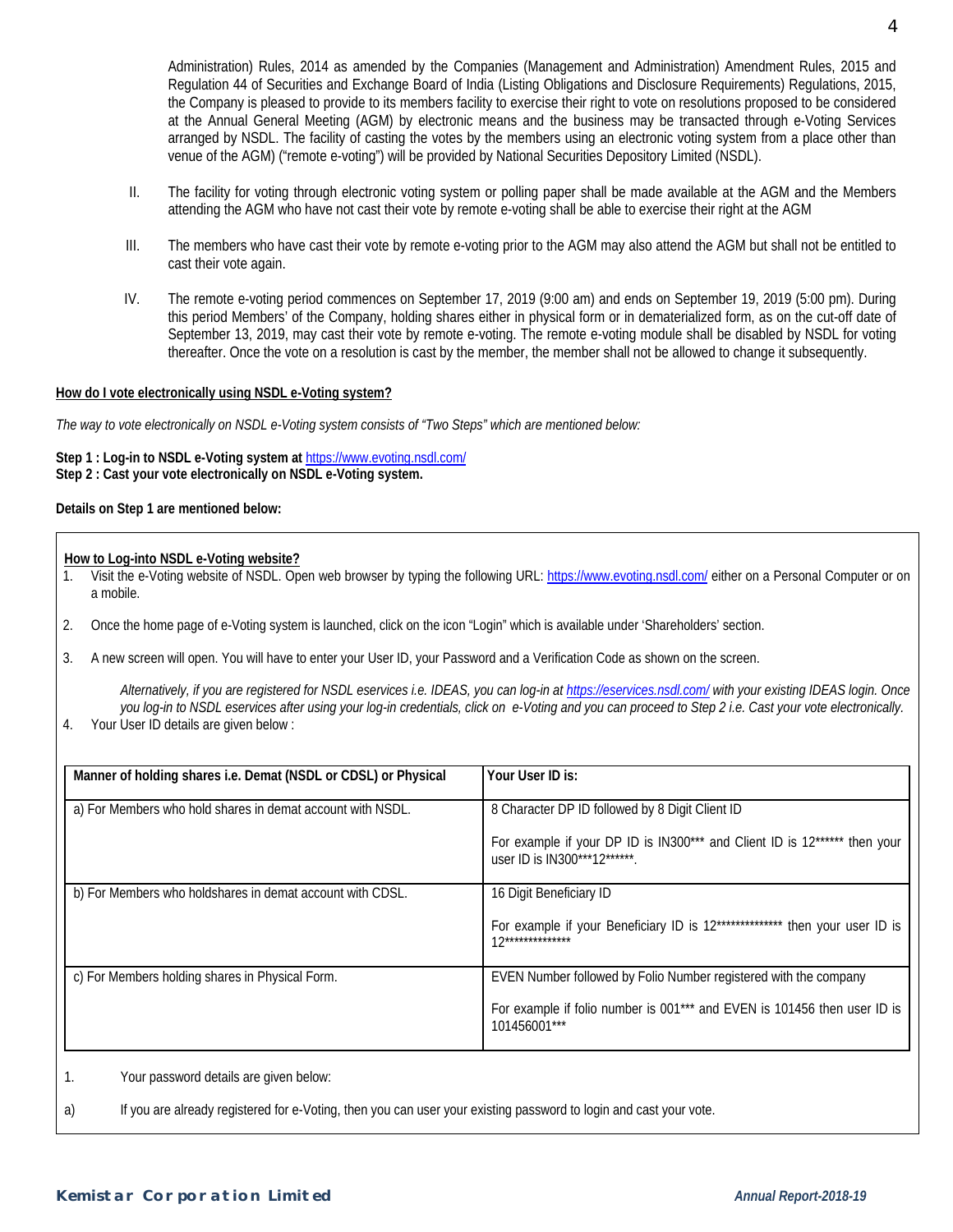Administration) Rules, 2014 as amended by the Companies (Management and Administration) Amendment Rules, 2015 and Regulation 44 of Securities and Exchange Board of India (Listing Obligations and Disclosure Requirements) Regulations, 2015, the Company is pleased to provide to its members facility to exercise their right to vote on resolutions proposed to be considered at the Annual General Meeting (AGM) by electronic means and the business may be transacted through e-Voting Services arranged by NSDL. The facility of casting the votes by the members using an electronic voting system from a place other than venue of the AGM) ("remote e-voting") will be provided by National Securities Depository Limited (NSDL).

II. The facility for voting through electronic voting system or polling paper shall be made available at the AGM and the Members attending the AGM who have not cast their vote by remote e-voting shall be able to exercise their right at the AGM

III. The members who have cast their vote by remote e-voting prior to the AGM may also attend the AGM but shall not be entitled to cast their vote again.

IV. The remote e-voting period commences on September 17, 2019 (9:00 am) and ends on September 19, 2019 (5:00 pm). During this period Members' of the Company, holding shares either in physical form or in dematerialized form, as on the cut-off date of September 13, 2019, may cast their vote by remote e-voting. The remote e-voting module shall be disabled by NSDL for voting thereafter. Once the vote on a resolution is cast by the member, the member shall not be allowed to change it subsequently.

**How do I vote electronically using NSDL e-Voting system?**

*The way to vote electronically on NSDL e-Voting system consists of "Two Steps" which are mentioned below:*

**Step 1 : Log-in to NSDL e-Voting system at** https://www.evoting.nsdl.com/
**Step 2 : Cast your vote electronically on NSDL e-Voting system.**

**Details on Step 1 are mentioned below:**

**How to Log-into NSDL e-Voting website?**

1. Visit the e-Voting website of NSDL. Open web browser by typing the following URL: https://www.evoting.nsdl.com/ either on a Personal Computer or on a mobile.

2. Once the home page of e-Voting system is launched, click on the icon "Login" which is available under 'Shareholders' section.

3. A new screen will open. You will have to enter your User ID, your Password and a Verification Code as shown on the screen.

   *Alternatively, if you are registered for NSDL eservices i.e. IDEAS, you can log-in at https://eservices.nsdl.com/ with your existing IDEAS login. Once you log-in to NSDL eservices after using your log-in credentials, click on e-Voting and you can proceed to Step 2 i.e. Cast your vote electronically.*

4. Your User ID details are given below :

| Manner of holding shares i.e. Demat (NSDL or CDSL) or Physical | Your User ID is: |
|---|---|
| a) For Members who hold shares in demat account with NSDL. | 8 Character DP ID followed by 8 Digit Client ID<br><br>For example if your DP ID is IN300*** and Client ID is 12****** then your user ID is IN300***12******. |
| b) For Members who holdshares in demat account with CDSL. | 16 Digit Beneficiary ID<br><br>For example if your Beneficiary ID is 12************** then your user ID is 12************** |
| c) For Members holding shares in Physical Form. | EVEN Number followed by Folio Number registered with the company<br><br>For example if folio number is 001*** and EVEN is 101456 then user ID is 101456001*** |

1. Your password details are given below:

a) If you are already registered for e-Voting, then you can user your existing password to login and cast your vote.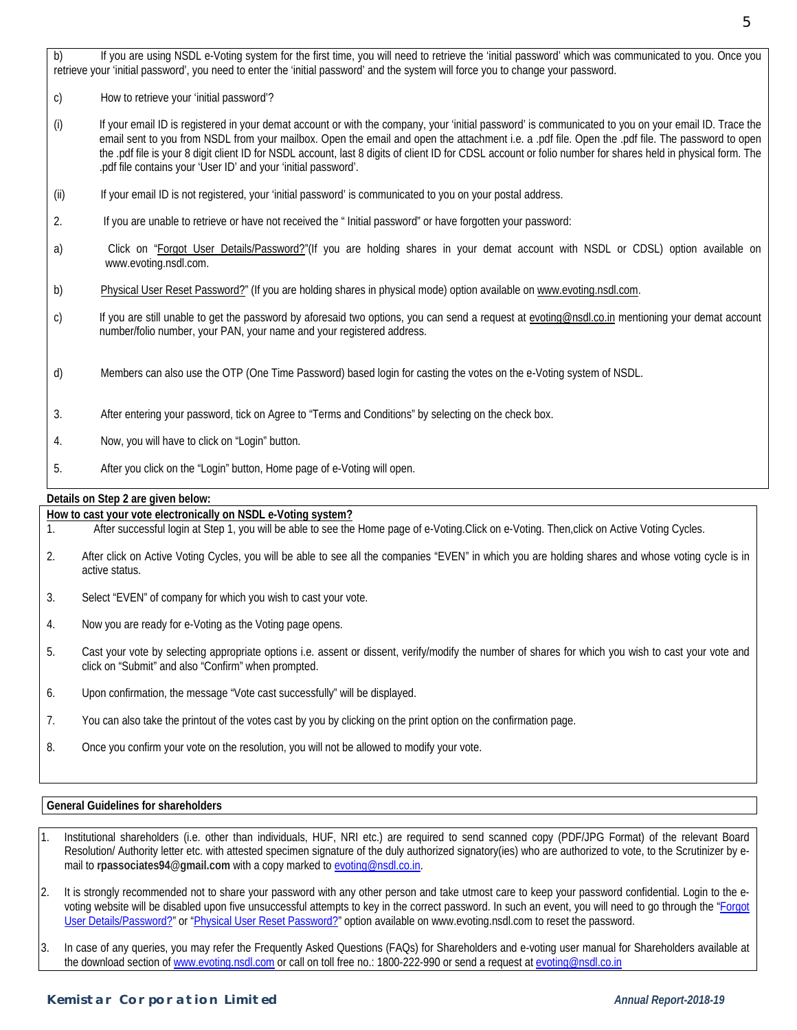b) If you are using NSDL e-Voting system for the first time, you will need to retrieve the 'initial password' which was communicated to you. Once you retrieve your 'initial password', you need to enter the 'initial password' and the system will force you to change your password.

c) How to retrieve your 'initial password'?

(i) If your email ID is registered in your demat account or with the company, your 'initial password' is communicated to you on your email ID. Trace the email sent to you from NSDL from your mailbox. Open the email and open the attachment i.e. a .pdf file. Open the .pdf file. The password to open the .pdf file is your 8 digit client ID for NSDL account, last 8 digits of client ID for CDSL account or folio number for shares held in physical form. The .pdf file contains your 'User ID' and your 'initial password'.

(ii) If your email ID is not registered, your 'initial password' is communicated to you on your postal address.

2. If you are unable to retrieve or have not received the " Initial password" or have forgotten your password:

a) Click on "Forgot User Details/Password?"(If you are holding shares in your demat account with NSDL or CDSL) option available on www.evoting.nsdl.com.

b) Physical User Reset Password?" (If you are holding shares in physical mode) option available on www.evoting.nsdl.com.

c) If you are still unable to get the password by aforesaid two options, you can send a request at evoting@nsdl.co.in mentioning your demat account number/folio number, your PAN, your name and your registered address.

d) Members can also use the OTP (One Time Password) based login for casting the votes on the e-Voting system of NSDL.

3. After entering your password, tick on Agree to "Terms and Conditions" by selecting on the check box.

4. Now, you will have to click on "Login" button.

5. After you click on the "Login" button, Home page of e-Voting will open.

**Details on Step 2 are given below:**

**How to cast your vote electronically on NSDL e-Voting system?**

1. After successful login at Step 1, you will be able to see the Home page of e-Voting.Click on e-Voting. Then,click on Active Voting Cycles.
2. After click on Active Voting Cycles, you will be able to see all the companies "EVEN" in which you are holding shares and whose voting cycle is in active status.
3. Select "EVEN" of company for which you wish to cast your vote.
4. Now you are ready for e-Voting as the Voting page opens.
5. Cast your vote by selecting appropriate options i.e. assent or dissent, verify/modify the number of shares for which you wish to cast your vote and click on "Submit" and also "Confirm" when prompted.
6. Upon confirmation, the message "Vote cast successfully" will be displayed.
7. You can also take the printout of the votes cast by you by clicking on the print option on the confirmation page.
8. Once you confirm your vote on the resolution, you will not be allowed to modify your vote.

**General Guidelines for shareholders**

1. Institutional shareholders (i.e. other than individuals, HUF, NRI etc.) are required to send scanned copy (PDF/JPG Format) of the relevant Board Resolution/ Authority letter etc. with attested specimen signature of the duly authorized signatory(ies) who are authorized to vote, to the Scrutinizer by e-mail to **rpassociates94@gmail.com** with a copy marked to evoting@nsdl.co.in.
2. It is strongly recommended not to share your password with any other person and take utmost care to keep your password confidential. Login to the e-voting website will be disabled upon five unsuccessful attempts to key in the correct password. In such an event, you will need to go through the "Forgot User Details/Password?" or "Physical User Reset Password?" option available on www.evoting.nsdl.com to reset the password.
3. In case of any queries, you may refer the Frequently Asked Questions (FAQs) for Shareholders and e-voting user manual for Shareholders available at the download section of www.evoting.nsdl.com or call on toll free no.: 1800-222-990 or send a request at evoting@nsdl.co.in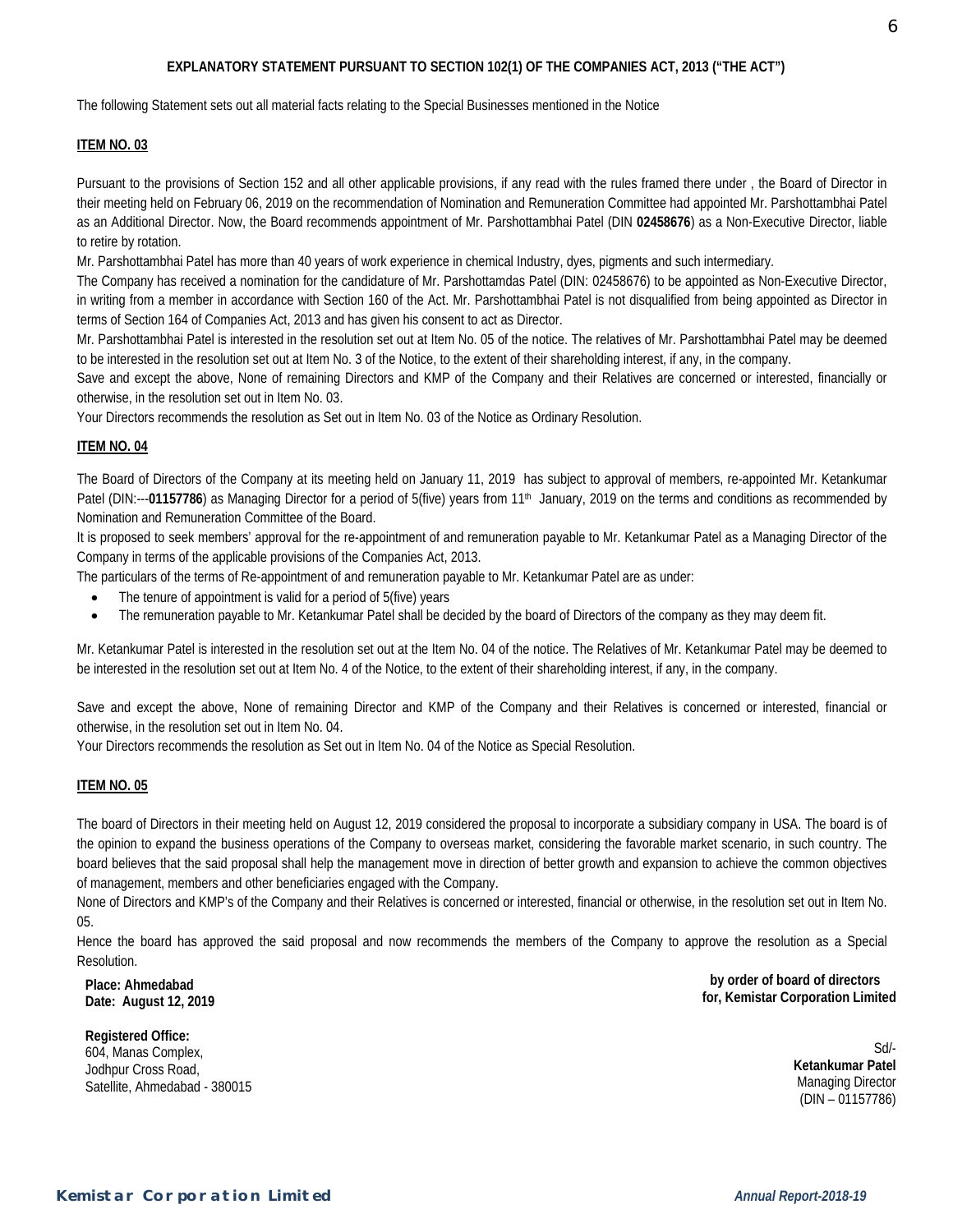## EXPLANATORY STATEMENT PURSUANT TO SECTION 102(1) OF THE COMPANIES ACT, 2013 ("THE ACT")

The following Statement sets out all material facts relating to the Special Businesses mentioned in the Notice

### ITEM NO. 03

Pursuant to the provisions of Section 152 and all other applicable provisions, if any read with the rules framed there under , the Board of Director in their meeting held on February 06, 2019 on the recommendation of Nomination and Remuneration Committee had appointed Mr. Parshottambhai Patel as an Additional Director. Now, the Board recommends appointment of Mr. Parshottambhai Patel (DIN **02458676**) as a Non-Executive Director, liable to retire by rotation.

Mr. Parshottambhai Patel has more than 40 years of work experience in chemical Industry, dyes, pigments and such intermediary.

The Company has received a nomination for the candidature of Mr. Parshottamdas Patel (DIN: 02458676) to be appointed as Non-Executive Director, in writing from a member in accordance with Section 160 of the Act. Mr. Parshottambhai Patel is not disqualified from being appointed as Director in terms of Section 164 of Companies Act, 2013 and has given his consent to act as Director.

Mr. Parshottambhai Patel is interested in the resolution set out at Item No. 05 of the notice. The relatives of Mr. Parshottambhai Patel may be deemed to be interested in the resolution set out at Item No. 3 of the Notice, to the extent of their shareholding interest, if any, in the company.

Save and except the above, None of remaining Directors and KMP of the Company and their Relatives are concerned or interested, financially or otherwise, in the resolution set out in Item No. 03.

Your Directors recommends the resolution as Set out in Item No. 03 of the Notice as Ordinary Resolution.

### ITEM NO. 04

The Board of Directors of the Company at its meeting held on January 11, 2019 has subject to approval of members, re-appointed Mr. Ketankumar Patel (DIN:---**01157786**) as Managing Director for a period of 5(five) years from 11th January, 2019 on the terms and conditions as recommended by Nomination and Remuneration Committee of the Board.

It is proposed to seek members' approval for the re-appointment of and remuneration payable to Mr. Ketankumar Patel as a Managing Director of the Company in terms of the applicable provisions of the Companies Act, 2013.

The particulars of the terms of Re-appointment of and remuneration payable to Mr. Ketankumar Patel are as under:

- The tenure of appointment is valid for a period of 5(five) years
- The remuneration payable to Mr. Ketankumar Patel shall be decided by the board of Directors of the company as they may deem fit.

Mr. Ketankumar Patel is interested in the resolution set out at the Item No. 04 of the notice. The Relatives of Mr. Ketankumar Patel may be deemed to be interested in the resolution set out at Item No. 4 of the Notice, to the extent of their shareholding interest, if any, in the company.

Save and except the above, None of remaining Director and KMP of the Company and their Relatives is concerned or interested, financial or otherwise, in the resolution set out in Item No. 04.

Your Directors recommends the resolution as Set out in Item No. 04 of the Notice as Special Resolution.

### ITEM NO. 05

The board of Directors in their meeting held on August 12, 2019 considered the proposal to incorporate a subsidiary company in USA. The board is of the opinion to expand the business operations of the Company to overseas market, considering the favorable market scenario, in such country. The board believes that the said proposal shall help the management move in direction of better growth and expansion to achieve the common objectives of management, members and other beneficiaries engaged with the Company.

None of Directors and KMP's of the Company and their Relatives is concerned or interested, financial or otherwise, in the resolution set out in Item No. 05.

Hence the board has approved the said proposal and now recommends the members of the Company to approve the resolution as a Special Resolution.

**Place: Ahmedabad**
**Date: August 12, 2019**

**by order of board of directors**
**for, Kemistar Corporation Limited**

**Registered Office:**
604, Manas Complex,
Jodhpur Cross Road,
Satellite, Ahmedabad - 380015

Sd/-
**Ketankumar Patel**
Managing Director
(DIN – 01157786)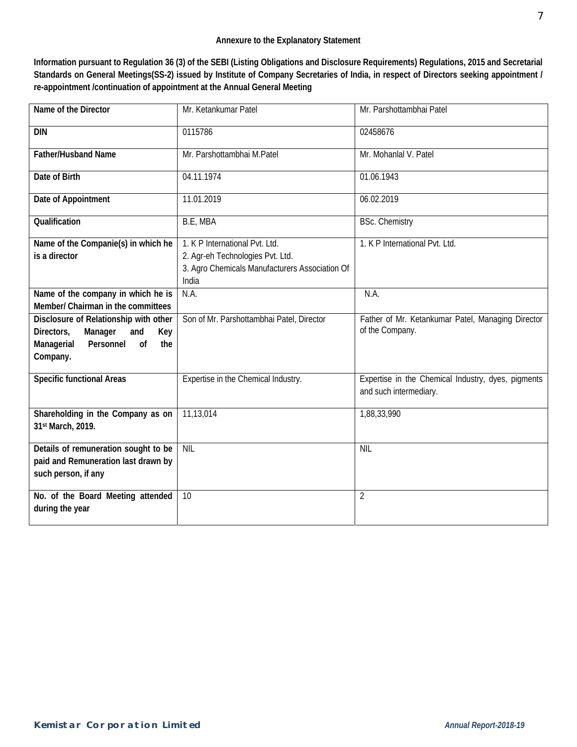## Annexure to the Explanatory Statement

**Information pursuant to Regulation 36 (3) of the SEBI (Listing Obligations and Disclosure Requirements) Regulations, 2015 and Secretarial Standards on General Meetings(SS-2) issued by Institute of Company Secretaries of India, in respect of Directors seeking appointment / re-appointment /continuation of appointment at the Annual General Meeting**

| **Name of the Director** | Mr. Ketankumar Patel | Mr. Parshottambhai Patel |
|---|---|---|
| **DIN** | 0115786 | 02458676 |
| **Father/Husband Name** | Mr. Parshottambhai M.Patel | Mr. Mohanlal V. Patel |
| **Date of Birth** | 04.11.1974 | 01.06.1943 |
| **Date of Appointment** | 11.01.2019 | 06.02.2019 |
| **Qualification** | B.E, MBA | BSc. Chemistry |
| **Name of the Companie(s) in which he is a director** | 1. K P International Pvt. Ltd.<br>2. Agr-eh Technologies Pvt. Ltd.<br>3. Agro Chemicals Manufacturers Association Of India | 1. K P International Pvt. Ltd. |
| **Name of the company in which he is Member/ Chairman in the committees** | N.A. | N.A. |
| **Disclosure of Relationship with other Directors, Manager and Key Managerial Personnel of the Company.** | Son of Mr. Parshottambhai Patel, Director | Father of Mr. Ketankumar Patel, Managing Director of the Company. |
| **Specific functional Areas** | Expertise in the Chemical Industry. | Expertise in the Chemical Industry, dyes, pigments and such intermediary. |
| **Shareholding in the Company as on 31st March, 2019.** | 11,13,014 | 1,88,33,990 |
| **Details of remuneration sought to be paid and Remuneration last drawn by such person, if any** | NIL | NIL |
| **No. of the Board Meeting attended during the year** | 10 | 2 |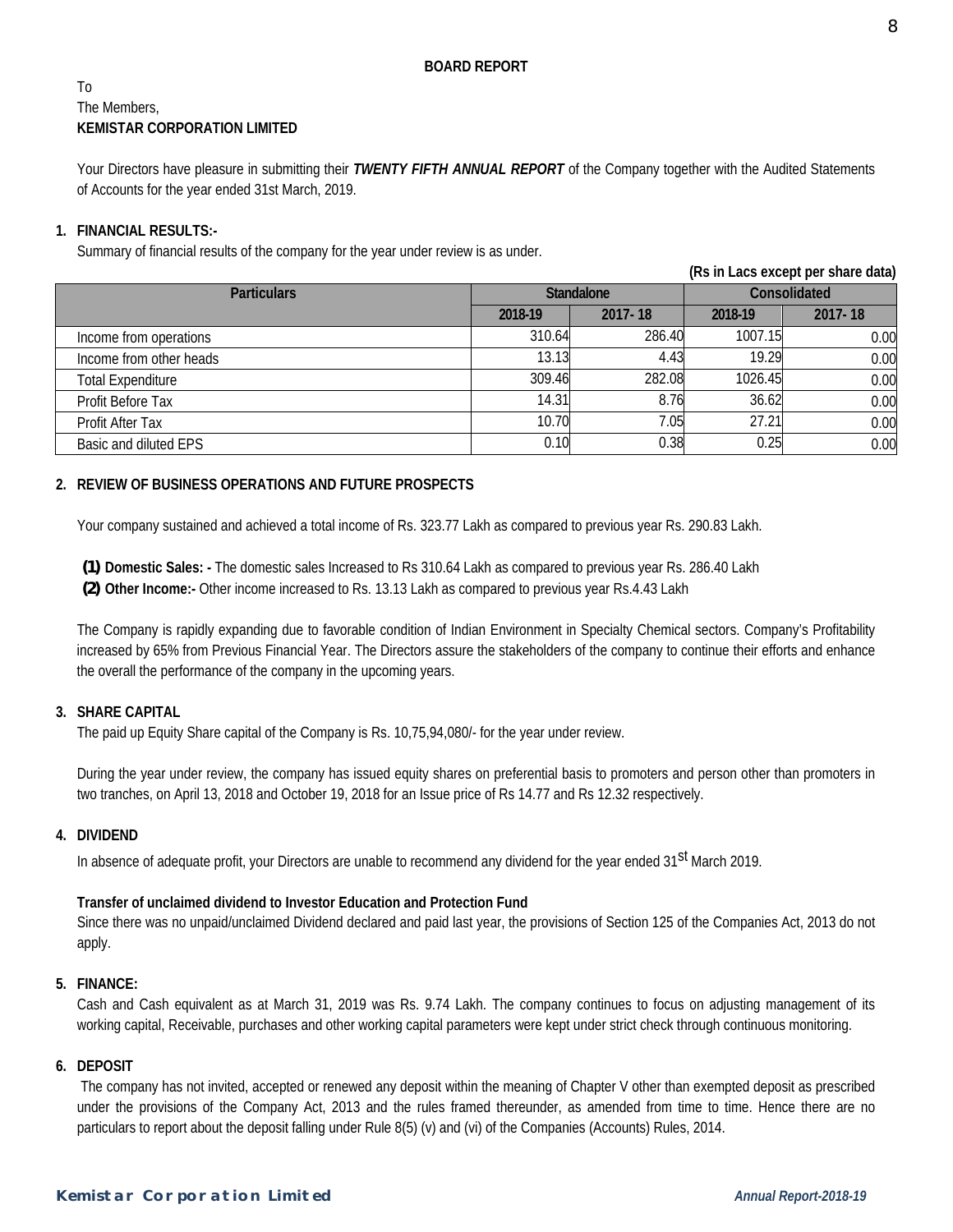## BOARD REPORT

To
The Members,
**KEMISTAR CORPORATION LIMITED**

Your Directors have pleasure in submitting their ***TWENTY FIFTH ANNUAL REPORT*** of the Company together with the Audited Statements of Accounts for the year ended 31st March, 2019.

### 1. FINANCIAL RESULTS:-

Summary of financial results of the company for the year under review is as under.

**(Rs in Lacs except per share data)**

| Particulars | Standalone | | Consolidated | |
|---|---|---|---|---|
| | 2018-19 | 2017- 18 | 2018-19 | 2017- 18 |
| Income from operations | 310.64 | 286.40 | 1007.15 | 0.00 |
| Income from other heads | 13.13 | 4.43 | 19.29 | 0.00 |
| Total Expenditure | 309.46 | 282.08 | 1026.45 | 0.00 |
| Profit Before Tax | 14.31 | 8.76 | 36.62 | 0.00 |
| Profit After Tax | 10.70 | 7.05 | 27.21 | 0.00 |
| Basic and diluted EPS | 0.10 | 0.38 | 0.25 | 0.00 |

### 2. REVIEW OF BUSINESS OPERATIONS AND FUTURE PROSPECTS

Your company sustained and achieved a total income of Rs. 323.77 Lakh as compared to previous year Rs. 290.83 Lakh.

**(1) Domestic Sales: -** The domestic sales Increased to Rs 310.64 Lakh as compared to previous year Rs. 286.40 Lakh

**(2) Other Income:-** Other income increased to Rs. 13.13 Lakh as compared to previous year Rs.4.43 Lakh

The Company is rapidly expanding due to favorable condition of Indian Environment in Specialty Chemical sectors. Company's Profitability increased by 65% from Previous Financial Year. The Directors assure the stakeholders of the company to continue their efforts and enhance the overall the performance of the company in the upcoming years.

### 3. SHARE CAPITAL

The paid up Equity Share capital of the Company is Rs. 10,75,94,080/- for the year under review.

During the year under review, the company has issued equity shares on preferential basis to promoters and person other than promoters in two tranches, on April 13, 2018 and October 19, 2018 for an Issue price of Rs 14.77 and Rs 12.32 respectively.

### 4. DIVIDEND

In absence of adequate profit, your Directors are unable to recommend any dividend for the year ended 31st March 2019.

**Transfer of unclaimed dividend to Investor Education and Protection Fund**

Since there was no unpaid/unclaimed Dividend declared and paid last year, the provisions of Section 125 of the Companies Act, 2013 do not apply.

### 5. FINANCE:

Cash and Cash equivalent as at March 31, 2019 was Rs. 9.74 Lakh. The company continues to focus on adjusting management of its working capital, Receivable, purchases and other working capital parameters were kept under strict check through continuous monitoring.

### 6. DEPOSIT

The company has not invited, accepted or renewed any deposit within the meaning of Chapter V other than exempted deposit as prescribed under the provisions of the Company Act, 2013 and the rules framed thereunder, as amended from time to time. Hence there are no particulars to report about the deposit falling under Rule 8(5) (v) and (vi) of the Companies (Accounts) Rules, 2014.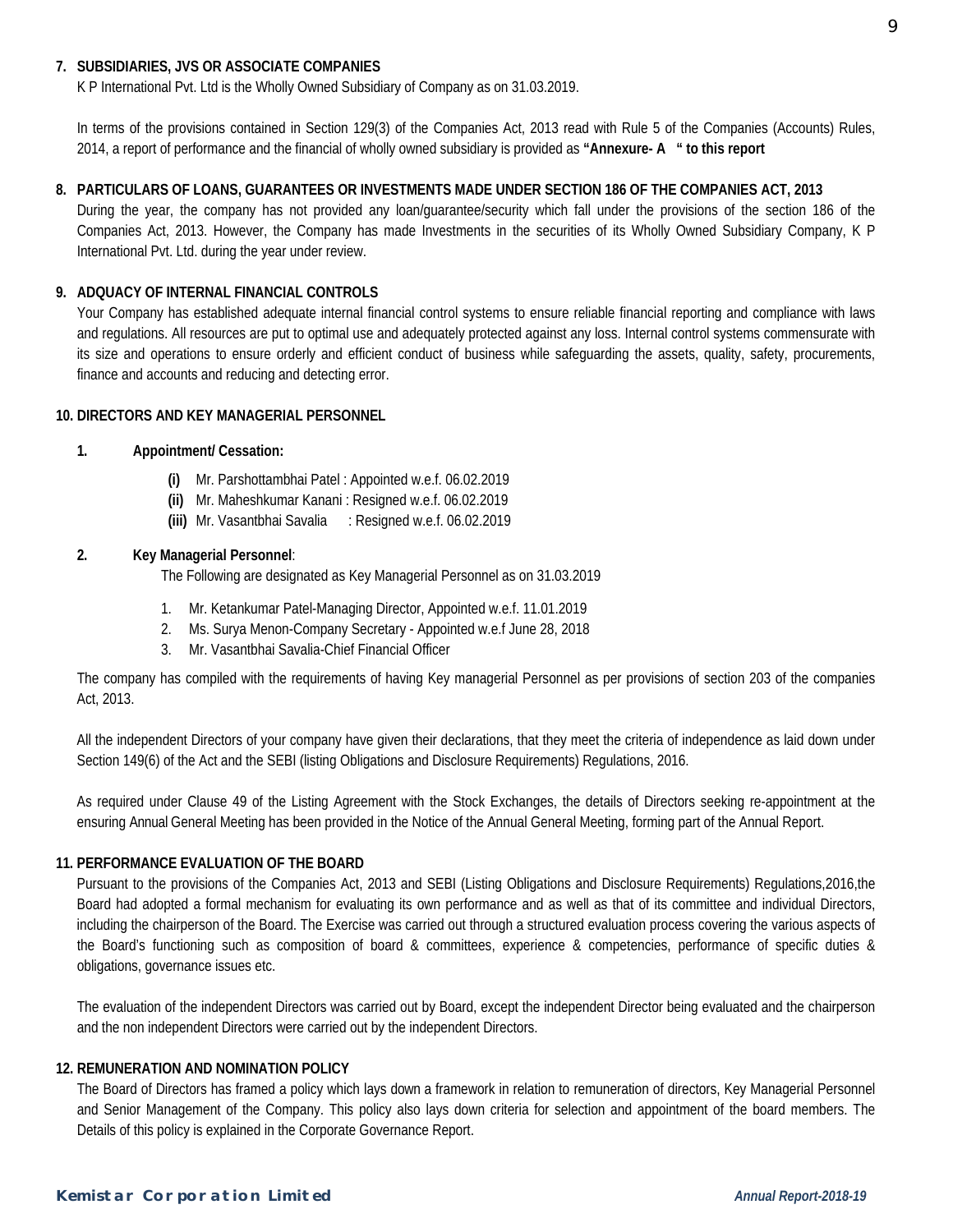## 7. SUBSIDIARIES, JVS OR ASSOCIATE COMPANIES

K P International Pvt. Ltd is the Wholly Owned Subsidiary of Company as on 31.03.2019.

In terms of the provisions contained in Section 129(3) of the Companies Act, 2013 read with Rule 5 of the Companies (Accounts) Rules, 2014, a report of performance and the financial of wholly owned subsidiary is provided as **"Annexure- A " to this report**

## 8. PARTICULARS OF LOANS, GUARANTEES OR INVESTMENTS MADE UNDER SECTION 186 OF THE COMPANIES ACT, 2013

During the year, the company has not provided any loan/guarantee/security which fall under the provisions of the section 186 of the Companies Act, 2013. However, the Company has made Investments in the securities of its Wholly Owned Subsidiary Company, K P International Pvt. Ltd. during the year under review.

## 9. ADQUACY OF INTERNAL FINANCIAL CONTROLS

Your Company has established adequate internal financial control systems to ensure reliable financial reporting and compliance with laws and regulations. All resources are put to optimal use and adequately protected against any loss. Internal control systems commensurate with its size and operations to ensure orderly and efficient conduct of business while safeguarding the assets, quality, safety, procurements, finance and accounts and reducing and detecting error.

## 10. DIRECTORS AND KEY MANAGERIAL PERSONNEL

**1. Appointment/ Cessation:**

- **(i)** Mr. Parshottambhai Patel : Appointed w.e.f. 06.02.2019
- **(ii)** Mr. Maheshkumar Kanani : Resigned w.e.f. 06.02.2019
- **(iii)** Mr. Vasantbhai Savalia : Resigned w.e.f. 06.02.2019

**2. Key Managerial Personnel**:

The Following are designated as Key Managerial Personnel as on 31.03.2019

1. Mr. Ketankumar Patel-Managing Director, Appointed w.e.f. 11.01.2019
2. Ms. Surya Menon-Company Secretary - Appointed w.e.f June 28, 2018
3. Mr. Vasantbhai Savalia-Chief Financial Officer

The company has compiled with the requirements of having Key managerial Personnel as per provisions of section 203 of the companies Act, 2013.

All the independent Directors of your company have given their declarations, that they meet the criteria of independence as laid down under Section 149(6) of the Act and the SEBI (listing Obligations and Disclosure Requirements) Regulations, 2016.

As required under Clause 49 of the Listing Agreement with the Stock Exchanges, the details of Directors seeking re-appointment at the ensuring Annual General Meeting has been provided in the Notice of the Annual General Meeting, forming part of the Annual Report.

## 11. PERFORMANCE EVALUATION OF THE BOARD

Pursuant to the provisions of the Companies Act, 2013 and SEBI (Listing Obligations and Disclosure Requirements) Regulations,2016,the Board had adopted a formal mechanism for evaluating its own performance and as well as that of its committee and individual Directors, including the chairperson of the Board. The Exercise was carried out through a structured evaluation process covering the various aspects of the Board's functioning such as composition of board & committees, experience & competencies, performance of specific duties & obligations, governance issues etc.

The evaluation of the independent Directors was carried out by Board, except the independent Director being evaluated and the chairperson and the non independent Directors were carried out by the independent Directors.

## 12. REMUNERATION AND NOMINATION POLICY

The Board of Directors has framed a policy which lays down a framework in relation to remuneration of directors, Key Managerial Personnel and Senior Management of the Company. This policy also lays down criteria for selection and appointment of the board members. The Details of this policy is explained in the Corporate Governance Report.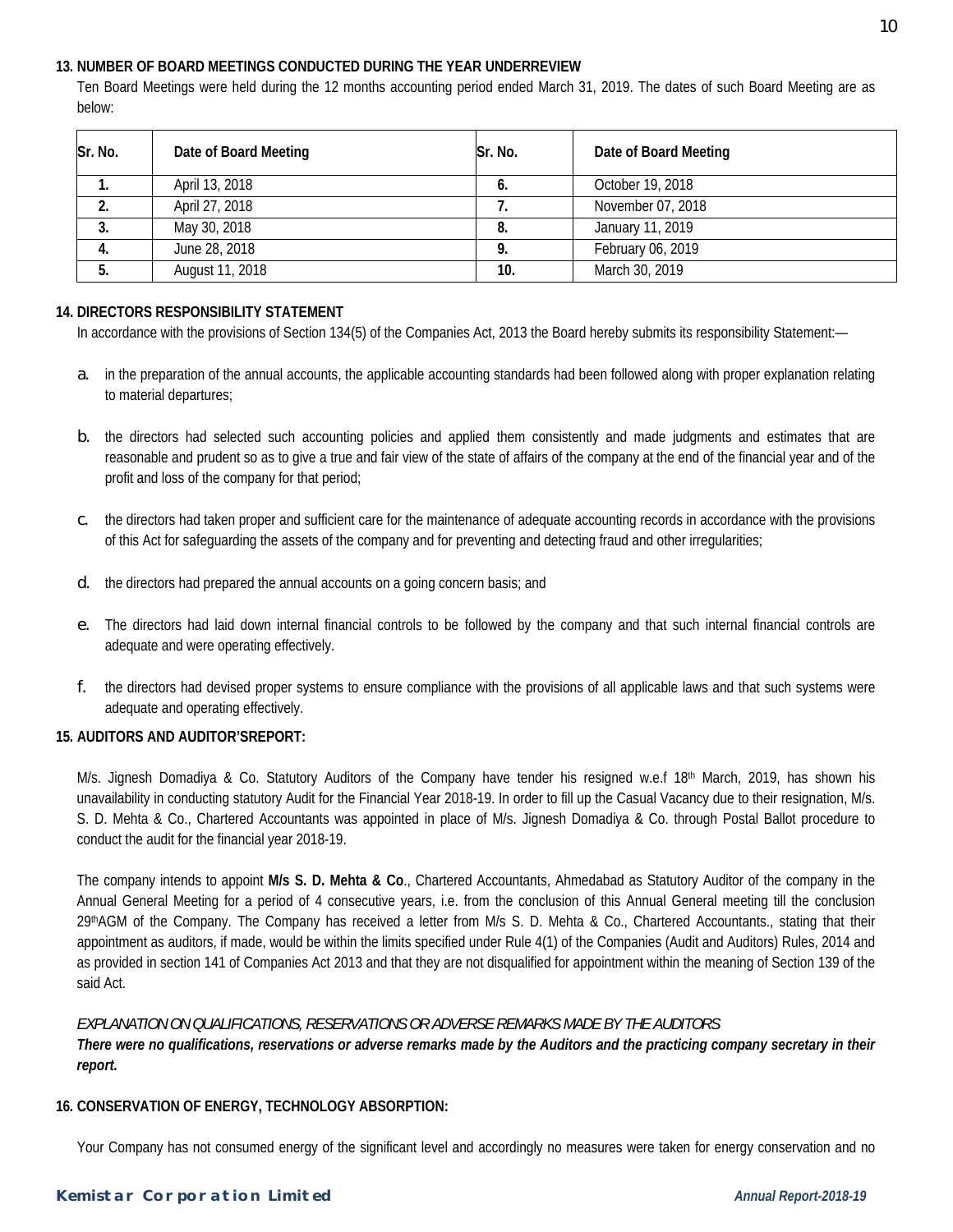**13. NUMBER OF BOARD MEETINGS CONDUCTED DURING THE YEAR UNDERREVIEW**

Ten Board Meetings were held during the 12 months accounting period ended March 31, 2019. The dates of such Board Meeting are as below:

| Sr. No. | Date of Board Meeting | Sr. No. | Date of Board Meeting |
|---|---|---|---|
| **1.** | April 13, 2018 | **6.** | October 19, 2018 |
| **2.** | April 27, 2018 | **7.** | November 07, 2018 |
| **3.** | May 30, 2018 | **8.** | January 11, 2019 |
| **4.** | June 28, 2018 | **9.** | February 06, 2019 |
| **5.** | August 11, 2018 | **10.** | March 30, 2019 |

**14. DIRECTORS RESPONSIBILITY STATEMENT**

In accordance with the provisions of Section 134(5) of the Companies Act, 2013 the Board hereby submits its responsibility Statement:—

a. in the preparation of the annual accounts, the applicable accounting standards had been followed along with proper explanation relating to material departures;

b. the directors had selected such accounting policies and applied them consistently and made judgments and estimates that are reasonable and prudent so as to give a true and fair view of the state of affairs of the company at the end of the financial year and of the profit and loss of the company for that period;

c. the directors had taken proper and sufficient care for the maintenance of adequate accounting records in accordance with the provisions of this Act for safeguarding the assets of the company and for preventing and detecting fraud and other irregularities;

d. the directors had prepared the annual accounts on a going concern basis; and

e. The directors had laid down internal financial controls to be followed by the company and that such internal financial controls are adequate and were operating effectively.

f. the directors had devised proper systems to ensure compliance with the provisions of all applicable laws and that such systems were adequate and operating effectively.

**15. AUDITORS AND AUDITOR'SREPORT:**

M/s. Jignesh Domadiya & Co. Statutory Auditors of the Company have tender his resigned w.e.f 18th March, 2019, has shown his unavailability in conducting statutory Audit for the Financial Year 2018-19. In order to fill up the Casual Vacancy due to their resignation, M/s. S. D. Mehta & Co., Chartered Accountants was appointed in place of M/s. Jignesh Domadiya & Co. through Postal Ballot procedure to conduct the audit for the financial year 2018-19.

The company intends to appoint **M/s S. D. Mehta & Co**., Chartered Accountants, Ahmedabad as Statutory Auditor of the company in the Annual General Meeting for a period of 4 consecutive years, i.e. from the conclusion of this Annual General meeting till the conclusion 29thAGM of the Company. The Company has received a letter from M/s S. D. Mehta & Co., Chartered Accountants., stating that their appointment as auditors, if made, would be within the limits specified under Rule 4(1) of the Companies (Audit and Auditors) Rules, 2014 and as provided in section 141 of Companies Act 2013 and that they are not disqualified for appointment within the meaning of Section 139 of the said Act.

*EXPLANATION ON QUALIFICATIONS, RESERVATIONS OR ADVERSE REMARKS MADE BY THE AUDITORS*

***There were no qualifications, reservations or adverse remarks made by the Auditors and the practicing company secretary in their report.***

**16. CONSERVATION OF ENERGY, TECHNOLOGY ABSORPTION:**

Your Company has not consumed energy of the significant level and accordingly no measures were taken for energy conservation and no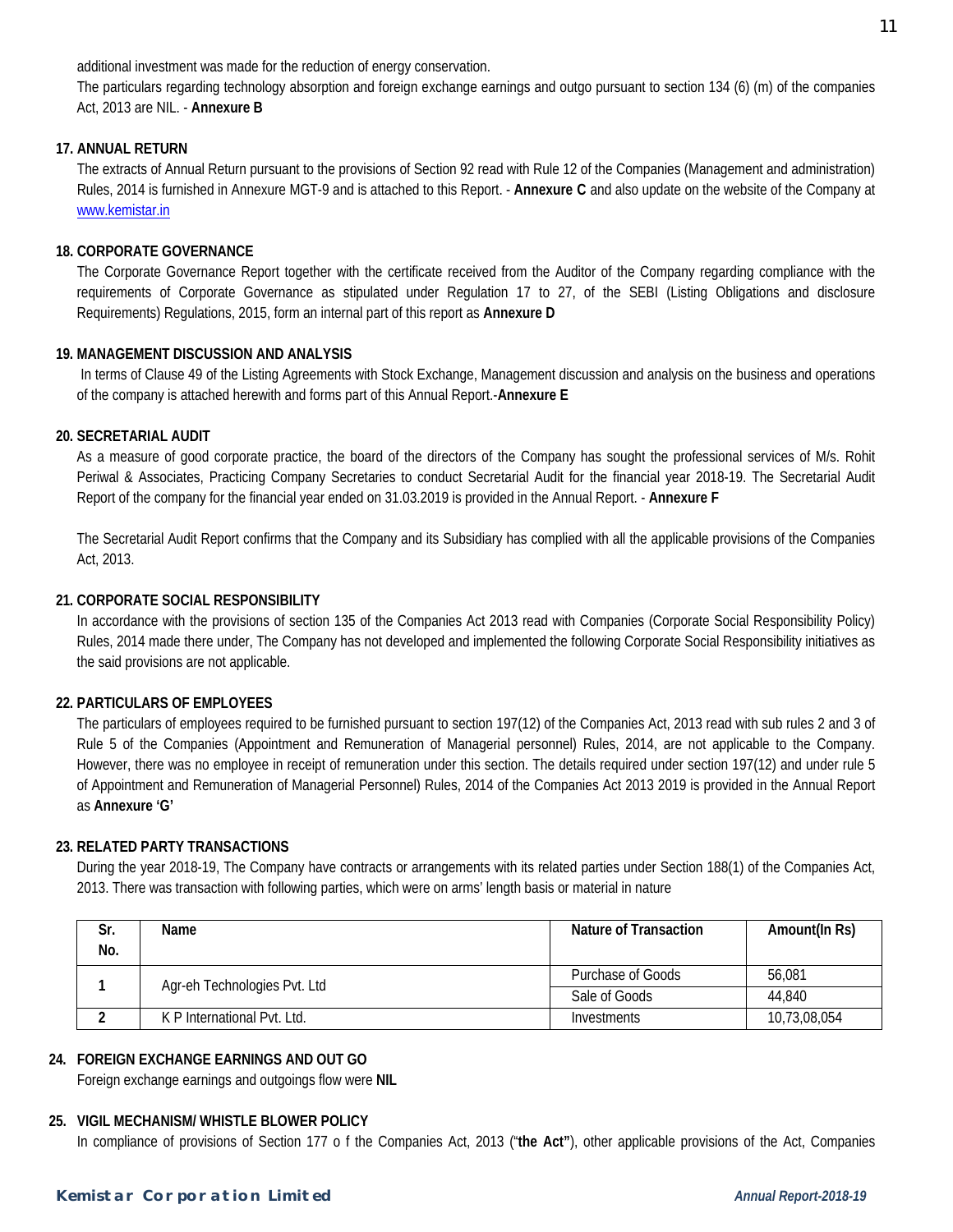additional investment was made for the reduction of energy conservation.

The particulars regarding technology absorption and foreign exchange earnings and outgo pursuant to section 134 (6) (m) of the companies Act, 2013 are NIL. - **Annexure B**

**17. ANNUAL RETURN**

The extracts of Annual Return pursuant to the provisions of Section 92 read with Rule 12 of the Companies (Management and administration) Rules, 2014 is furnished in Annexure MGT-9 and is attached to this Report. - **Annexure C** and also update on the website of the Company at www.kemistar.in

**18. CORPORATE GOVERNANCE**

The Corporate Governance Report together with the certificate received from the Auditor of the Company regarding compliance with the requirements of Corporate Governance as stipulated under Regulation 17 to 27, of the SEBI (Listing Obligations and disclosure Requirements) Regulations, 2015, form an internal part of this report as **Annexure D**

**19. MANAGEMENT DISCUSSION AND ANALYSIS**

In terms of Clause 49 of the Listing Agreements with Stock Exchange, Management discussion and analysis on the business and operations of the company is attached herewith and forms part of this Annual Report.-**Annexure E**

**20. SECRETARIAL AUDIT**

As a measure of good corporate practice, the board of the directors of the Company has sought the professional services of M/s. Rohit Periwal & Associates, Practicing Company Secretaries to conduct Secretarial Audit for the financial year 2018-19. The Secretarial Audit Report of the company for the financial year ended on 31.03.2019 is provided in the Annual Report. - **Annexure F**

The Secretarial Audit Report confirms that the Company and its Subsidiary has complied with all the applicable provisions of the Companies Act, 2013.

**21. CORPORATE SOCIAL RESPONSIBILITY**

In accordance with the provisions of section 135 of the Companies Act 2013 read with Companies (Corporate Social Responsibility Policy) Rules, 2014 made there under, The Company has not developed and implemented the following Corporate Social Responsibility initiatives as the said provisions are not applicable.

**22. PARTICULARS OF EMPLOYEES**

The particulars of employees required to be furnished pursuant to section 197(12) of the Companies Act, 2013 read with sub rules 2 and 3 of Rule 5 of the Companies (Appointment and Remuneration of Managerial personnel) Rules, 2014, are not applicable to the Company. However, there was no employee in receipt of remuneration under this section. The details required under section 197(12) and under rule 5 of Appointment and Remuneration of Managerial Personnel) Rules, 2014 of the Companies Act 2013 2019 is provided in the Annual Report as **Annexure 'G'**

**23. RELATED PARTY TRANSACTIONS**

During the year 2018-19, The Company have contracts or arrangements with its related parties under Section 188(1) of the Companies Act, 2013. There was transaction with following parties, which were on arms' length basis or material in nature

| Sr. No. | Name | Nature of Transaction | Amount(In Rs) |
|---|---|---|---|
| **1** | Agr-eh Technologies Pvt. Ltd | Purchase of Goods | 56,081 |
| | | Sale of Goods | 44,840 |
| **2** | K P International Pvt. Ltd. | Investments | 10,73,08,054 |

**24. FOREIGN EXCHANGE EARNINGS AND OUT GO**

Foreign exchange earnings and outgoings flow were **NIL**

**25. VIGIL MECHANISM/ WHISTLE BLOWER POLICY**

In compliance of provisions of Section 177 o f the Companies Act, 2013 ("**the Act"**), other applicable provisions of the Act, Companies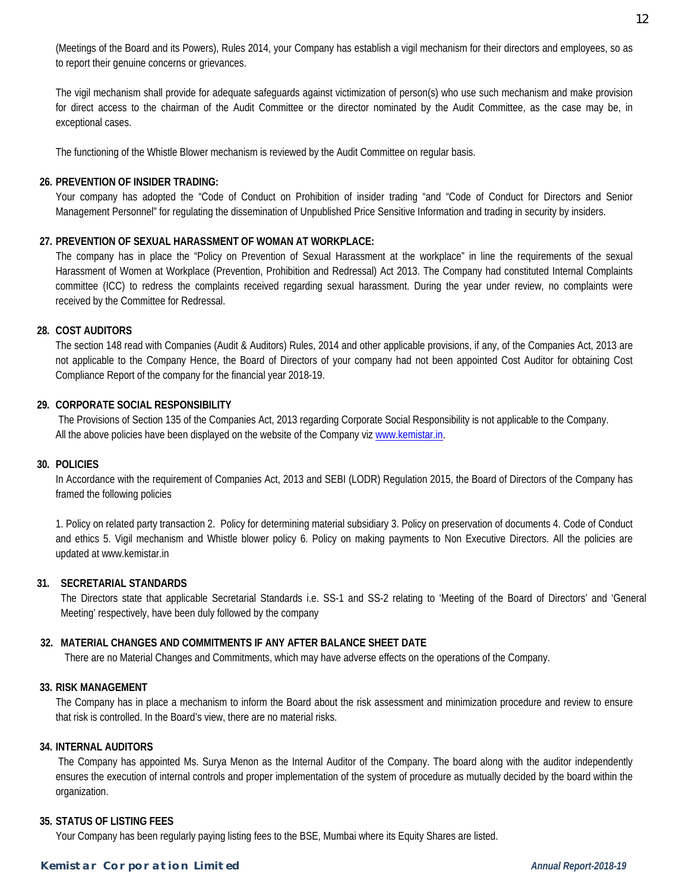(Meetings of the Board and its Powers), Rules 2014, your Company has establish a vigil mechanism for their directors and employees, so as to report their genuine concerns or grievances.

The vigil mechanism shall provide for adequate safeguards against victimization of person(s) who use such mechanism and make provision for direct access to the chairman of the Audit Committee or the director nominated by the Audit Committee, as the case may be, in exceptional cases.

The functioning of the Whistle Blower mechanism is reviewed by the Audit Committee on regular basis.

**26. PREVENTION OF INSIDER TRADING:**

Your company has adopted the "Code of Conduct on Prohibition of insider trading "and "Code of Conduct for Directors and Senior Management Personnel" for regulating the dissemination of Unpublished Price Sensitive Information and trading in security by insiders.

**27. PREVENTION OF SEXUAL HARASSMENT OF WOMAN AT WORKPLACE:**

The company has in place the "Policy on Prevention of Sexual Harassment at the workplace" in line the requirements of the sexual Harassment of Women at Workplace (Prevention, Prohibition and Redressal) Act 2013. The Company had constituted Internal Complaints committee (ICC) to redress the complaints received regarding sexual harassment. During the year under review, no complaints were received by the Committee for Redressal.

**28. COST AUDITORS**

The section 148 read with Companies (Audit & Auditors) Rules, 2014 and other applicable provisions, if any, of the Companies Act, 2013 are not applicable to the Company Hence, the Board of Directors of your company had not been appointed Cost Auditor for obtaining Cost Compliance Report of the company for the financial year 2018-19.

**29. CORPORATE SOCIAL RESPONSIBILITY**

The Provisions of Section 135 of the Companies Act, 2013 regarding Corporate Social Responsibility is not applicable to the Company.
All the above policies have been displayed on the website of the Company viz www.kemistar.in.

**30. POLICIES**

In Accordance with the requirement of Companies Act, 2013 and SEBI (LODR) Regulation 2015, the Board of Directors of the Company has framed the following policies

1. Policy on related party transaction 2. Policy for determining material subsidiary 3. Policy on preservation of documents 4. Code of Conduct and ethics 5. Vigil mechanism and Whistle blower policy 6. Policy on making payments to Non Executive Directors. All the policies are updated at www.kemistar.in

**31. SECRETARIAL STANDARDS**

The Directors state that applicable Secretarial Standards i.e. SS-1 and SS-2 relating to 'Meeting of the Board of Directors' and 'General Meeting' respectively, have been duly followed by the company

**32. MATERIAL CHANGES AND COMMITMENTS IF ANY AFTER BALANCE SHEET DATE**

There are no Material Changes and Commitments, which may have adverse effects on the operations of the Company.

**33. RISK MANAGEMENT**

The Company has in place a mechanism to inform the Board about the risk assessment and minimization procedure and review to ensure that risk is controlled. In the Board's view, there are no material risks.

**34. INTERNAL AUDITORS**

The Company has appointed Ms. Surya Menon as the Internal Auditor of the Company. The board along with the auditor independently ensures the execution of internal controls and proper implementation of the system of procedure as mutually decided by the board within the organization.

**35. STATUS OF LISTING FEES**

Your Company has been regularly paying listing fees to the BSE, Mumbai where its Equity Shares are listed.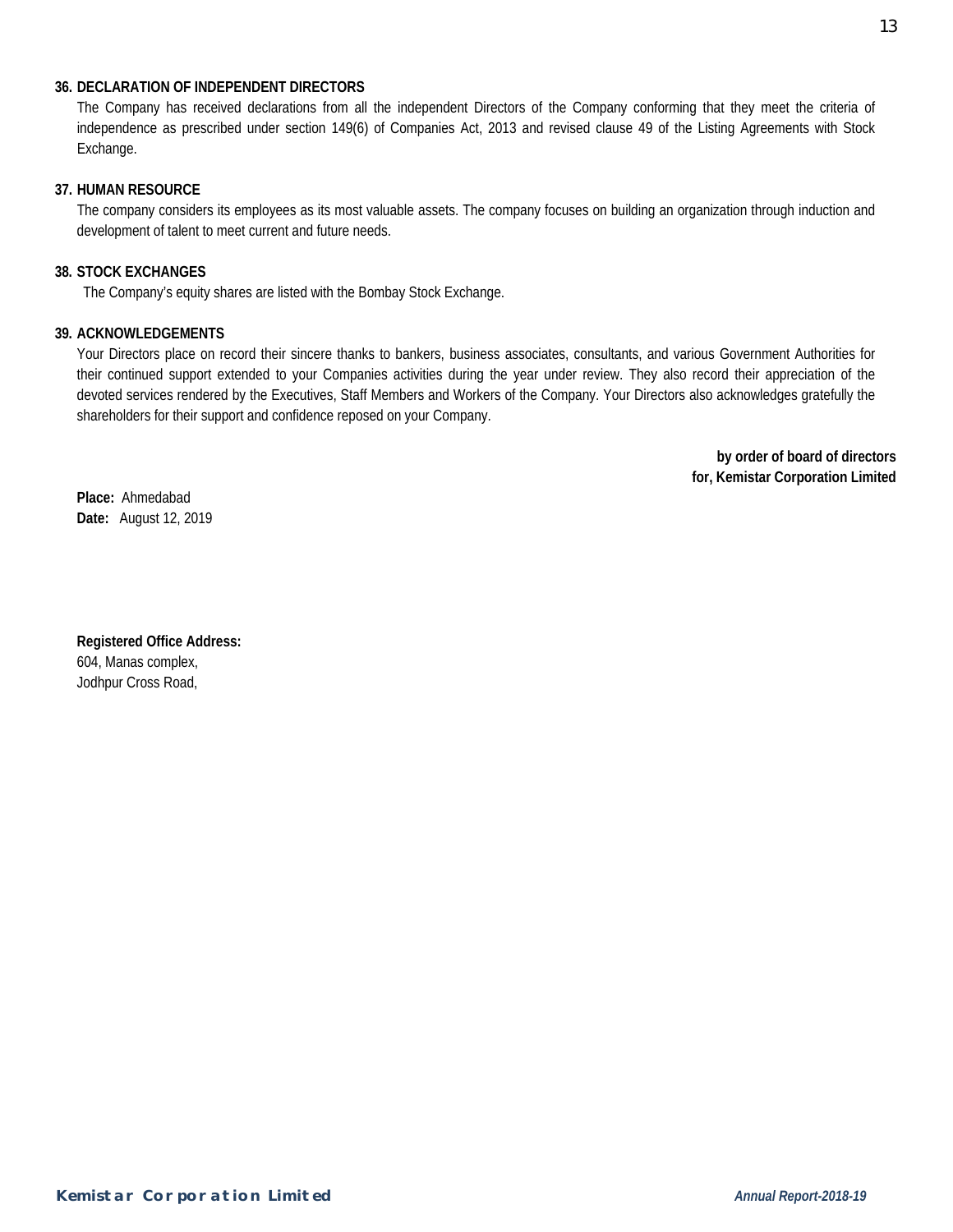### 36. DECLARATION OF INDEPENDENT DIRECTORS

The Company has received declarations from all the independent Directors of the Company conforming that they meet the criteria of independence as prescribed under section 149(6) of Companies Act, 2013 and revised clause 49 of the Listing Agreements with Stock Exchange.

### 37. HUMAN RESOURCE

The company considers its employees as its most valuable assets. The company focuses on building an organization through induction and development of talent to meet current and future needs.

### 38. STOCK EXCHANGES

The Company's equity shares are listed with the Bombay Stock Exchange.

### 39. ACKNOWLEDGEMENTS

Your Directors place on record their sincere thanks to bankers, business associates, consultants, and various Government Authorities for their continued support extended to your Companies activities during the year under review. They also record their appreciation of the devoted services rendered by the Executives, Staff Members and Workers of the Company. Your Directors also acknowledges gratefully the shareholders for their support and confidence reposed on your Company.

**by order of board of directors**
**for, Kemistar Corporation Limited**

**Place:** Ahmedabad
**Date:** August 12, 2019

**Registered Office Address:**
604, Manas complex,
Jodhpur Cross Road,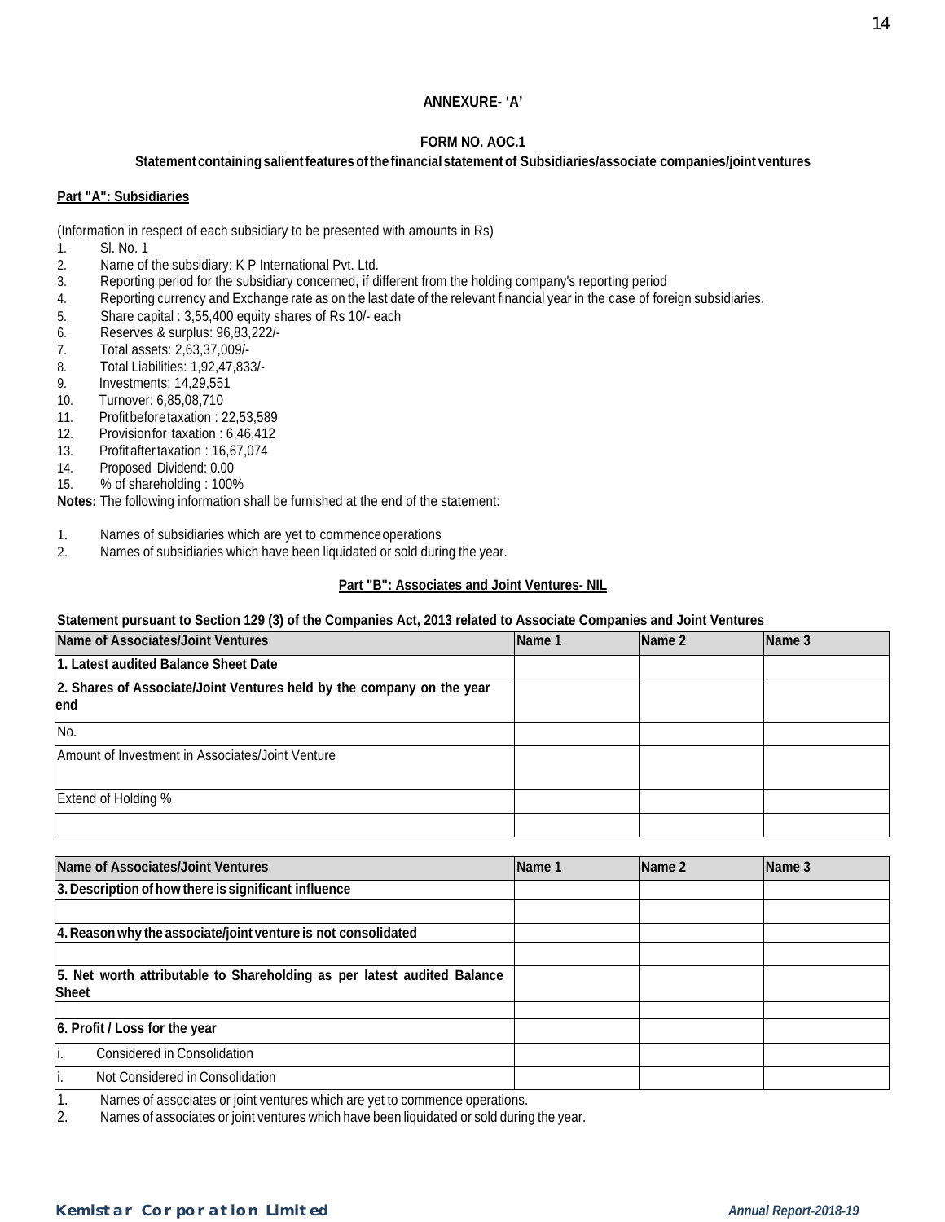**ANNEXURE- 'A'**

**FORM NO. AOC.1**

**Statement containing salient features of the financial statement of Subsidiaries/associate companies/joint ventures**

**Part "A": Subsidiaries**

(Information in respect of each subsidiary to be presented with amounts in Rs)

1. Sl. No. 1
2. Name of the subsidiary: K P International Pvt. Ltd.
3. Reporting period for the subsidiary concerned, if different from the holding company's reporting period
4. Reporting currency and Exchange rate as on the last date of the relevant financial year in the case of foreign subsidiaries.
5. Share capital : 3,55,400 equity shares of Rs 10/- each
6. Reserves & surplus: 96,83,222/-
7. Total assets: 2,63,37,009/-
8. Total Liabilities: 1,92,47,833/-
9. Investments: 14,29,551
10. Turnover: 6,85,08,710
11. Profit before taxation : 22,53,589
12. Provision for taxation : 6,46,412
13. Profit after taxation : 16,67,074
14. Proposed Dividend: 0.00
15. % of shareholding : 100%

**Notes:** The following information shall be furnished at the end of the statement:

1. Names of subsidiaries which are yet to commence operations
2. Names of subsidiaries which have been liquidated or sold during the year.

**Part "B": Associates and Joint Ventures- NIL**

**Statement pursuant to Section 129 (3) of the Companies Act, 2013 related to Associate Companies and Joint Ventures**

| Name of Associates/Joint Ventures | Name 1 | Name 2 | Name 3 |
|---|---|---|---|
| **1. Latest audited Balance Sheet Date** | | | |
| **2. Shares of Associate/Joint Ventures held by the company on the year end** | | | |
| No. | | | |
| Amount of Investment in Associates/Joint Venture | | | |
| Extend of Holding % | | | |
| | | | |

| Name of Associates/Joint Ventures | Name 1 | Name 2 | Name 3 |
|---|---|---|---|
| **3. Description of how there is significant influence** | | | |
| | | | |
| **4. Reason why the associate/joint venture is not consolidated** | | | |
| | | | |
| **5. Net worth attributable to Shareholding as per latest audited Balance Sheet** | | | |
| | | | |
| **6. Profit / Loss for the year** | | | |
| i. Considered in Consolidation | | | |
| i. Not Considered in Consolidation | | | |

1. Names of associates or joint ventures which are yet to commence operations.
2. Names of associates or joint ventures which have been liquidated or sold during the year.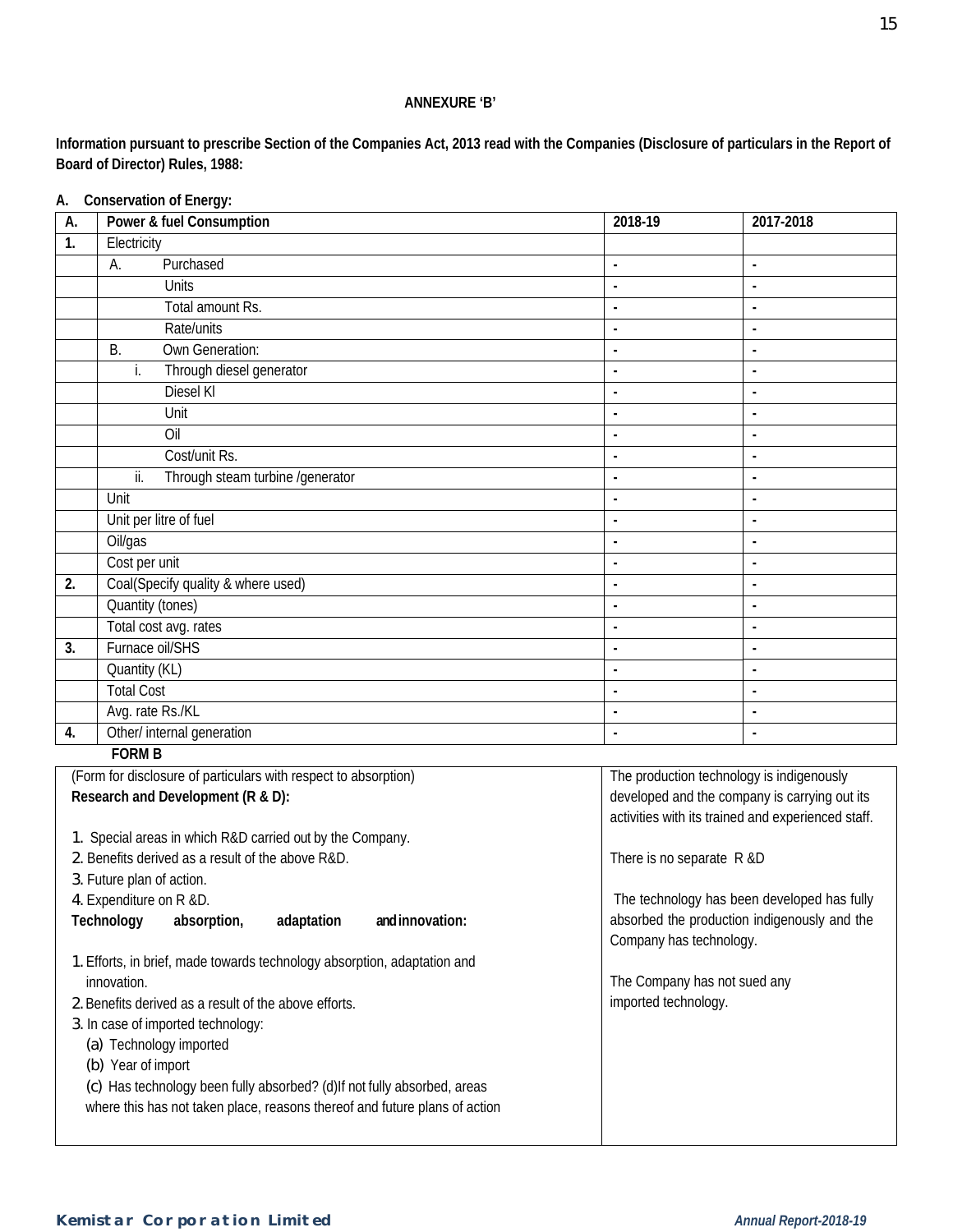## ANNEXURE 'B'

**Information pursuant to prescribe Section of the Companies Act, 2013 read with the Companies (Disclosure of particulars in the Report of Board of Director) Rules, 1988:**

**A. Conservation of Energy:**

| A. | Power & fuel Consumption | 2018-19 | 2017-2018 |
|---|---|---|---|
| 1. | Electricity | | |
| | A. Purchased | - | - |
| | Units | - | - |
| | Total amount Rs. | - | - |
| | Rate/units | - | - |
| | B. Own Generation: | - | - |
| | i. Through diesel generator | - | - |
| | Diesel Kl | - | - |
| | Unit | - | - |
| | Oil | - | - |
| | Cost/unit Rs. | - | - |
| | ii. Through steam turbine /generator | - | - |
| | Unit | - | - |
| | Unit per litre of fuel | - | - |
| | Oil/gas | - | - |
| | Cost per unit | - | - |
| 2. | Coal(Specify quality & where used) | - | - |
| | Quantity (tones) | - | - |
| | Total cost avg. rates | - | - |
| 3. | Furnace oil/SHS | - | - |
| | Quantity (KL) | - | - |
| | Total Cost | - | - |
| | Avg. rate Rs./KL | - | - |
| 4. | Other/ internal generation | - | - |

**FORM B**

| (Form for disclosure of particulars with respect to absorption) | |
|---|---|
| **Research and Development (R & D):**<br><br>1. Special areas in which R&D carried out by the Company.<br>2. Benefits derived as a result of the above R&D.<br>3. Future plan of action.<br>4. Expenditure on R & D. | The production technology is indigenously developed and the company is carrying out its activities with its trained and experienced staff.<br><br>There is no separate R &D |
| **Technology absorption, adaptation and innovation:**<br><br>1. Efforts, in brief, made towards technology absorption, adaptation and innovation.<br>2. Benefits derived as a result of the above efforts.<br>3. In case of imported technology:<br>(a) Technology imported<br>(b) Year of import<br>(c) Has technology been fully absorbed? (d)If not fully absorbed, areas where this has not taken place, reasons thereof and future plans of action | The technology has been developed has fully absorbed the production indigenously and the Company has technology.<br><br>The Company has not sued any imported technology. |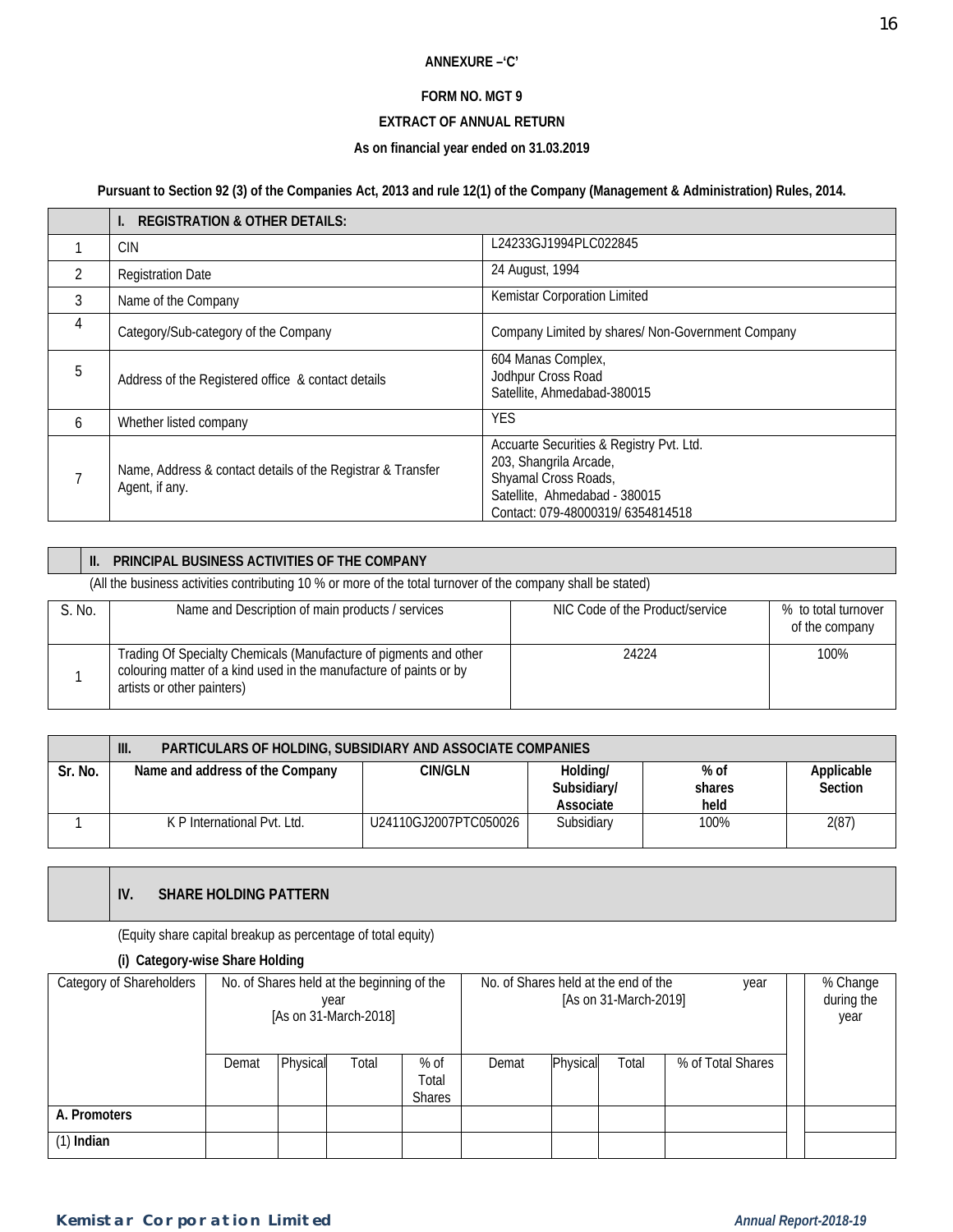**ANNEXURE –'C'**

**FORM NO. MGT 9**

**EXTRACT OF ANNUAL RETURN**

**As on financial year ended on 31.03.2019**

**Pursuant to Section 92 (3) of the Companies Act, 2013 and rule 12(1) of the Company (Management & Administration) Rules, 2014.**

| | **I. REGISTRATION & OTHER DETAILS:** | |
|---|---|---|
| 1 | CIN | L24233GJ1994PLC022845 |
| 2 | Registration Date | 24 August, 1994 |
| 3 | Name of the Company | Kemistar Corporation Limited |
| 4 | Category/Sub-category of the Company | Company Limited by shares/ Non-Government Company |
| 5 | Address of the Registered office & contact details | 604 Manas Complex,<br>Jodhpur Cross Road<br>Satellite, Ahmedabad-380015 |
| 6 | Whether listed company | YES |
| 7 | Name, Address & contact details of the Registrar & Transfer Agent, if any. | Accuarte Securities & Registry Pvt. Ltd.<br>203, Shangrila Arcade,<br>Shyamal Cross Roads,<br>Satellite, Ahmedabad - 380015<br>Contact: 079-48000319/ 6354814518 |

**II. PRINCIPAL BUSINESS ACTIVITIES OF THE COMPANY**

(All the business activities contributing 10 % or more of the total turnover of the company shall be stated)

| S. No. | Name and Description of main products / services | NIC Code of the Product/service | % to total turnover of the company |
|---|---|---|---|
| 1 | Trading Of Specialty Chemicals (Manufacture of pigments and other colouring matter of a kind used in the manufacture of paints or by artists or other painters) | 24224 | 100% |

**III. PARTICULARS OF HOLDING, SUBSIDIARY AND ASSOCIATE COMPANIES**

| **Sr. No.** | **Name and address of the Company** | **CIN/GLN** | **Holding/ Subsidiary/ Associate** | **% of shares held** | **Applicable Section** |
|---|---|---|---|---|---|
| 1 | K P International Pvt. Ltd. | U24110GJ2007PTC050026 | Subsidiary | 100% | 2(87) |

**IV. SHARE HOLDING PATTERN**

(Equity share capital breakup as percentage of total equity)

**(i) Category-wise Share Holding**

| Category of Shareholders | No. of Shares held at the beginning of the year [As on 31-March-2018] | | | | No. of Shares held at the end of the year [As on 31-March-2019] | | | | | % Change during the year |
|---|---|---|---|---|---|---|---|---|---|---|
| | Demat | Physical | Total | % of Total Shares | Demat | Physical | Total | % of Total Shares | | |
| **A. Promoters** | | | | | | | | | | |
| (1) **Indian** | | | | | | | | | | |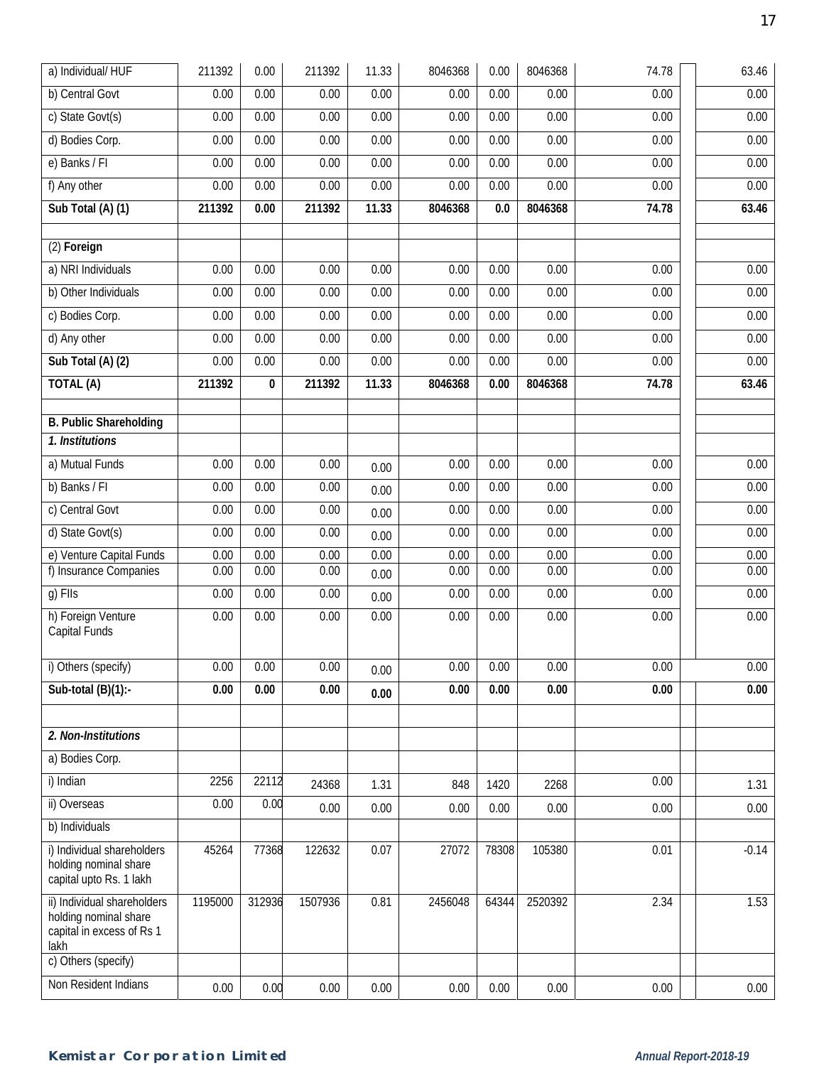| | | | | | | | | | | |
|---|---|---|---|---|---|---|---|---|---|---|
| a) Individual/ HUF | 211392 | 0.00 | 211392 | 11.33 | 8046368 | 0.00 | 8046368 | 74.78 | | 63.46 |
| b) Central Govt | 0.00 | 0.00 | 0.00 | 0.00 | 0.00 | 0.00 | 0.00 | 0.00 | | 0.00 |
| c) State Govt(s) | 0.00 | 0.00 | 0.00 | 0.00 | 0.00 | 0.00 | 0.00 | 0.00 | | 0.00 |
| d) Bodies Corp. | 0.00 | 0.00 | 0.00 | 0.00 | 0.00 | 0.00 | 0.00 | 0.00 | | 0.00 |
| e) Banks / FI | 0.00 | 0.00 | 0.00 | 0.00 | 0.00 | 0.00 | 0.00 | 0.00 | | 0.00 |
| f) Any other | 0.00 | 0.00 | 0.00 | 0.00 | 0.00 | 0.00 | 0.00 | 0.00 | | 0.00 |
| **Sub Total (A) (1)** | **211392** | **0.00** | **211392** | **11.33** | **8046368** | **0.0** | **8046368** | **74.78** | | **63.46** |
| | | | | | | | | | | |
| (2) **Foreign** | | | | | | | | | | |
| a) NRI Individuals | 0.00 | 0.00 | 0.00 | 0.00 | 0.00 | 0.00 | 0.00 | 0.00 | | 0.00 |
| b) Other Individuals | 0.00 | 0.00 | 0.00 | 0.00 | 0.00 | 0.00 | 0.00 | 0.00 | | 0.00 |
| c) Bodies Corp. | 0.00 | 0.00 | 0.00 | 0.00 | 0.00 | 0.00 | 0.00 | 0.00 | | 0.00 |
| d) Any other | 0.00 | 0.00 | 0.00 | 0.00 | 0.00 | 0.00 | 0.00 | 0.00 | | 0.00 |
| **Sub Total (A) (2)** | 0.00 | 0.00 | 0.00 | 0.00 | 0.00 | 0.00 | 0.00 | 0.00 | | 0.00 |
| **TOTAL (A)** | **211392** | **0** | **211392** | **11.33** | **8046368** | **0.00** | **8046368** | **74.78** | | **63.46** |
| | | | | | | | | | | |
| **B. Public Shareholding** | | | | | | | | | | |
| ***1. Institutions*** | | | | | | | | | | |
| a) Mutual Funds | 0.00 | 0.00 | 0.00 | 0.00 | 0.00 | 0.00 | 0.00 | 0.00 | | 0.00 |
| b) Banks / FI | 0.00 | 0.00 | 0.00 | 0.00 | 0.00 | 0.00 | 0.00 | 0.00 | | 0.00 |
| c) Central Govt | 0.00 | 0.00 | 0.00 | 0.00 | 0.00 | 0.00 | 0.00 | 0.00 | | 0.00 |
| d) State Govt(s) | 0.00 | 0.00 | 0.00 | 0.00 | 0.00 | 0.00 | 0.00 | 0.00 | | 0.00 |
| e) Venture Capital Funds | 0.00 | 0.00 | 0.00 | 0.00 | 0.00 | 0.00 | 0.00 | 0.00 | | 0.00 |
| f) Insurance Companies | 0.00 | 0.00 | 0.00 | 0.00 | 0.00 | 0.00 | 0.00 | 0.00 | | 0.00 |
| g) FIIs | 0.00 | 0.00 | 0.00 | 0.00 | 0.00 | 0.00 | 0.00 | 0.00 | | 0.00 |
| h) Foreign Venture Capital Funds | 0.00 | 0.00 | 0.00 | 0.00 | 0.00 | 0.00 | 0.00 | 0.00 | | 0.00 |
| i) Others (specify) | 0.00 | 0.00 | 0.00 | 0.00 | 0.00 | 0.00 | 0.00 | 0.00 | | 0.00 |
| **Sub-total (B)(1):-** | **0.00** | **0.00** | **0.00** | **0.00** | **0.00** | **0.00** | **0.00** | **0.00** | | **0.00** |
| | | | | | | | | | | |
| ***2. Non-Institutions*** | | | | | | | | | | |
| a) Bodies Corp. | | | | | | | | | | |
| i) Indian | 2256 | 22112 | 24368 | 1.31 | 848 | 1420 | 2268 | 0.00 | | 1.31 |
| ii) Overseas | 0.00 | 0.00 | 0.00 | 0.00 | 0.00 | 0.00 | 0.00 | 0.00 | | 0.00 |
| b) Individuals | | | | | | | | | | |
| i) Individual shareholders holding nominal share capital upto Rs. 1 lakh | 45264 | 77368 | 122632 | 0.07 | 27072 | 78308 | 105380 | 0.01 | | -0.14 |
| ii) Individual shareholders holding nominal share capital in excess of Rs 1 lakh | 1195000 | 312936 | 1507936 | 0.81 | 2456048 | 64344 | 2520392 | 2.34 | | 1.53 |
| c) Others (specify) | | | | | | | | | | |
| Non Resident Indians | 0.00 | 0.00 | 0.00 | 0.00 | 0.00 | 0.00 | 0.00 | 0.00 | | 0.00 |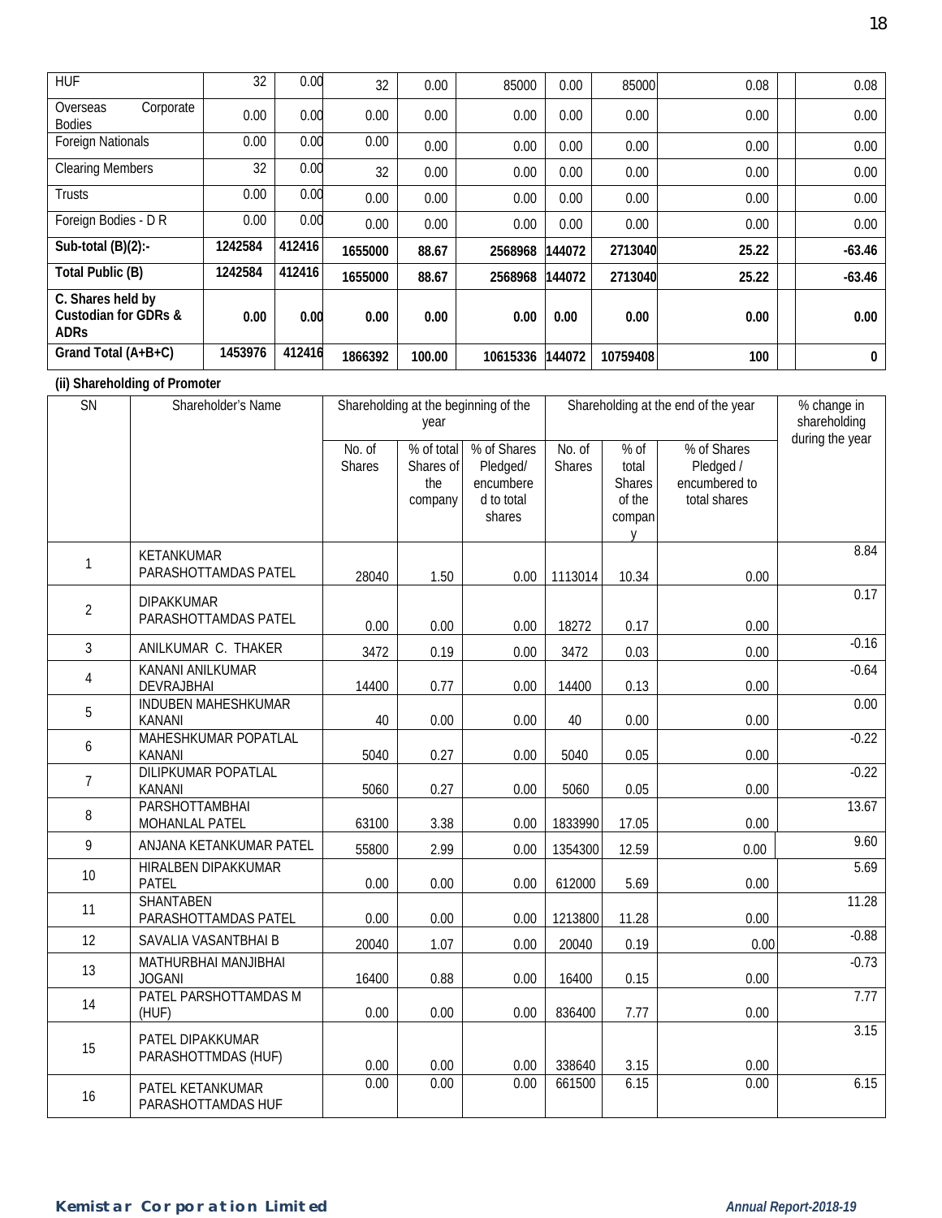| HUF | 32 | 0.00 | 32 | 0.00 | 85000 | 0.00 | 85000 | 0.08 | | 0.08 |
|---|---|---|---|---|---|---|---|---|---|---|
| Overseas Corporate Bodies | 0.00 | 0.00 | 0.00 | 0.00 | 0.00 | 0.00 | 0.00 | 0.00 | | 0.00 |
| Foreign Nationals | 0.00 | 0.00 | 0.00 | 0.00 | 0.00 | 0.00 | 0.00 | 0.00 | | 0.00 |
| Clearing Members | 32 | 0.00 | 32 | 0.00 | 0.00 | 0.00 | 0.00 | 0.00 | | 0.00 |
| Trusts | 0.00 | 0.00 | 0.00 | 0.00 | 0.00 | 0.00 | 0.00 | 0.00 | | 0.00 |
| Foreign Bodies - D R | 0.00 | 0.00 | 0.00 | 0.00 | 0.00 | 0.00 | 0.00 | 0.00 | | 0.00 |
| **Sub-total (B)(2):-** | **1242584** | **412416** | **1655000** | **88.67** | **2568968** | **144072** | **2713040** | **25.22** | | **-63.46** |
| **Total Public (B)** | **1242584** | **412416** | **1655000** | **88.67** | **2568968** | **144072** | **2713040** | **25.22** | | **-63.46** |
| **C. Shares held by Custodian for GDRs & ADRs** | **0.00** | **0.00** | **0.00** | **0.00** | **0.00** | **0.00** | **0.00** | **0.00** | | **0.00** |
| **Grand Total (A+B+C)** | **1453976** | **412416** | **1866392** | **100.00** | **10615336** | **144072** | **10759408** | **100** | | **0** |

**(ii) Shareholding of Promoter**

| SN | Shareholder's Name | Shareholding at the beginning of the year | | | Shareholding at the end of the year | | | % change in shareholding during the year |
|---|---|---|---|---|---|---|---|---|
| | | No. of Shares | % of total Shares of the company | % of Shares Pledged/ encumbered to total shares | No. of Shares | % of total Shares of the company | % of Shares Pledged / encumbered to total shares | |
| 1 | KETANKUMAR PARASHOTTAMDAS PATEL | 28040 | 1.50 | 0.00 | 1113014 | 10.34 | 0.00 | 8.84 |
| 2 | DIPAKKUMAR PARASHOTTAMDAS PATEL | 0.00 | 0.00 | 0.00 | 18272 | 0.17 | 0.00 | 0.17 |
| 3 | ANILKUMAR C. THAKER | 3472 | 0.19 | 0.00 | 3472 | 0.03 | 0.00 | -0.16 |
| 4 | KANANI ANILKUMAR DEVRAJBHAI | 14400 | 0.77 | 0.00 | 14400 | 0.13 | 0.00 | -0.64 |
| 5 | INDUBEN MAHESHKUMAR KANANI | 40 | 0.00 | 0.00 | 40 | 0.00 | 0.00 | 0.00 |
| 6 | MAHESHKUMAR POPATLAL KANANI | 5040 | 0.27 | 0.00 | 5040 | 0.05 | 0.00 | -0.22 |
| 7 | DILIPKUMAR POPATLAL KANANI | 5060 | 0.27 | 0.00 | 5060 | 0.05 | 0.00 | -0.22 |
| 8 | PARSHOTTAMBHAI MOHANLAL PATEL | 63100 | 3.38 | 0.00 | 1833990 | 17.05 | 0.00 | 13.67 |
| 9 | ANJANA KETANKUMAR PATEL | 55800 | 2.99 | 0.00 | 1354300 | 12.59 | 0.00 | 9.60 |
| 10 | HIRALBEN DIPAKKUMAR PATEL | 0.00 | 0.00 | 0.00 | 612000 | 5.69 | 0.00 | 5.69 |
| 11 | SHANTABEN PARASHOTTAMDAS PATEL | 0.00 | 0.00 | 0.00 | 1213800 | 11.28 | 0.00 | 11.28 |
| 12 | SAVALIA VASANTBHAI B | 20040 | 1.07 | 0.00 | 20040 | 0.19 | 0.00 | -0.88 |
| 13 | MATHURBHAI MANJIBHAI JOGANI | 16400 | 0.88 | 0.00 | 16400 | 0.15 | 0.00 | -0.73 |
| 14 | PATEL PARSHOTTAMDAS M (HUF) | 0.00 | 0.00 | 0.00 | 836400 | 7.77 | 0.00 | 7.77 |
| 15 | PATEL DIPAKKUMAR PARASHOTTMDAS (HUF) | 0.00 | 0.00 | 0.00 | 338640 | 3.15 | 0.00 | 3.15 |
| 16 | PATEL KETANKUMAR PARASHOTTAMDAS HUF | 0.00 | 0.00 | 0.00 | 661500 | 6.15 | 0.00 | 6.15 |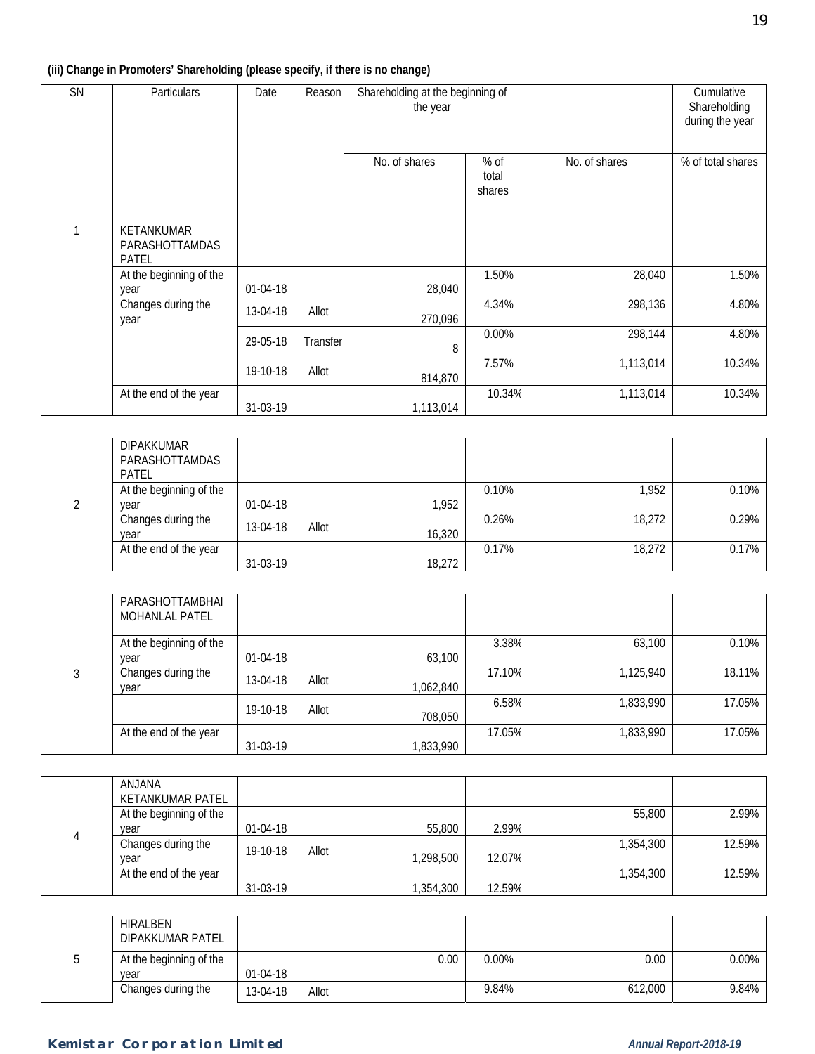**(iii) Change in Promoters' Shareholding (please specify, if there is no change)**

| SN | Particulars | Date | Reason | Shareholding at the beginning of the year | | | Cumulative Shareholding during the year |
|---|---|---|---|---|---|---|---|
| | | | | No. of shares | % of total shares | No. of shares | % of total shares |
| 1 | KETANKUMAR PARASHOTTAMDAS PATEL | | | | | | |
| | At the beginning of the year | 01-04-18 | | 28,040 | 1.50% | 28,040 | 1.50% |
| | Changes during the year | 13-04-18 | Allot | 270,096 | 4.34% | 298,136 | 4.80% |
| | | 29-05-18 | Transfer | 8 | 0.00% | 298,144 | 4.80% |
| | | 19-10-18 | Allot | 814,870 | 7.57% | 1,113,014 | 10.34% |
| | At the end of the year | 31-03-19 | | 1,113,014 | 10.34% | 1,113,014 | 10.34% |
| 2 | DIPAKKUMAR PARASHOTTAMDAS PATEL | | | | | | |
| | At the beginning of the year | 01-04-18 | | 1,952 | 0.10% | 1,952 | 0.10% |
| | Changes during the year | 13-04-18 | Allot | 16,320 | 0.26% | 18,272 | 0.29% |
| | At the end of the year | 31-03-19 | | 18,272 | 0.17% | 18,272 | 0.17% |
| 3 | PARASHOTTAMBHAI MOHANLAL PATEL | | | | | | |
| | At the beginning of the year | 01-04-18 | | 63,100 | 3.38% | 63,100 | 0.10% |
| | Changes during the year | 13-04-18 | Allot | 1,062,840 | 17.10% | 1,125,940 | 18.11% |
| | | 19-10-18 | Allot | 708,050 | 6.58% | 1,833,990 | 17.05% |
| | At the end of the year | 31-03-19 | | 1,833,990 | 17.05% | 1,833,990 | 17.05% |
| 4 | ANJANA KETANKUMAR PATEL | | | | | | |
| | At the beginning of the year | 01-04-18 | | 55,800 | 2.99% | 55,800 | 2.99% |
| | Changes during the year | 19-10-18 | Allot | 1,298,500 | 12.07% | 1,354,300 | 12.59% |
| | At the end of the year | 31-03-19 | | 1,354,300 | 12.59% | 1,354,300 | 12.59% |
| 5 | HIRALBEN DIPAKKUMAR PATEL | | | | | | |
| | At the beginning of the year | 01-04-18 | | 0.00 | 0.00% | 0.00 | 0.00% |
| | Changes during the | 13-04-18 | Allot | | 9.84% | 612,000 | 9.84% |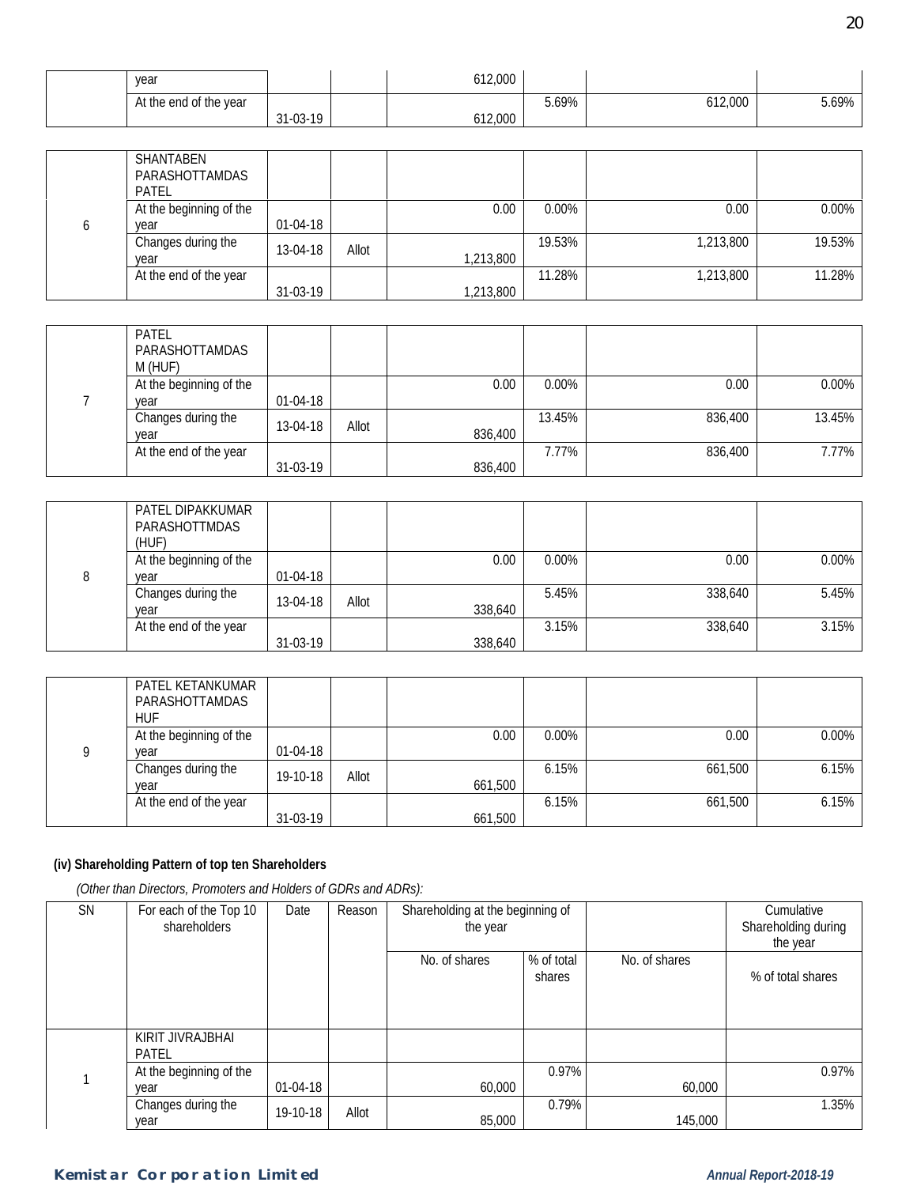| | year | | | 612,000 | | | |
|---|---|---|---|---|---|---|---|
| | At the end of the year | 31-03-19 | | 612,000 | 5.69% | 612,000 | 5.69% |

| | | | | | | | |
|---|---|---|---|---|---|---|---|
| 6 | SHANTABEN PARASHOTTAMDAS PATEL | | | | | | |
| | At the beginning of the year | 01-04-18 | | 0.00 | 0.00% | 0.00 | 0.00% |
| | Changes during the year | 13-04-18 | Allot | 1,213,800 | 19.53% | 1,213,800 | 19.53% |
| | At the end of the year | 31-03-19 | | 1,213,800 | 11.28% | 1,213,800 | 11.28% |

| | | | | | | | |
|---|---|---|---|---|---|---|---|
| 7 | PATEL PARASHOTTAMDAS M (HUF) | | | | | | |
| | At the beginning of the year | 01-04-18 | | 0.00 | 0.00% | 0.00 | 0.00% |
| | Changes during the year | 13-04-18 | Allot | 836,400 | 13.45% | 836,400 | 13.45% |
| | At the end of the year | 31-03-19 | | 836,400 | 7.77% | 836,400 | 7.77% |

| | | | | | | | |
|---|---|---|---|---|---|---|---|
| 8 | PATEL DIPAKKUMAR PARASHOTTMDAS (HUF) | | | | | | |
| | At the beginning of the year | 01-04-18 | | 0.00 | 0.00% | 0.00 | 0.00% |
| | Changes during the year | 13-04-18 | Allot | 338,640 | 5.45% | 338,640 | 5.45% |
| | At the end of the year | 31-03-19 | | 338,640 | 3.15% | 338,640 | 3.15% |

| | | | | | | | |
|---|---|---|---|---|---|---|---|
| 9 | PATEL KETANKUMAR PARASHOTTAMDAS HUF | | | | | | |
| | At the beginning of the year | 01-04-18 | | 0.00 | 0.00% | 0.00 | 0.00% |
| | Changes during the year | 19-10-18 | Allot | 661,500 | 6.15% | 661,500 | 6.15% |
| | At the end of the year | 31-03-19 | | 661,500 | 6.15% | 661,500 | 6.15% |

**(iv) Shareholding Pattern of top ten Shareholders**

*(Other than Directors, Promoters and Holders of GDRs and ADRs):*

| SN | For each of the Top 10 shareholders | Date | Reason | Shareholding at the beginning of the year | | | Cumulative Shareholding during the year |
|---|---|---|---|---|---|---|---|
| | | | | No. of shares | % of total shares | No. of shares | % of total shares |
| 1 | KIRIT JIVRAJBHAI PATEL | | | | | | |
| | At the beginning of the year | 01-04-18 | | 60,000 | 0.97% | 60,000 | 0.97% |
| | Changes during the year | 19-10-18 | Allot | 85,000 | 0.79% | 145,000 | 1.35% |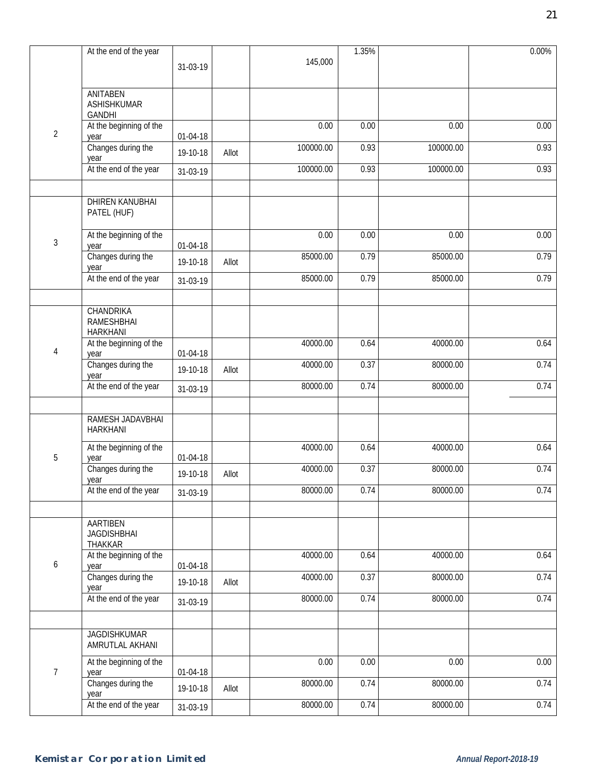| | | | | | | | |
|---|---|---|---|---|---|---|---|
| | At the end of the year | 31-03-19 | | 145,000 | 1.35% | | 0.00% |
| 2 | ANITABEN ASHISHKUMAR GANDHI | | | | | | |
| | At the beginning of the year | 01-04-18 | | 0.00 | 0.00 | 0.00 | 0.00 |
| | Changes during the year | 19-10-18 | Allot | 100000.00 | 0.93 | 100000.00 | 0.93 |
| | At the end of the year | 31-03-19 | | 100000.00 | 0.93 | 100000.00 | 0.93 |
| | | | | | | | |
| 3 | DHIREN KANUBHAI PATEL (HUF) | | | | | | |
| | At the beginning of the year | 01-04-18 | | 0.00 | 0.00 | 0.00 | 0.00 |
| | Changes during the year | 19-10-18 | Allot | 85000.00 | 0.79 | 85000.00 | 0.79 |
| | At the end of the year | 31-03-19 | | 85000.00 | 0.79 | 85000.00 | 0.79 |
| | | | | | | | |
| 4 | CHANDRIKA RAMESHBHAI HARKHANI | | | | | | |
| | At the beginning of the year | 01-04-18 | | 40000.00 | 0.64 | 40000.00 | 0.64 |
| | Changes during the year | 19-10-18 | Allot | 40000.00 | 0.37 | 80000.00 | 0.74 |
| | At the end of the year | 31-03-19 | | 80000.00 | 0.74 | 80000.00 | 0.74 |
| | | | | | | | |
| 5 | RAMESH JADAVBHAI HARKHANI | | | | | | |
| | At the beginning of the year | 01-04-18 | | 40000.00 | 0.64 | 40000.00 | 0.64 |
| | Changes during the year | 19-10-18 | Allot | 40000.00 | 0.37 | 80000.00 | 0.74 |
| | At the end of the year | 31-03-19 | | 80000.00 | 0.74 | 80000.00 | 0.74 |
| | | | | | | | |
| 6 | AARTIBEN JAGDISHBHAI THAKKAR | | | | | | |
| | At the beginning of the year | 01-04-18 | | 40000.00 | 0.64 | 40000.00 | 0.64 |
| | Changes during the year | 19-10-18 | Allot | 40000.00 | 0.37 | 80000.00 | 0.74 |
| | At the end of the year | 31-03-19 | | 80000.00 | 0.74 | 80000.00 | 0.74 |
| | | | | | | | |
| 7 | JAGDISHKUMAR AMRUTLAL AKHANI | | | | | | |
| | At the beginning of the year | 01-04-18 | | 0.00 | 0.00 | 0.00 | 0.00 |
| | Changes during the year | 19-10-18 | Allot | 80000.00 | 0.74 | 80000.00 | 0.74 |
| | At the end of the year | 31-03-19 | | 80000.00 | 0.74 | 80000.00 | 0.74 |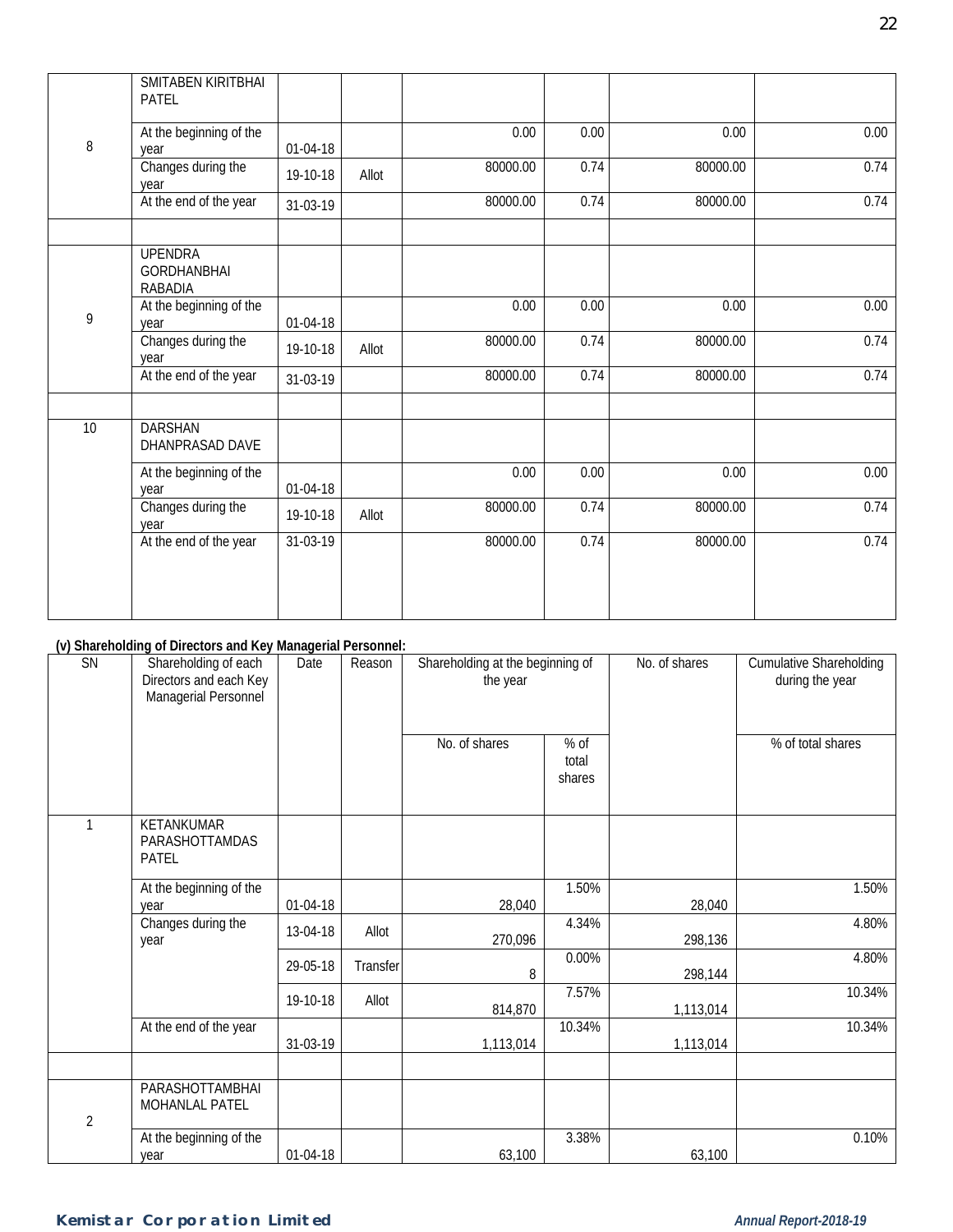| | | | | | | | |
|---|---|---|---|---|---|---|---|
| 8 | SMITABEN KIRITBHAI PATEL | | | | | | |
| | At the beginning of the year | 01-04-18 | | 0.00 | 0.00 | 0.00 | 0.00 |
| | Changes during the year | 19-10-18 | Allot | 80000.00 | 0.74 | 80000.00 | 0.74 |
| | At the end of the year | 31-03-19 | | 80000.00 | 0.74 | 80000.00 | 0.74 |
| | | | | | | | |
| 9 | UPENDRA GORDHANBHAI RABADIA | | | | | | |
| | At the beginning of the year | 01-04-18 | | 0.00 | 0.00 | 0.00 | 0.00 |
| | Changes during the year | 19-10-18 | Allot | 80000.00 | 0.74 | 80000.00 | 0.74 |
| | At the end of the year | 31-03-19 | | 80000.00 | 0.74 | 80000.00 | 0.74 |
| | | | | | | | |
| 10 | DARSHAN DHANPRASAD DAVE | | | | | | |
| | At the beginning of the year | 01-04-18 | | 0.00 | 0.00 | 0.00 | 0.00 |
| | Changes during the year | 19-10-18 | Allot | 80000.00 | 0.74 | 80000.00 | 0.74 |
| | At the end of the year | 31-03-19 | | 80000.00 | 0.74 | 80000.00 | 0.74 |

**(v) Shareholding of Directors and Key Managerial Personnel:**

| SN | Shareholding of each Directors and each Key Managerial Personnel | Date | Reason | Shareholding at the beginning of the year | | No. of shares | Cumulative Shareholding during the year |
|---|---|---|---|---|---|---|---|
| | | | | No. of shares | % of total shares | | % of total shares |
| 1 | KETANKUMAR PARASHOTTAMDAS PATEL | | | | | | |
| | At the beginning of the year | 01-04-18 | | 28,040 | 1.50% | 28,040 | 1.50% |
| | Changes during the year | 13-04-18 | Allot | 270,096 | 4.34% | 298,136 | 4.80% |
| | | 29-05-18 | Transfer | 8 | 0.00% | 298,144 | 4.80% |
| | | 19-10-18 | Allot | 814,870 | 7.57% | 1,113,014 | 10.34% |
| | At the end of the year | 31-03-19 | | 1,113,014 | 10.34% | 1,113,014 | 10.34% |
| | | | | | | | |
| 2 | PARASHOTTAMBHAI MOHANLAL PATEL | | | | | | |
| | At the beginning of the year | 01-04-18 | | 63,100 | 3.38% | 63,100 | 0.10% |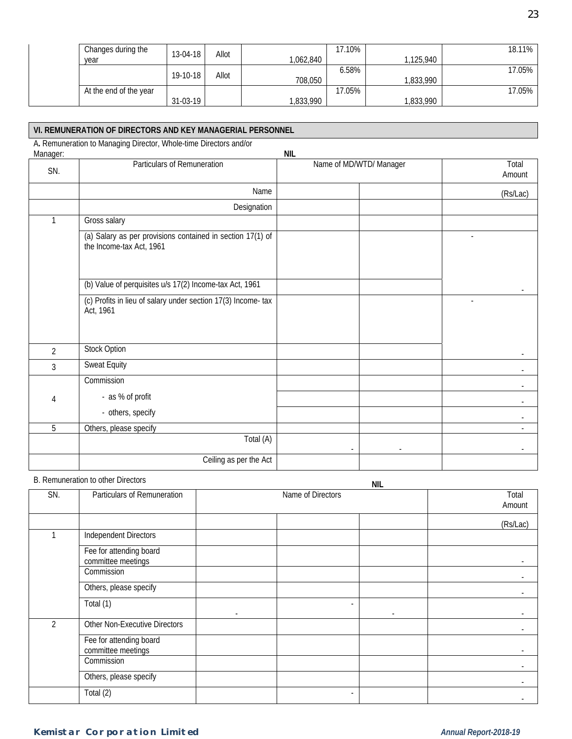| | | | | | | | |
|---|---|---|---|---|---|---|---|
| | Changes during the year | 13-04-18 | Allot | 1,062,840 | 17.10% | 1,125,940 | 18.11% |
| | | 19-10-18 | Allot | 708,050 | 6.58% | 1,833,990 | 17.05% |
| | At the end of the year | 31-03-19 | | 1,833,990 | 17.05% | 1,833,990 | 17.05% |

## VI. REMUNERATION OF DIRECTORS AND KEY MANAGERIAL PERSONNEL

A. Remuneration to Managing Director, Whole-time Directors and/or Manager: **NIL**

| SN. | Particulars of Remuneration | Name of MD/WTD/ Manager | | Total Amount |
|---|---|---|---|---|
| | Name | | | (Rs/Lac) |
| | Designation | | | |
| 1 | Gross salary | | | |
| | (a) Salary as per provisions contained in section 17(1) of the Income-tax Act, 1961 | | | - |
| | (b) Value of perquisites u/s 17(2) Income-tax Act, 1961 | | | - |
| | (c) Profits in lieu of salary under section 17(3) Income- tax Act, 1961 | | | - |
| 2 | Stock Option | | | - |
| 3 | Sweat Equity | | | - |
| 4 | Commission | | | - |
| | - as % of profit | | | - |
| | - others, specify | | | - |
| 5 | Others, please specify | | | - |
| | Total (A) | - | - | - |
| | Ceiling as per the Act | | | |

B. Remuneration to other Directors **NIL**

| SN. | Particulars of Remuneration | Name of Directors | | | Total Amount |
|---|---|---|---|---|---|
| | | | | | (Rs/Lac) |
| 1 | Independent Directors | | | | |
| | Fee for attending board committee meetings | | | | - |
| | Commission | | | | - |
| | Others, please specify | | | | - |
| | Total (1) | - | - | - | - |
| 2 | Other Non-Executive Directors | | | | - |
| | Fee for attending board committee meetings | | | | - |
| | Commission | | | | - |
| | Others, please specify | | | | - |
| | Total (2) | | - | | - |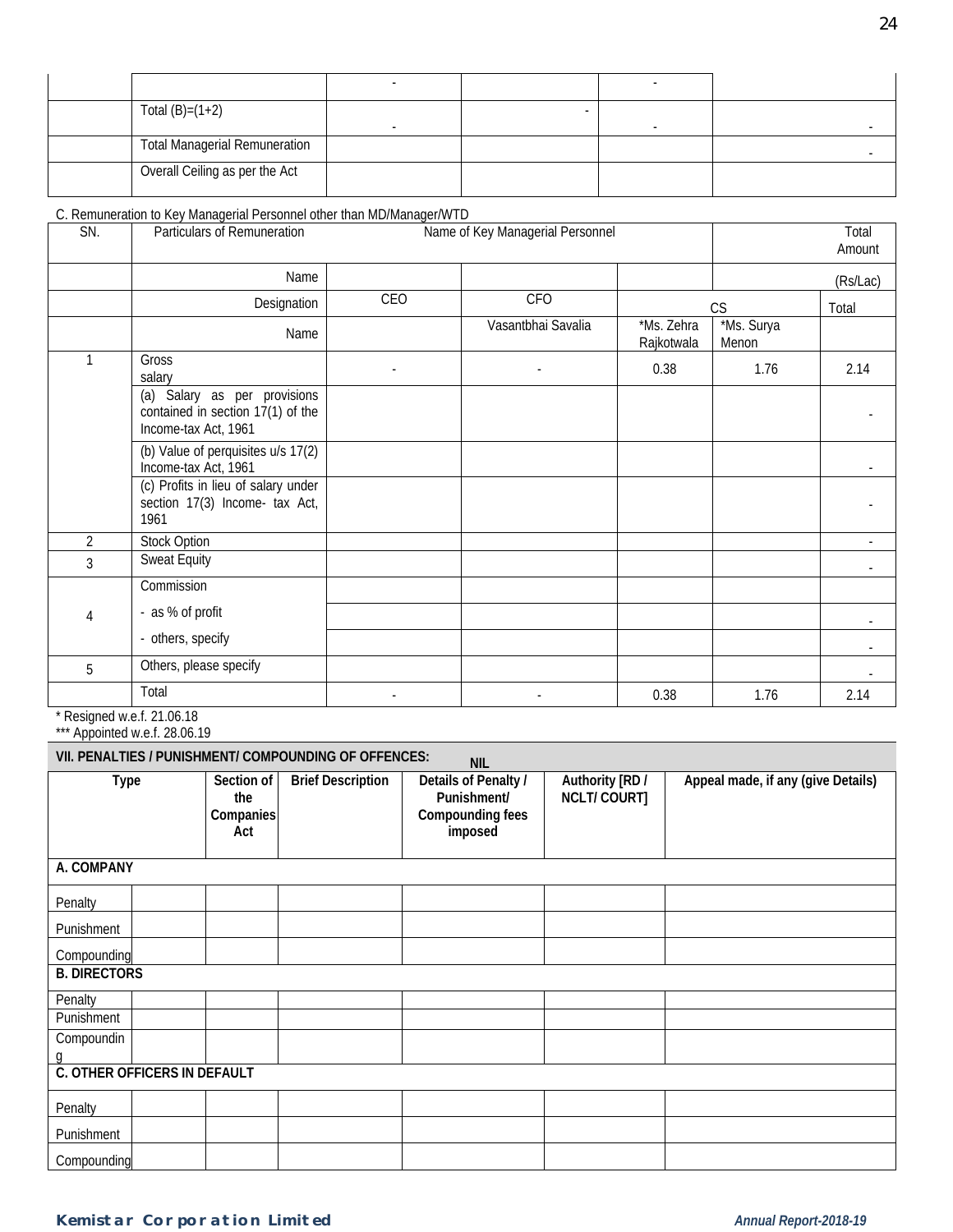| | | | | | |
|---|---|---|---|---|---|
| | | - | | - | |
| | Total (B)=(1+2) | - | - | - | - |
| | Total Managerial Remuneration | | | | - |
| | Overall Ceiling as per the Act | | | | |

C. Remuneration to Key Managerial Personnel other than MD/Manager/WTD

| SN. | Particulars of Remuneration | Name of Key Managerial Personnel | | | | Total Amount |
|---|---|---|---|---|---|---|
| | Name | | | | | (Rs/Lac) |
| | Designation | CEO | CFO | CS | | Total |
| | Name | | Vasantbhai Savalia | *Ms. Zehra Rajkotwala | *Ms. Surya Menon | |
| 1 | Gross salary | - | - | 0.38 | 1.76 | 2.14 |
| | (a) Salary as per provisions contained in section 17(1) of the Income-tax Act, 1961 | | | | | - |
| | (b) Value of perquisites u/s 17(2) Income-tax Act, 1961 | | | | | - |
| | (c) Profits in lieu of salary under section 17(3) Income- tax Act, 1961 | | | | | - |
| 2 | Stock Option | | | | | - |
| 3 | Sweat Equity | | | | | - |
| 4 | Commission | | | | | |
| | - as % of profit | | | | | - |
| | - others, specify | | | | | - |
| 5 | Others, please specify | | | | | - |
| | Total | - | - | 0.38 | 1.76 | 2.14 |

\* Resigned w.e.f. 21.06.18

*** Appointed w.e.f. 28.06.19

**VII. PENALTIES / PUNISHMENT/ COMPOUNDING OF OFFENCES: NIL**

| Type | | Section of the Companies Act | Brief Description | Details of Penalty / Punishment/ Compounding fees imposed | Authority [RD / NCLT/ COURT] | Appeal made, if any (give Details) |
|---|---|---|---|---|---|---|
| **A. COMPANY** | | | | | | |
| Penalty | | | | | | |
| Punishment | | | | | | |
| Compounding | | | | | | |
| **B. DIRECTORS** | | | | | | |
| Penalty | | | | | | |
| Punishment | | | | | | |
| Compounding | | | | | | |
| **C. OTHER OFFICERS IN DEFAULT** | | | | | | |
| Penalty | | | | | | |
| Punishment | | | | | | |
| Compounding | | | | | | |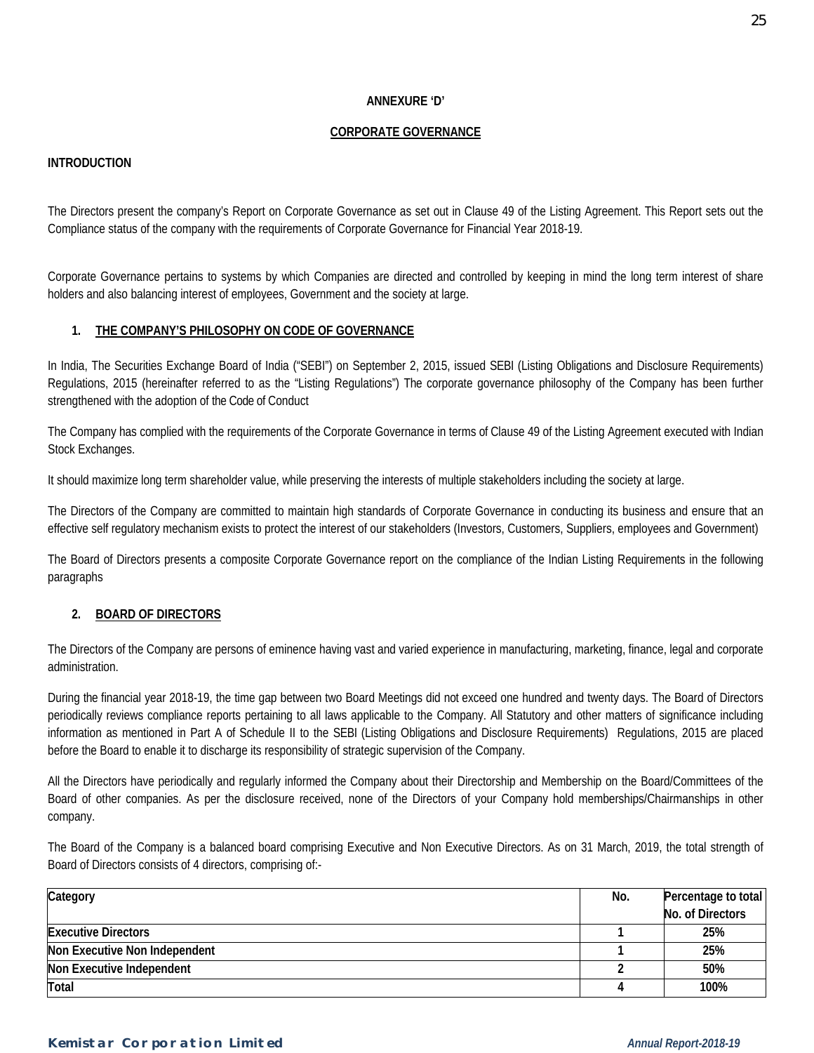**ANNEXURE 'D'**

## CORPORATE GOVERNANCE

**INTRODUCTION**

The Directors present the company's Report on Corporate Governance as set out in Clause 49 of the Listing Agreement. This Report sets out the Compliance status of the company with the requirements of Corporate Governance for Financial Year 2018-19.

Corporate Governance pertains to systems by which Companies are directed and controlled by keeping in mind the long term interest of share holders and also balancing interest of employees, Government and the society at large.

### 1. THE COMPANY'S PHILOSOPHY ON CODE OF GOVERNANCE

In India, The Securities Exchange Board of India ("SEBI") on September 2, 2015, issued SEBI (Listing Obligations and Disclosure Requirements) Regulations, 2015 (hereinafter referred to as the "Listing Regulations") The corporate governance philosophy of the Company has been further strengthened with the adoption of the Code of Conduct

The Company has complied with the requirements of the Corporate Governance in terms of Clause 49 of the Listing Agreement executed with Indian Stock Exchanges.

It should maximize long term shareholder value, while preserving the interests of multiple stakeholders including the society at large.

The Directors of the Company are committed to maintain high standards of Corporate Governance in conducting its business and ensure that an effective self regulatory mechanism exists to protect the interest of our stakeholders (Investors, Customers, Suppliers, employees and Government)

The Board of Directors presents a composite Corporate Governance report on the compliance of the Indian Listing Requirements in the following paragraphs

### 2. BOARD OF DIRECTORS

The Directors of the Company are persons of eminence having vast and varied experience in manufacturing, marketing, finance, legal and corporate administration.

During the financial year 2018-19, the time gap between two Board Meetings did not exceed one hundred and twenty days. The Board of Directors periodically reviews compliance reports pertaining to all laws applicable to the Company. All Statutory and other matters of significance including information as mentioned in Part A of Schedule II to the SEBI (Listing Obligations and Disclosure Requirements) Regulations, 2015 are placed before the Board to enable it to discharge its responsibility of strategic supervision of the Company.

All the Directors have periodically and regularly informed the Company about their Directorship and Membership on the Board/Committees of the Board of other companies. As per the disclosure received, none of the Directors of your Company hold memberships/Chairmanships in other company.

The Board of the Company is a balanced board comprising Executive and Non Executive Directors. As on 31 March, 2019, the total strength of Board of Directors consists of 4 directors, comprising of:-

| Category | No. | Percentage to total No. of Directors |
|---|---|---|
| **Executive Directors** | **1** | **25%** |
| **Non Executive Non Independent** | **1** | **25%** |
| **Non Executive Independent** | **2** | **50%** |
| **Total** | **4** | **100%** |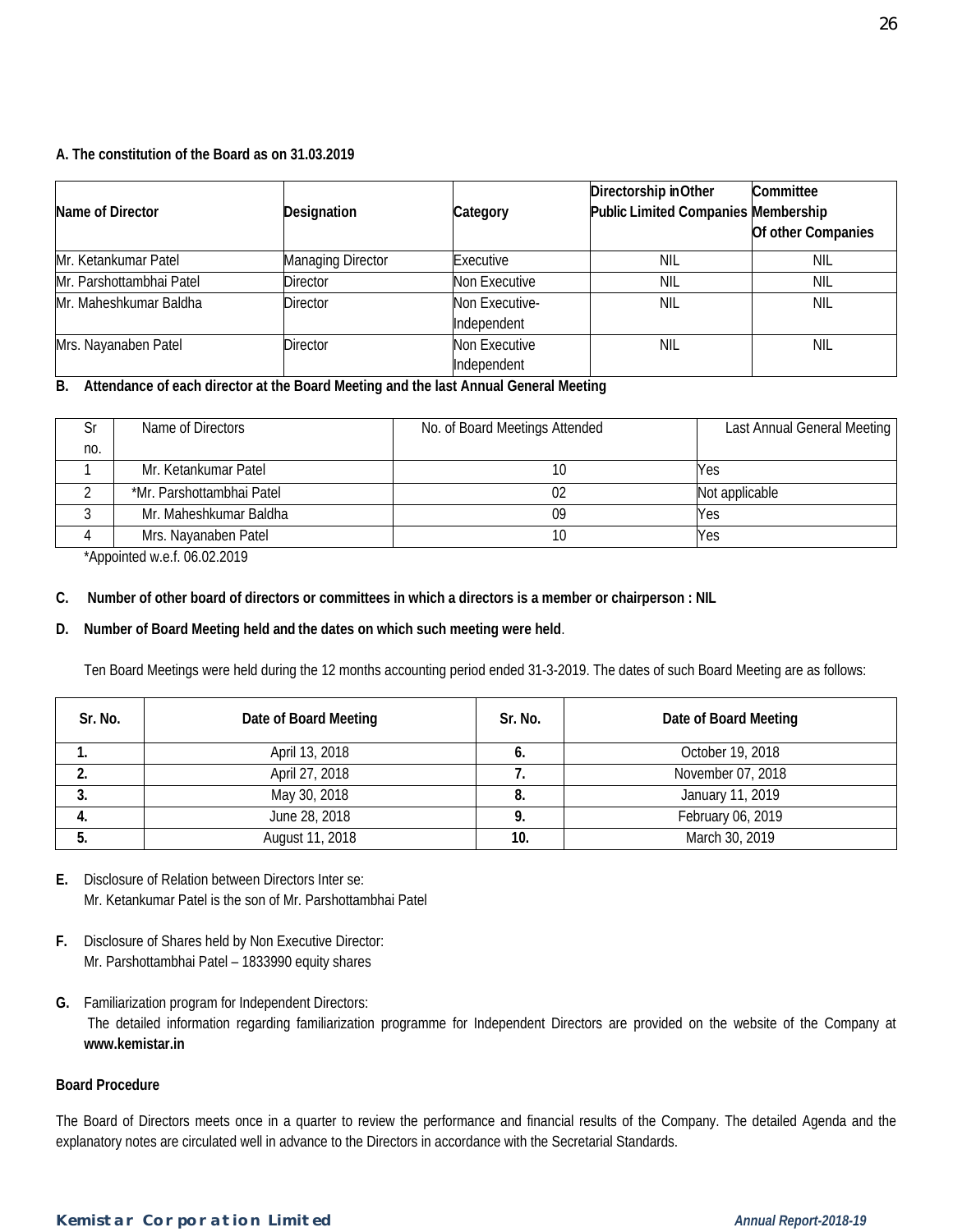**A. The constitution of the Board as on 31.03.2019**

| Name of Director | Designation | Category | Directorship in Other Public Limited Companies | Committee Membership Of other Companies |
|---|---|---|---|---|
| Mr. Ketankumar Patel | Managing Director | Executive | NIL | NIL |
| Mr. Parshottambhai Patel | Director | Non Executive | NIL | NIL |
| Mr. Maheshkumar Baldha | Director | Non Executive-Independent | NIL | NIL |
| Mrs. Nayanaben Patel | Director | Non Executive Independent | NIL | NIL |

**B. Attendance of each director at the Board Meeting and the last Annual General Meeting**

| Sr no. | Name of Directors | No. of Board Meetings Attended | Last Annual General Meeting |
|---|---|---|---|
| 1 | Mr. Ketankumar Patel | 10 | Yes |
| 2 | *Mr. Parshottambhai Patel | 02 | Not applicable |
| 3 | Mr. Maheshkumar Baldha | 09 | Yes |
| 4 | Mrs. Nayanaben Patel | 10 | Yes |

*Appointed w.e.f. 06.02.2019

**C. Number of other board of directors or committees in which a directors is a member or chairperson : NIL**

**D. Number of Board Meeting held and the dates on which such meeting were held**.

Ten Board Meetings were held during the 12 months accounting period ended 31-3-2019. The dates of such Board Meeting are as follows:

| Sr. No. | Date of Board Meeting | Sr. No. | Date of Board Meeting |
|---|---|---|---|
| **1.** | April 13, 2018 | **6.** | October 19, 2018 |
| **2.** | April 27, 2018 | **7.** | November 07, 2018 |
| **3.** | May 30, 2018 | **8.** | January 11, 2019 |
| **4.** | June 28, 2018 | **9.** | February 06, 2019 |
| **5.** | August 11, 2018 | **10.** | March 30, 2019 |

**E.** Disclosure of Relation between Directors Inter se:
Mr. Ketankumar Patel is the son of Mr. Parshottambhai Patel

**F.** Disclosure of Shares held by Non Executive Director:
Mr. Parshottambhai Patel – 1833990 equity shares

**G.** Familiarization program for Independent Directors:
The detailed information regarding familiarization programme for Independent Directors are provided on the website of the Company at **www.kemistar.in**

**Board Procedure**

The Board of Directors meets once in a quarter to review the performance and financial results of the Company. The detailed Agenda and the explanatory notes are circulated well in advance to the Directors in accordance with the Secretarial Standards.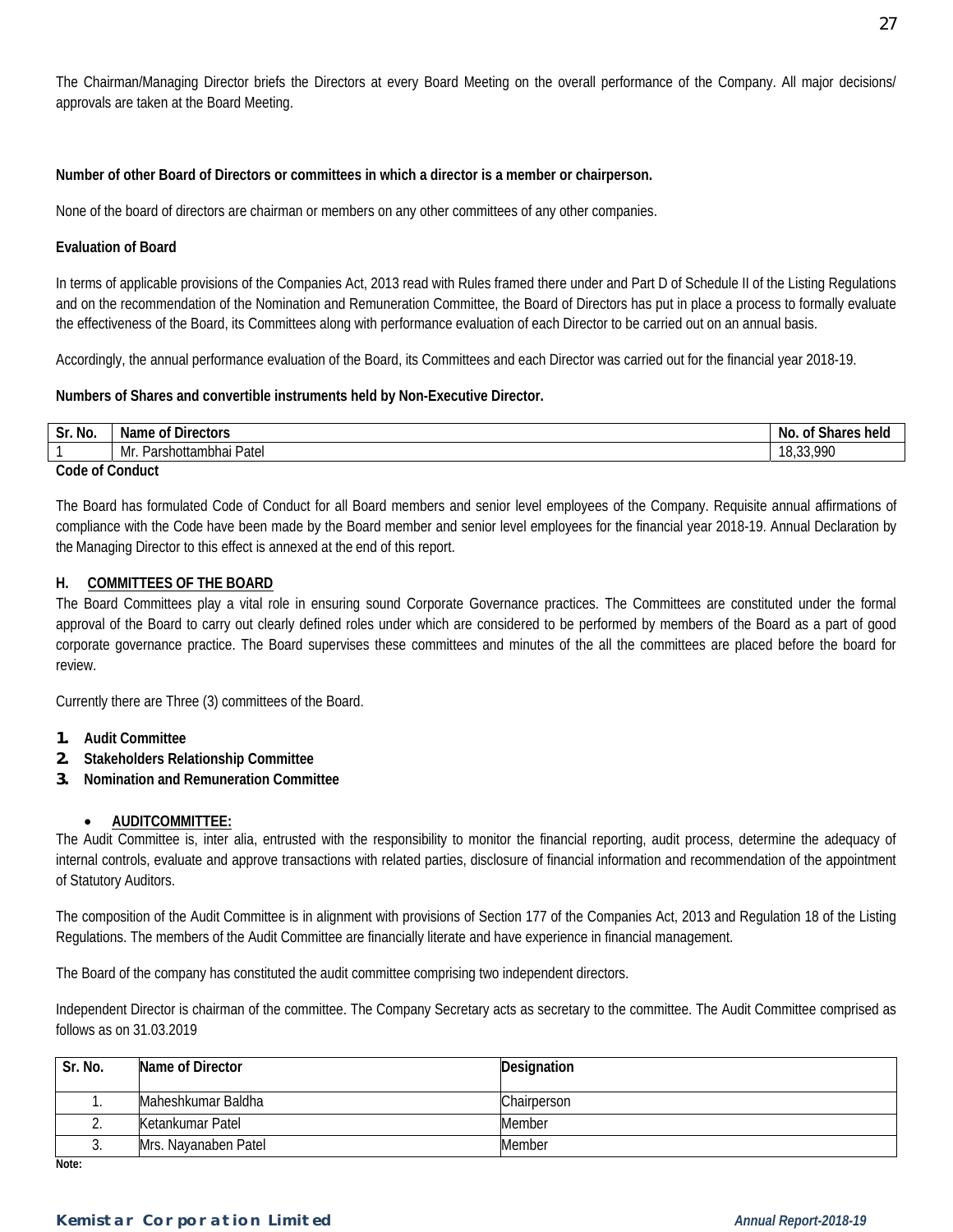The Chairman/Managing Director briefs the Directors at every Board Meeting on the overall performance of the Company. All major decisions/ approvals are taken at the Board Meeting.

**Number of other Board of Directors or committees in which a director is a member or chairperson.**

None of the board of directors are chairman or members on any other committees of any other companies.

**Evaluation of Board**

In terms of applicable provisions of the Companies Act, 2013 read with Rules framed there under and Part D of Schedule II of the Listing Regulations and on the recommendation of the Nomination and Remuneration Committee, the Board of Directors has put in place a process to formally evaluate the effectiveness of the Board, its Committees along with performance evaluation of each Director to be carried out on an annual basis.

Accordingly, the annual performance evaluation of the Board, its Committees and each Director was carried out for the financial year 2018-19.

**Numbers of Shares and convertible instruments held by Non-Executive Director.**

| Sr. No. | Name of Directors | No. of Shares held |
|---|---|---|
| 1 | Mr. Parshottambhai Patel | 18,33,990 |

**Code of Conduct**

The Board has formulated Code of Conduct for all Board members and senior level employees of the Company. Requisite annual affirmations of compliance with the Code have been made by the Board member and senior level employees for the financial year 2018-19. Annual Declaration by the Managing Director to this effect is annexed at the end of this report.

**H. COMMITTEES OF THE BOARD**

The Board Committees play a vital role in ensuring sound Corporate Governance practices. The Committees are constituted under the formal approval of the Board to carry out clearly defined roles under which are considered to be performed by members of the Board as a part of good corporate governance practice. The Board supervises these committees and minutes of the all the committees are placed before the board for review.

Currently there are Three (3) committees of the Board.

1. **Audit Committee**
2. **Stakeholders Relationship Committee**
3. **Nomination and Remuneration Committee**

- **AUDITCOMMITTEE:**

The Audit Committee is, inter alia, entrusted with the responsibility to monitor the financial reporting, audit process, determine the adequacy of internal controls, evaluate and approve transactions with related parties, disclosure of financial information and recommendation of the appointment of Statutory Auditors.

The composition of the Audit Committee is in alignment with provisions of Section 177 of the Companies Act, 2013 and Regulation 18 of the Listing Regulations. The members of the Audit Committee are financially literate and have experience in financial management.

The Board of the company has constituted the audit committee comprising two independent directors.

Independent Director is chairman of the committee. The Company Secretary acts as secretary to the committee. The Audit Committee comprised as follows as on 31.03.2019

| Sr. No. | Name of Director | Designation |
|---|---|---|
| 1. | Maheshkumar Baldha | Chairperson |
| 2. | Ketankumar Patel | Member |
| 3. | Mrs. Nayanaben Patel | Member |

**Note:**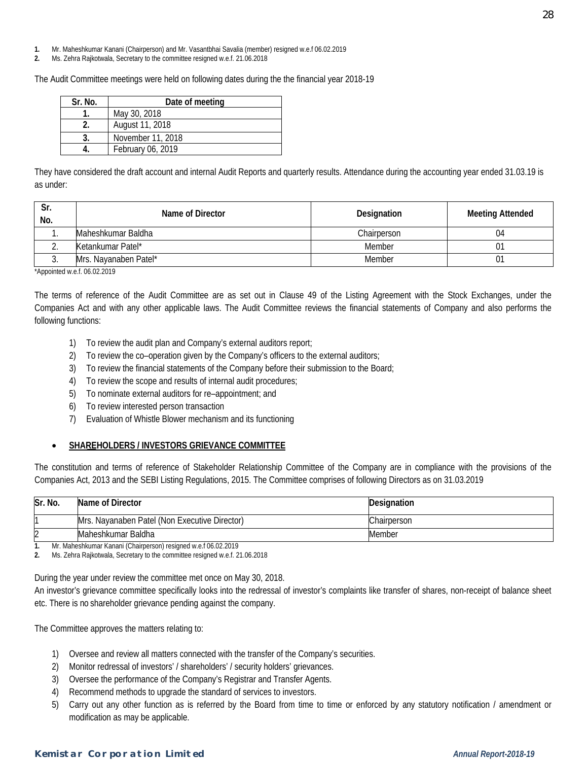1. Mr. Maheshkumar Kanani (Chairperson) and Mr. Vasantbhai Savalia (member) resigned w.e.f 06.02.2019
2. Ms. Zehra Rajkotwala, Secretary to the committee resigned w.e.f. 21.06.2018

The Audit Committee meetings were held on following dates during the the financial year 2018-19

| Sr. No. | Date of meeting |
|---|---|
| 1. | May 30, 2018 |
| 2. | August 11, 2018 |
| 3. | November 11, 2018 |
| 4. | February 06, 2019 |

They have considered the draft account and internal Audit Reports and quarterly results. Attendance during the accounting year ended 31.03.19 is as under:

| Sr. No. | Name of Director | Designation | Meeting Attended |
|---|---|---|---|
| 1. | Maheshkumar Baldha | Chairperson | 04 |
| 2. | Ketankumar Patel* | Member | 01 |
| 3. | Mrs. Nayanaben Patel* | Member | 01 |

*Appointed w.e.f. 06.02.2019

The terms of reference of the Audit Committee are as set out in Clause 49 of the Listing Agreement with the Stock Exchanges, under the Companies Act and with any other applicable laws. The Audit Committee reviews the financial statements of Company and also performs the following functions:

1) To review the audit plan and Company's external auditors report;
2) To review the co–operation given by the Company's officers to the external auditors;
3) To review the financial statements of the Company before their submission to the Board;
4) To review the scope and results of internal audit procedures;
5) To nominate external auditors for re–appointment; and
6) To review interested person transaction
7) Evaluation of Whistle Blower mechanism and its functioning

- **SHAREHOLDERS / INVESTORS GRIEVANCE COMMITTEE**

The constitution and terms of reference of Stakeholder Relationship Committee of the Company are in compliance with the provisions of the Companies Act, 2013 and the SEBI Listing Regulations, 2015. The Committee comprises of following Directors as on 31.03.2019

| Sr. No. | Name of Director | Designation |
|---|---|---|
| 1 | Mrs. Nayanaben Patel (Non Executive Director) | Chairperson |
| 2 | Maheshkumar Baldha | Member |

1. Mr. Maheshkumar Kanani (Chairperson) resigned w.e.f 06.02.2019
2. Ms. Zehra Rajkotwala, Secretary to the committee resigned w.e.f. 21.06.2018

During the year under review the committee met once on May 30, 2018.
An investor's grievance committee specifically looks into the redressal of investor's complaints like transfer of shares, non-receipt of balance sheet etc. There is no shareholder grievance pending against the company.

The Committee approves the matters relating to:

1) Oversee and review all matters connected with the transfer of the Company's securities.
2) Monitor redressal of investors' / shareholders' / security holders' grievances.
3) Oversee the performance of the Company's Registrar and Transfer Agents.
4) Recommend methods to upgrade the standard of services to investors.
5) Carry out any other function as is referred by the Board from time to time or enforced by any statutory notification / amendment or modification as may be applicable.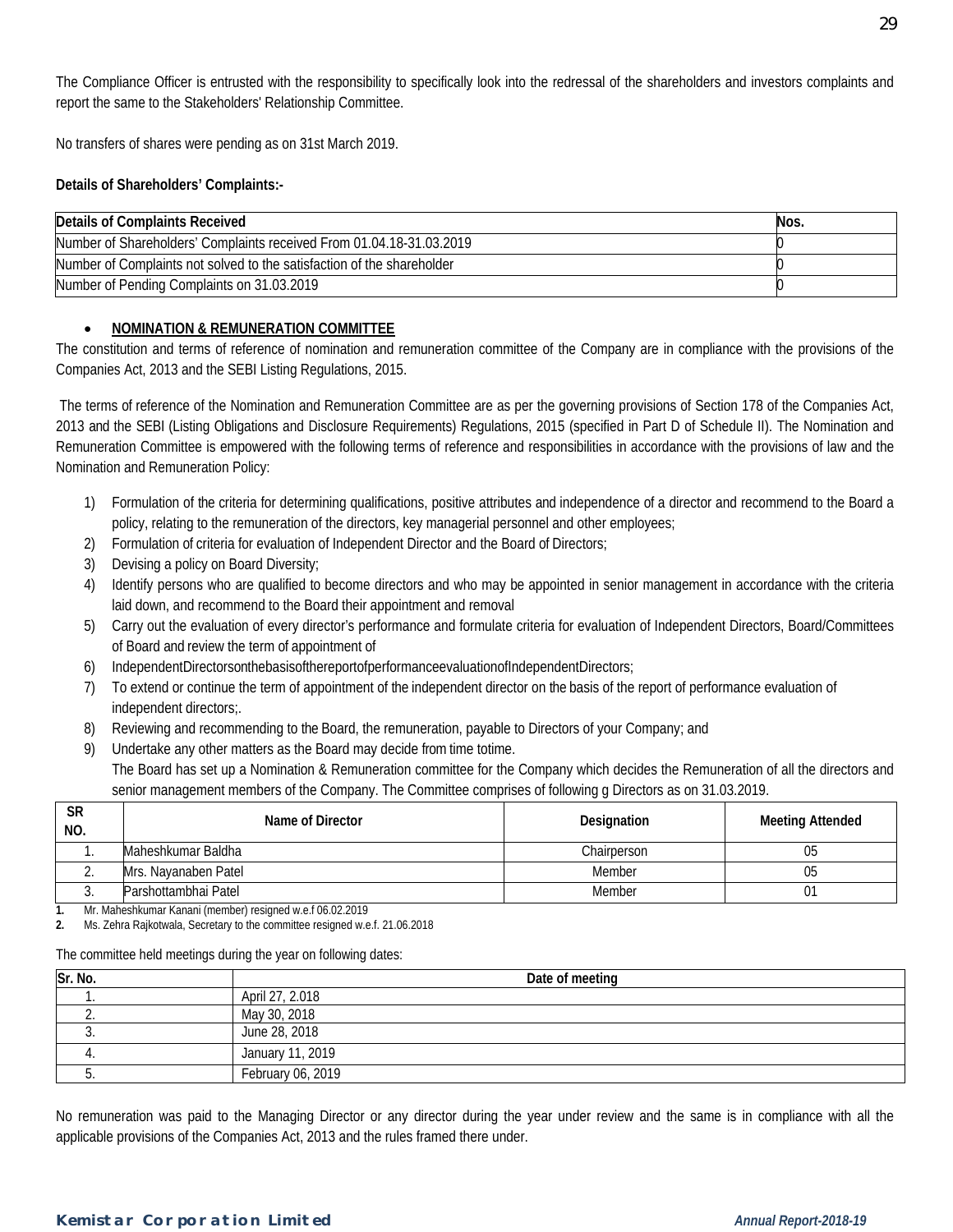The Compliance Officer is entrusted with the responsibility to specifically look into the redressal of the shareholders and investors complaints and report the same to the Stakeholders' Relationship Committee.

No transfers of shares were pending as on 31st March 2019.

**Details of Shareholders' Complaints:-**

| Details of Complaints Received | Nos. |
|---|---|
| Number of Shareholders' Complaints received From 01.04.18-31.03.2019 | 0 |
| Number of Complaints not solved to the satisfaction of the shareholder | 0 |
| Number of Pending Complaints on 31.03.2019 | 0 |

- **NOMINATION & REMUNERATION COMMITTEE**

The constitution and terms of reference of nomination and remuneration committee of the Company are in compliance with the provisions of the Companies Act, 2013 and the SEBI Listing Regulations, 2015.

The terms of reference of the Nomination and Remuneration Committee are as per the governing provisions of Section 178 of the Companies Act, 2013 and the SEBI (Listing Obligations and Disclosure Requirements) Regulations, 2015 (specified in Part D of Schedule II). The Nomination and Remuneration Committee is empowered with the following terms of reference and responsibilities in accordance with the provisions of law and the Nomination and Remuneration Policy:

1) Formulation of the criteria for determining qualifications, positive attributes and independence of a director and recommend to the Board a policy, relating to the remuneration of the directors, key managerial personnel and other employees;
2) Formulation of criteria for evaluation of Independent Director and the Board of Directors;
3) Devising a policy on Board Diversity;
4) Identify persons who are qualified to become directors and who may be appointed in senior management in accordance with the criteria laid down, and recommend to the Board their appointment and removal
5) Carry out the evaluation of every director's performance and formulate criteria for evaluation of Independent Directors, Board/Committees of Board and review the term of appointment of
6) IndependentDirectorsonthebasisofthereportofperformanceevaluationofIndependentDirectors;
7) To extend or continue the term of appointment of the independent director on the basis of the report of performance evaluation of independent directors;.
8) Reviewing and recommending to the Board, the remuneration, payable to Directors of your Company; and
9) Undertake any other matters as the Board may decide from time totime.
   The Board has set up a Nomination & Remuneration committee for the Company which decides the Remuneration of all the directors and senior management members of the Company. The Committee comprises of following g Directors as on 31.03.2019.

| SR NO. | Name of Director | Designation | Meeting Attended |
|---|---|---|---|
| 1. | Maheshkumar Baldha | Chairperson | 05 |
| 2. | Mrs. Nayanaben Patel | Member | 05 |
| 3. | Parshottambhai Patel | Member | 01 |

1. Mr. Maheshkumar Kanani (member) resigned w.e.f 06.02.2019
2. Ms. Zehra Rajkotwala, Secretary to the committee resigned w.e.f. 21.06.2018

The committee held meetings during the year on following dates:

| Sr. No. | Date of meeting |
|---|---|
| 1. | April 27, 2.018 |
| 2. | May 30, 2018 |
| 3. | June 28, 2018 |
| 4. | January 11, 2019 |
| 5. | February 06, 2019 |

No remuneration was paid to the Managing Director or any director during the year under review and the same is in compliance with all the applicable provisions of the Companies Act, 2013 and the rules framed there under.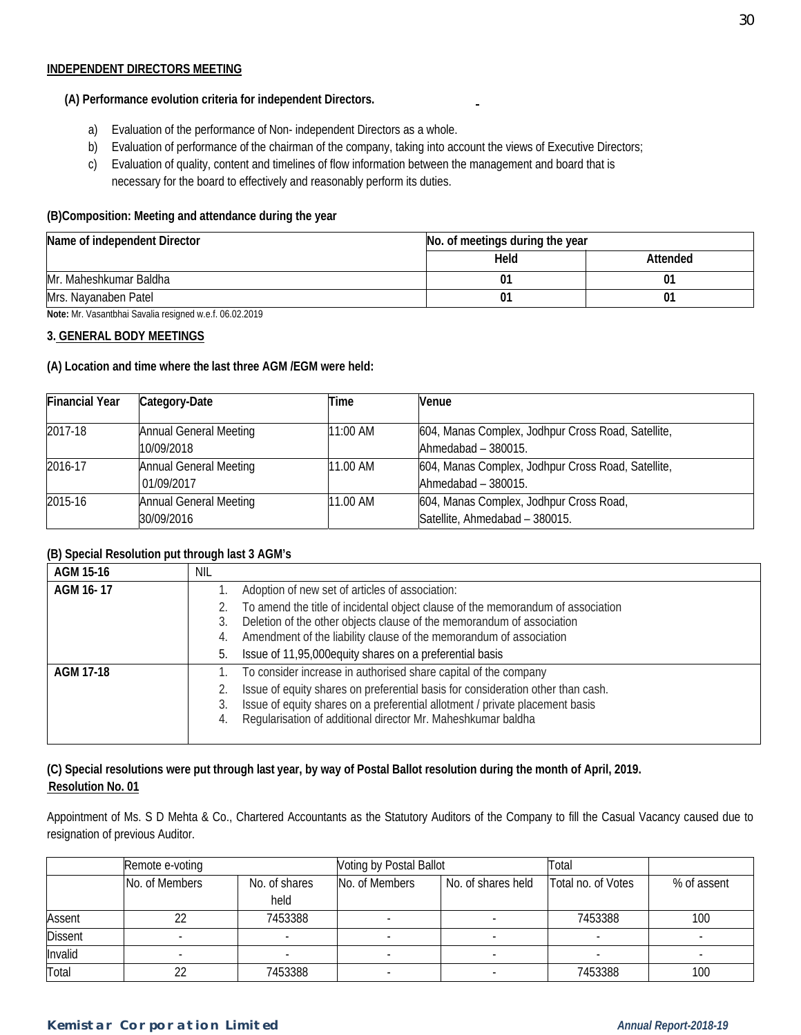**INDEPENDENT DIRECTORS MEETING**

**(A) Performance evolution criteria for independent Directors.**

a) Evaluation of the performance of Non- independent Directors as a whole.
b) Evaluation of performance of the chairman of the company, taking into account the views of Executive Directors;
c) Evaluation of quality, content and timelines of flow information between the management and board that is necessary for the board to effectively and reasonably perform its duties.

**(B)Composition: Meeting and attendance during the year**

| Name of independent Director | No. of meetings during the year | |
|---|---|---|
| | **Held** | **Attended** |
| Mr. Maheshkumar Baldha | **01** | **01** |
| Mrs. Nayanaben Patel | **01** | **01** |

**Note:** Mr. Vasantbhai Savalia resigned w.e.f. 06.02.2019

**3. GENERAL BODY MEETINGS**

**(A) Location and time where the last three AGM /EGM were held:**

| Financial Year | Category-Date | Time | Venue |
|---|---|---|---|
| 2017-18 | Annual General Meeting 10/09/2018 | 11:00 AM | 604, Manas Complex, Jodhpur Cross Road, Satellite, Ahmedabad – 380015. |
| 2016-17 | Annual General Meeting 01/09/2017 | 11.00 AM | 604, Manas Complex, Jodhpur Cross Road, Satellite, Ahmedabad – 380015. |
| 2015-16 | Annual General Meeting 30/09/2016 | 11.00 AM | 604, Manas Complex, Jodhpur Cross Road, Satellite, Ahmedabad – 380015. |

**(B) Special Resolution put through last 3 AGM's**

| | |
|---|---|
| **AGM 15-16** | NIL |
| **AGM 16- 17** | 1. Adoption of new set of articles of association:<br>2. To amend the title of incidental object clause of the memorandum of association<br>3. Deletion of the other objects clause of the memorandum of association<br>4. Amendment of the liability clause of the memorandum of association<br>5. Issue of 11,95,000equity shares on a preferential basis |
| **AGM 17-18** | 1. To consider increase in authorised share capital of the company<br>2. Issue of equity shares on preferential basis for consideration other than cash.<br>3. Issue of equity shares on a preferential allotment / private placement basis<br>4. Regularisation of additional director Mr. Maheshkumar baldha |

**(C) Special resolutions were put through last year, by way of Postal Ballot resolution during the month of April, 2019.**

**Resolution No. 01**

Appointment of Ms. S D Mehta & Co., Chartered Accountants as the Statutory Auditors of the Company to fill the Casual Vacancy caused due to resignation of previous Auditor.

| | Remote e-voting | | Voting by Postal Ballot | | Total | |
|---|---|---|---|---|---|---|
| | No. of Members | No. of shares held | No. of Members | No. of shares held | Total no. of Votes | % of assent |
| Assent | 22 | 7453388 | - | - | 7453388 | 100 |
| Dissent | - | - | - | - | - | - |
| Invalid | - | - | - | - | - | - |
| Total | 22 | 7453388 | - | - | 7453388 | 100 |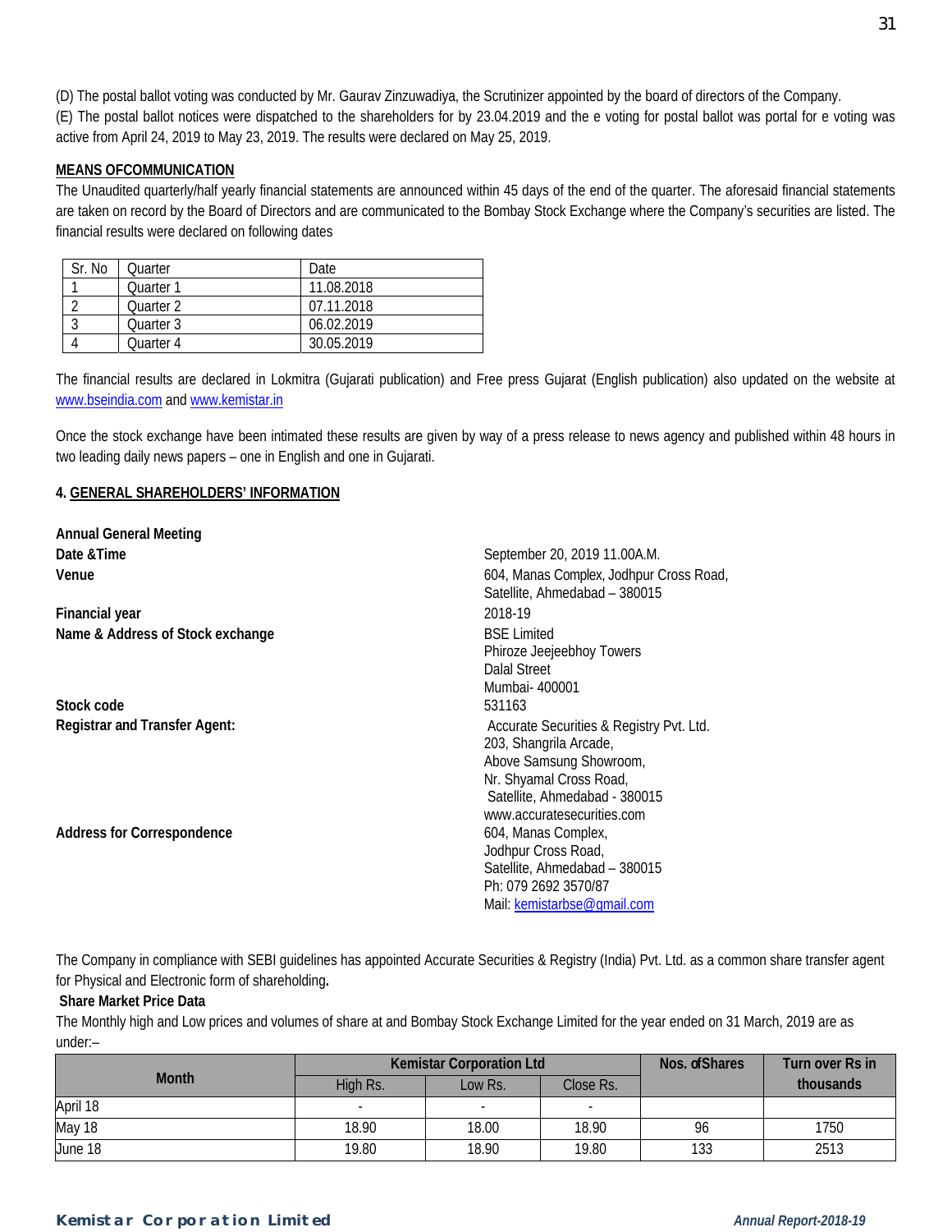(D) The postal ballot voting was conducted by Mr. Gaurav Zinzuwadiya, the Scrutinizer appointed by the board of directors of the Company.

(E) The postal ballot notices were dispatched to the shareholders for by 23.04.2019 and the e voting for postal ballot was portal for e voting was active from April 24, 2019 to May 23, 2019. The results were declared on May 25, 2019.

**MEANS OFCOMMUNICATION**

The Unaudited quarterly/half yearly financial statements are announced within 45 days of the end of the quarter. The aforesaid financial statements are taken on record by the Board of Directors and are communicated to the Bombay Stock Exchange where the Company's securities are listed. The financial results were declared on following dates

| Sr. No | Quarter | Date |
|---|---|---|
| 1 | Quarter 1 | 11.08.2018 |
| 2 | Quarter 2 | 07.11.2018 |
| 3 | Quarter 3 | 06.02.2019 |
| 4 | Quarter 4 | 30.05.2019 |

The financial results are declared in Lokmitra (Gujarati publication) and Free press Gujarat (English publication) also updated on the website at www.bseindia.com and www.kemistar.in

Once the stock exchange have been intimated these results are given by way of a press release to news agency and published within 48 hours in two leading daily news papers – one in English and one in Gujarati.

**4. GENERAL SHAREHOLDERS' INFORMATION**

**Annual General Meeting**

**Date &Time** — September 20, 2019 11.00A.M.

**Venue** — 604, Manas Complex, Jodhpur Cross Road, Satellite, Ahmedabad – 380015

**Financial year** — 2018-19

**Name & Address of Stock exchange** — BSE Limited
Phiroze Jeejeebhoy Towers
Dalal Street
Mumbai- 400001

**Stock code** — 531163

**Registrar and Transfer Agent:** — Accurate Securities & Registry Pvt. Ltd.
203, Shangrila Arcade,
Above Samsung Showroom,
Nr. Shyamal Cross Road,
Satellite, Ahmedabad - 380015
www.accuratesecurities.com

**Address for Correspondence** — 604, Manas Complex,
Jodhpur Cross Road,
Satellite, Ahmedabad – 380015
Ph: 079 2692 3570/87
Mail: kemistarbse@gmail.com

The Company in compliance with SEBI guidelines has appointed Accurate Securities & Registry (India) Pvt. Ltd. as a common share transfer agent for Physical and Electronic form of shareholding**.**

**Share Market Price Data**

The Monthly high and Low prices and volumes of share at and Bombay Stock Exchange Limited for the year ended on 31 March, 2019 are as under:–

| Month | Kemistar Corporation Ltd | | | Nos. ofShares | Turn over Rs in thousands |
|---|---|---|---|---|---|
| | High Rs. | Low Rs. | Close Rs. | | |
| April 18 | - | - | - | | |
| May 18 | 18.90 | 18.00 | 18.90 | 96 | 1750 |
| June 18 | 19.80 | 18.90 | 19.80 | 133 | 2513 |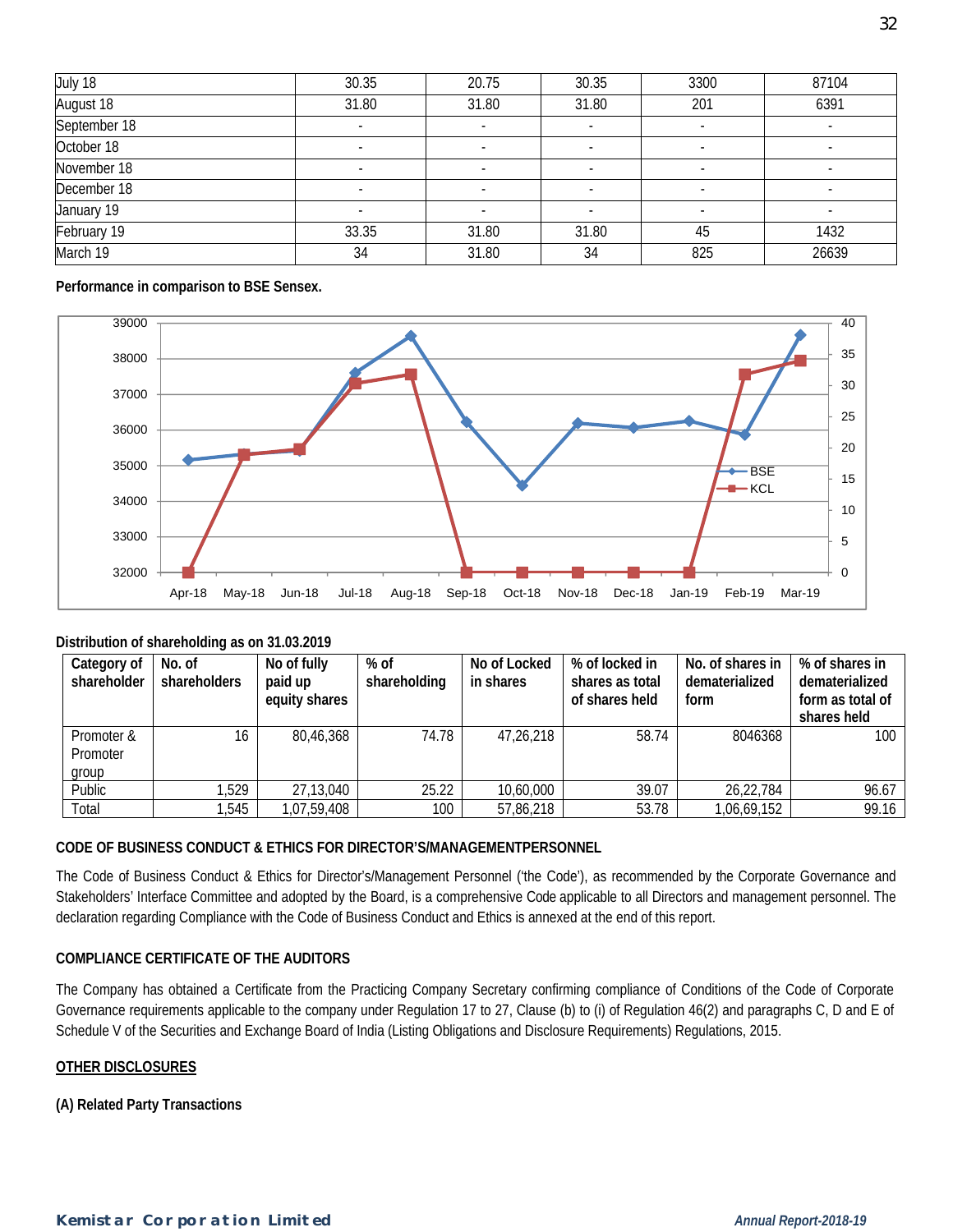| | | | | | |
|---|---|---|---|---|---|
| July 18 | 30.35 | 20.75 | 30.35 | 3300 | 87104 |
| August 18 | 31.80 | 31.80 | 31.80 | 201 | 6391 |
| September 18 | - | - | - | - | - |
| October 18 | - | - | - | - | - |
| November 18 | - | - | - | - | - |
| December 18 | - | - | - | - | - |
| January 19 | - | - | - | - | - |
| February 19 | 33.35 | 31.80 | 31.80 | 45 | 1432 |
| March 19 | 34 | 31.80 | 34 | 825 | 26639 |

**Performance in comparison to BSE Sensex.**

**Distribution of shareholding as on 31.03.2019**

| Category of shareholder | No. of shareholders | No of fully paid up equity shares | % of shareholding | No of Locked in shares | % of locked in shares as total of shares held | No. of shares in dematerialized form | % of shares in dematerialized form as total of shares held |
|---|---|---|---|---|---|---|---|
| Promoter & Promoter group | 16 | 80,46,368 | 74.78 | 47,26,218 | 58.74 | 8046368 | 100 |
| Public | 1,529 | 27,13,040 | 25.22 | 10,60,000 | 39.07 | 26,22,784 | 96.67 |
| Total | 1,545 | 1,07,59,408 | 100 | 57,86,218 | 53.78 | 1,06,69,152 | 99.16 |

**CODE OF BUSINESS CONDUCT & ETHICS FOR DIRECTOR'S/MANAGEMENTPERSONNEL**

The Code of Business Conduct & Ethics for Director's/Management Personnel ('the Code'), as recommended by the Corporate Governance and Stakeholders' Interface Committee and adopted by the Board, is a comprehensive Code applicable to all Directors and management personnel. The declaration regarding Compliance with the Code of Business Conduct and Ethics is annexed at the end of this report.

**COMPLIANCE CERTIFICATE OF THE AUDITORS**

The Company has obtained a Certificate from the Practicing Company Secretary confirming compliance of Conditions of the Code of Corporate Governance requirements applicable to the company under Regulation 17 to 27, Clause (b) to (i) of Regulation 46(2) and paragraphs C, D and E of Schedule V of the Securities and Exchange Board of India (Listing Obligations and Disclosure Requirements) Regulations, 2015.

**OTHER DISCLOSURES**

**(A) Related Party Transactions**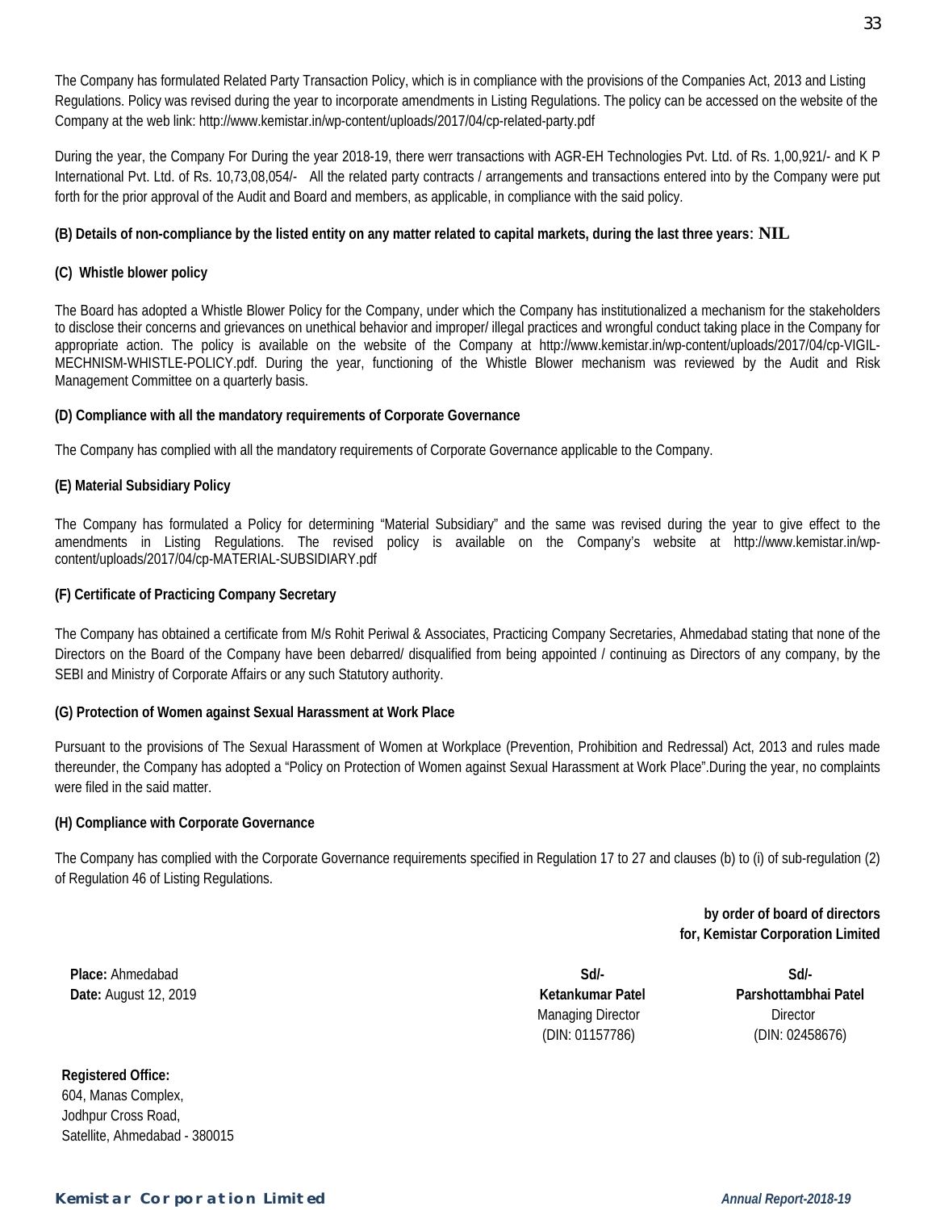The Company has formulated Related Party Transaction Policy, which is in compliance with the provisions of the Companies Act, 2013 and Listing Regulations. Policy was revised during the year to incorporate amendments in Listing Regulations. The policy can be accessed on the website of the Company at the web link: http://www.kemistar.in/wp-content/uploads/2017/04/cp-related-party.pdf

During the year, the Company For During the year 2018-19, there werr transactions with AGR-EH Technologies Pvt. Ltd. of Rs. 1,00,921/- and K P International Pvt. Ltd. of Rs. 10,73,08,054/- All the related party contracts / arrangements and transactions entered into by the Company were put forth for the prior approval of the Audit and Board and members, as applicable, in compliance with the said policy.

**(B) Details of non-compliance by the listed entity on any matter related to capital markets, during the last three years: NIL**

**(C) Whistle blower policy**

The Board has adopted a Whistle Blower Policy for the Company, under which the Company has institutionalized a mechanism for the stakeholders to disclose their concerns and grievances on unethical behavior and improper/ illegal practices and wrongful conduct taking place in the Company for appropriate action. The policy is available on the website of the Company at http://www.kemistar.in/wp-content/uploads/2017/04/cp-VIGIL-MECHNISM-WHISTLE-POLICY.pdf. During the year, functioning of the Whistle Blower mechanism was reviewed by the Audit and Risk Management Committee on a quarterly basis.

**(D) Compliance with all the mandatory requirements of Corporate Governance**

The Company has complied with all the mandatory requirements of Corporate Governance applicable to the Company.

**(E) Material Subsidiary Policy**

The Company has formulated a Policy for determining "Material Subsidiary" and the same was revised during the year to give effect to the amendments in Listing Regulations. The revised policy is available on the Company's website at http://www.kemistar.in/wp-content/uploads/2017/04/cp-MATERIAL-SUBSIDIARY.pdf

**(F) Certificate of Practicing Company Secretary**

The Company has obtained a certificate from M/s Rohit Periwal & Associates, Practicing Company Secretaries, Ahmedabad stating that none of the Directors on the Board of the Company have been debarred/ disqualified from being appointed / continuing as Directors of any company, by the SEBI and Ministry of Corporate Affairs or any such Statutory authority.

**(G) Protection of Women against Sexual Harassment at Work Place**

Pursuant to the provisions of The Sexual Harassment of Women at Workplace (Prevention, Prohibition and Redressal) Act, 2013 and rules made thereunder, the Company has adopted a "Policy on Protection of Women against Sexual Harassment at Work Place".During the year, no complaints were filed in the said matter.

**(H) Compliance with Corporate Governance**

The Company has complied with the Corporate Governance requirements specified in Regulation 17 to 27 and clauses (b) to (i) of sub-regulation (2) of Regulation 46 of Listing Regulations.

**by order of board of directors**
**for, Kemistar Corporation Limited**

**Place:** Ahmedabad
**Date:** August 12, 2019

| Sd/- | Sd/- |
|---|---|
| **Ketankumar Patel** | **Parshottambhai Patel** |
| Managing Director | Director |
| (DIN: 01157786) | (DIN: 02458676) |

**Registered Office:**
604, Manas Complex,
Jodhpur Cross Road,
Satellite, Ahmedabad - 380015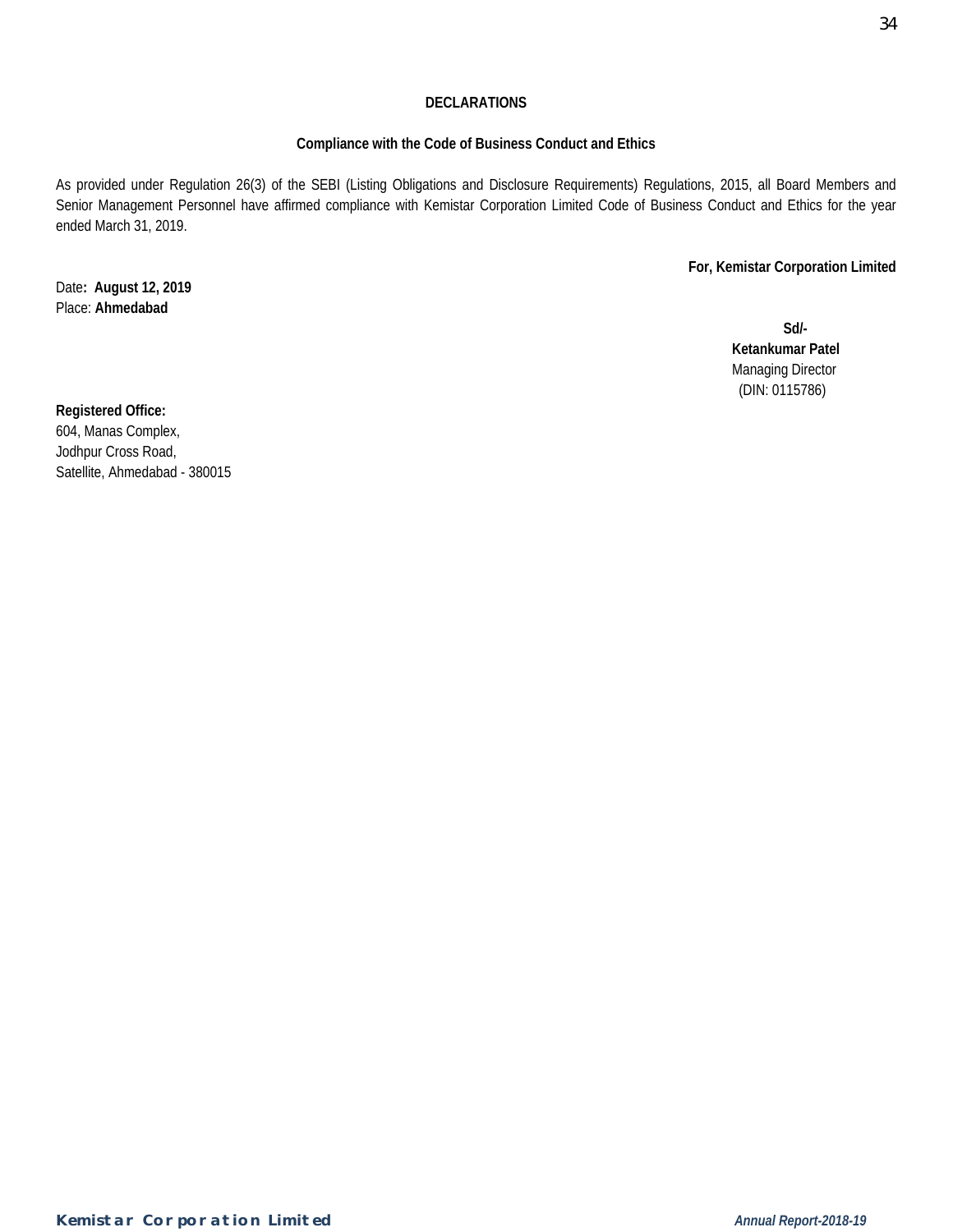## DECLARATIONS

### Compliance with the Code of Business Conduct and Ethics

As provided under Regulation 26(3) of the SEBI (Listing Obligations and Disclosure Requirements) Regulations, 2015, all Board Members and Senior Management Personnel have affirmed compliance with Kemistar Corporation Limited Code of Business Conduct and Ethics for the year ended March 31, 2019.

**For, Kemistar Corporation Limited**

Date**: August 12, 2019**
Place: **Ahmedabad**

**Sd/-**
**Ketankumar Patel**
Managing Director
(DIN: 0115786)

**Registered Office:**
604, Manas Complex,
Jodhpur Cross Road,
Satellite, Ahmedabad - 380015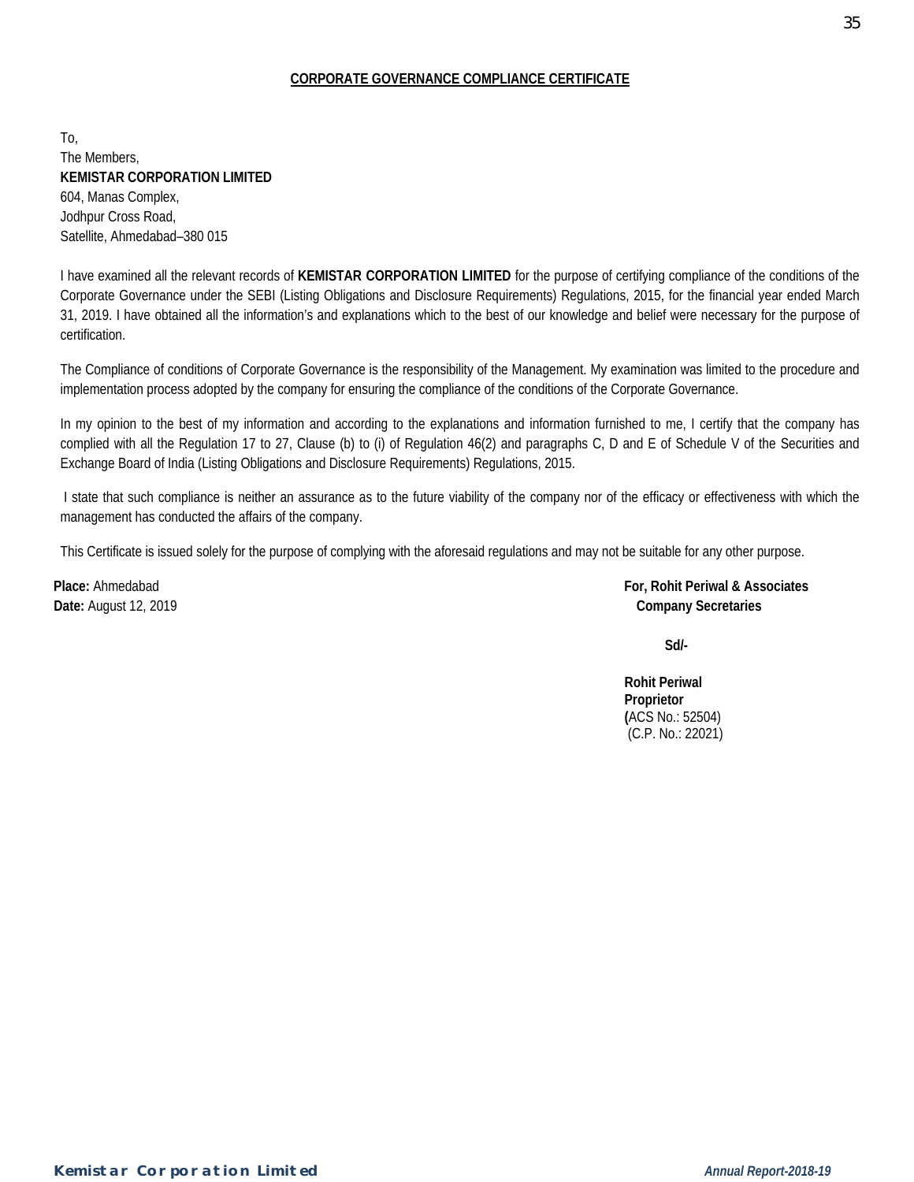## CORPORATE GOVERNANCE COMPLIANCE CERTIFICATE

To,
The Members,
**KEMISTAR CORPORATION LIMITED**
604, Manas Complex,
Jodhpur Cross Road,
Satellite, Ahmedabad–380 015

I have examined all the relevant records of **KEMISTAR CORPORATION LIMITED** for the purpose of certifying compliance of the conditions of the Corporate Governance under the SEBI (Listing Obligations and Disclosure Requirements) Regulations, 2015, for the financial year ended March 31, 2019. I have obtained all the information's and explanations which to the best of our knowledge and belief were necessary for the purpose of certification.

The Compliance of conditions of Corporate Governance is the responsibility of the Management. My examination was limited to the procedure and implementation process adopted by the company for ensuring the compliance of the conditions of the Corporate Governance.

In my opinion to the best of my information and according to the explanations and information furnished to me, I certify that the company has complied with all the Regulation 17 to 27, Clause (b) to (i) of Regulation 46(2) and paragraphs C, D and E of Schedule V of the Securities and Exchange Board of India (Listing Obligations and Disclosure Requirements) Regulations, 2015.

I state that such compliance is neither an assurance as to the future viability of the company nor of the efficacy or effectiveness with which the management has conducted the affairs of the company.

This Certificate is issued solely for the purpose of complying with the aforesaid regulations and may not be suitable for any other purpose.

**Place:** Ahmedabad
**Date:** August 12, 2019

**For, Rohit Periwal & Associates**
**Company Secretaries**

**Sd/-**

**Rohit Periwal**
**Proprietor**
**(**ACS No.: 52504)
(C.P. No.: 22021)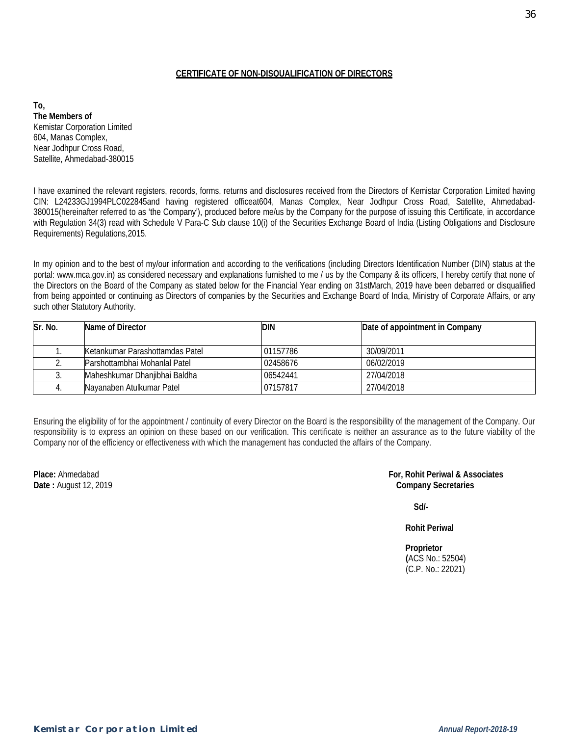## CERTIFICATE OF NON-DISQUALIFICATION OF DIRECTORS

**To,**
**The Members of**
Kemistar Corporation Limited
604, Manas Complex,
Near Jodhpur Cross Road,
Satellite, Ahmedabad-380015

I have examined the relevant registers, records, forms, returns and disclosures received from the Directors of Kemistar Corporation Limited having CIN: L24233GJ1994PLC022845and having registered officeat604, Manas Complex, Near Jodhpur Cross Road, Satellite, Ahmedabad-380015(hereinafter referred to as 'the Company'), produced before me/us by the Company for the purpose of issuing this Certificate, in accordance with Regulation 34(3) read with Schedule V Para-C Sub clause 10(i) of the Securities Exchange Board of India (Listing Obligations and Disclosure Requirements) Regulations,2015.

In my opinion and to the best of my/our information and according to the verifications (including Directors Identification Number (DIN) status at the portal: www.mca.gov.in) as considered necessary and explanations furnished to me / us by the Company & its officers, I hereby certify that none of the Directors on the Board of the Company as stated below for the Financial Year ending on 31stMarch, 2019 have been debarred or disqualified from being appointed or continuing as Directors of companies by the Securities and Exchange Board of India, Ministry of Corporate Affairs, or any such other Statutory Authority.

| Sr. No. | Name of Director | DIN | Date of appointment in Company |
|---|---|---|---|
| 1. | Ketankumar Parashottamdas Patel | 01157786 | 30/09/2011 |
| 2. | Parshottambhai Mohanlal Patel | 02458676 | 06/02/2019 |
| 3. | Maheshkumar Dhanjibhai Baldha | 06542441 | 27/04/2018 |
| 4. | Nayanaben Atulkumar Patel | 07157817 | 27/04/2018 |

Ensuring the eligibility of for the appointment / continuity of every Director on the Board is the responsibility of the management of the Company. Our responsibility is to express an opinion on these based on our verification. This certificate is neither an assurance as to the future viability of the Company nor of the efficiency or effectiveness with which the management has conducted the affairs of the Company.

**Place:** Ahmedabad
**Date :** August 12, 2019

**For, Rohit Periwal & Associates**
**Company Secretaries**

**Sd/-**

**Rohit Periwal**

**Proprietor**
**(**ACS No.: 52504)
(C.P. No.: 22021)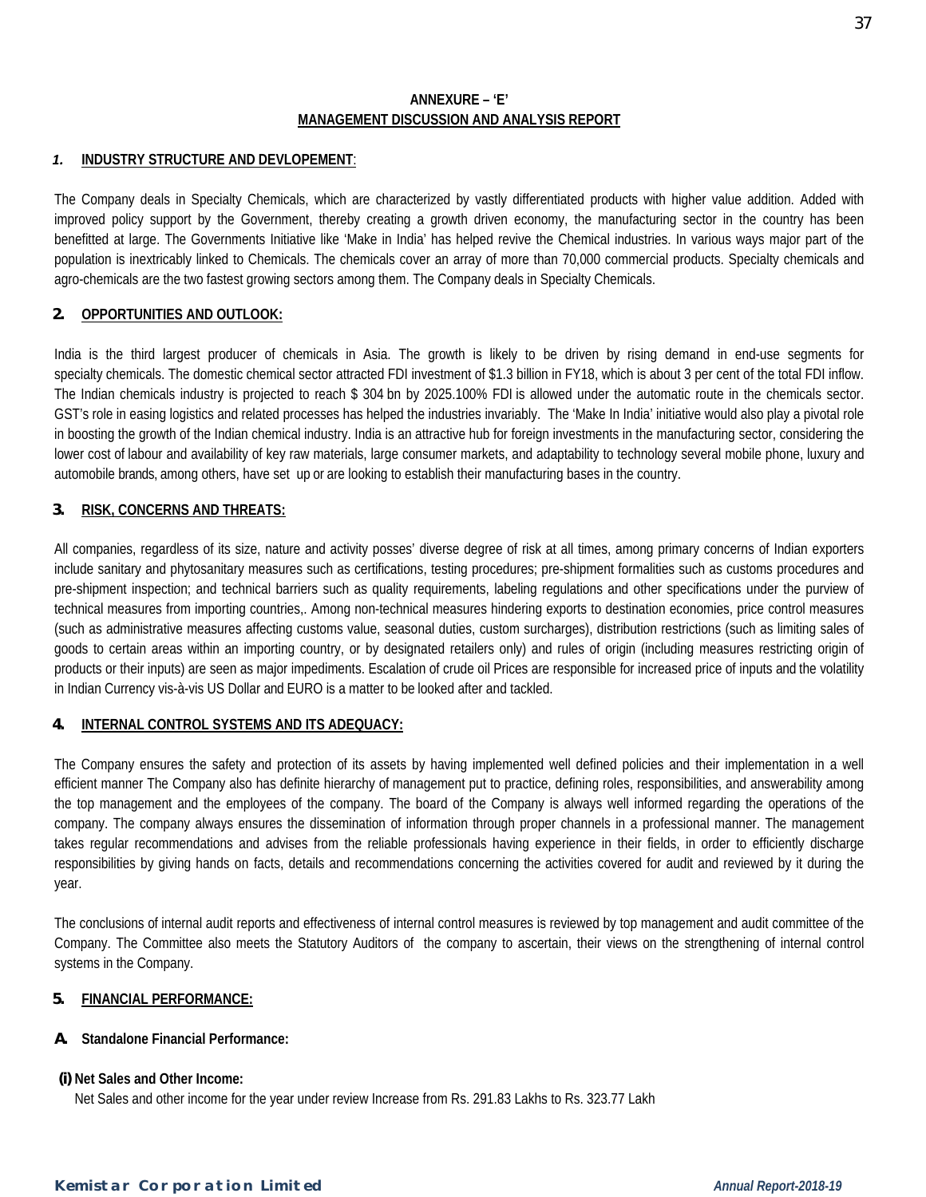# ANNEXURE – 'E'

## MANAGEMENT DISCUSSION AND ANALYSIS REPORT

### *1.* INDUSTRY STRUCTURE AND DEVLOPEMENT:

The Company deals in Specialty Chemicals, which are characterized by vastly differentiated products with higher value addition. Added with improved policy support by the Government, thereby creating a growth driven economy, the manufacturing sector in the country has been benefitted at large. The Governments Initiative like 'Make in India' has helped revive the Chemical industries. In various ways major part of the population is inextricably linked to Chemicals. The chemicals cover an array of more than 70,000 commercial products. Specialty chemicals and agro-chemicals are the two fastest growing sectors among them. The Company deals in Specialty Chemicals.

### 2. OPPORTUNITIES AND OUTLOOK:

India is the third largest producer of chemicals in Asia. The growth is likely to be driven by rising demand in end-use segments for specialty chemicals. The domestic chemical sector attracted FDI investment of $1.3 billion in FY18, which is about 3 per cent of the total FDI inflow. The Indian chemicals industry is projected to reach $ 304 bn by 2025.100% FDI is allowed under the automatic route in the chemicals sector. GST's role in easing logistics and related processes has helped the industries invariably. The 'Make In India' initiative would also play a pivotal role in boosting the growth of the Indian chemical industry. India is an attractive hub for foreign investments in the manufacturing sector, considering the lower cost of labour and availability of key raw materials, large consumer markets, and adaptability to technology several mobile phone, luxury and automobile brands, among others, have set up or are looking to establish their manufacturing bases in the country.

### 3. RISK, CONCERNS AND THREATS:

All companies, regardless of its size, nature and activity posses' diverse degree of risk at all times, among primary concerns of Indian exporters include sanitary and phytosanitary measures such as certifications, testing procedures; pre-shipment formalities such as customs procedures and pre-shipment inspection; and technical barriers such as quality requirements, labeling regulations and other specifications under the purview of technical measures from importing countries,. Among non-technical measures hindering exports to destination economies, price control measures (such as administrative measures affecting customs value, seasonal duties, custom surcharges), distribution restrictions (such as limiting sales of goods to certain areas within an importing country, or by designated retailers only) and rules of origin (including measures restricting origin of products or their inputs) are seen as major impediments. Escalation of crude oil Prices are responsible for increased price of inputs and the volatility in Indian Currency vis-à-vis US Dollar and EURO is a matter to be looked after and tackled.

### 4. INTERNAL CONTROL SYSTEMS AND ITS ADEQUACY:

The Company ensures the safety and protection of its assets by having implemented well defined policies and their implementation in a well efficient manner The Company also has definite hierarchy of management put to practice, defining roles, responsibilities, and answerability among the top management and the employees of the company. The board of the Company is always well informed regarding the operations of the company. The company always ensures the dissemination of information through proper channels in a professional manner. The management takes regular recommendations and advises from the reliable professionals having experience in their fields, in order to efficiently discharge responsibilities by giving hands on facts, details and recommendations concerning the activities covered for audit and reviewed by it during the year.

The conclusions of internal audit reports and effectiveness of internal control measures is reviewed by top management and audit committee of the Company. The Committee also meets the Statutory Auditors of the company to ascertain, their views on the strengthening of internal control systems in the Company.

### 5. FINANCIAL PERFORMANCE:

**A. Standalone Financial Performance:**

**(i) Net Sales and Other Income:**

Net Sales and other income for the year under review Increase from Rs. 291.83 Lakhs to Rs. 323.77 Lakh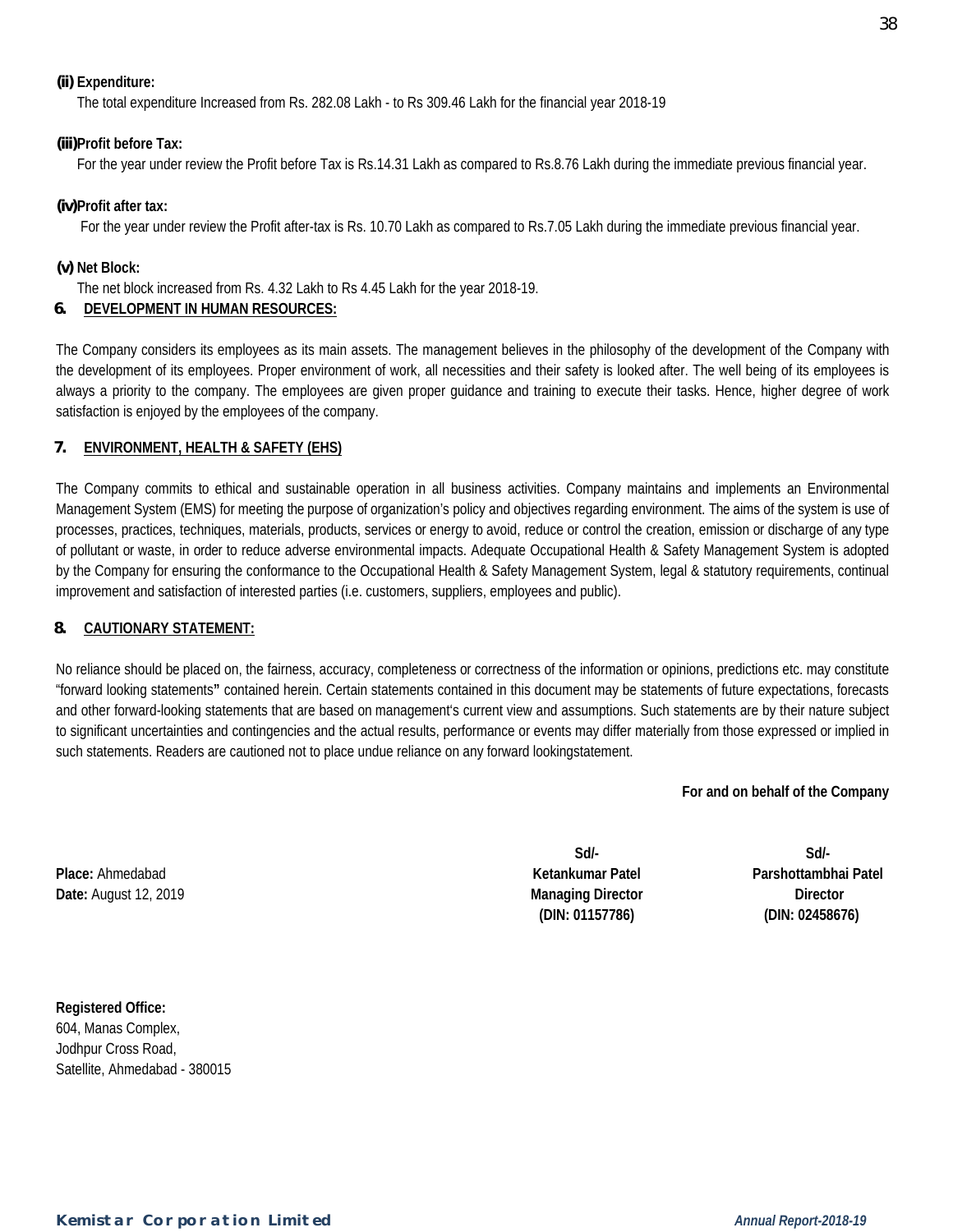**(ii) Expenditure:**

The total expenditure Increased from Rs. 282.08 Lakh - to Rs 309.46 Lakh for the financial year 2018-19

**(iii) Profit before Tax:**

For the year under review the Profit before Tax is Rs.14.31 Lakh as compared to Rs.8.76 Lakh during the immediate previous financial year.

**(iv) Profit after tax:**

For the year under review the Profit after-tax is Rs. 10.70 Lakh as compared to Rs.7.05 Lakh during the immediate previous financial year.

**(v) Net Block:**

The net block increased from Rs. 4.32 Lakh to Rs 4.45 Lakh for the year 2018-19.

## 6. DEVELOPMENT IN HUMAN RESOURCES:

The Company considers its employees as its main assets. The management believes in the philosophy of the development of the Company with the development of its employees. Proper environment of work, all necessities and their safety is looked after. The well being of its employees is always a priority to the company. The employees are given proper guidance and training to execute their tasks. Hence, higher degree of work satisfaction is enjoyed by the employees of the company.

## 7. ENVIRONMENT, HEALTH & SAFETY (EHS)

The Company commits to ethical and sustainable operation in all business activities. Company maintains and implements an Environmental Management System (EMS) for meeting the purpose of organization's policy and objectives regarding environment. The aims of the system is use of processes, practices, techniques, materials, products, services or energy to avoid, reduce or control the creation, emission or discharge of any type of pollutant or waste, in order to reduce adverse environmental impacts. Adequate Occupational Health & Safety Management System is adopted by the Company for ensuring the conformance to the Occupational Health & Safety Management System, legal & statutory requirements, continual improvement and satisfaction of interested parties (i.e. customers, suppliers, employees and public).

## 8. CAUTIONARY STATEMENT:

No reliance should be placed on, the fairness, accuracy, completeness or correctness of the information or opinions, predictions etc. may constitute "forward looking statements" contained herein. Certain statements contained in this document may be statements of future expectations, forecasts and other forward-looking statements that are based on management's current view and assumptions. Such statements are by their nature subject to significant uncertainties and contingencies and the actual results, performance or events may differ materially from those expressed or implied in such statements. Readers are cautioned not to place undue reliance on any forward lookingstatement.

**For and on behalf of the Company**

**Place:** Ahmedabad
**Date:** August 12, 2019

**Sd/-**
**Ketankumar Patel**
**Managing Director**
**(DIN: 01157786)**

**Sd/-**
**Parshottambhai Patel**
**Director**
**(DIN: 02458676)**

**Registered Office:**
604, Manas Complex,
Jodhpur Cross Road,
Satellite, Ahmedabad - 380015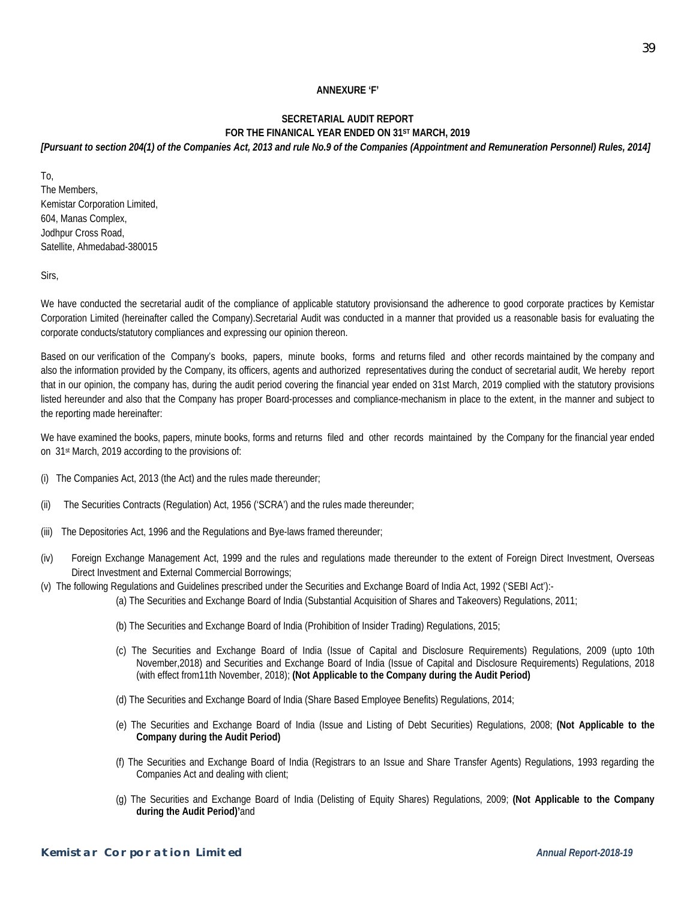**ANNEXURE 'F'**

**SECRETARIAL AUDIT REPORT**
**FOR THE FINANICAL YEAR ENDED ON 31ST MARCH, 2019**

***[Pursuant to section 204(1) of the Companies Act, 2013 and rule No.9 of the Companies (Appointment and Remuneration Personnel) Rules, 2014]***

To,
The Members,
Kemistar Corporation Limited,
604, Manas Complex,
Jodhpur Cross Road,
Satellite, Ahmedabad-380015

Sirs,

We have conducted the secretarial audit of the compliance of applicable statutory provisionsand the adherence to good corporate practices by Kemistar Corporation Limited (hereinafter called the Company).Secretarial Audit was conducted in a manner that provided us a reasonable basis for evaluating the corporate conducts/statutory compliances and expressing our opinion thereon.

Based on our verification of the Company's books, papers, minute books, forms and returns filed and other records maintained by the company and also the information provided by the Company, its officers, agents and authorized representatives during the conduct of secretarial audit, We hereby report that in our opinion, the company has, during the audit period covering the financial year ended on 31st March, 2019 complied with the statutory provisions listed hereunder and also that the Company has proper Board-processes and compliance-mechanism in place to the extent, in the manner and subject to the reporting made hereinafter:

We have examined the books, papers, minute books, forms and returns filed and other records maintained by the Company for the financial year ended on 31st March, 2019 according to the provisions of:

(i) The Companies Act, 2013 (the Act) and the rules made thereunder;

(ii) The Securities Contracts (Regulation) Act, 1956 ('SCRA') and the rules made thereunder;

(iii) The Depositories Act, 1996 and the Regulations and Bye-laws framed thereunder;

(iv) Foreign Exchange Management Act, 1999 and the rules and regulations made thereunder to the extent of Foreign Direct Investment, Overseas Direct Investment and External Commercial Borrowings;

(v) The following Regulations and Guidelines prescribed under the Securities and Exchange Board of India Act, 1992 ('SEBI Act'):-

(a) The Securities and Exchange Board of India (Substantial Acquisition of Shares and Takeovers) Regulations, 2011;

(b) The Securities and Exchange Board of India (Prohibition of Insider Trading) Regulations, 2015;

(c) The Securities and Exchange Board of India (Issue of Capital and Disclosure Requirements) Regulations, 2009 (upto 10th November,2018) and Securities and Exchange Board of India (Issue of Capital and Disclosure Requirements) Regulations, 2018 (with effect from11th November, 2018); **(Not Applicable to the Company during the Audit Period)**

(d) The Securities and Exchange Board of India (Share Based Employee Benefits) Regulations, 2014;

(e) The Securities and Exchange Board of India (Issue and Listing of Debt Securities) Regulations, 2008; **(Not Applicable to the Company during the Audit Period)**

(f) The Securities and Exchange Board of India (Registrars to an Issue and Share Transfer Agents) Regulations, 1993 regarding the Companies Act and dealing with client;

(g) The Securities and Exchange Board of India (Delisting of Equity Shares) Regulations, 2009; **(Not Applicable to the Company during the Audit Period)'**and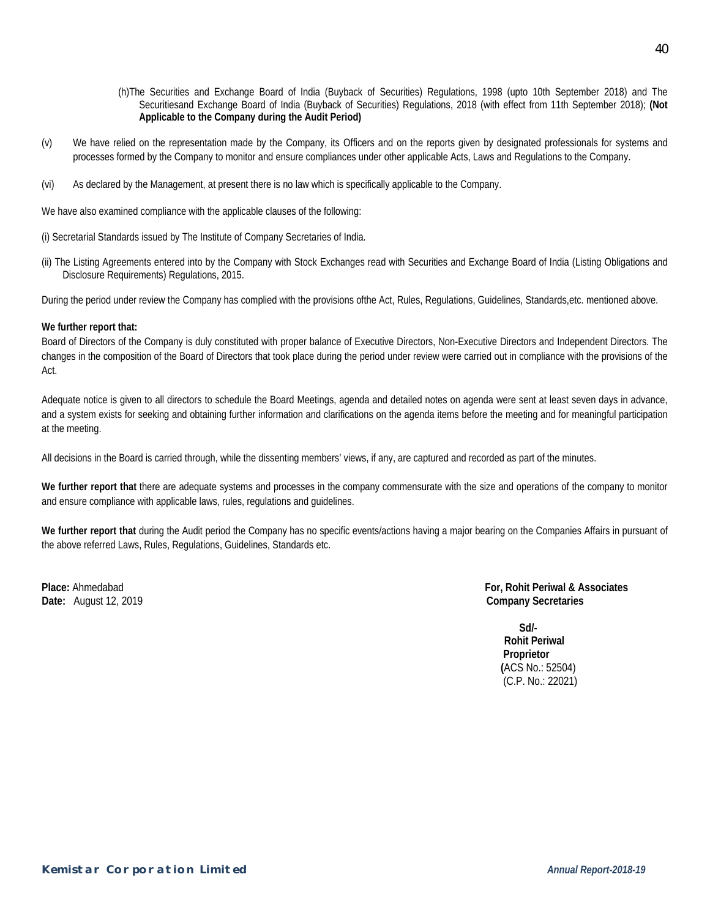(h) The Securities and Exchange Board of India (Buyback of Securities) Regulations, 1998 (upto 10th September 2018) and The Securitiesand Exchange Board of India (Buyback of Securities) Regulations, 2018 (with effect from 11th September 2018); **(Not Applicable to the Company during the Audit Period)**

(v) We have relied on the representation made by the Company, its Officers and on the reports given by designated professionals for systems and processes formed by the Company to monitor and ensure compliances under other applicable Acts, Laws and Regulations to the Company.

(vi) As declared by the Management, at present there is no law which is specifically applicable to the Company.

We have also examined compliance with the applicable clauses of the following:

(i) Secretarial Standards issued by The Institute of Company Secretaries of India.

(ii) The Listing Agreements entered into by the Company with Stock Exchanges read with Securities and Exchange Board of India (Listing Obligations and Disclosure Requirements) Regulations, 2015.

During the period under review the Company has complied with the provisions ofthe Act, Rules, Regulations, Guidelines, Standards,etc. mentioned above.

**We further report that:**

Board of Directors of the Company is duly constituted with proper balance of Executive Directors, Non-Executive Directors and Independent Directors. The changes in the composition of the Board of Directors that took place during the period under review were carried out in compliance with the provisions of the Act.

Adequate notice is given to all directors to schedule the Board Meetings, agenda and detailed notes on agenda were sent at least seven days in advance, and a system exists for seeking and obtaining further information and clarifications on the agenda items before the meeting and for meaningful participation at the meeting.

All decisions in the Board is carried through, while the dissenting members' views, if any, are captured and recorded as part of the minutes.

**We further report that** there are adequate systems and processes in the company commensurate with the size and operations of the company to monitor and ensure compliance with applicable laws, rules, regulations and guidelines.

**We further report that** during the Audit period the Company has no specific events/actions having a major bearing on the Companies Affairs in pursuant of the above referred Laws, Rules, Regulations, Guidelines, Standards etc.

**Place:** Ahmedabad
**Date:** August 12, 2019

**For, Rohit Periwal & Associates**
**Company Secretaries**

**Sd/-**
**Rohit Periwal**
**Proprietor**
(ACS No.: 52504)
(C.P. No.: 22021)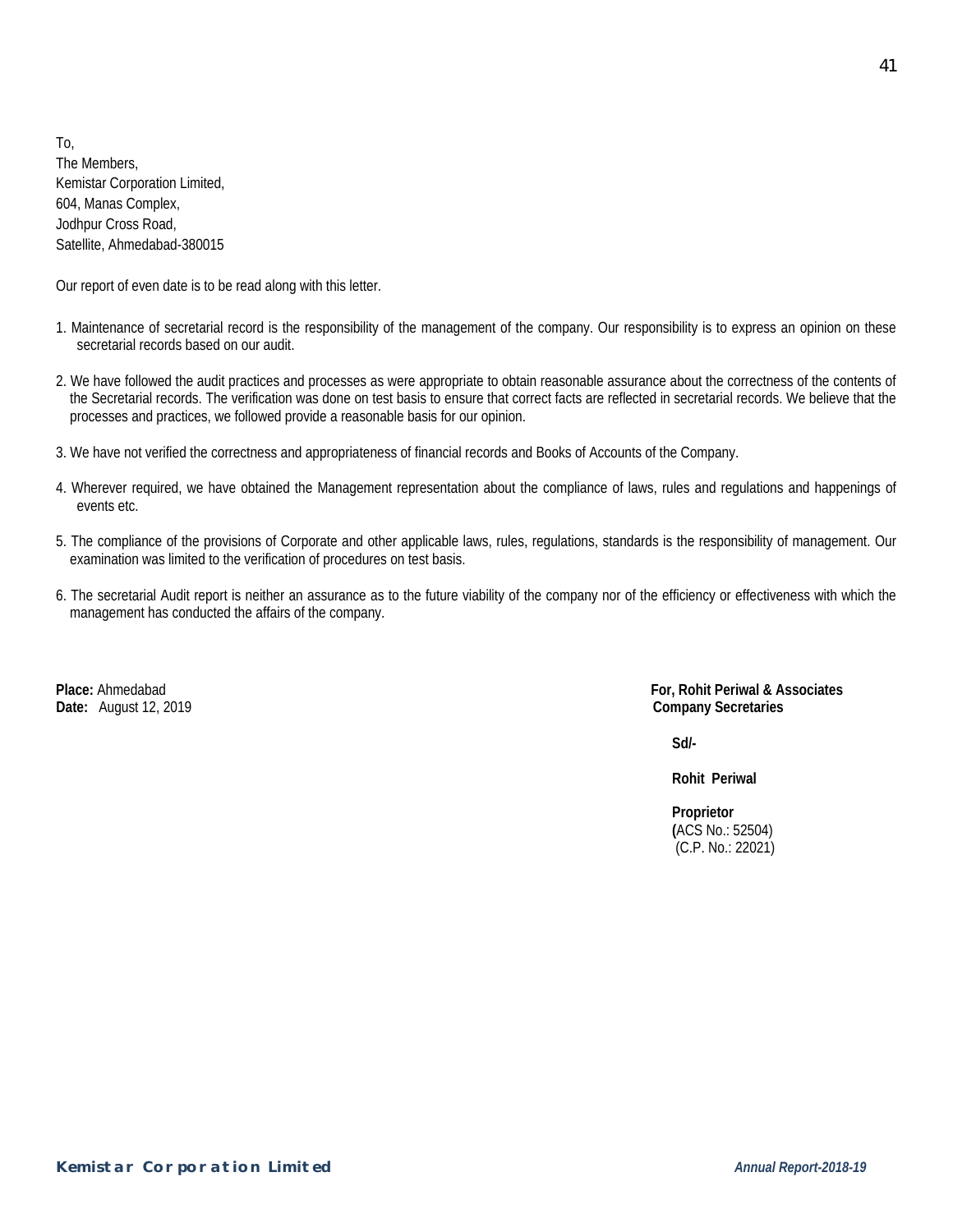To,
The Members,
Kemistar Corporation Limited,
604, Manas Complex,
Jodhpur Cross Road,
Satellite, Ahmedabad-380015

Our report of even date is to be read along with this letter.

1. Maintenance of secretarial record is the responsibility of the management of the company. Our responsibility is to express an opinion on these secretarial records based on our audit.

2. We have followed the audit practices and processes as were appropriate to obtain reasonable assurance about the correctness of the contents of the Secretarial records. The verification was done on test basis to ensure that correct facts are reflected in secretarial records. We believe that the processes and practices, we followed provide a reasonable basis for our opinion.

3. We have not verified the correctness and appropriateness of financial records and Books of Accounts of the Company.

4. Wherever required, we have obtained the Management representation about the compliance of laws, rules and regulations and happenings of events etc.

5. The compliance of the provisions of Corporate and other applicable laws, rules, regulations, standards is the responsibility of management. Our examination was limited to the verification of procedures on test basis.

6. The secretarial Audit report is neither an assurance as to the future viability of the company nor of the efficiency or effectiveness with which the management has conducted the affairs of the company.

**Place:** Ahmedabad
**Date:** August 12, 2019

**For, Rohit Periwal & Associates**
**Company Secretaries**

**Sd/-**

**Rohit Periwal**

**Proprietor**
**(**ACS No.: 52504)
(C.P. No.: 22021)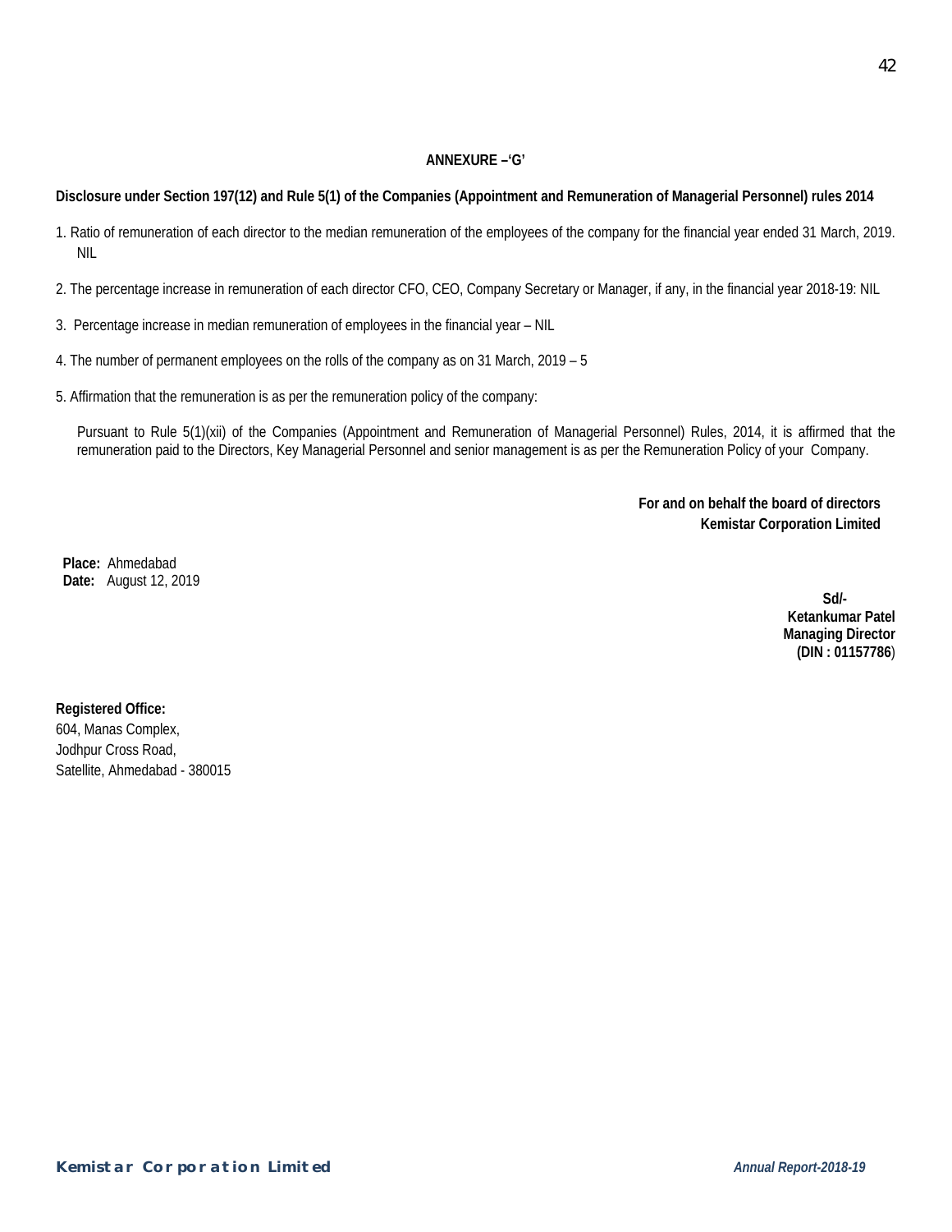## ANNEXURE –'G'

**Disclosure under Section 197(12) and Rule 5(1) of the Companies (Appointment and Remuneration of Managerial Personnel) rules 2014**

1. Ratio of remuneration of each director to the median remuneration of the employees of the company for the financial year ended 31 March, 2019. NIL

2. The percentage increase in remuneration of each director CFO, CEO, Company Secretary or Manager, if any, in the financial year 2018-19: NIL

3. Percentage increase in median remuneration of employees in the financial year – NIL

4. The number of permanent employees on the rolls of the company as on 31 March, 2019 – 5

5. Affirmation that the remuneration is as per the remuneration policy of the company:

   Pursuant to Rule 5(1)(xii) of the Companies (Appointment and Remuneration of Managerial Personnel) Rules, 2014, it is affirmed that the remuneration paid to the Directors, Key Managerial Personnel and senior management is as per the Remuneration Policy of your Company.

**For and on behalf the board of directors**
**Kemistar Corporation Limited**

**Place:** Ahmedabad
**Date:** August 12, 2019

**Sd/-**
**Ketankumar Patel**
**Managing Director**
**(DIN : 01157786)**

**Registered Office:**
604, Manas Complex,
Jodhpur Cross Road,
Satellite, Ahmedabad - 380015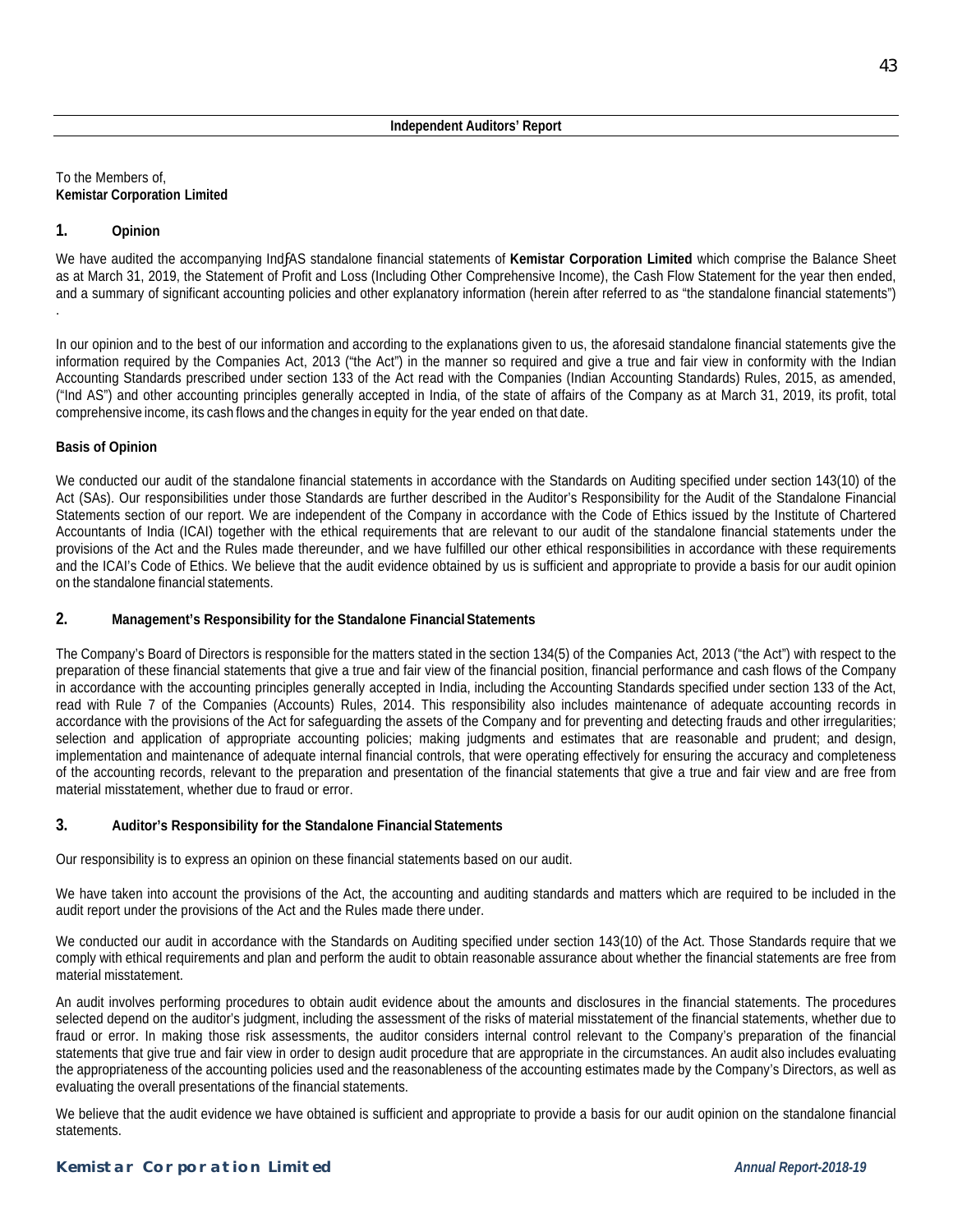## Independent Auditors' Report

To the Members of,
**Kemistar Corporation Limited**

### 1. Opinion

We have audited the accompanying IndƒAS standalone financial statements of **Kemistar Corporation Limited** which comprise the Balance Sheet as at March 31, 2019, the Statement of Profit and Loss (Including Other Comprehensive Income), the Cash Flow Statement for the year then ended, and a summary of significant accounting policies and other explanatory information (herein after referred to as "the standalone financial statements") .

In our opinion and to the best of our information and according to the explanations given to us, the aforesaid standalone financial statements give the information required by the Companies Act, 2013 ("the Act") in the manner so required and give a true and fair view in conformity with the Indian Accounting Standards prescribed under section 133 of the Act read with the Companies (Indian Accounting Standards) Rules, 2015, as amended, ("Ind AS") and other accounting principles generally accepted in India, of the state of affairs of the Company as at March 31, 2019, its profit, total comprehensive income, its cash flows and the changes in equity for the year ended on that date.

**Basis of Opinion**

We conducted our audit of the standalone financial statements in accordance with the Standards on Auditing specified under section 143(10) of the Act (SAs). Our responsibilities under those Standards are further described in the Auditor's Responsibility for the Audit of the Standalone Financial Statements section of our report. We are independent of the Company in accordance with the Code of Ethics issued by the Institute of Chartered Accountants of India (ICAI) together with the ethical requirements that are relevant to our audit of the standalone financial statements under the provisions of the Act and the Rules made thereunder, and we have fulfilled our other ethical responsibilities in accordance with these requirements and the ICAI's Code of Ethics. We believe that the audit evidence obtained by us is sufficient and appropriate to provide a basis for our audit opinion on the standalone financial statements.

### 2. Management's Responsibility for the Standalone Financial Statements

The Company's Board of Directors is responsible for the matters stated in the section 134(5) of the Companies Act, 2013 ("the Act") with respect to the preparation of these financial statements that give a true and fair view of the financial position, financial performance and cash flows of the Company in accordance with the accounting principles generally accepted in India, including the Accounting Standards specified under section 133 of the Act, read with Rule 7 of the Companies (Accounts) Rules, 2014. This responsibility also includes maintenance of adequate accounting records in accordance with the provisions of the Act for safeguarding the assets of the Company and for preventing and detecting frauds and other irregularities; selection and application of appropriate accounting policies; making judgments and estimates that are reasonable and prudent; and design, implementation and maintenance of adequate internal financial controls, that were operating effectively for ensuring the accuracy and completeness of the accounting records, relevant to the preparation and presentation of the financial statements that give a true and fair view and are free from material misstatement, whether due to fraud or error.

### 3. Auditor's Responsibility for the Standalone Financial Statements

Our responsibility is to express an opinion on these financial statements based on our audit.

We have taken into account the provisions of the Act, the accounting and auditing standards and matters which are required to be included in the audit report under the provisions of the Act and the Rules made there under.

We conducted our audit in accordance with the Standards on Auditing specified under section 143(10) of the Act. Those Standards require that we comply with ethical requirements and plan and perform the audit to obtain reasonable assurance about whether the financial statements are free from material misstatement.

An audit involves performing procedures to obtain audit evidence about the amounts and disclosures in the financial statements. The procedures selected depend on the auditor's judgment, including the assessment of the risks of material misstatement of the financial statements, whether due to fraud or error. In making those risk assessments, the auditor considers internal control relevant to the Company's preparation of the financial statements that give true and fair view in order to design audit procedure that are appropriate in the circumstances. An audit also includes evaluating the appropriateness of the accounting policies used and the reasonableness of the accounting estimates made by the Company's Directors, as well as evaluating the overall presentations of the financial statements.

We believe that the audit evidence we have obtained is sufficient and appropriate to provide a basis for our audit opinion on the standalone financial statements.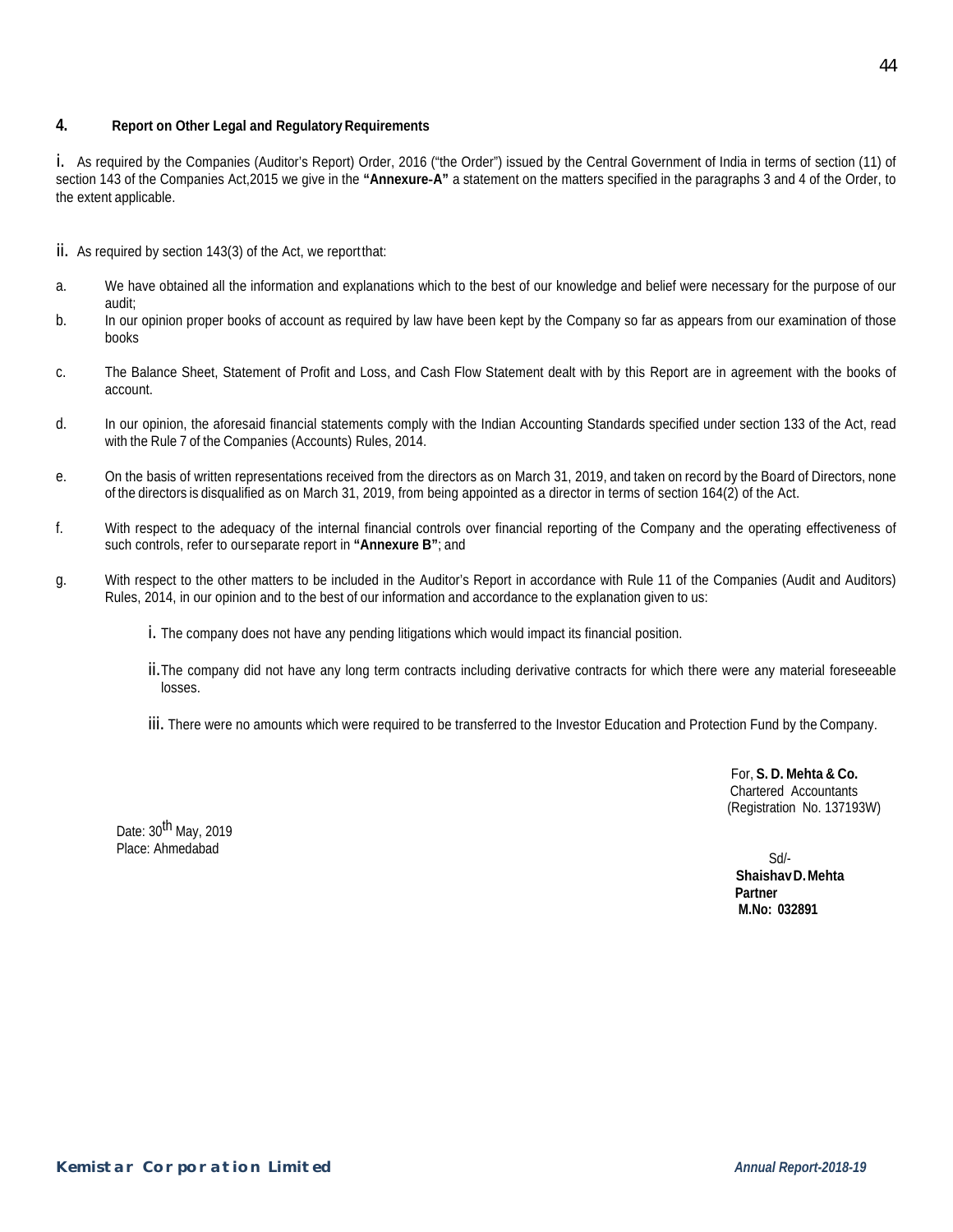## 4. Report on Other Legal and Regulatory Requirements

i. As required by the Companies (Auditor's Report) Order, 2016 ("the Order") issued by the Central Government of India in terms of section (11) of section 143 of the Companies Act,2015 we give in the **"Annexure-A"** a statement on the matters specified in the paragraphs 3 and 4 of the Order, to the extent applicable.

ii. As required by section 143(3) of the Act, we report that:

a. We have obtained all the information and explanations which to the best of our knowledge and belief were necessary for the purpose of our audit;

b. In our opinion proper books of account as required by law have been kept by the Company so far as appears from our examination of those books

c. The Balance Sheet, Statement of Profit and Loss, and Cash Flow Statement dealt with by this Report are in agreement with the books of account.

d. In our opinion, the aforesaid financial statements comply with the Indian Accounting Standards specified under section 133 of the Act, read with the Rule 7 of the Companies (Accounts) Rules, 2014.

e. On the basis of written representations received from the directors as on March 31, 2019, and taken on record by the Board of Directors, none of the directors is disqualified as on March 31, 2019, from being appointed as a director in terms of section 164(2) of the Act.

f. With respect to the adequacy of the internal financial controls over financial reporting of the Company and the operating effectiveness of such controls, refer to our separate report in **"Annexure B"**; and

g. With respect to the other matters to be included in the Auditor's Report in accordance with Rule 11 of the Companies (Audit and Auditors) Rules, 2014, in our opinion and to the best of our information and accordance to the explanation given to us:

   i. The company does not have any pending litigations which would impact its financial position.

   ii. The company did not have any long term contracts including derivative contracts for which there were any material foreseeable losses.

   iii. There were no amounts which were required to be transferred to the Investor Education and Protection Fund by the Company.

For, **S. D. Mehta & Co.**
Chartered Accountants
(Registration No. 137193W)

Date: 30th May, 2019
Place: Ahmedabad

Sd/-
**Shaishav D. Mehta**
**Partner**
**M.No: 032891**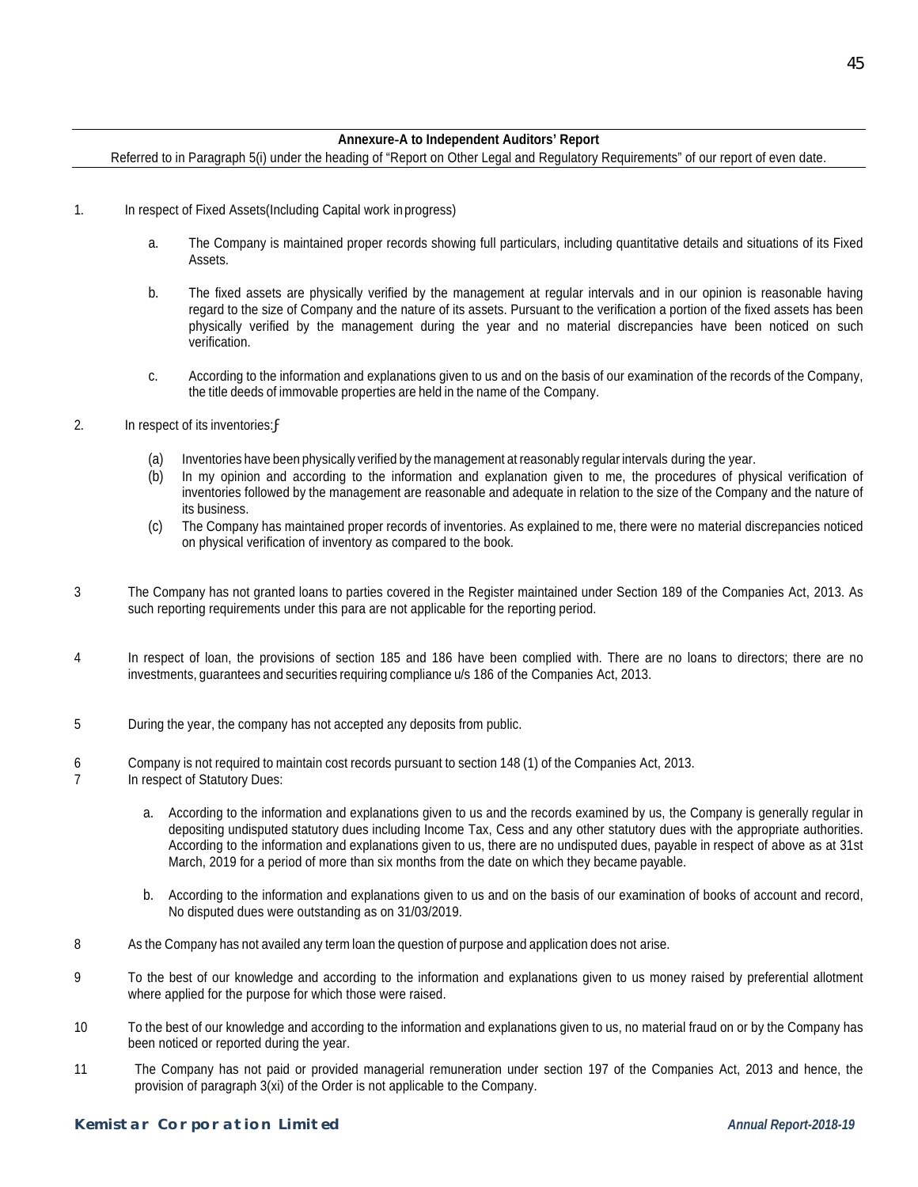**Annexure-A to Independent Auditors' Report**

Referred to in Paragraph 5(i) under the heading of "Report on Other Legal and Regulatory Requirements" of our report of even date.

1. In respect of Fixed Assets(Including Capital work in progress)

   a. The Company is maintained proper records showing full particulars, including quantitative details and situations of its Fixed Assets.

   b. The fixed assets are physically verified by the management at regular intervals and in our opinion is reasonable having regard to the size of Company and the nature of its assets. Pursuant to the verification a portion of the fixed assets has been physically verified by the management during the year and no material discrepancies have been noticed on such verification.

   c. According to the information and explanations given to us and on the basis of our examination of the records of the Company, the title deeds of immovable properties are held in the name of the Company.

2. In respect of its inventories:ƒ

   (a) Inventories have been physically verified by the management at reasonably regular intervals during the year.

   (b) In my opinion and according to the information and explanation given to me, the procedures of physical verification of inventories followed by the management are reasonable and adequate in relation to the size of the Company and the nature of its business.

   (c) The Company has maintained proper records of inventories. As explained to me, there were no material discrepancies noticed on physical verification of inventory as compared to the book.

3 The Company has not granted loans to parties covered in the Register maintained under Section 189 of the Companies Act, 2013. As such reporting requirements under this para are not applicable for the reporting period.

4 In respect of loan, the provisions of section 185 and 186 have been complied with. There are no loans to directors; there are no investments, guarantees and securities requiring compliance u/s 186 of the Companies Act, 2013.

5 During the year, the company has not accepted any deposits from public.

6 Company is not required to maintain cost records pursuant to section 148 (1) of the Companies Act, 2013.

7 In respect of Statutory Dues:

   a. According to the information and explanations given to us and the records examined by us, the Company is generally regular in depositing undisputed statutory dues including Income Tax, Cess and any other statutory dues with the appropriate authorities. According to the information and explanations given to us, there are no undisputed dues, payable in respect of above as at 31st March, 2019 for a period of more than six months from the date on which they became payable.

   b. According to the information and explanations given to us and on the basis of our examination of books of account and record, No disputed dues were outstanding as on 31/03/2019.

8 As the Company has not availed any term loan the question of purpose and application does not arise.

9 To the best of our knowledge and according to the information and explanations given to us money raised by preferential allotment where applied for the purpose for which those were raised.

10 To the best of our knowledge and according to the information and explanations given to us, no material fraud on or by the Company has been noticed or reported during the year.

11 The Company has not paid or provided managerial remuneration under section 197 of the Companies Act, 2013 and hence, the provision of paragraph 3(xi) of the Order is not applicable to the Company.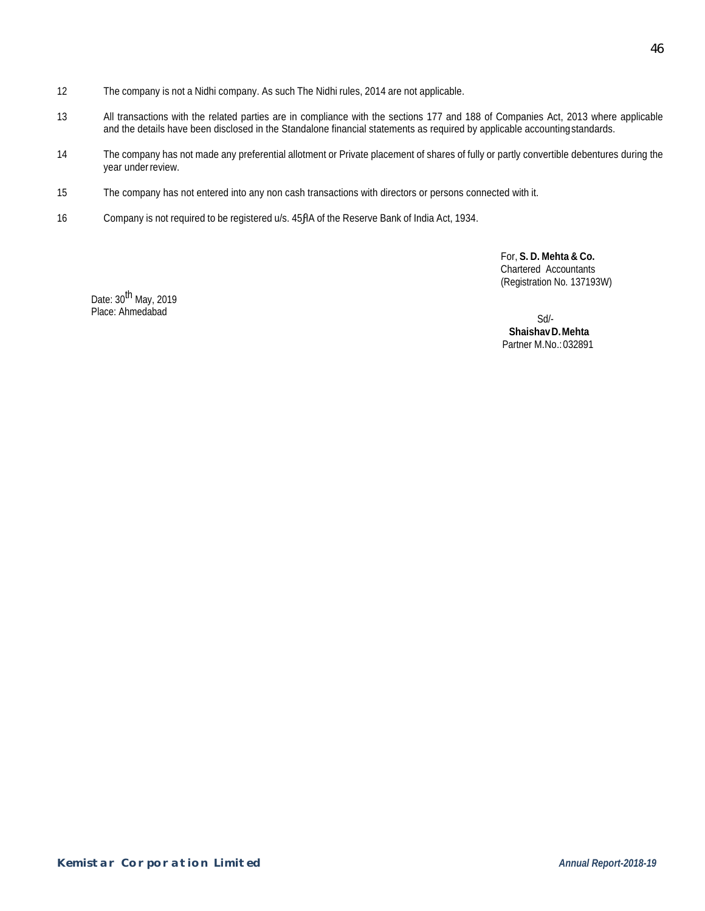12 The company is not a Nidhi company. As such The Nidhi rules, 2014 are not applicable.

13 All transactions with the related parties are in compliance with the sections 177 and 188 of Companies Act, 2013 where applicable and the details have been disclosed in the Standalone financial statements as required by applicable accounting standards.

14 The company has not made any preferential allotment or Private placement of shares of fully or partly convertible debentures during the year under review.

15 The company has not entered into any non cash transactions with directors or persons connected with it.

16 Company is not required to be registered u/s. 45ͲIA of the Reserve Bank of India Act, 1934.

For, **S. D. Mehta & Co.**
Chartered Accountants
(Registration No. 137193W)

Date: 30th May, 2019
Place: Ahmedabad

Sd/-
**Shaishav D. Mehta**
Partner M.No.: 032891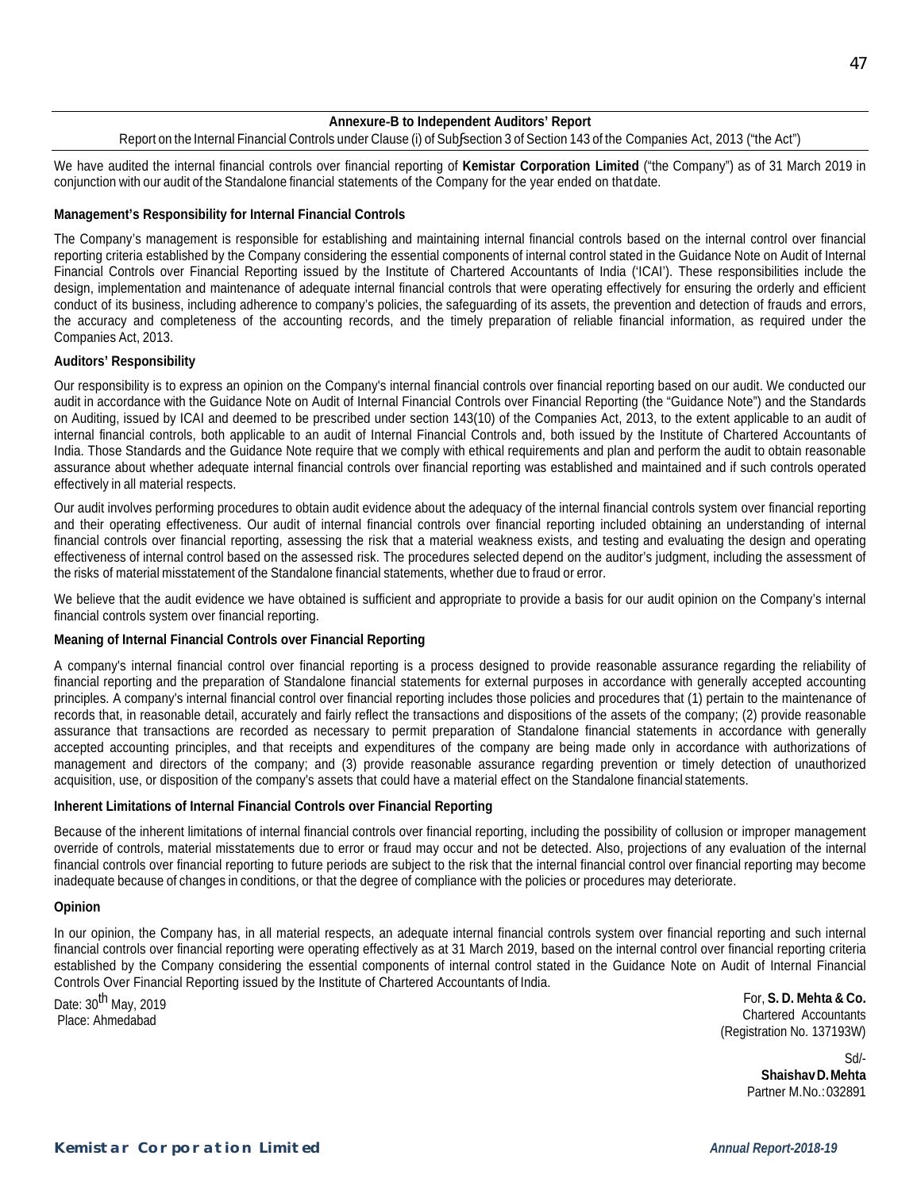## Annexure-B to Independent Auditors' Report

Report on the Internal Financial Controls under Clause (i) of Subsection 3 of Section 143 of the Companies Act, 2013 ("the Act")

We have audited the internal financial controls over financial reporting of **Kemistar Corporation Limited** ("the Company") as of 31 March 2019 in conjunction with our audit of the Standalone financial statements of the Company for the year ended on that date.

**Management's Responsibility for Internal Financial Controls**

The Company's management is responsible for establishing and maintaining internal financial controls based on the internal control over financial reporting criteria established by the Company considering the essential components of internal control stated in the Guidance Note on Audit of Internal Financial Controls over Financial Reporting issued by the Institute of Chartered Accountants of India ('ICAI'). These responsibilities include the design, implementation and maintenance of adequate internal financial controls that were operating effectively for ensuring the orderly and efficient conduct of its business, including adherence to company's policies, the safeguarding of its assets, the prevention and detection of frauds and errors, the accuracy and completeness of the accounting records, and the timely preparation of reliable financial information, as required under the Companies Act, 2013.

**Auditors' Responsibility**

Our responsibility is to express an opinion on the Company's internal financial controls over financial reporting based on our audit. We conducted our audit in accordance with the Guidance Note on Audit of Internal Financial Controls over Financial Reporting (the "Guidance Note") and the Standards on Auditing, issued by ICAI and deemed to be prescribed under section 143(10) of the Companies Act, 2013, to the extent applicable to an audit of internal financial controls, both applicable to an audit of Internal Financial Controls and, both issued by the Institute of Chartered Accountants of India. Those Standards and the Guidance Note require that we comply with ethical requirements and plan and perform the audit to obtain reasonable assurance about whether adequate internal financial controls over financial reporting was established and maintained and if such controls operated effectively in all material respects.

Our audit involves performing procedures to obtain audit evidence about the adequacy of the internal financial controls system over financial reporting and their operating effectiveness. Our audit of internal financial controls over financial reporting included obtaining an understanding of internal financial controls over financial reporting, assessing the risk that a material weakness exists, and testing and evaluating the design and operating effectiveness of internal control based on the assessed risk. The procedures selected depend on the auditor's judgment, including the assessment of the risks of material misstatement of the Standalone financial statements, whether due to fraud or error.

We believe that the audit evidence we have obtained is sufficient and appropriate to provide a basis for our audit opinion on the Company's internal financial controls system over financial reporting.

**Meaning of Internal Financial Controls over Financial Reporting**

A company's internal financial control over financial reporting is a process designed to provide reasonable assurance regarding the reliability of financial reporting and the preparation of Standalone financial statements for external purposes in accordance with generally accepted accounting principles. A company's internal financial control over financial reporting includes those policies and procedures that (1) pertain to the maintenance of records that, in reasonable detail, accurately and fairly reflect the transactions and dispositions of the assets of the company; (2) provide reasonable assurance that transactions are recorded as necessary to permit preparation of Standalone financial statements in accordance with generally accepted accounting principles, and that receipts and expenditures of the company are being made only in accordance with authorizations of management and directors of the company; and (3) provide reasonable assurance regarding prevention or timely detection of unauthorized acquisition, use, or disposition of the company's assets that could have a material effect on the Standalone financial statements.

**Inherent Limitations of Internal Financial Controls over Financial Reporting**

Because of the inherent limitations of internal financial controls over financial reporting, including the possibility of collusion or improper management override of controls, material misstatements due to error or fraud may occur and not be detected. Also, projections of any evaluation of the internal financial controls over financial reporting to future periods are subject to the risk that the internal financial control over financial reporting may become inadequate because of changes in conditions, or that the degree of compliance with the policies or procedures may deteriorate.

**Opinion**

In our opinion, the Company has, in all material respects, an adequate internal financial controls system over financial reporting and such internal financial controls over financial reporting were operating effectively as at 31 March 2019, based on the internal control over financial reporting criteria established by the Company considering the essential components of internal control stated in the Guidance Note on Audit of Internal Financial Controls Over Financial Reporting issued by the Institute of Chartered Accountants of India.

Date: 30th May, 2019
Place: Ahmedabad

For, **S. D. Mehta & Co.**
Chartered Accountants
(Registration No. 137193W)

Sd/-
**Shaishav D. Mehta**
Partner M.No.: 032891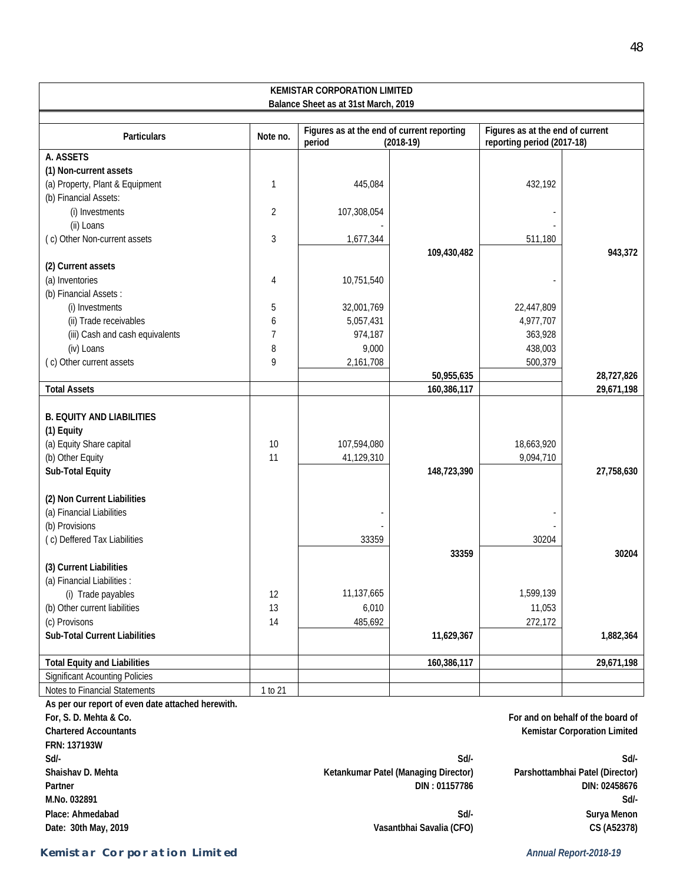**KEMISTAR CORPORATION LIMITED**

**Balance Sheet as at 31st March, 2019**

| Particulars | Note no. | Figures as at the end of current reporting period (2018-19) | | Figures as at the end of current reporting period (2017-18) | |
|---|---|---|---|---|---|
| **A. ASSETS** | | | | | |
| **(1) Non-current assets** | | | | | |
| (a) Property, Plant & Equipment | 1 | 445,084 | | 432,192 | |
| (b) Financial Assets: | | | | | |
| (i) Investments | 2 | 107,308,054 | | - | |
| (ii) Loans | | - | | - | |
| ( c) Other Non-current assets | 3 | 1,677,344 | | 511,180 | |
| | | | **109,430,482** | | **943,372** |
| **(2) Current assets** | | | | | |
| (a) Inventories | 4 | 10,751,540 | | - | |
| (b) Financial Assets : | | | | | |
| (i) Investments | 5 | 32,001,769 | | 22,447,809 | |
| (ii) Trade receivables | 6 | 5,057,431 | | 4,977,707 | |
| (iii) Cash and cash equivalents | 7 | 974,187 | | 363,928 | |
| (iv) Loans | 8 | 9,000 | | 438,003 | |
| ( c) Other current assets | 9 | 2,161,708 | | 500,379 | |
| | | | **50,955,635** | | **28,727,826** |
| **Total Assets** | | | **160,386,117** | | **29,671,198** |
| **B. EQUITY AND LIABILITIES** | | | | | |
| **(1) Equity** | | | | | |
| (a) Equity Share capital | 10 | 107,594,080 | | 18,663,920 | |
| (b) Other Equity | 11 | 41,129,310 | | 9,094,710 | |
| **Sub-Total Equity** | | | **148,723,390** | | **27,758,630** |
| **(2) Non Current Liabilities** | | | | | |
| (a) Financial Liabilities | | - | | - | |
| (b) Provisions | | - | | - | |
| ( c) Deffered Tax Liabilities | | 33359 | | 30204 | |
| | | | **33359** | | **30204** |
| **(3) Current Liabilities** | | | | | |
| (a) Financial Liabilities : | | | | | |
| (i) Trade payables | 12 | 11,137,665 | | 1,599,139 | |
| (b) Other current liabilities | 13 | 6,010 | | 11,053 | |
| (c) Provisons | 14 | 485,692 | | 272,172 | |
| **Sub-Total Current Liabilities** | | | **11,629,367** | | **1,882,364** |
| **Total Equity and Liabilities** | | | **160,386,117** | | **29,671,198** |
| Significant Acounting Policies | | | | | |
| Notes to Financial Statements | 1 to 21 | | | | |

**As per our report of even date attached herewith.**

**For, S. D. Mehta & Co.**
**Chartered Accountants**
**FRN: 137193W**
**Sd/-**
**Shaishav D. Mehta**
**Partner**
**M.No. 032891**
**Place: Ahmedabad**
**Date: 30th May, 2019**

**For and on behalf of the board of Kemistar Corporation Limited**

**Sd/-**
**Ketankumar Patel (Managing Director)**
**DIN : 01157786**

**Sd/-**
**Parshottambhai Patel (Director)**
**DIN: 02458676**

**Sd/-**
**Vasantbhai Savalia (CFO)**

**Sd/-**
**Surya Menon**
**CS (A52378)**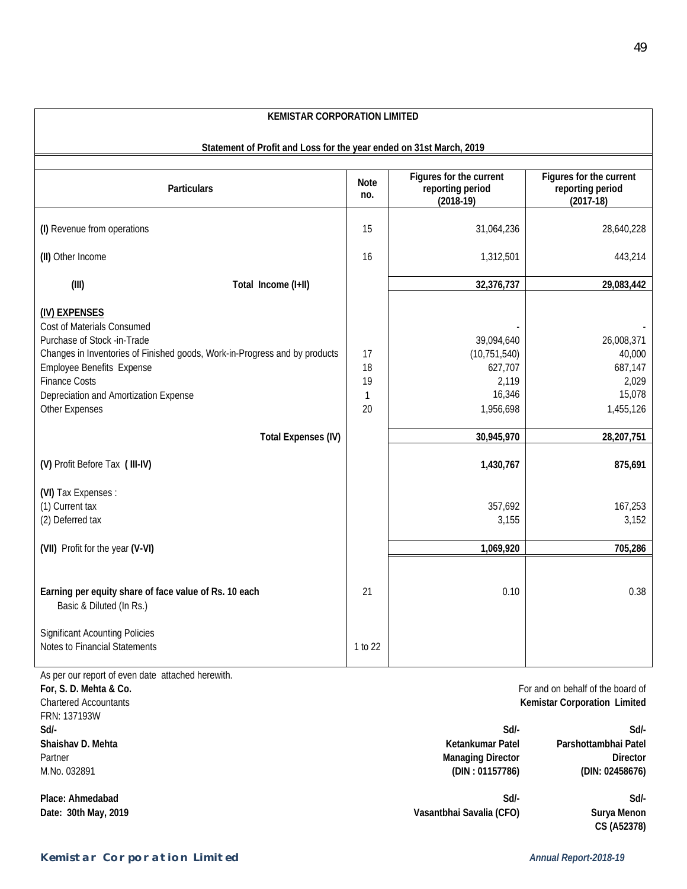**KEMISTAR CORPORATION LIMITED**

**Statement of Profit and Loss for the year ended on 31st March, 2019**

| Particulars | Note no. | Figures for the current reporting period (2018-19) | Figures for the current reporting period (2017-18) |
|---|---|---|---|
| **(I)** Revenue from operations | 15 | 31,064,236 | 28,640,228 |
| **(II)** Other Income | 16 | 1,312,501 | 443,214 |
| **(III) Total Income (I+II)** | | **32,376,737** | **29,083,442** |
| **(IV) EXPENSES** | | | |
| Cost of Materials Consumed | | - | - |
| Purchase of Stock -in-Trade | | 39,094,640 | 26,008,371 |
| Changes in Inventories of Finished goods, Work-in-Progress and by products | 17 | (10,751,540) | 40,000 |
| Employee Benefits Expense | 18 | 627,707 | 687,147 |
| Finance Costs | 19 | 2,119 | 2,029 |
| Depreciation and Amortization Expense | 1 | 16,346 | 15,078 |
| Other Expenses | 20 | 1,956,698 | 1,455,126 |
| **Total Expenses (IV)** | | **30,945,970** | **28,207,751** |
| **(V)** Profit Before Tax **( III-IV)** | | **1,430,767** | **875,691** |
| **(VI)** Tax Expenses : | | | |
| (1) Current tax | | 357,692 | 167,253 |
| (2) Deferred tax | | 3,155 | 3,152 |
| **(VII)** Profit for the year **(V-VI)** | | **1,069,920** | **705,286** |
| **Earning per equity share of face value of Rs. 10 each** Basic & Diluted (In Rs.) | 21 | 0.10 | 0.38 |
| Significant Acounting Policies | | | |
| Notes to Financial Statements | 1 to 22 | | |

As per our report of even date attached herewith.

**For, S. D. Mehta & Co.**
Chartered Accountants
FRN: 137193W
**Sd/-**
**Shaishav D. Mehta**
Partner
M.No. 032891

**Place: Ahmedabad**
**Date: 30th May, 2019**

For and on behalf of the board of
**Kemistar Corporation Limited**

**Sd/-**
**Ketankumar Patel**
**Managing Director**
**(DIN : 01157786)**

**Sd/-**
**Parshottambhai Patel**
**Director**
**(DIN: 02458676)**

**Sd/-**
**Vasantbhai Savalia (CFO)**

**Sd/-**
**Surya Menon**
**CS (A52378)**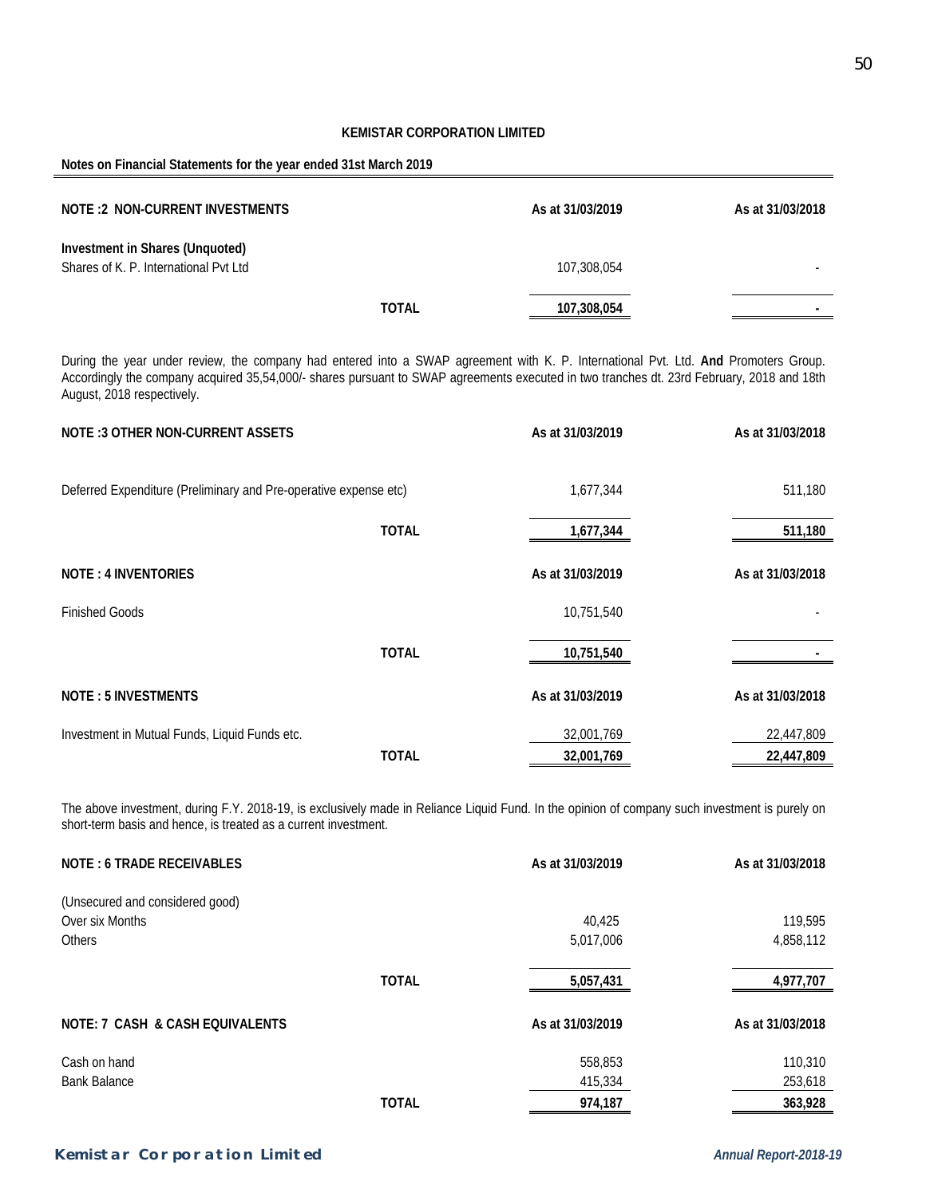## KEMISTAR CORPORATION LIMITED

### Notes on Financial Statements for the year ended 31st March 2019

| NOTE :2 NON-CURRENT INVESTMENTS | | As at 31/03/2019 | As at 31/03/2018 |
|---|---|---|---|
| **Investment in Shares (Unquoted)** | | | |
| Shares of K. P. International Pvt Ltd | | 107,308,054 | - |
| | **TOTAL** | **107,308,054** | **-** |

During the year under review, the company had entered into a SWAP agreement with K. P. International Pvt. Ltd. **And** Promoters Group. Accordingly the company acquired 35,54,000/- shares pursuant to SWAP agreements executed in two tranches dt. 23rd February, 2018 and 18th August, 2018 respectively.

| NOTE :3 OTHER NON-CURRENT ASSETS | | As at 31/03/2019 | As at 31/03/2018 |
|---|---|---|---|
| Deferred Expenditure (Preliminary and Pre-operative expense etc) | | 1,677,344 | 511,180 |
| | **TOTAL** | **1,677,344** | **511,180** |

| NOTE : 4 INVENTORIES | | As at 31/03/2019 | As at 31/03/2018 |
|---|---|---|---|
| Finished Goods | | 10,751,540 | - |
| | **TOTAL** | **10,751,540** | **-** |

| NOTE : 5 INVESTMENTS | | As at 31/03/2019 | As at 31/03/2018 |
|---|---|---|---|
| Investment in Mutual Funds, Liquid Funds etc. | | 32,001,769 | 22,447,809 |
| | **TOTAL** | **32,001,769** | **22,447,809** |

The above investment, during F.Y. 2018-19, is exclusively made in Reliance Liquid Fund. In the opinion of company such investment is purely on short-term basis and hence, is treated as a current investment.

| NOTE : 6 TRADE RECEIVABLES | | As at 31/03/2019 | As at 31/03/2018 |
|---|---|---|---|
| (Unsecured and considered good) | | | |
| Over six Months | | 40,425 | 119,595 |
| Others | | 5,017,006 | 4,858,112 |
| | **TOTAL** | **5,057,431** | **4,977,707** |

| NOTE: 7 CASH & CASH EQUIVALENTS | | As at 31/03/2019 | As at 31/03/2018 |
|---|---|---|---|
| Cash on hand | | 558,853 | 110,310 |
| Bank Balance | | 415,334 | 253,618 |
| | **TOTAL** | **974,187** | **363,928** |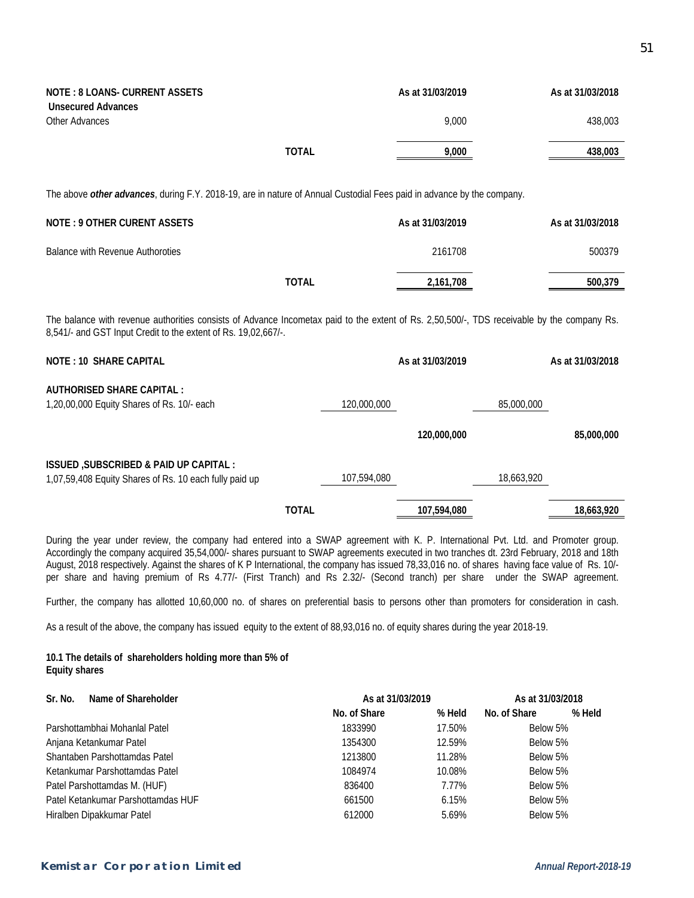| **NOTE : 8 LOANS- CURRENT ASSETS** | | **As at 31/03/2019** | **As at 31/03/2018** |
|---|---|---|---|
| **Unsecured Advances** | | | |
| Other Advances | | 9,000 | 438,003 |
| | **TOTAL** | **9,000** | **438,003** |

The above ***other advances***, during F.Y. 2018-19, are in nature of Annual Custodial Fees paid in advance by the company.

| **NOTE : 9 OTHER CURENT ASSETS** | | **As at 31/03/2019** | **As at 31/03/2018** |
|---|---|---|---|
| Balance with Revenue Authoroties | | 2161708 | 500379 |
| | **TOTAL** | **2,161,708** | **500,379** |

The balance with revenue authorities consists of Advance Incometax paid to the extent of Rs. 2,50,500/-, TDS receivable by the company Rs. 8,541/- and GST Input Credit to the extent of Rs. 19,02,667/-.

| **NOTE : 10 SHARE CAPITAL** | | | **As at 31/03/2019** | | **As at 31/03/2018** |
|---|---|---|---|---|---|
| **AUTHORISED SHARE CAPITAL :** | | | | | |
| 1,20,00,000 Equity Shares of Rs. 10/- each | | 120,000,000 | | 85,000,000 | |
| | | | **120,000,000** | | **85,000,000** |
| **ISSUED ,SUBSCRIBED & PAID UP CAPITAL :** | | | | | |
| 1,07,59,408 Equity Shares of Rs. 10 each fully paid up | | 107,594,080 | | 18,663,920 | |
| | **TOTAL** | | **107,594,080** | | **18,663,920** |

During the year under review, the company had entered into a SWAP agreement with K. P. International Pvt. Ltd. and Promoter group. Accordingly the company acquired 35,54,000/- shares pursuant to SWAP agreements executed in two tranches dt. 23rd February, 2018 and 18th August, 2018 respectively. Against the shares of K P International, the company has issued 78,33,016 no. of shares having face value of Rs. 10/- per share and having premium of Rs 4.77/- (First Tranch) and Rs 2.32/- (Second tranch) per share under the SWAP agreement.

Further, the company has allotted 10,60,000 no. of shares on preferential basis to persons other than promoters for consideration in cash.

As a result of the above, the company has issued equity to the extent of 88,93,016 no. of equity shares during the year 2018-19.

**10.1 The details of shareholders holding more than 5% of Equity shares**

| **Sr. No.** **Name of Shareholder** | **As at 31/03/2019** | | **As at 31/03/2018** | |
|---|---|---|---|---|
| | **No. of Share** | **% Held** | **No. of Share** | **% Held** |
| Parshottambhai Mohanlal Patel | 1833990 | 17.50% | Below 5% | |
| Anjana Ketankumar Patel | 1354300 | 12.59% | Below 5% | |
| Shantaben Parshottamdas Patel | 1213800 | 11.28% | Below 5% | |
| Ketankumar Parshottamdas Patel | 1084974 | 10.08% | Below 5% | |
| Patel Parshottamdas M. (HUF) | 836400 | 7.77% | Below 5% | |
| Patel Ketankumar Parshottamdas HUF | 661500 | 6.15% | Below 5% | |
| Hiralben Dipakkumar Patel | 612000 | 5.69% | Below 5% | |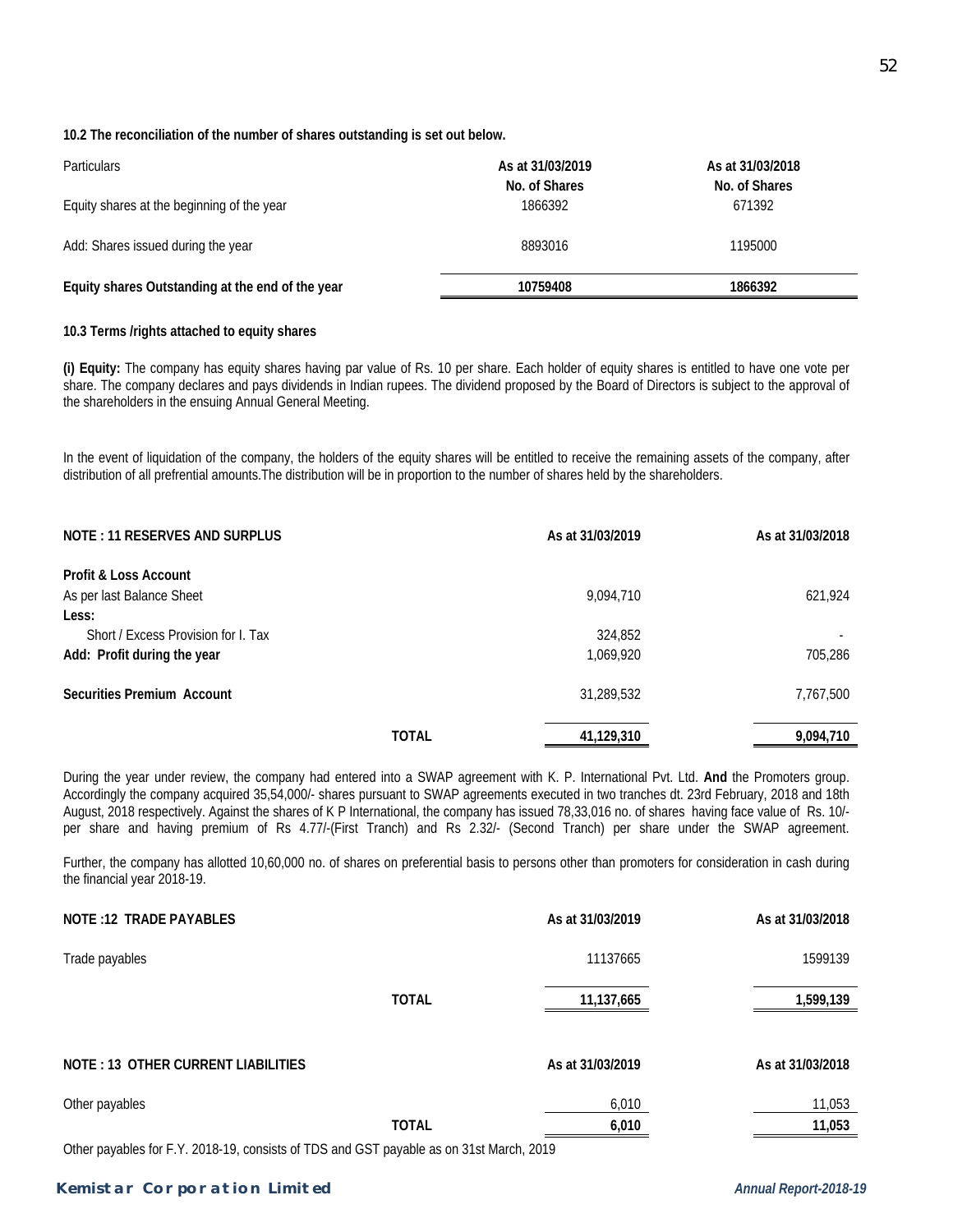**10.2 The reconciliation of the number of shares outstanding is set out below.**

| Particulars | As at 31/03/2019<br>No. of Shares | As at 31/03/2018<br>No. of Shares |
|---|---|---|
| Equity shares at the beginning of the year | 1866392 | 671392 |
| Add: Shares issued during the year | 8893016 | 1195000 |
| **Equity shares Outstanding at the end of the year** | **10759408** | **1866392** |

**10.3 Terms /rights attached to equity shares**

**(i) Equity:** The company has equity shares having par value of Rs. 10 per share. Each holder of equity shares is entitled to have one vote per share. The company declares and pays dividends in Indian rupees. The dividend proposed by the Board of Directors is subject to the approval of the shareholders in the ensuing Annual General Meeting.

In the event of liquidation of the company, the holders of the equity shares will be entitled to receive the remaining assets of the company, after distribution of all prefrential amounts.The distribution will be in proportion to the number of shares held by the shareholders.

| NOTE : 11 RESERVES AND SURPLUS | | As at 31/03/2019 | As at 31/03/2018 |
|---|---|---|---|
| **Profit & Loss Account** | | | |
| As per last Balance Sheet | | 9,094,710 | 621,924 |
| **Less:** | | | |
| Short / Excess Provision for I. Tax | | 324,852 | - |
| **Add: Profit during the year** | | 1,069,920 | 705,286 |
| **Securities Premium Account** | | 31,289,532 | 7,767,500 |
| | **TOTAL** | **41,129,310** | **9,094,710** |

During the year under review, the company had entered into a SWAP agreement with K. P. International Pvt. Ltd. **And** the Promoters group. Accordingly the company acquired 35,54,000/- shares pursuant to SWAP agreements executed in two tranches dt. 23rd February, 2018 and 18th August, 2018 respectively. Against the shares of K P International, the company has issued 78,33,016 no. of shares having face value of Rs. 10/- per share and having premium of Rs 4.77/-(First Tranch) and Rs 2.32/- (Second Tranch) per share under the SWAP agreement.

Further, the company has allotted 10,60,000 no. of shares on preferential basis to persons other than promoters for consideration in cash during the financial year 2018-19.

| NOTE :12 TRADE PAYABLES | | As at 31/03/2019 | As at 31/03/2018 |
|---|---|---|---|
| Trade payables | | 11137665 | 1599139 |
| | **TOTAL** | **11,137,665** | **1,599,139** |

| NOTE : 13 OTHER CURRENT LIABILITIES | | As at 31/03/2019 | As at 31/03/2018 |
|---|---|---|---|
| Other payables | | 6,010 | 11,053 |
| | **TOTAL** | **6,010** | **11,053** |

Other payables for F.Y. 2018-19, consists of TDS and GST payable as on 31st March, 2019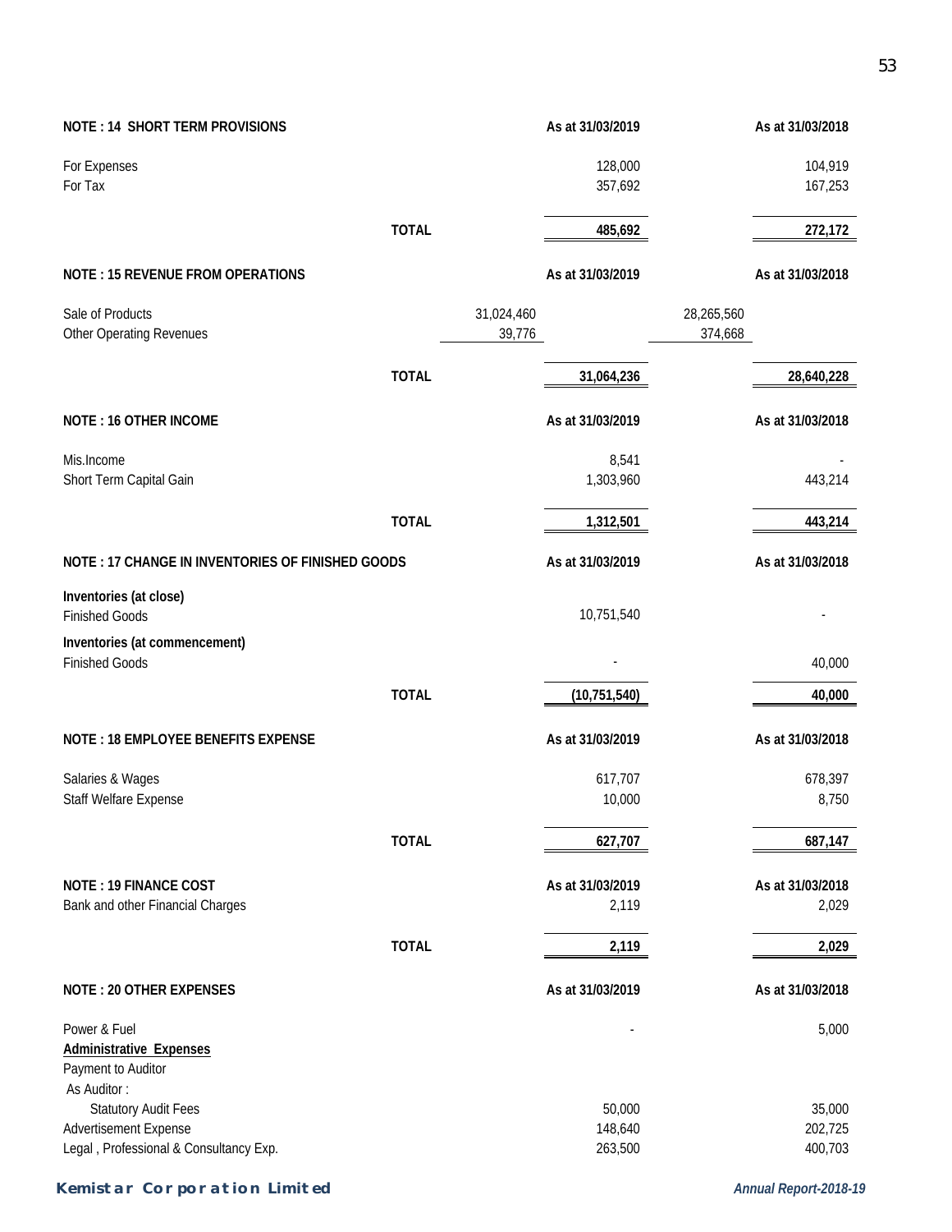| NOTE : 14 SHORT TERM PROVISIONS | | | As at 31/03/2019 | | As at 31/03/2018 |
|---|---|---|---|---|---|
| For Expenses | | | 128,000 | | 104,919 |
| For Tax | | | 357,692 | | 167,253 |
| | **TOTAL** | | **485,692** | | **272,172** |

| NOTE : 15 REVENUE FROM OPERATIONS | | | As at 31/03/2019 | | As at 31/03/2018 |
|---|---|---|---|---|---|
| Sale of Products | | 31,024,460 | | 28,265,560 | |
| Other Operating Revenues | | 39,776 | | 374,668 | |
| | **TOTAL** | | **31,064,236** | | **28,640,228** |

| NOTE : 16 OTHER INCOME | | As at 31/03/2019 | As at 31/03/2018 |
|---|---|---|---|
| Mis.Income | | 8,541 | - |
| Short Term Capital Gain | | 1,303,960 | 443,214 |
| | **TOTAL** | **1,312,501** | **443,214** |

| NOTE : 17 CHANGE IN INVENTORIES OF FINISHED GOODS | | As at 31/03/2019 | As at 31/03/2018 |
|---|---|---|---|
| **Inventories (at close)** | | | |
| Finished Goods | | 10,751,540 | - |
| **Inventories (at commencement)** | | | |
| Finished Goods | | - | 40,000 |
| | **TOTAL** | **(10,751,540)** | **40,000** |

| NOTE : 18 EMPLOYEE BENEFITS EXPENSE | | As at 31/03/2019 | As at 31/03/2018 |
|---|---|---|---|
| Salaries & Wages | | 617,707 | 678,397 |
| Staff Welfare Expense | | 10,000 | 8,750 |
| | **TOTAL** | **627,707** | **687,147** |

| NOTE : 19 FINANCE COST | | As at 31/03/2019 | As at 31/03/2018 |
|---|---|---|---|
| Bank and other Financial Charges | | 2,119 | 2,029 |
| | **TOTAL** | **2,119** | **2,029** |

| NOTE : 20 OTHER EXPENSES | | As at 31/03/2019 | As at 31/03/2018 |
|---|---|---|---|
| Power & Fuel | | - | 5,000 |
| **Administrative Expenses** | | | |
| Payment to Auditor | | | |
| As Auditor : | | | |
| Statutory Audit Fees | | 50,000 | 35,000 |
| Advertisement Expense | | 148,640 | 202,725 |
| Legal , Professional & Consultancy Exp. | | 263,500 | 400,703 |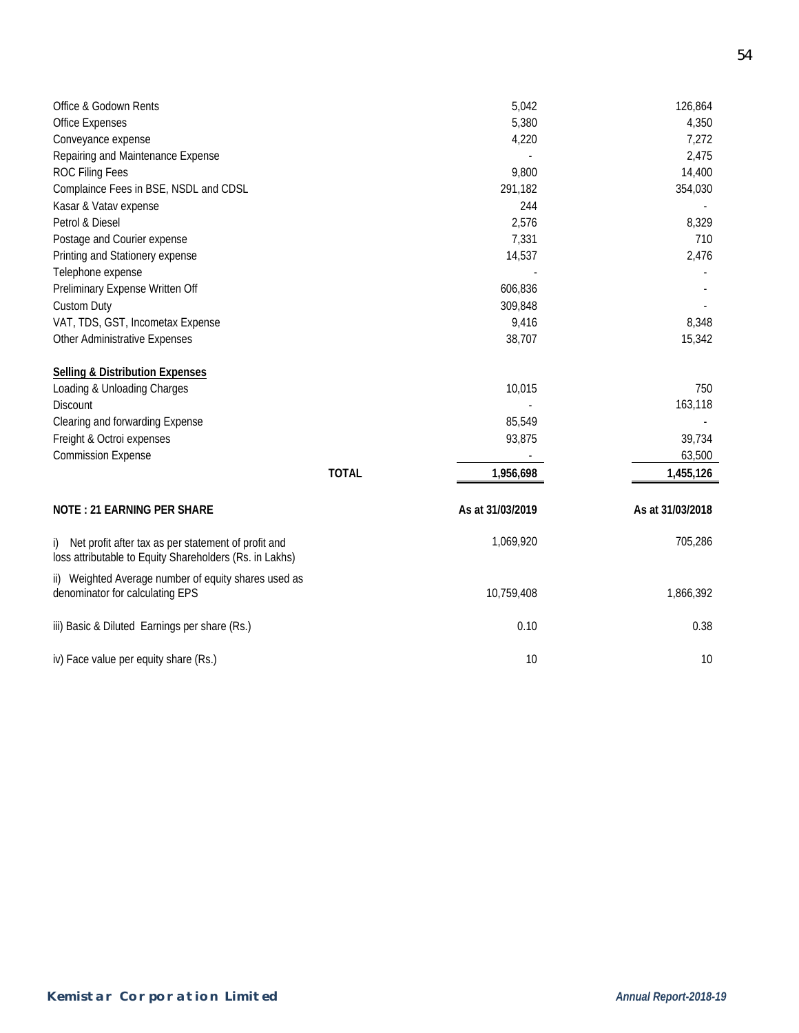| | | |
|---|---|---|
| Office & Godown Rents | 5,042 | 126,864 |
| Office Expenses | 5,380 | 4,350 |
| Conveyance expense | 4,220 | 7,272 |
| Repairing and Maintenance Expense | - | 2,475 |
| ROC Filing Fees | 9,800 | 14,400 |
| Complaince Fees in BSE, NSDL and CDSL | 291,182 | 354,030 |
| Kasar & Vatav expense | 244 | - |
| Petrol & Diesel | 2,576 | 8,329 |
| Postage and Courier expense | 7,331 | 710 |
| Printing and Stationery expense | 14,537 | 2,476 |
| Telephone expense | - | - |
| Preliminary Expense Written Off | 606,836 | - |
| Custom Duty | 309,848 | - |
| VAT, TDS, GST, Incometax Expense | 9,416 | 8,348 |
| Other Administrative Expenses | 38,707 | 15,342 |
| **Selling & Distribution Expenses** | | |
| Loading & Unloading Charges | 10,015 | 750 |
| Discount | - | 163,118 |
| Clearing and forwarding Expense | 85,549 | - |
| Freight & Octroi expenses | 93,875 | 39,734 |
| Commission Expense | - | 63,500 |
| **TOTAL** | **1,956,698** | **1,455,126** |

| **NOTE : 21 EARNING PER SHARE** | **As at 31/03/2019** | **As at 31/03/2018** |
|---|---|---|
| i) Net profit after tax as per statement of profit and loss attributable to Equity Shareholders (Rs. in Lakhs) | 1,069,920 | 705,286 |
| ii) Weighted Average number of equity shares used as denominator for calculating EPS | 10,759,408 | 1,866,392 |
| iii) Basic & Diluted Earnings per share (Rs.) | 0.10 | 0.38 |
| iv) Face value per equity share (Rs.) | 10 | 10 |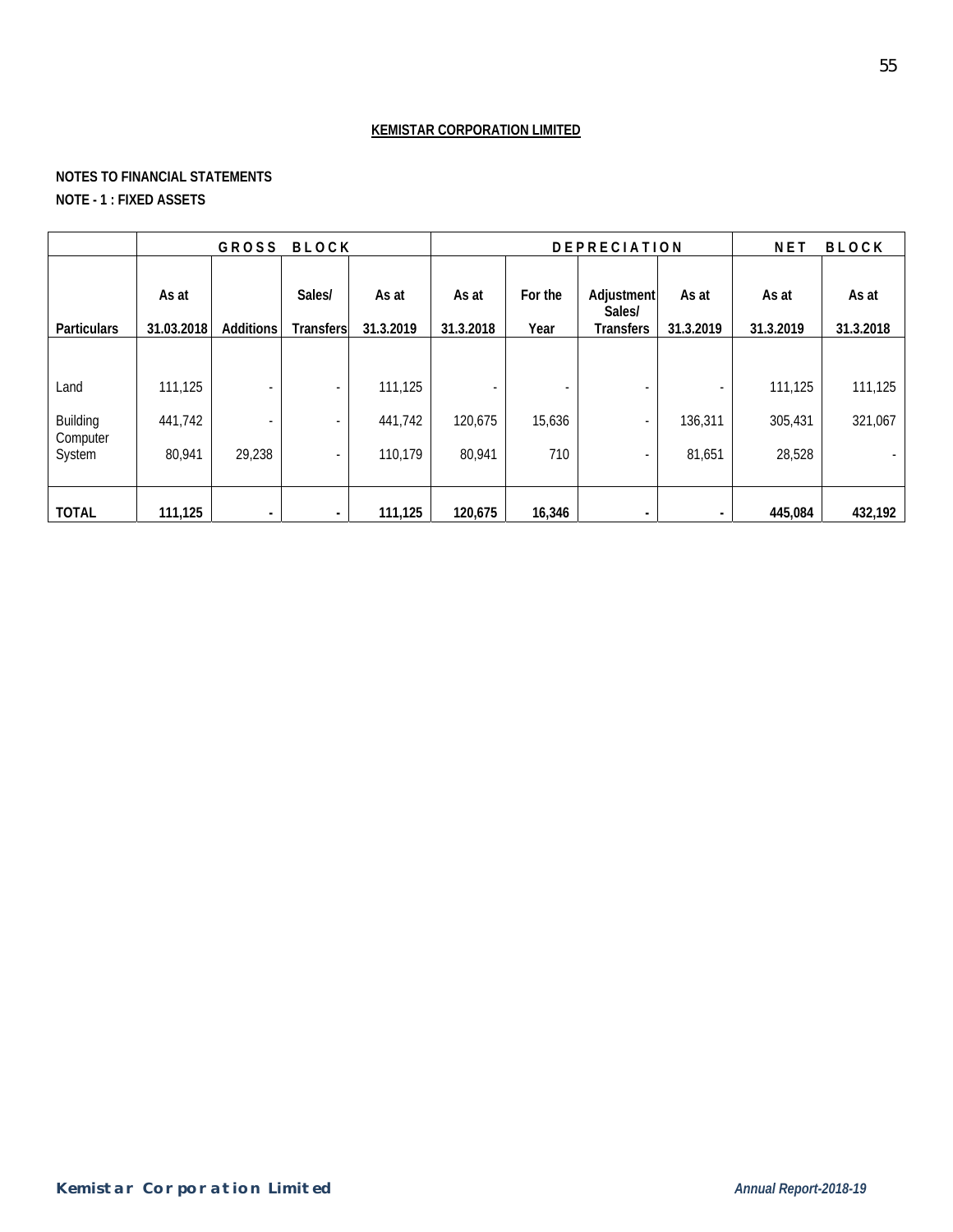**KEMISTAR CORPORATION LIMITED**

**NOTES TO FINANCIAL STATEMENTS**

**NOTE - 1 : FIXED ASSETS**

| | GROSS BLOCK | | | | DEPRECIATION | | | | NET BLOCK | |
|---|---|---|---|---|---|---|---|---|---|---|
| **Particulars** | **As at 31.03.2018** | **Additions** | **Sales/ Transfers** | **As at 31.3.2019** | **As at 31.3.2018** | **For the Year** | **Adjustment Sales/ Transfers** | **As at 31.3.2019** | **As at 31.3.2019** | **As at 31.3.2018** |
| Land | 111,125 | - | - | 111,125 | - | - | - | - | 111,125 | 111,125 |
| Building | 441,742 | - | - | 441,742 | 120,675 | 15,636 | - | 136,311 | 305,431 | 321,067 |
| Computer System | 80,941 | 29,238 | - | 110,179 | 80,941 | 710 | - | 81,651 | 28,528 | - |
| **TOTAL** | **111,125** | **-** | **-** | **111,125** | **120,675** | **16,346** | **-** | **-** | **445,084** | **432,192** |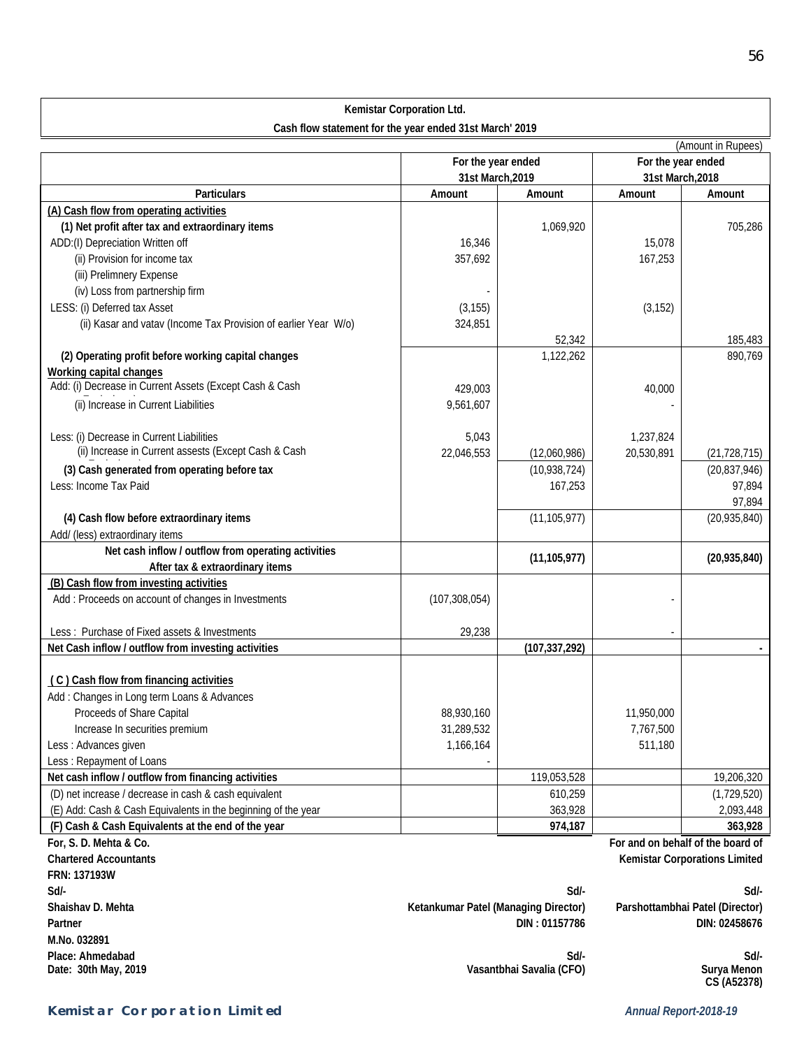**Kemistar Corporation Ltd.**

**Cash flow statement for the year ended 31st March' 2019**

(Amount in Rupees)

| Particulars | For the year ended 31st March,2019 | | For the year ended 31st March,2018 | |
|---|---|---|---|---|
| | Amount | Amount | Amount | Amount |
| **(A) Cash flow from operating activities** | | | | |
| **(1) Net profit after tax and extraordinary items** | | 1,069,920 | | 705,286 |
| ADD:(I) Depreciation Written off | 16,346 | | 15,078 | |
| (ii) Provision for income tax | 357,692 | | 167,253 | |
| (iii) Prelimnery Expense | | | | |
| (iv) Loss from partnership firm | - | | | |
| LESS: (i) Deferred tax Asset | (3,155) | | (3,152) | |
| (ii) Kasar and vatav (Income Tax Provision of earlier Year W/o) | 324,851 | | | |
| | | 52,342 | | 185,483 |
| **(2) Operating profit before working capital changes** | | 1,122,262 | | 890,769 |
| **Working capital changes** | | | | |
| Add: (i) Decrease in Current Assets (Except Cash & Cash Equivalents) | 429,003 | | 40,000 | |
| (ii) Increase in Current Liabilities | 9,561,607 | | - | |
| Less: (i) Decrease in Current Liabilities | 5,043 | | 1,237,824 | |
| (ii) Increase in Current assests (Except Cash & Cash Equivalents) | 22,046,553 | (12,060,986) | 20,530,891 | (21,728,715) |
| **(3) Cash generated from operating before tax** | | (10,938,724) | | (20,837,946) |
| Less: Income Tax Paid | | 167,253 | | 97,894 |
| | | | | 97,894 |
| **(4) Cash flow before extraordinary items** | | (11,105,977) | | (20,935,840) |
| Add/ (less) extraordinary items | | | | |
| **Net cash inflow / outflow from operating activities After tax & extraordinary items** | | **(11,105,977)** | | **(20,935,840)** |
| **(B) Cash flow from investing activities** | | | | |
| Add : Proceeds on account of changes in Investments | (107,308,054) | | - | |
| Less : Purchase of Fixed assets & Investments | 29,238 | | - | |
| **Net Cash inflow / outflow from investing activities** | | **(107,337,292)** | | **-** |
| **( C ) Cash flow from financing activities** | | | | |
| Add : Changes in Long term Loans & Advances | | | | |
| Proceeds of Share Capital | 88,930,160 | | 11,950,000 | |
| Increase In securities premium | 31,289,532 | | 7,767,500 | |
| Less : Advances given | 1,166,164 | | 511,180 | |
| Less : Repayment of Loans | - | | | |
| **Net cash inflow / outflow from financing activities** | | 119,053,528 | | 19,206,320 |
| (D) net increase / decrease in cash & cash equivalent | | 610,259 | | (1,729,520) |
| (E) Add: Cash & Cash Equivalents in the beginning of the year | | 363,928 | | 2,093,448 |
| **(F) Cash & Cash Equivalents at the end of the year** | | **974,187** | | **363,928** |

**For, S. D. Mehta & Co.**
**Chartered Accountants**
**FRN: 137193W**
**Sd/-**
**Shaishav D. Mehta**
**Partner**
**M.No. 032891**
**Place: Ahmedabad**
**Date: 30th May, 2019**

**For and on behalf of the board of**
**Kemistar Corporations Limited**

**Sd/-**
**Ketankumar Patel (Managing Director)**
**DIN : 01157786**

**Sd/-**
**Parshottambhai Patel (Director)**
**DIN: 02458676**

**Sd/-**
**Vasantbhai Savalia (CFO)**

**Sd/-**
**Surya Menon**
**CS (A52378)**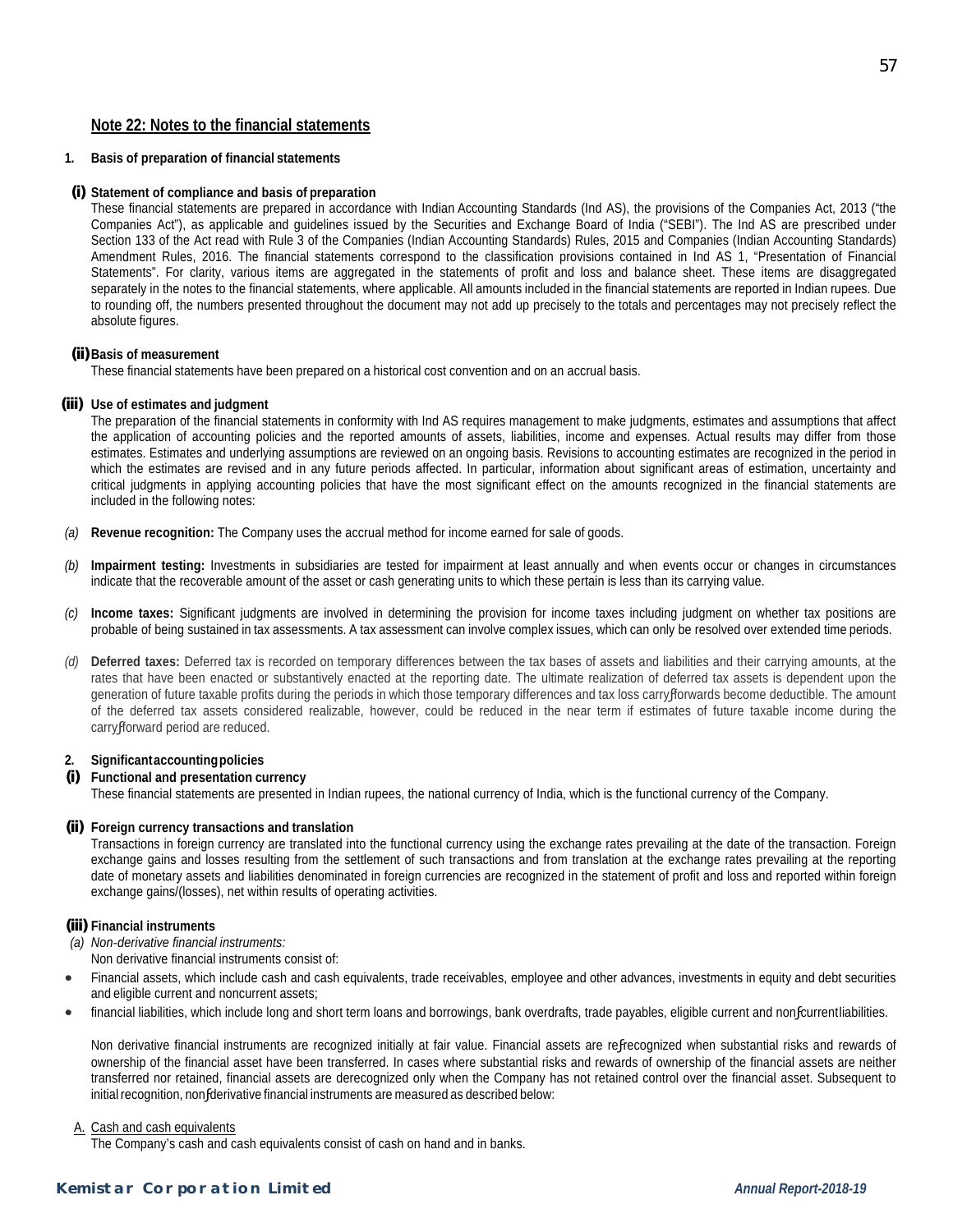## Note 22: Notes to the financial statements

**1. Basis of preparation of financial statements**

**(i) Statement of compliance and basis of preparation**

These financial statements are prepared in accordance with Indian Accounting Standards (Ind AS), the provisions of the Companies Act, 2013 ("the Companies Act"), as applicable and guidelines issued by the Securities and Exchange Board of India ("SEBI"). The Ind AS are prescribed under Section 133 of the Act read with Rule 3 of the Companies (Indian Accounting Standards) Rules, 2015 and Companies (Indian Accounting Standards) Amendment Rules, 2016. The financial statements correspond to the classification provisions contained in Ind AS 1, "Presentation of Financial Statements". For clarity, various items are aggregated in the statements of profit and loss and balance sheet. These items are disaggregated separately in the notes to the financial statements, where applicable. All amounts included in the financial statements are reported in Indian rupees. Due to rounding off, the numbers presented throughout the document may not add up precisely to the totals and percentages may not precisely reflect the absolute figures.

**(ii) Basis of measurement**

These financial statements have been prepared on a historical cost convention and on an accrual basis.

**(iii) Use of estimates and judgment**

The preparation of the financial statements in conformity with Ind AS requires management to make judgments, estimates and assumptions that affect the application of accounting policies and the reported amounts of assets, liabilities, income and expenses. Actual results may differ from those estimates. Estimates and underlying assumptions are reviewed on an ongoing basis. Revisions to accounting estimates are recognized in the period in which the estimates are revised and in any future periods affected. In particular, information about significant areas of estimation, uncertainty and critical judgments in applying accounting policies that have the most significant effect on the amounts recognized in the financial statements are included in the following notes:

*(a)* **Revenue recognition:** The Company uses the accrual method for income earned for sale of goods.

*(b)* **Impairment testing:** Investments in subsidiaries are tested for impairment at least annually and when events occur or changes in circumstances indicate that the recoverable amount of the asset or cash generating units to which these pertain is less than its carrying value.

*(c)* **Income taxes:** Significant judgments are involved in determining the provision for income taxes including judgment on whether tax positions are probable of being sustained in tax assessments. A tax assessment can involve complex issues, which can only be resolved over extended time periods.

*(d)* **Deferred taxes:** Deferred tax is recorded on temporary differences between the tax bases of assets and liabilities and their carrying amounts, at the rates that have been enacted or substantively enacted at the reporting date. The ultimate realization of deferred tax assets is dependent upon the generation of future taxable profits during the periods in which those temporary differences and tax loss carryƒforwards become deductible. The amount of the deferred tax assets considered realizable, however, could be reduced in the near term if estimates of future taxable income during the carryƒforward period are reduced.

**2. Significant accounting policies**

**(i) Functional and presentation currency**

These financial statements are presented in Indian rupees, the national currency of India, which is the functional currency of the Company.

**(ii) Foreign currency transactions and translation**

Transactions in foreign currency are translated into the functional currency using the exchange rates prevailing at the date of the transaction. Foreign exchange gains and losses resulting from the settlement of such transactions and from translation at the exchange rates prevailing at the reporting date of monetary assets and liabilities denominated in foreign currencies are recognized in the statement of profit and loss and reported within foreign exchange gains/(losses), net within results of operating activities.

**(iii) Financial instruments**

*(a) Non-derivative financial instruments:*

Non derivative financial instruments consist of:

- Financial assets, which include cash and cash equivalents, trade receivables, employee and other advances, investments in equity and debt securities and eligible current and noncurrent assets;
- financial liabilities, which include long and short term loans and borrowings, bank overdrafts, trade payables, eligible current and nonƒcurrent liabilities.

Non derivative financial instruments are recognized initially at fair value. Financial assets are reƒrecognized when substantial risks and rewards of ownership of the financial asset have been transferred. In cases where substantial risks and rewards of ownership of the financial assets are neither transferred nor retained, financial assets are derecognized only when the Company has not retained control over the financial asset. Subsequent to initial recognition, nonƒderivative financial instruments are measured as described below:

A. Cash and cash equivalents

The Company's cash and cash equivalents consist of cash on hand and in banks.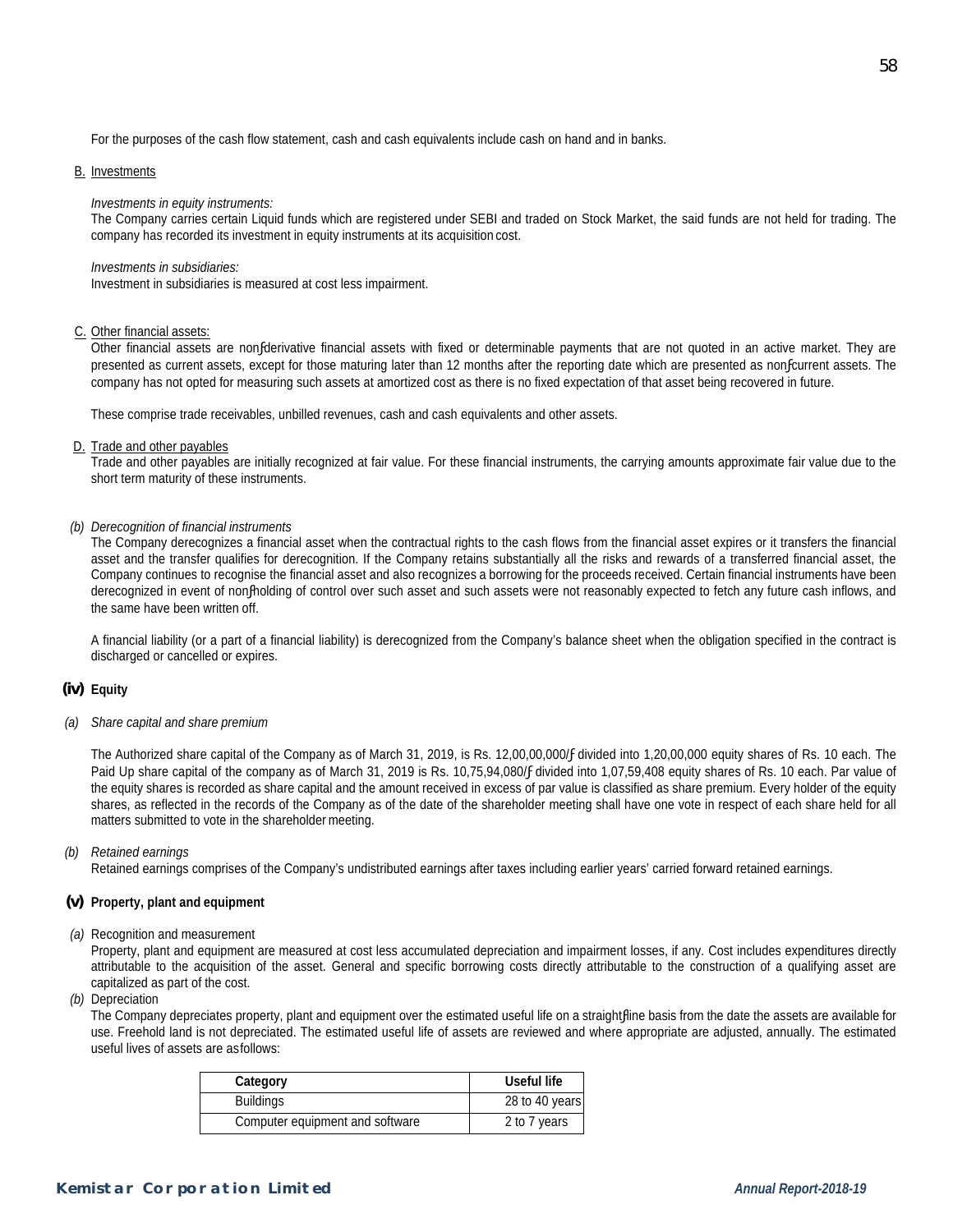For the purposes of the cash flow statement, cash and cash equivalents include cash on hand and in banks.

B. Investments

*Investments in equity instruments:*

The Company carries certain Liquid funds which are registered under SEBI and traded on Stock Market, the said funds are not held for trading. The company has recorded its investment in equity instruments at its acquisition cost.

*Investments in subsidiaries:*

Investment in subsidiaries is measured at cost less impairment.

C. Other financial assets:

Other financial assets are nonƒderivative financial assets with fixed or determinable payments that are not quoted in an active market. They are presented as current assets, except for those maturing later than 12 months after the reporting date which are presented as nonƒcurrent assets. The company has not opted for measuring such assets at amortized cost as there is no fixed expectation of that asset being recovered in future.

These comprise trade receivables, unbilled revenues, cash and cash equivalents and other assets.

D. Trade and other payables

Trade and other payables are initially recognized at fair value. For these financial instruments, the carrying amounts approximate fair value due to the short term maturity of these instruments.

*(b) Derecognition of financial instruments*

The Company derecognizes a financial asset when the contractual rights to the cash flows from the financial asset expires or it transfers the financial asset and the transfer qualifies for derecognition. If the Company retains substantially all the risks and rewards of a transferred financial asset, the Company continues to recognise the financial asset and also recognizes a borrowing for the proceeds received. Certain financial instruments have been derecognized in event of nonƒholding of control over such asset and such assets were not reasonably expected to fetch any future cash inflows, and the same have been written off.

A financial liability (or a part of a financial liability) is derecognized from the Company's balance sheet when the obligation specified in the contract is discharged or cancelled or expires.

### (iv) Equity

*(a) Share capital and share premium*

The Authorized share capital of the Company as of March 31, 2019, is Rs. 12,00,00,000/ƒ divided into 1,20,00,000 equity shares of Rs. 10 each. The Paid Up share capital of the company as of March 31, 2019 is Rs. 10,75,94,080/ƒ divided into 1,07,59,408 equity shares of Rs. 10 each. Par value of the equity shares is recorded as share capital and the amount received in excess of par value is classified as share premium. Every holder of the equity shares, as reflected in the records of the Company as of the date of the shareholder meeting shall have one vote in respect of each share held for all matters submitted to vote in the shareholder meeting.

*(b) Retained earnings*

Retained earnings comprises of the Company's undistributed earnings after taxes including earlier years' carried forward retained earnings.

### (v) Property, plant and equipment

*(a)* Recognition and measurement

Property, plant and equipment are measured at cost less accumulated depreciation and impairment losses, if any. Cost includes expenditures directly attributable to the acquisition of the asset. General and specific borrowing costs directly attributable to the construction of a qualifying asset are capitalized as part of the cost.

*(b)* Depreciation

The Company depreciates property, plant and equipment over the estimated useful life on a straightƒline basis from the date the assets are available for use. Freehold land is not depreciated. The estimated useful life of assets are reviewed and where appropriate are adjusted, annually. The estimated useful lives of assets are asfollows:

| Category | Useful life |
|---|---|
| Buildings | 28 to 40 years |
| Computer equipment and software | 2 to 7 years |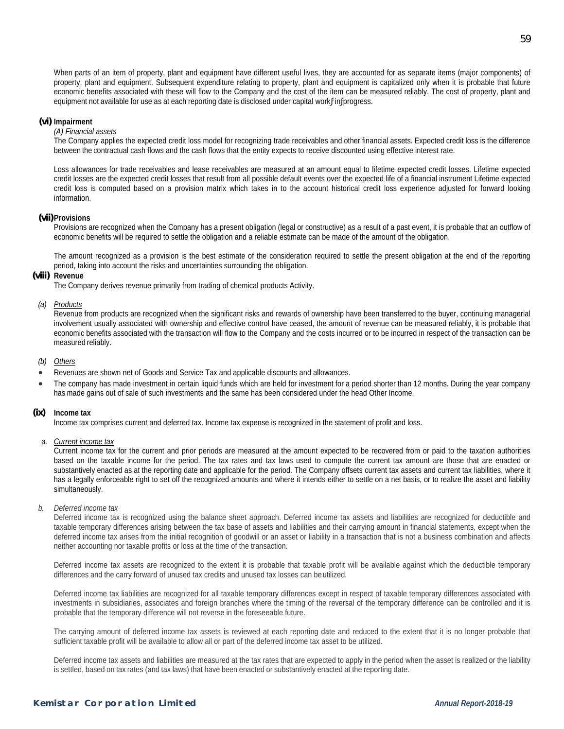When parts of an item of property, plant and equipment have different useful lives, they are accounted for as separate items (major components) of property, plant and equipment. Subsequent expenditure relating to property, plant and equipment is capitalized only when it is probable that future economic benefits associated with these will flow to the Company and the cost of the item can be measured reliably. The cost of property, plant and equipment not available for use as at each reporting date is disclosed under capital work‑in‑progress.

### (vi) Impairment

*(A) Financial assets*

The Company applies the expected credit loss model for recognizing trade receivables and other financial assets. Expected credit loss is the difference between the contractual cash flows and the cash flows that the entity expects to receive discounted using effective interest rate.

Loss allowances for trade receivables and lease receivables are measured at an amount equal to lifetime expected credit losses. Lifetime expected credit losses are the expected credit losses that result from all possible default events over the expected life of a financial instrument Lifetime expected credit loss is computed based on a provision matrix which takes in to the account historical credit loss experience adjusted for forward looking information.

### (vii) Provisions

Provisions are recognized when the Company has a present obligation (legal or constructive) as a result of a past event, it is probable that an outflow of economic benefits will be required to settle the obligation and a reliable estimate can be made of the amount of the obligation.

The amount recognized as a provision is the best estimate of the consideration required to settle the present obligation at the end of the reporting period, taking into account the risks and uncertainties surrounding the obligation.

### (viii) Revenue

The Company derives revenue primarily from trading of chemical products Activity.

*(a) Products*

Revenue from products are recognized when the significant risks and rewards of ownership have been transferred to the buyer, continuing managerial involvement usually associated with ownership and effective control have ceased, the amount of revenue can be measured reliably, it is probable that economic benefits associated with the transaction will flow to the Company and the costs incurred or to be incurred in respect of the transaction can be measured reliably.

*(b) Others*

- Revenues are shown net of Goods and Service Tax and applicable discounts and allowances.
- The company has made investment in certain liquid funds which are held for investment for a period shorter than 12 months. During the year company has made gains out of sale of such investments and the same has been considered under the head Other Income.

### (ix) Income tax

Income tax comprises current and deferred tax. Income tax expense is recognized in the statement of profit and loss.

*a. Current income tax*

Current income tax for the current and prior periods are measured at the amount expected to be recovered from or paid to the taxation authorities based on the taxable income for the period. The tax rates and tax laws used to compute the current tax amount are those that are enacted or substantively enacted as at the reporting date and applicable for the period. The Company offsets current tax assets and current tax liabilities, where it has a legally enforceable right to set off the recognized amounts and where it intends either to settle on a net basis, or to realize the asset and liability simultaneously.

*b. Deferred income tax*

Deferred income tax is recognized using the balance sheet approach. Deferred income tax assets and liabilities are recognized for deductible and taxable temporary differences arising between the tax base of assets and liabilities and their carrying amount in financial statements, except when the deferred income tax arises from the initial recognition of goodwill or an asset or liability in a transaction that is not a business combination and affects neither accounting nor taxable profits or loss at the time of the transaction.

Deferred income tax assets are recognized to the extent it is probable that taxable profit will be available against which the deductible temporary differences and the carry forward of unused tax credits and unused tax losses can be utilized.

Deferred income tax liabilities are recognized for all taxable temporary differences except in respect of taxable temporary differences associated with investments in subsidiaries, associates and foreign branches where the timing of the reversal of the temporary difference can be controlled and it is probable that the temporary difference will not reverse in the foreseeable future.

The carrying amount of deferred income tax assets is reviewed at each reporting date and reduced to the extent that it is no longer probable that sufficient taxable profit will be available to allow all or part of the deferred income tax asset to be utilized.

Deferred income tax assets and liabilities are measured at the tax rates that are expected to apply in the period when the asset is realized or the liability is settled, based on tax rates (and tax laws) that have been enacted or substantively enacted at the reporting date.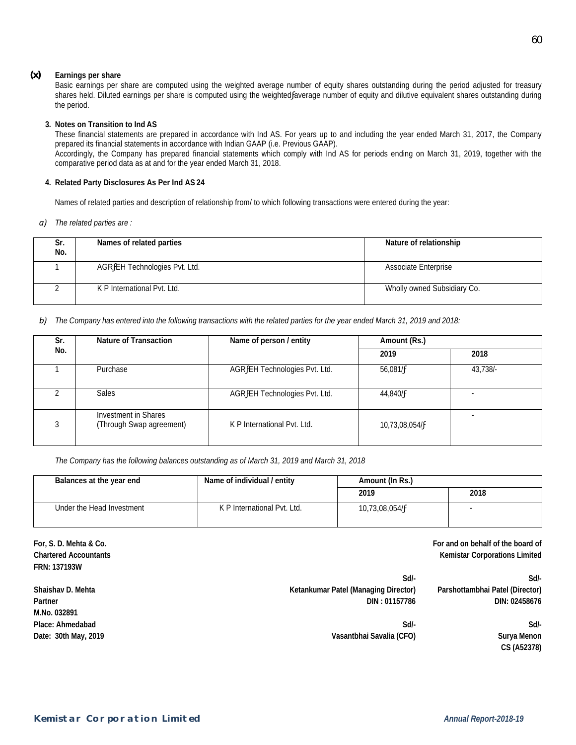**(x) Earnings per share**

Basic earnings per share are computed using the weighted average number of equity shares outstanding during the period adjusted for treasury shares held. Diluted earnings per share is computed using the weightedƒaverage number of equity and dilutive equivalent shares outstanding during the period.

**3. Notes on Transition to Ind AS**

These financial statements are prepared in accordance with Ind AS. For years up to and including the year ended March 31, 2017, the Company prepared its financial statements in accordance with Indian GAAP (i.e. Previous GAAP).
Accordingly, the Company has prepared financial statements which comply with Ind AS for periods ending on March 31, 2019, together with the comparative period data as at and for the year ended March 31, 2018.

**4. Related Party Disclosures As Per Ind AS 24**

Names of related parties and description of relationship from/ to which following transactions were entered during the year:

*a) The related parties are :*

| Sr. No. | Names of related parties | Nature of relationship |
|---|---|---|
| 1 | AGRƒEH Technologies Pvt. Ltd. | Associate Enterprise |
| 2 | K P International Pvt. Ltd. | Wholly owned Subsidiary Co. |

*b) The Company has entered into the following transactions with the related parties for the year ended March 31, 2019 and 2018:*

| Sr. No. | Nature of Transaction | Name of person / entity | Amount (Rs.) | |
|---|---|---|---|---|
| | | | 2019 | 2018 |
| 1 | Purchase | AGRƒEH Technologies Pvt. Ltd. | 56,081/ƒ | 43,738/- |
| 2 | Sales | AGRƒEH Technologies Pvt. Ltd. | 44,840/ƒ | - |
| 3 | Investment in Shares (Through Swap agreement) | K P International Pvt. Ltd. | 10,73,08,054/ƒ | - |

*The Company has the following balances outstanding as of March 31, 2019 and March 31, 2018*

| Balances at the year end | Name of individual / entity | Amount (In Rs.) | |
|---|---|---|---|
| | | 2019 | 2018 |
| Under the Head Investment | K P International Pvt. Ltd. | 10,73,08,054/ƒ | - |

**For, S. D. Mehta & Co.**
**Chartered Accountants**
**FRN: 137193W**

**Shaishav D. Mehta**
**Partner**
**M.No. 032891**
**Place: Ahmedabad**
**Date: 30th May, 2019**

**For and on behalf of the board of**
**Kemistar Corporations Limited**

**Sd/-**
**Ketankumar Patel (Managing Director)**
**DIN : 01157786**

**Sd/-**
**Parshottambhai Patel (Director)**
**DIN: 02458676**

**Sd/-**
**Vasantbhai Savalia (CFO)**

**Sd/-**
**Surya Menon**
**CS (A52378)**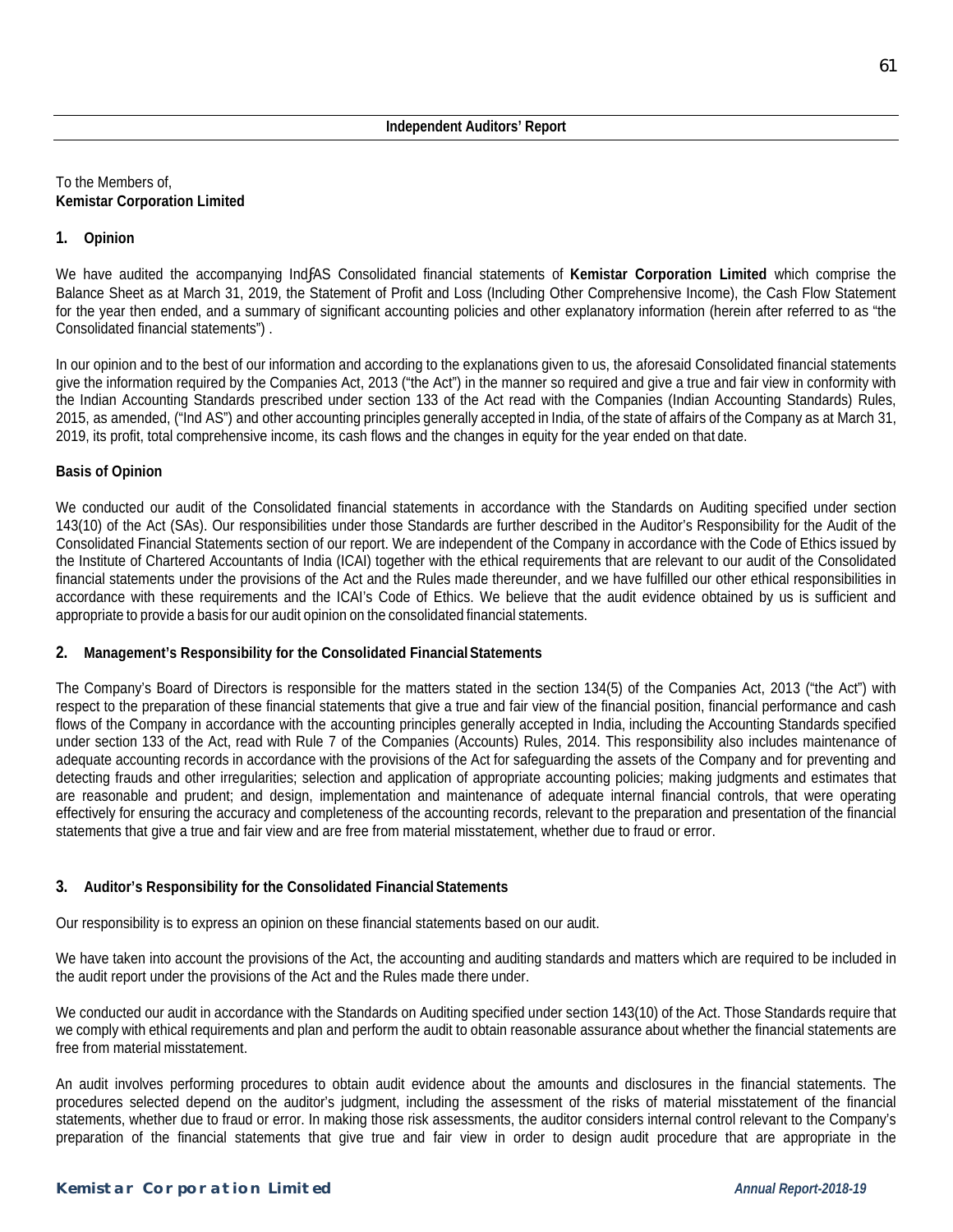## Independent Auditors' Report

To the Members of,
**Kemistar Corporation Limited**

### 1. Opinion

We have audited the accompanying IndƒAS Consolidated financial statements of **Kemistar Corporation Limited** which comprise the Balance Sheet as at March 31, 2019, the Statement of Profit and Loss (Including Other Comprehensive Income), the Cash Flow Statement for the year then ended, and a summary of significant accounting policies and other explanatory information (herein after referred to as "the Consolidated financial statements") .

In our opinion and to the best of our information and according to the explanations given to us, the aforesaid Consolidated financial statements give the information required by the Companies Act, 2013 ("the Act") in the manner so required and give a true and fair view in conformity with the Indian Accounting Standards prescribed under section 133 of the Act read with the Companies (Indian Accounting Standards) Rules, 2015, as amended, ("Ind AS") and other accounting principles generally accepted in India, of the state of affairs of the Company as at March 31, 2019, its profit, total comprehensive income, its cash flows and the changes in equity for the year ended on that date.

### Basis of Opinion

We conducted our audit of the Consolidated financial statements in accordance with the Standards on Auditing specified under section 143(10) of the Act (SAs). Our responsibilities under those Standards are further described in the Auditor's Responsibility for the Audit of the Consolidated Financial Statements section of our report. We are independent of the Company in accordance with the Code of Ethics issued by the Institute of Chartered Accountants of India (ICAI) together with the ethical requirements that are relevant to our audit of the Consolidated financial statements under the provisions of the Act and the Rules made thereunder, and we have fulfilled our other ethical responsibilities in accordance with these requirements and the ICAI's Code of Ethics. We believe that the audit evidence obtained by us is sufficient and appropriate to provide a basis for our audit opinion on the consolidated financial statements.

### 2. Management's Responsibility for the Consolidated Financial Statements

The Company's Board of Directors is responsible for the matters stated in the section 134(5) of the Companies Act, 2013 ("the Act") with respect to the preparation of these financial statements that give a true and fair view of the financial position, financial performance and cash flows of the Company in accordance with the accounting principles generally accepted in India, including the Accounting Standards specified under section 133 of the Act, read with Rule 7 of the Companies (Accounts) Rules, 2014. This responsibility also includes maintenance of adequate accounting records in accordance with the provisions of the Act for safeguarding the assets of the Company and for preventing and detecting frauds and other irregularities; selection and application of appropriate accounting policies; making judgments and estimates that are reasonable and prudent; and design, implementation and maintenance of adequate internal financial controls, that were operating effectively for ensuring the accuracy and completeness of the accounting records, relevant to the preparation and presentation of the financial statements that give a true and fair view and are free from material misstatement, whether due to fraud or error.

### 3. Auditor's Responsibility for the Consolidated Financial Statements

Our responsibility is to express an opinion on these financial statements based on our audit.

We have taken into account the provisions of the Act, the accounting and auditing standards and matters which are required to be included in the audit report under the provisions of the Act and the Rules made there under.

We conducted our audit in accordance with the Standards on Auditing specified under section 143(10) of the Act. Those Standards require that we comply with ethical requirements and plan and perform the audit to obtain reasonable assurance about whether the financial statements are free from material misstatement.

An audit involves performing procedures to obtain audit evidence about the amounts and disclosures in the financial statements. The procedures selected depend on the auditor's judgment, including the assessment of the risks of material misstatement of the financial statements, whether due to fraud or error. In making those risk assessments, the auditor considers internal control relevant to the Company's preparation of the financial statements that give true and fair view in order to design audit procedure that are appropriate in the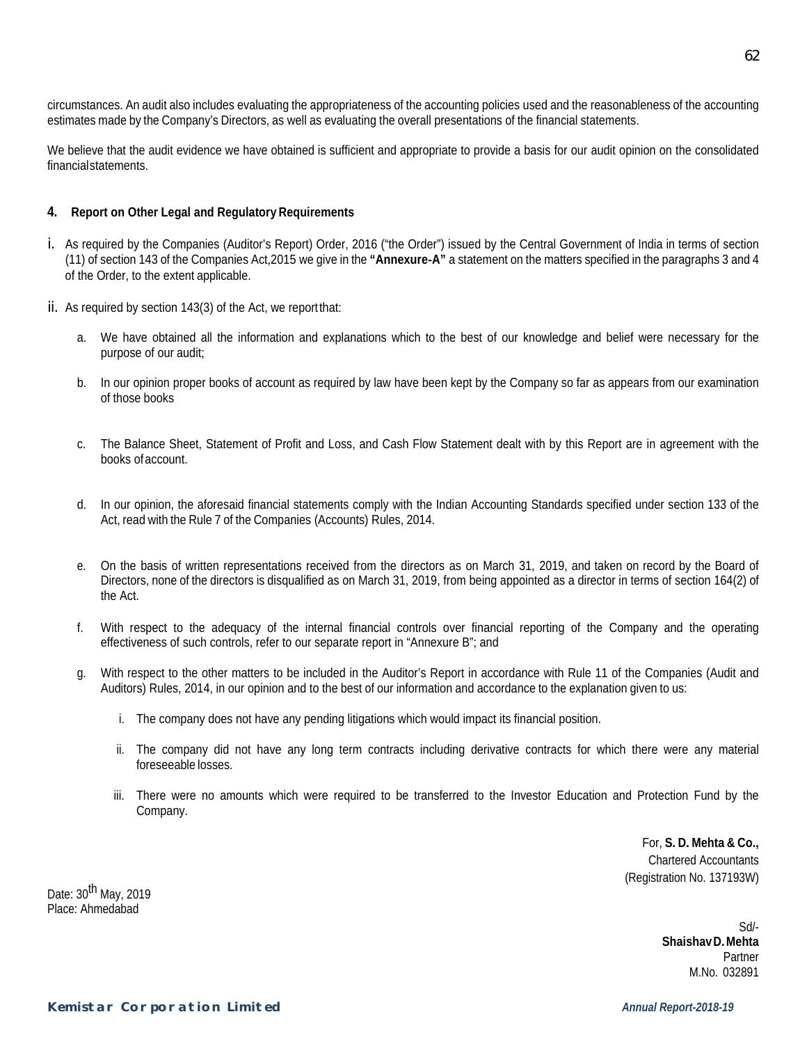circumstances. An audit also includes evaluating the appropriateness of the accounting policies used and the reasonableness of the accounting estimates made by the Company's Directors, as well as evaluating the overall presentations of the financial statements.

We believe that the audit evidence we have obtained is sufficient and appropriate to provide a basis for our audit opinion on the consolidated financialstatements.

#### 4. Report on Other Legal and Regulatory Requirements

i. As required by the Companies (Auditor's Report) Order, 2016 ("the Order") issued by the Central Government of India in terms of section (11) of section 143 of the Companies Act,2015 we give in the **"Annexure-A"** a statement on the matters specified in the paragraphs 3 and 4 of the Order, to the extent applicable.

ii. As required by section 143(3) of the Act, we reportthat:

a. We have obtained all the information and explanations which to the best of our knowledge and belief were necessary for the purpose of our audit;

b. In our opinion proper books of account as required by law have been kept by the Company so far as appears from our examination of those books

c. The Balance Sheet, Statement of Profit and Loss, and Cash Flow Statement dealt with by this Report are in agreement with the books ofaccount.

d. In our opinion, the aforesaid financial statements comply with the Indian Accounting Standards specified under section 133 of the Act, read with the Rule 7 of the Companies (Accounts) Rules, 2014.

e. On the basis of written representations received from the directors as on March 31, 2019, and taken on record by the Board of Directors, none of the directors is disqualified as on March 31, 2019, from being appointed as a director in terms of section 164(2) of the Act.

f. With respect to the adequacy of the internal financial controls over financial reporting of the Company and the operating effectiveness of such controls, refer to our separate report in "Annexure B"; and

g. With respect to the other matters to be included in the Auditor's Report in accordance with Rule 11 of the Companies (Audit and Auditors) Rules, 2014, in our opinion and to the best of our information and accordance to the explanation given to us:

   i. The company does not have any pending litigations which would impact its financial position.

   ii. The company did not have any long term contracts including derivative contracts for which there were any material foreseeable losses.

   iii. There were no amounts which were required to be transferred to the Investor Education and Protection Fund by the Company.

For, **S. D. Mehta & Co.,**
Chartered Accountants
(Registration No. 137193W)

Date: 30th May, 2019
Place: Ahmedabad

Sd/-
**ShaishavD.Mehta**
Partner
M.No. 032891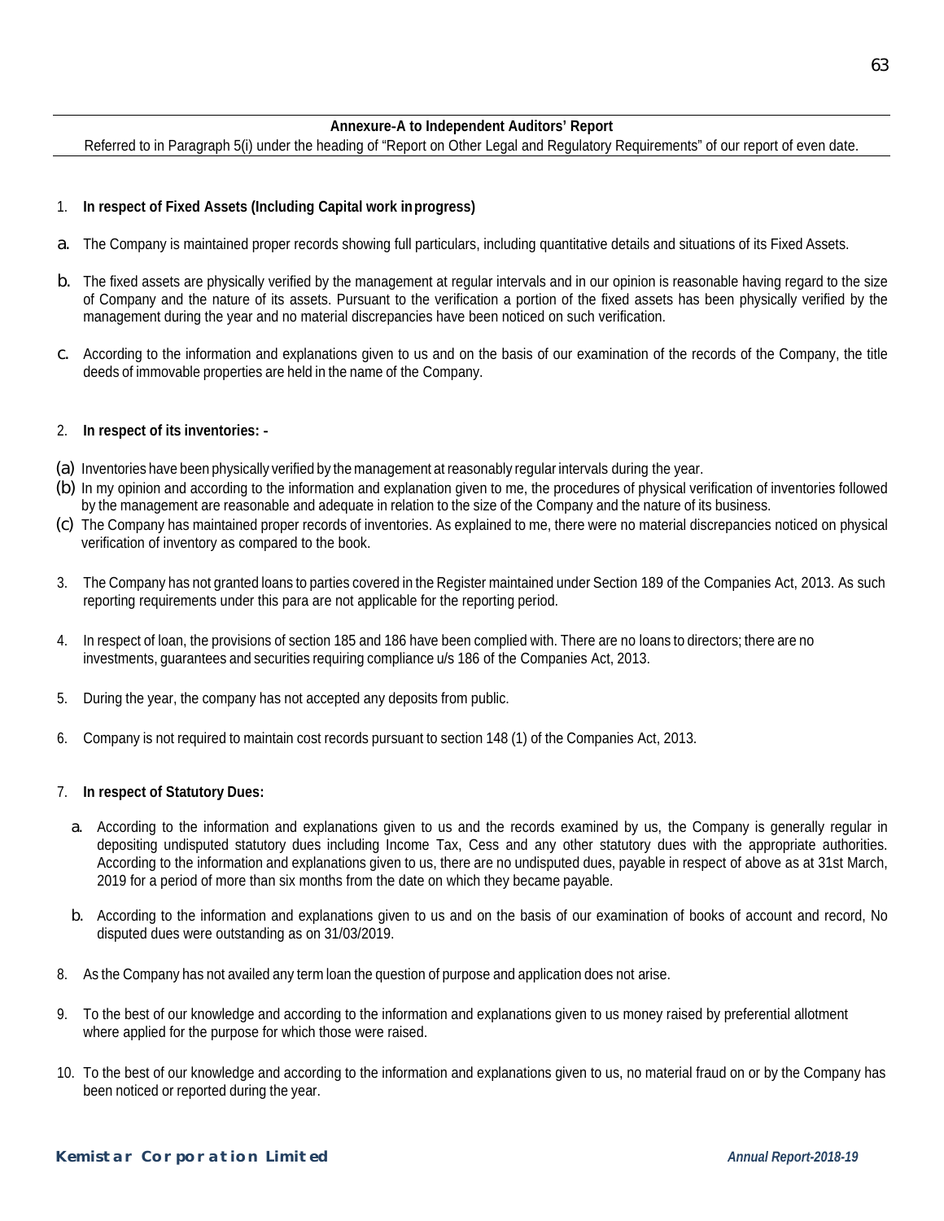**Annexure-A to Independent Auditors' Report**

Referred to in Paragraph 5(i) under the heading of "Report on Other Legal and Regulatory Requirements" of our report of even date.

1. **In respect of Fixed Assets (Including Capital work in progress)**

a. The Company is maintained proper records showing full particulars, including quantitative details and situations of its Fixed Assets.

b. The fixed assets are physically verified by the management at regular intervals and in our opinion is reasonable having regard to the size of Company and the nature of its assets. Pursuant to the verification a portion of the fixed assets has been physically verified by the management during the year and no material discrepancies have been noticed on such verification.

c. According to the information and explanations given to us and on the basis of our examination of the records of the Company, the title deeds of immovable properties are held in the name of the Company.

2. **In respect of its inventories: -**

(a) Inventories have been physically verified by the management at reasonably regular intervals during the year.

(b) In my opinion and according to the information and explanation given to me, the procedures of physical verification of inventories followed by the management are reasonable and adequate in relation to the size of the Company and the nature of its business.

(c) The Company has maintained proper records of inventories. As explained to me, there were no material discrepancies noticed on physical verification of inventory as compared to the book.

3. The Company has not granted loans to parties covered in the Register maintained under Section 189 of the Companies Act, 2013. As such reporting requirements under this para are not applicable for the reporting period.

4. In respect of loan, the provisions of section 185 and 186 have been complied with. There are no loans to directors; there are no investments, guarantees and securities requiring compliance u/s 186 of the Companies Act, 2013.

5. During the year, the company has not accepted any deposits from public.

6. Company is not required to maintain cost records pursuant to section 148 (1) of the Companies Act, 2013.

7. **In respect of Statutory Dues:**

   a. According to the information and explanations given to us and the records examined by us, the Company is generally regular in depositing undisputed statutory dues including Income Tax, Cess and any other statutory dues with the appropriate authorities. According to the information and explanations given to us, there are no undisputed dues, payable in respect of above as at 31st March, 2019 for a period of more than six months from the date on which they became payable.

   b. According to the information and explanations given to us and on the basis of our examination of books of account and record, No disputed dues were outstanding as on 31/03/2019.

8. As the Company has not availed any term loan the question of purpose and application does not arise.

9. To the best of our knowledge and according to the information and explanations given to us money raised by preferential allotment where applied for the purpose for which those were raised.

10. To the best of our knowledge and according to the information and explanations given to us, no material fraud on or by the Company has been noticed or reported during the year.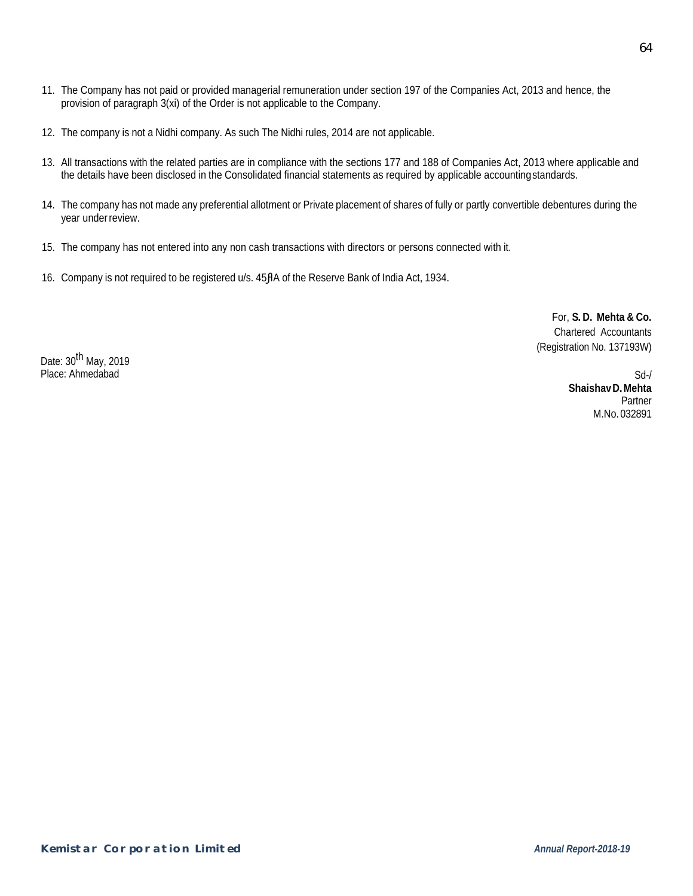11. The Company has not paid or provided managerial remuneration under section 197 of the Companies Act, 2013 and hence, the provision of paragraph 3(xi) of the Order is not applicable to the Company.

12. The company is not a Nidhi company. As such The Nidhi rules, 2014 are not applicable.

13. All transactions with the related parties are in compliance with the sections 177 and 188 of Companies Act, 2013 where applicable and the details have been disclosed in the Consolidated financial statements as required by applicable accounting standards.

14. The company has not made any preferential allotment or Private placement of shares of fully or partly convertible debentures during the year under review.

15. The company has not entered into any non cash transactions with directors or persons connected with it.

16. Company is not required to be registered u/s. 45ƒIA of the Reserve Bank of India Act, 1934.

For, **S. D. Mehta & Co.**
Chartered Accountants
(Registration No. 137193W)

Date: 30th May, 2019
Place: Ahmedabad

Sd-/
**Shaishav D. Mehta**
Partner
M.No. 032891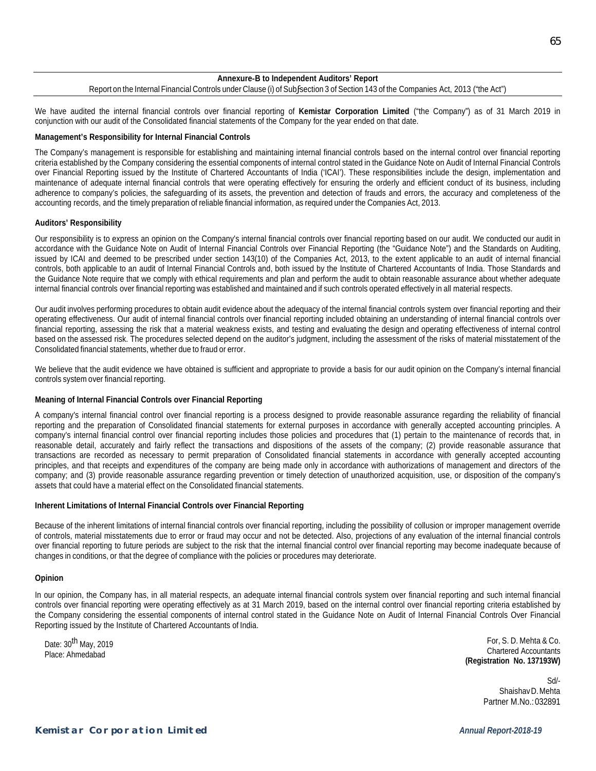## Annexure-B to Independent Auditors' Report

Report on the Internal Financial Controls under Clause (i) of Subsection 3 of Section 143 of the Companies Act, 2013 ("the Act")

We have audited the internal financial controls over financial reporting of **Kemistar Corporation Limited** ("the Company") as of 31 March 2019 in conjunction with our audit of the Consolidated financial statements of the Company for the year ended on that date.

**Management's Responsibility for Internal Financial Controls**

The Company's management is responsible for establishing and maintaining internal financial controls based on the internal control over financial reporting criteria established by the Company considering the essential components of internal control stated in the Guidance Note on Audit of Internal Financial Controls over Financial Reporting issued by the Institute of Chartered Accountants of India ('ICAI'). These responsibilities include the design, implementation and maintenance of adequate internal financial controls that were operating effectively for ensuring the orderly and efficient conduct of its business, including adherence to company's policies, the safeguarding of its assets, the prevention and detection of frauds and errors, the accuracy and completeness of the accounting records, and the timely preparation of reliable financial information, as required under the Companies Act, 2013.

**Auditors' Responsibility**

Our responsibility is to express an opinion on the Company's internal financial controls over financial reporting based on our audit. We conducted our audit in accordance with the Guidance Note on Audit of Internal Financial Controls over Financial Reporting (the "Guidance Note") and the Standards on Auditing, issued by ICAI and deemed to be prescribed under section 143(10) of the Companies Act, 2013, to the extent applicable to an audit of internal financial controls, both applicable to an audit of Internal Financial Controls and, both issued by the Institute of Chartered Accountants of India. Those Standards and the Guidance Note require that we comply with ethical requirements and plan and perform the audit to obtain reasonable assurance about whether adequate internal financial controls over financial reporting was established and maintained and if such controls operated effectively in all material respects.

Our audit involves performing procedures to obtain audit evidence about the adequacy of the internal financial controls system over financial reporting and their operating effectiveness. Our audit of internal financial controls over financial reporting included obtaining an understanding of internal financial controls over financial reporting, assessing the risk that a material weakness exists, and testing and evaluating the design and operating effectiveness of internal control based on the assessed risk. The procedures selected depend on the auditor's judgment, including the assessment of the risks of material misstatement of the Consolidated financial statements, whether due to fraud or error.

We believe that the audit evidence we have obtained is sufficient and appropriate to provide a basis for our audit opinion on the Company's internal financial controls system over financial reporting.

**Meaning of Internal Financial Controls over Financial Reporting**

A company's internal financial control over financial reporting is a process designed to provide reasonable assurance regarding the reliability of financial reporting and the preparation of Consolidated financial statements for external purposes in accordance with generally accepted accounting principles. A company's internal financial control over financial reporting includes those policies and procedures that (1) pertain to the maintenance of records that, in reasonable detail, accurately and fairly reflect the transactions and dispositions of the assets of the company; (2) provide reasonable assurance that transactions are recorded as necessary to permit preparation of Consolidated financial statements in accordance with generally accepted accounting principles, and that receipts and expenditures of the company are being made only in accordance with authorizations of management and directors of the company; and (3) provide reasonable assurance regarding prevention or timely detection of unauthorized acquisition, use, or disposition of the company's assets that could have a material effect on the Consolidated financial statements.

**Inherent Limitations of Internal Financial Controls over Financial Reporting**

Because of the inherent limitations of internal financial controls over financial reporting, including the possibility of collusion or improper management override of controls, material misstatements due to error or fraud may occur and not be detected. Also, projections of any evaluation of the internal financial controls over financial reporting to future periods are subject to the risk that the internal financial control over financial reporting may become inadequate because of changes in conditions, or that the degree of compliance with the policies or procedures may deteriorate.

**Opinion**

In our opinion, the Company has, in all material respects, an adequate internal financial controls system over financial reporting and such internal financial controls over financial reporting were operating effectively as at 31 March 2019, based on the internal control over financial reporting criteria established by the Company considering the essential components of internal control stated in the Guidance Note on Audit of Internal Financial Controls Over Financial Reporting issued by the Institute of Chartered Accountants of India.

Date: 30th May, 2019
Place: Ahmedabad

For, S. D. Mehta & Co.
Chartered Accountants
**(Registration No. 137193W)**

Sd/-
Shaishav D. Mehta
Partner M.No.: 032891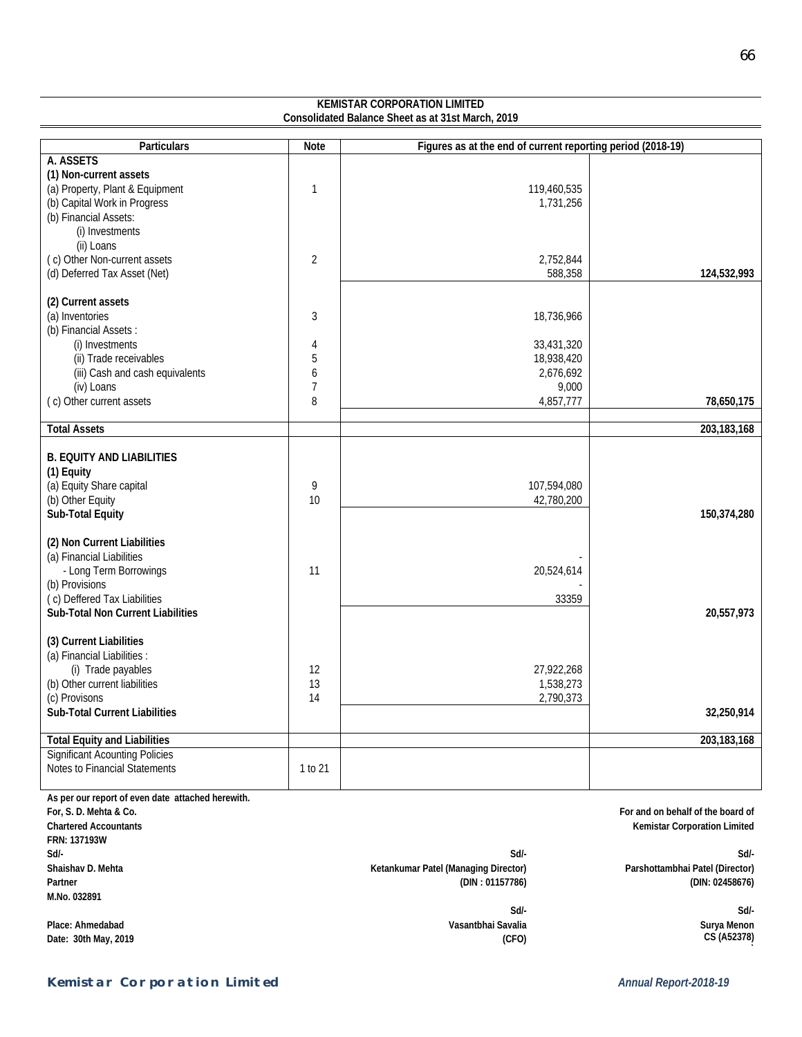**KEMISTAR CORPORATION LIMITED**
**Consolidated Balance Sheet as at 31st March, 2019**

| Particulars | Note | Figures as at the end of current reporting period (2018-19) | |
|---|---|---|---|
| **A. ASSETS** | | | |
| **(1) Non-current assets** | | | |
| (a) Property, Plant & Equipment | 1 | 119,460,535 | |
| (b) Capital Work in Progress | | 1,731,256 | |
| (b) Financial Assets: | | | |
| (i) Investments | | | |
| (ii) Loans | | | |
| ( c) Other Non-current assets | 2 | 2,752,844 | |
| (d) Deferred Tax Asset (Net) | | 588,358 | **124,532,993** |
| **(2) Current assets** | | | |
| (a) Inventories | 3 | 18,736,966 | |
| (b) Financial Assets : | | | |
| (i) Investments | 4 | 33,431,320 | |
| (ii) Trade receivables | 5 | 18,938,420 | |
| (iii) Cash and cash equivalents | 6 | 2,676,692 | |
| (iv) Loans | 7 | 9,000 | |
| ( c) Other current assets | 8 | 4,857,777 | **78,650,175** |
| **Total Assets** | | | **203,183,168** |
| **B. EQUITY AND LIABILITIES** | | | |
| **(1) Equity** | | | |
| (a) Equity Share capital | 9 | 107,594,080 | |
| (b) Other Equity | 10 | 42,780,200 | |
| **Sub-Total Equity** | | | **150,374,280** |
| **(2) Non Current Liabilities** | | | |
| (a) Financial Liabilities | | - | |
| - Long Term Borrowings | 11 | 20,524,614 | |
| (b) Provisions | | - | |
| ( c) Deffered Tax Liabilities | | 33359 | |
| **Sub-Total Non Current Liabilities** | | | **20,557,973** |
| **(3) Current Liabilities** | | | |
| (a) Financial Liabilities : | | | |
| (i) Trade payables | 12 | 27,922,268 | |
| (b) Other current liabilities | 13 | 1,538,273 | |
| (c) Provisons | 14 | 2,790,373 | |
| **Sub-Total Current Liabilities** | | | **32,250,914** |
| **Total Equity and Liabilities** | | | **203,183,168** |
| Significant Acounting Policies | | | |
| Notes to Financial Statements | 1 to 21 | | |

**As per our report of even date attached herewith.**

**For, S. D. Mehta & Co.**
**Chartered Accountants**
**FRN: 137193W**
**Sd/-**
**Shaishav D. Mehta**
**Partner**
**M.No. 032891**

**Place: Ahmedabad**
**Date: 30th May, 2019**

**For and on behalf of the board of**
**Kemistar Corporation Limited**

**Sd/-**
**Ketankumar Patel (Managing Director)**
**(DIN : 01157786)**

**Sd/-**
**Parshottambhai Patel (Director)**
**(DIN: 02458676)**

**Sd/-**
**Vasantbhai Savalia**
**(CFO)**

**Sd/-**
**Surya Menon**
**CS (A52378)**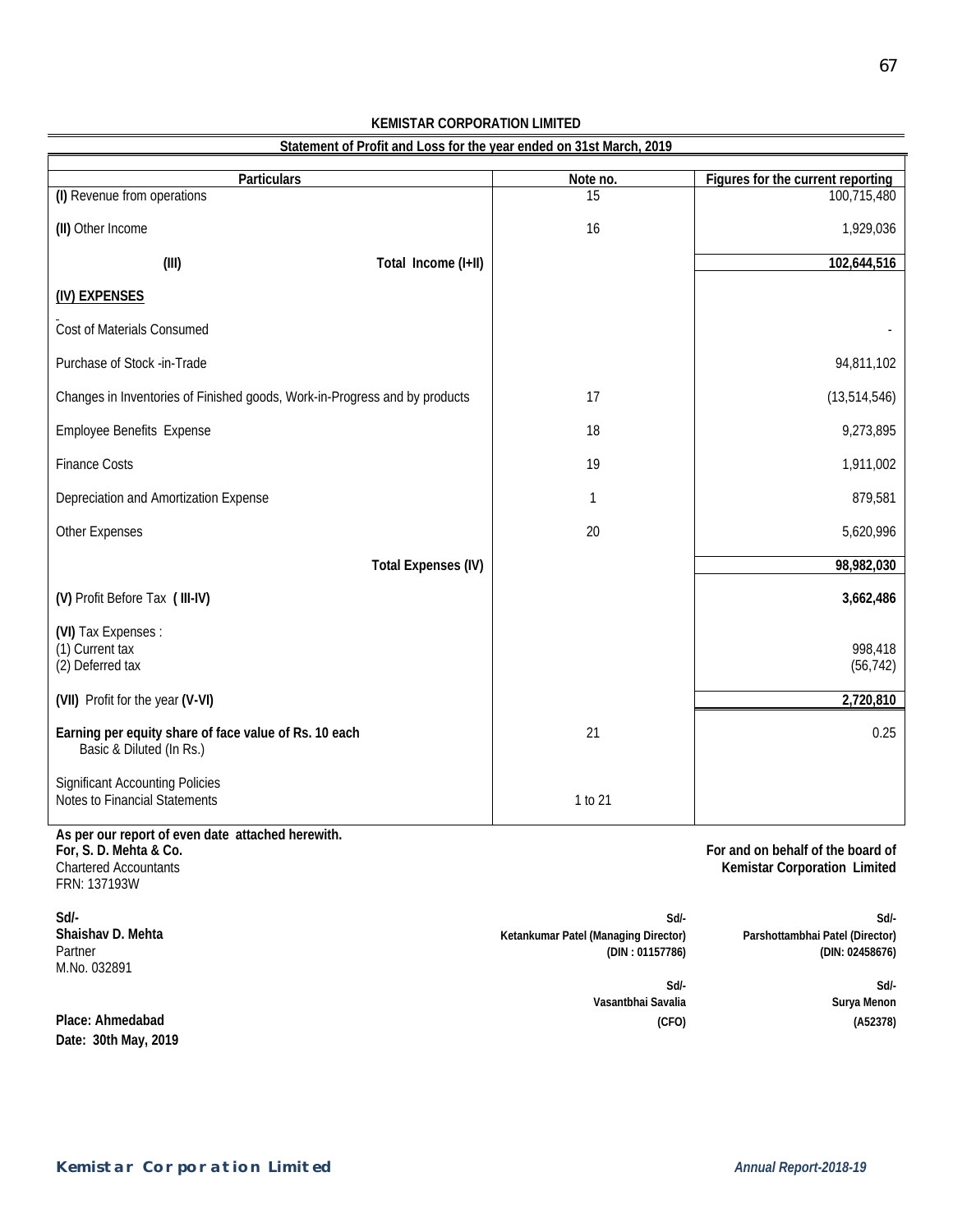**KEMISTAR CORPORATION LIMITED**

**Statement of Profit and Loss for the year ended on 31st March, 2019**

| Particulars | Note no. | Figures for the current reporting |
|---|---|---|
| **(I)** Revenue from operations | 15 | 100,715,480 |
| **(II)** Other Income | 16 | 1,929,036 |
| **(III)** Total Income (I+II) | | **102,644,516** |
| **(IV) EXPENSES** | | |
| Cost of Materials Consumed | | - |
| Purchase of Stock -in-Trade | | 94,811,102 |
| Changes in Inventories of Finished goods, Work-in-Progress and by products | 17 | (13,514,546) |
| Employee Benefits Expense | 18 | 9,273,895 |
| Finance Costs | 19 | 1,911,002 |
| Depreciation and Amortization Expense | 1 | 879,581 |
| Other Expenses | 20 | 5,620,996 |
| **Total Expenses (IV)** | | **98,982,030** |
| **(V)** Profit Before Tax **( III-IV)** | | **3,662,486** |
| **(VI)** Tax Expenses : | | |
| (1) Current tax | | 998,418 |
| (2) Deferred tax | | (56,742) |
| **(VII)** Profit for the year **(V-VI)** | | **2,720,810** |
| **Earning per equity share of face value of Rs. 10 each** Basic & Diluted (In Rs.) | 21 | 0.25 |
| Significant Accounting Policies | | |
| Notes to Financial Statements | 1 to 21 | |

**As per our report of even date attached herewith.**

**For, S. D. Mehta & Co.**
Chartered Accountants
FRN: 137193W

**For and on behalf of the board of Kemistar Corporation Limited**

**Sd/-**
**Shaishav D. Mehta**
Partner
M.No. 032891

**Sd/-**
**Ketankumar Patel (Managing Director)**
**(DIN : 01157786)**

**Sd/-**
**Parshottambhai Patel (Director)**
**(DIN: 02458676)**

**Sd/-**
**Vasantbhai Savalia**
**(CFO)**

**Sd/-**
**Surya Menon**
**(A52378)**

**Place: Ahmedabad**
**Date: 30th May, 2019**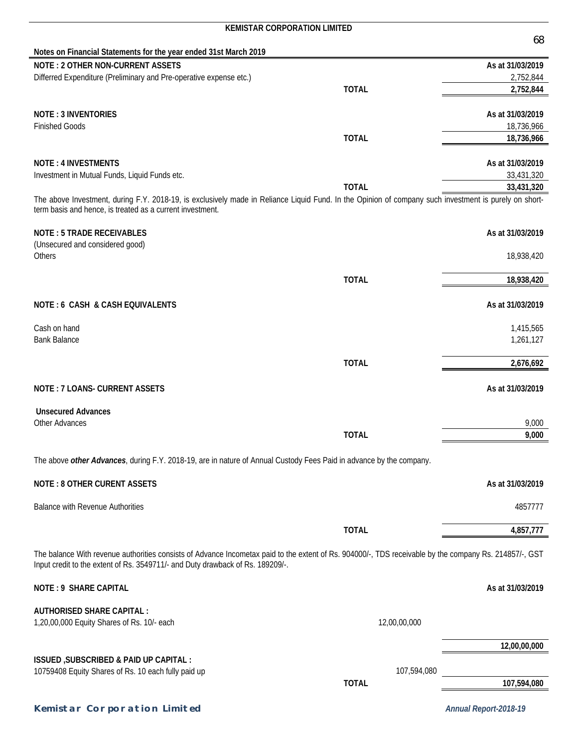## Notes on Financial Statements for the year ended 31st March 2019

| NOTE : 2 OTHER NON-CURRENT ASSETS | | As at 31/03/2019 |
|---|---|---|
| Differred Expenditure (Preliminary and Pre-operative expense etc.) | | 2,752,844 |
| | **TOTAL** | **2,752,844** |

| NOTE : 3 INVENTORIES | | As at 31/03/2019 |
|---|---|---|
| Finished Goods | | 18,736,966 |
| | **TOTAL** | **18,736,966** |

| NOTE : 4 INVESTMENTS | | As at 31/03/2019 |
|---|---|---|
| Investment in Mutual Funds, Liquid Funds etc. | | 33,431,320 |
| | **TOTAL** | **33,431,320** |

The above Investment, during F.Y. 2018-19, is exclusively made in Reliance Liquid Fund. In the Opinion of company such investment is purely on short-term basis and hence, is treated as a current investment.

| NOTE : 5 TRADE RECEIVABLES | | As at 31/03/2019 |
|---|---|---|
| (Unsecured and considered good) | | |
| Others | | 18,938,420 |
| | **TOTAL** | **18,938,420** |

| NOTE : 6 CASH & CASH EQUIVALENTS | | As at 31/03/2019 |
|---|---|---|
| Cash on hand | | 1,415,565 |
| Bank Balance | | 1,261,127 |
| | **TOTAL** | **2,676,692** |

| NOTE : 7 LOANS- CURRENT ASSETS | | As at 31/03/2019 |
|---|---|---|
| **Unsecured Advances** | | |
| Other Advances | | 9,000 |
| | **TOTAL** | **9,000** |

The above ***other Advances***, during F.Y. 2018-19, are in nature of Annual Custody Fees Paid in advance by the company.

| NOTE : 8 OTHER CURENT ASSETS | | As at 31/03/2019 |
|---|---|---|
| Balance with Revenue Authorities | | 4857777 |
| | **TOTAL** | **4,857,777** |

The balance With revenue authorities consists of Advance Incometax paid to the extent of Rs. 904000/-, TDS receivable by the company Rs. 214857/-, GST Input credit to the extent of Rs. 3549711/- and Duty drawback of Rs. 189209/-.

| NOTE : 9 SHARE CAPITAL | | As at 31/03/2019 |
|---|---|---|
| **AUTHORISED SHARE CAPITAL :** | | |
| 1,20,00,000 Equity Shares of Rs. 10/- each | 12,00,00,000 | |
| | | **12,00,00,000** |
| **ISSUED ,SUBSCRIBED & PAID UP CAPITAL :** | | |
| 10759408 Equity Shares of Rs. 10 each fully paid up | 107,594,080 | |
| | **TOTAL** | **107,594,080** |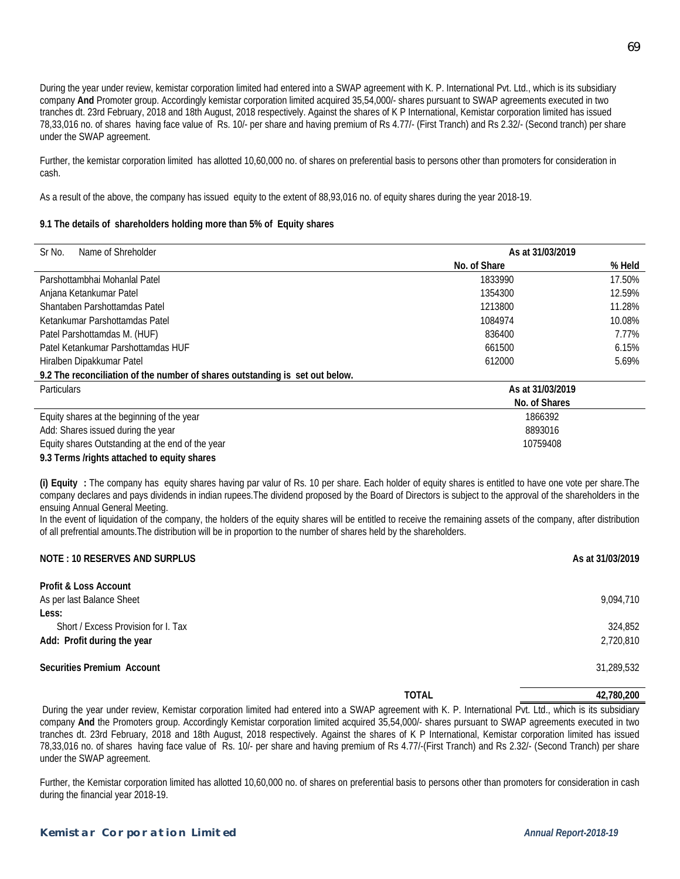During the year under review, kemistar corporation limited had entered into a SWAP agreement with K. P. International Pvt. Ltd., which is its subsidiary company **And** Promoter group. Accordingly kemistar corporation limited acquired 35,54,000/- shares pursuant to SWAP agreements executed in two tranches dt. 23rd February, 2018 and 18th August, 2018 respectively. Against the shares of K P International, Kemistar corporation limited has issued 78,33,016 no. of shares having face value of Rs. 10/- per share and having premium of Rs 4.77/- (First Tranch) and Rs 2.32/- (Second tranch) per share under the SWAP agreement.

Further, the kemistar corporation limited has allotted 10,60,000 no. of shares on preferential basis to persons other than promoters for consideration in cash.

As a result of the above, the company has issued equity to the extent of 88,93,016 no. of equity shares during the year 2018-19.

**9.1 The details of shareholders holding more than 5% of Equity shares**

| Sr No. Name of Shreholder | As at 31/03/2019 | |
|---|---|---|
| | **No. of Share** | **% Held** |
| Parshottambhai Mohanlal Patel | 1833990 | 17.50% |
| Anjana Ketankumar Patel | 1354300 | 12.59% |
| Shantaben Parshottamdas Patel | 1213800 | 11.28% |
| Ketankumar Parshottamdas Patel | 1084974 | 10.08% |
| Patel Parshottamdas M. (HUF) | 836400 | 7.77% |
| Patel Ketankumar Parshottamdas HUF | 661500 | 6.15% |
| Hiralben Dipakkumar Patel | 612000 | 5.69% |

**9.2 The reconciliation of the number of shares outstanding is set out below.**

| Particulars | As at 31/03/2019 |
|---|---|
| | **No. of Shares** |
| Equity shares at the beginning of the year | 1866392 |
| Add: Shares issued during the year | 8893016 |
| Equity shares Outstanding at the end of the year | 10759408 |

**9.3 Terms /rights attached to equity shares**

**(i) Equity :** The company has equity shares having par valur of Rs. 10 per share. Each holder of equity shares is entitled to have one vote per share.The company declares and pays dividends in indian rupees.The dividend proposed by the Board of Directors is subject to the approval of the shareholders in the ensuing Annual General Meeting.

In the event of liquidation of the company, the holders of the equity shares will be entitled to receive the remaining assets of the company, after distribution of all prefrential amounts.The distribution will be in proportion to the number of shares held by the shareholders.

| **NOTE : 10 RESERVES AND SURPLUS** | **As at 31/03/2019** |
|---|---|
| **Profit & Loss Account** | |
| As per last Balance Sheet | 9,094,710 |
| **Less:** | |
| Short / Excess Provision for I. Tax | 324,852 |
| **Add: Profit during the year** | 2,720,810 |
| **Securities Premium Account** | 31,289,532 |
| **TOTAL** | **42,780,200** |

During the year under review, Kemistar corporation limited had entered into a SWAP agreement with K. P. International Pvt. Ltd., which is its subsidiary company **And** the Promoters group. Accordingly Kemistar corporation limited acquired 35,54,000/- shares pursuant to SWAP agreements executed in two tranches dt. 23rd February, 2018 and 18th August, 2018 respectively. Against the shares of K P International, Kemistar corporation limited has issued 78,33,016 no. of shares having face value of Rs. 10/- per share and having premium of Rs 4.77/-(First Tranch) and Rs 2.32/- (Second Tranch) per share under the SWAP agreement.

Further, the Kemistar corporation limited has allotted 10,60,000 no. of shares on preferential basis to persons other than promoters for consideration in cash during the financial year 2018-19.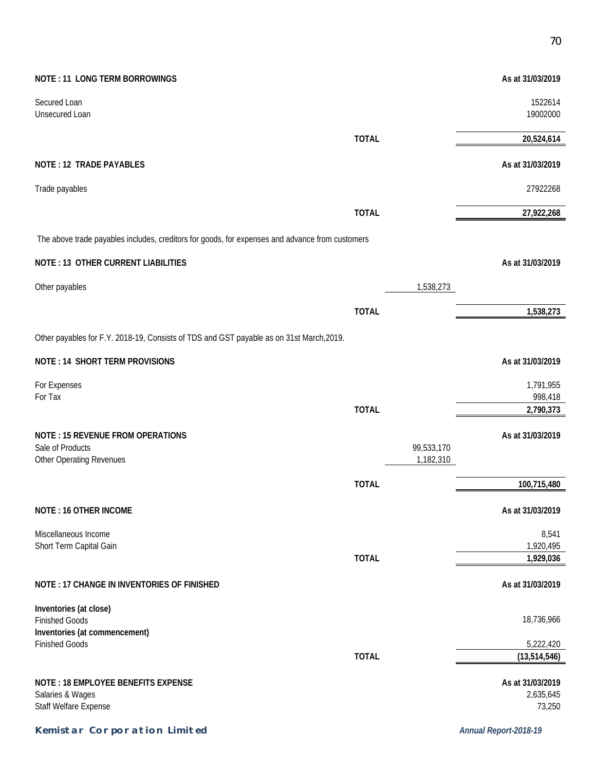| NOTE : 11 LONG TERM BORROWINGS | | | As at 31/03/2019 |
|---|---|---|---|
| Secured Loan | | | 1522614 |
| Unsecured Loan | | | 19002000 |
| | TOTAL | | 20,524,614 |

| NOTE : 12 TRADE PAYABLES | | | As at 31/03/2019 |
|---|---|---|---|
| Trade payables | | | 27922268 |
| | TOTAL | | 27,922,268 |

The above trade payables includes, creditors for goods, for expenses and advance from customers

| NOTE : 13 OTHER CURRENT LIABILITIES | | | As at 31/03/2019 |
|---|---|---|---|
| Other payables | | 1,538,273 | |
| | TOTAL | | 1,538,273 |

Other payables for F.Y. 2018-19, Consists of TDS and GST payable as on 31st March,2019.

| NOTE : 14 SHORT TERM PROVISIONS | | | As at 31/03/2019 |
|---|---|---|---|
| For Expenses | | | 1,791,955 |
| For Tax | | | 998,418 |
| | TOTAL | | 2,790,373 |

| NOTE : 15 REVENUE FROM OPERATIONS | | | As at 31/03/2019 |
|---|---|---|---|
| Sale of Products | | 99,533,170 | |
| Other Operating Revenues | | 1,182,310 | |
| | TOTAL | | 100,715,480 |

| NOTE : 16 OTHER INCOME | | | As at 31/03/2019 |
|---|---|---|---|
| Miscellaneous Income | | | 8,541 |
| Short Term Capital Gain | | | 1,920,495 |
| | TOTAL | | 1,929,036 |

| NOTE : 17 CHANGE IN INVENTORIES OF FINISHED | | | As at 31/03/2019 |
|---|---|---|---|
| **Inventories (at close)** | | | |
| Finished Goods | | | 18,736,966 |
| **Inventories (at commencement)** | | | |
| Finished Goods | | | 5,222,420 |
| | TOTAL | | (13,514,546) |

| NOTE : 18 EMPLOYEE BENEFITS EXPENSE | | | As at 31/03/2019 |
|---|---|---|---|
| Salaries & Wages | | | 2,635,645 |
| Staff Welfare Expense | | | 73,250 |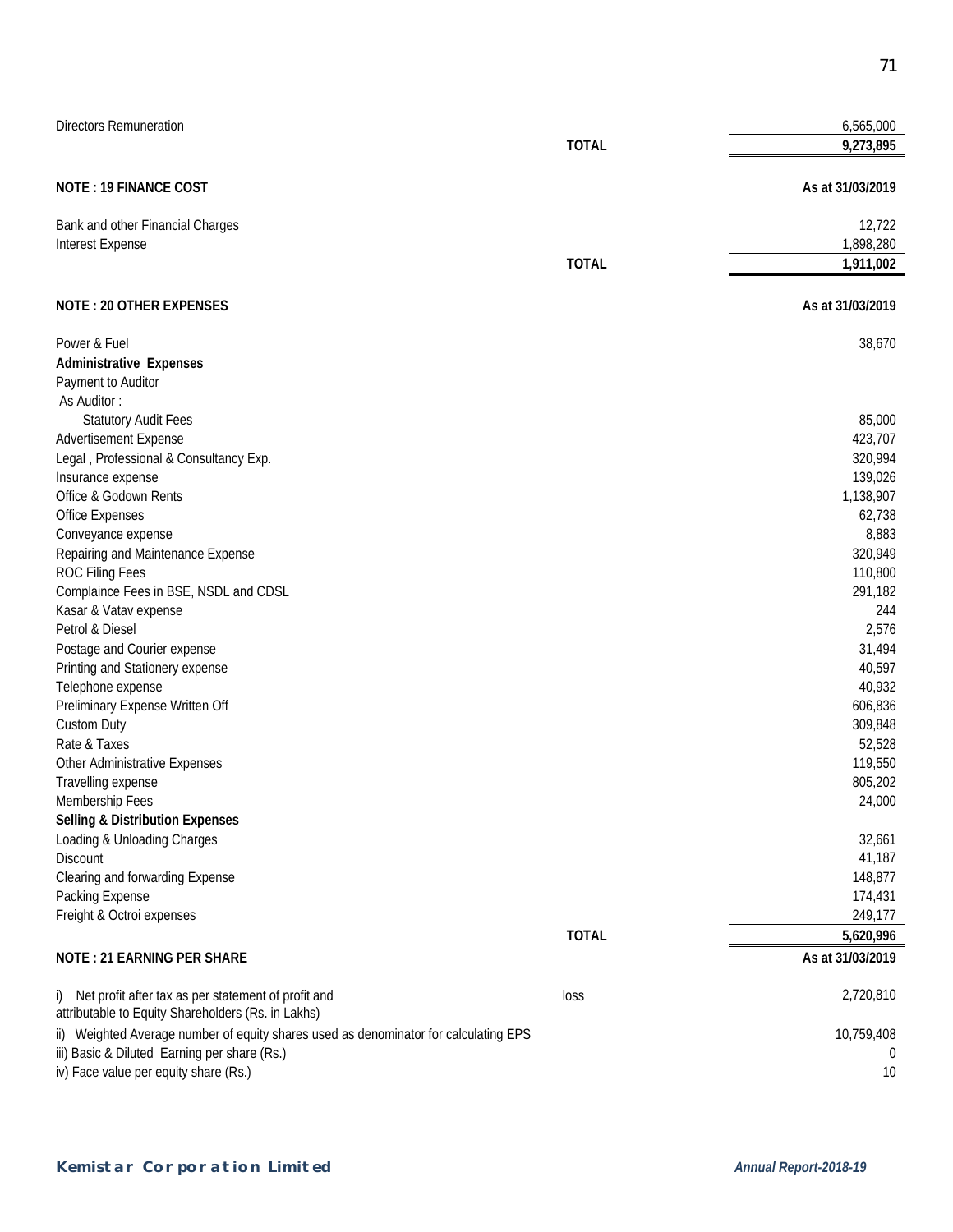| | | |
|---|---|---|
| Directors Remuneration | | 6,565,000 |
| | **TOTAL** | **9,273,895** |

| **NOTE : 19 FINANCE COST** | | **As at 31/03/2019** |
|---|---|---|
| Bank and other Financial Charges | | 12,722 |
| Interest Expense | | 1,898,280 |
| | **TOTAL** | **1,911,002** |

| **NOTE : 20 OTHER EXPENSES** | | **As at 31/03/2019** |
|---|---|---|
| Power & Fuel | | 38,670 |
| **Administrative Expenses** | | |
| Payment to Auditor | | |
| As Auditor : | | |
| Statutory Audit Fees | | 85,000 |
| Advertisement Expense | | 423,707 |
| Legal , Professional & Consultancy Exp. | | 320,994 |
| Insurance expense | | 139,026 |
| Office & Godown Rents | | 1,138,907 |
| Office Expenses | | 62,738 |
| Conveyance expense | | 8,883 |
| Repairing and Maintenance Expense | | 320,949 |
| ROC Filing Fees | | 110,800 |
| Complaince Fees in BSE, NSDL and CDSL | | 291,182 |
| Kasar & Vatav expense | | 244 |
| Petrol & Diesel | | 2,576 |
| Postage and Courier expense | | 31,494 |
| Printing and Stationery expense | | 40,597 |
| Telephone expense | | 40,932 |
| Preliminary Expense Written Off | | 606,836 |
| Custom Duty | | 309,848 |
| Rate & Taxes | | 52,528 |
| Other Administrative Expenses | | 119,550 |
| Travelling expense | | 805,202 |
| Membership Fees | | 24,000 |
| **Selling & Distribution Expenses** | | |
| Loading & Unloading Charges | | 32,661 |
| Discount | | 41,187 |
| Clearing and forwarding Expense | | 148,877 |
| Packing Expense | | 174,431 |
| Freight & Octroi expenses | | 249,177 |
| | **TOTAL** | **5,620,996** |

| **NOTE : 21 EARNING PER SHARE** | | **As at 31/03/2019** |
|---|---|---|
| i) Net profit after tax as per statement of profit and loss attributable to Equity Shareholders (Rs. in Lakhs) | | 2,720,810 |
| ii) Weighted Average number of equity shares used as denominator for calculating EPS | | 10,759,408 |
| iii) Basic & Diluted Earning per share (Rs.) | | 0 |
| iv) Face value per equity share (Rs.) | | 10 |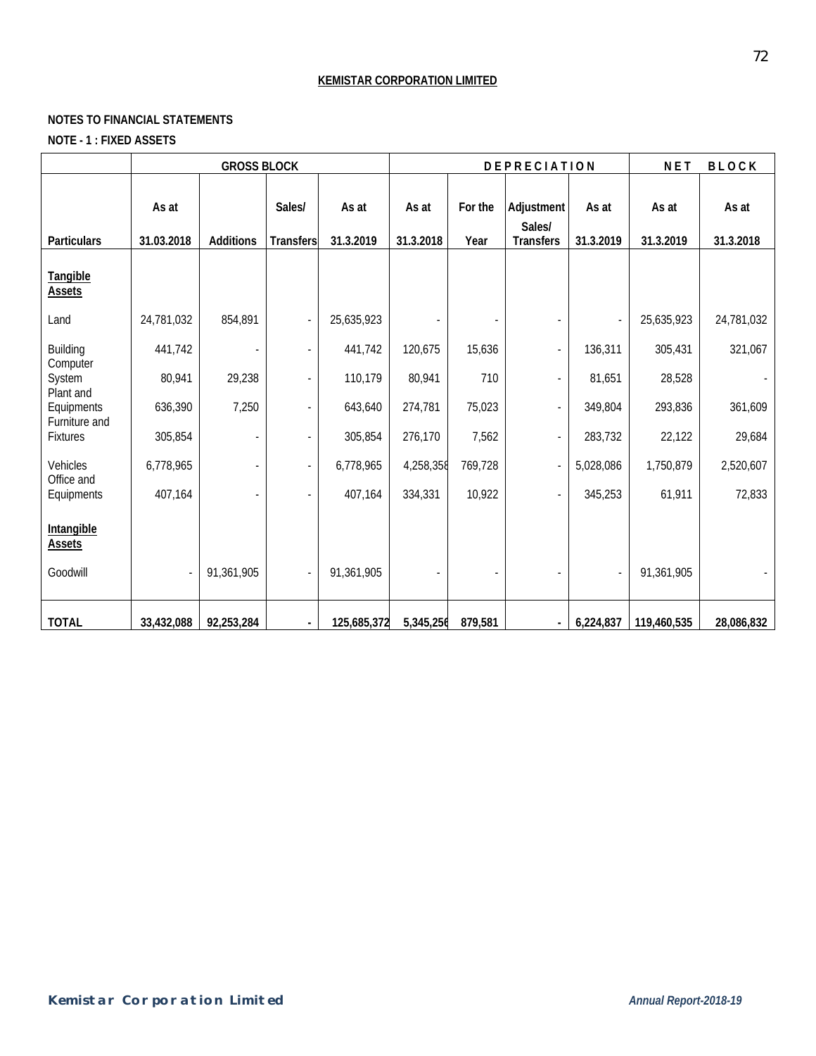**KEMISTAR CORPORATION LIMITED**

**NOTES TO FINANCIAL STATEMENTS**

**NOTE - 1 : FIXED ASSETS**

| | GROSS BLOCK | | | | DEPRECIATION | | | | NET BLOCK | |
|---|---|---|---|---|---|---|---|---|---|---|
| Particulars | As at 31.03.2018 | Additions | Sales/ Transfers | As at 31.3.2019 | As at 31.3.2018 | For the Year | Adjustment Sales/ Transfers | As at 31.3.2019 | As at 31.3.2019 | As at 31.3.2018 |
| **Tangible Assets** | | | | | | | | | | |
| Land | 24,781,032 | 854,891 | - | 25,635,923 | - | - | - | - | 25,635,923 | 24,781,032 |
| Building | 441,742 | - | - | 441,742 | 120,675 | 15,636 | - | 136,311 | 305,431 | 321,067 |
| Computer System | 80,941 | 29,238 | - | 110,179 | 80,941 | 710 | - | 81,651 | 28,528 | - |
| Plant and Equipments | 636,390 | 7,250 | - | 643,640 | 274,781 | 75,023 | - | 349,804 | 293,836 | 361,609 |
| Furniture and Fixtures | 305,854 | - | - | 305,854 | 276,170 | 7,562 | - | 283,732 | 22,122 | 29,684 |
| Vehicles | 6,778,965 | - | - | 6,778,965 | 4,258,358 | 769,728 | - | 5,028,086 | 1,750,879 | 2,520,607 |
| Office and Equipments | 407,164 | - | - | 407,164 | 334,331 | 10,922 | - | 345,253 | 61,911 | 72,833 |
| **Intangible Assets** | | | | | | | | | | |
| Goodwill | - | 91,361,905 | - | 91,361,905 | - | - | - | - | 91,361,905 | - |
| **TOTAL** | **33,432,088** | **92,253,284** | **-** | **125,685,372** | **5,345,256** | **879,581** | **-** | **6,224,837** | **119,460,535** | **28,086,832** |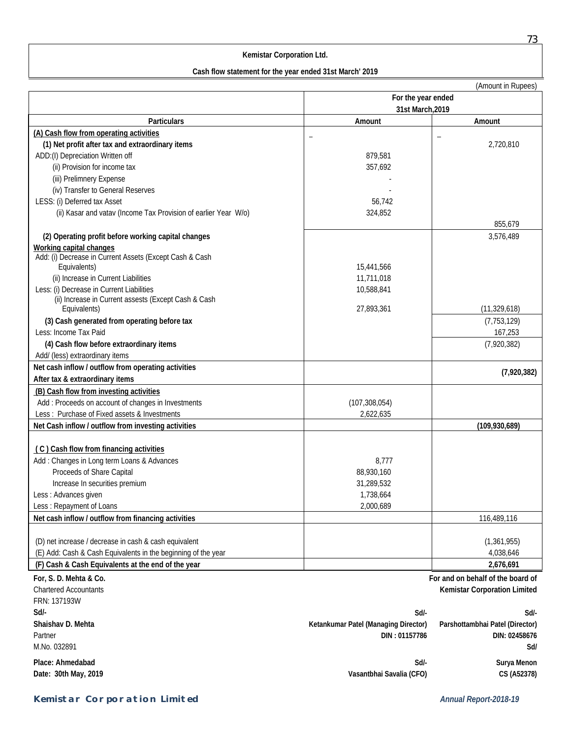# Kemistar Corporation Ltd.

## Cash flow statement for the year ended 31st March' 2019

(Amount in Rupees)

| Particulars | For the year ended 31st March,2019 | |
|---|---|---|
| | Amount | Amount |
| **(A) Cash flow from operating activities** | _ | _ |
| **(1) Net profit after tax and extraordinary items** | | 2,720,810 |
| ADD:(I) Depreciation Written off | 879,581 | |
| (ii) Provision for income tax | 357,692 | |
| (iii) Prelimnery Expense | - | |
| (iv) Transfer to General Reserves | - | |
| LESS: (i) Deferred tax Asset | 56,742 | |
| (ii) Kasar and vatav (Income Tax Provision of earlier Year W/o) | 324,852 | |
| | | 855,679 |
| **(2) Operating profit before working capital changes** | | 3,576,489 |
| **Working capital changes** | | |
| Add: (i) Decrease in Current Assets (Except Cash & Cash Equivalents) | 15,441,566 | |
| (ii) Increase in Current Liabilities | 11,711,018 | |
| Less: (i) Decrease in Current Liabilities | 10,588,841 | |
| (ii) Increase in Current assests (Except Cash & Cash Equivalents) | 27,893,361 | (11,329,618) |
| **(3) Cash generated from operating before tax** | | (7,753,129) |
| Less: Income Tax Paid | | 167,253 |
| **(4) Cash flow before extraordinary items** | | (7,920,382) |
| Add/ (less) extraordinary items | | |
| **Net cash inflow / outflow from operating activities After tax & extraordinary items** | | **(7,920,382)** |
| **(B) Cash flow from investing activities** | | |
| Add : Proceeds on account of changes in Investments | (107,308,054) | |
| Less : Purchase of Fixed assets & Investments | 2,622,635 | |
| **Net Cash inflow / outflow from investing activities** | | **(109,930,689)** |
| **( C ) Cash flow from financing activities** | | |
| Add : Changes in Long term Loans & Advances | 8,777 | |
| Proceeds of Share Capital | 88,930,160 | |
| Increase In securities premium | 31,289,532 | |
| Less : Advances given | 1,738,664 | |
| Less : Repayment of Loans | 2,000,689 | |
| **Net cash inflow / outflow from financing activities** | | 116,489,116 |
| (D) net increase / decrease in cash & cash equivalent | | (1,361,955) |
| (E) Add: Cash & Cash Equivalents in the beginning of the year | | 4,038,646 |
| **(F) Cash & Cash Equivalents at the end of the year** | | **2,676,691** |

**For, S. D. Mehta & Co.**
Chartered Accountants
FRN: 137193W
**Sd/-**
**Shaishav D. Mehta**
Partner
M.No. 032891

**Place: Ahmedabad**
**Date: 30th May, 2019**

**For and on behalf of the board of**
**Kemistar Corporation Limited**

**Sd/-**
**Ketankumar Patel (Managing Director)**
**DIN : 01157786**

**Sd/-**
**Parshottambhai Patel (Director)**
**DIN: 02458676**

**Sd/-**
**Vasantbhai Savalia (CFO)**

**Sd/**
**Surya Menon**
**CS (A52378)**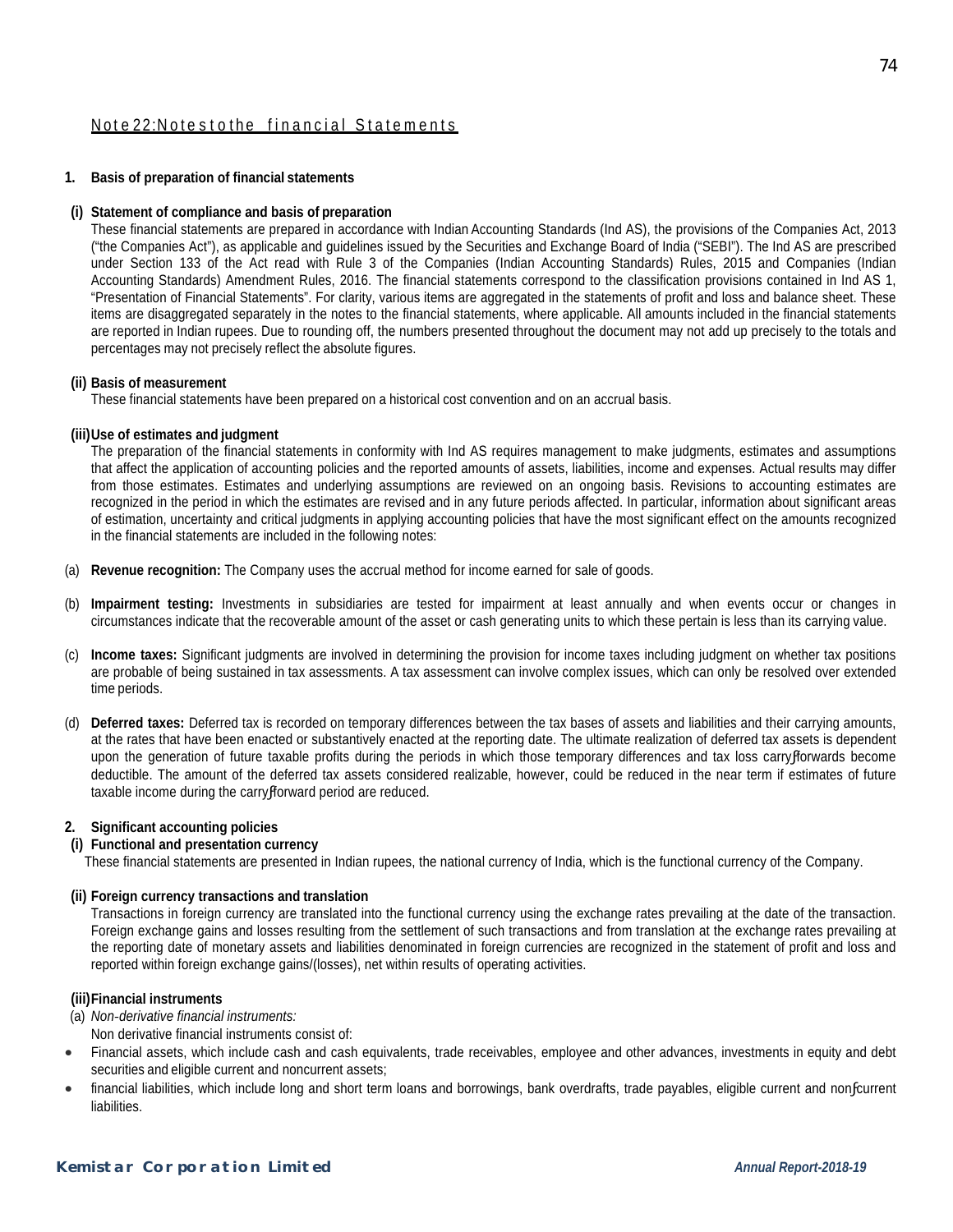## Note 22: Notes to the financial Statements

### 1. Basis of preparation of financial statements

**(i) Statement of compliance and basis of preparation**

These financial statements are prepared in accordance with Indian Accounting Standards (Ind AS), the provisions of the Companies Act, 2013 ("the Companies Act"), as applicable and guidelines issued by the Securities and Exchange Board of India ("SEBI"). The Ind AS are prescribed under Section 133 of the Act read with Rule 3 of the Companies (Indian Accounting Standards) Rules, 2015 and Companies (Indian Accounting Standards) Amendment Rules, 2016. The financial statements correspond to the classification provisions contained in Ind AS 1, "Presentation of Financial Statements". For clarity, various items are aggregated in the statements of profit and loss and balance sheet. These items are disaggregated separately in the notes to the financial statements, where applicable. All amounts included in the financial statements are reported in Indian rupees. Due to rounding off, the numbers presented throughout the document may not add up precisely to the totals and percentages may not precisely reflect the absolute figures.

**(ii) Basis of measurement**

These financial statements have been prepared on a historical cost convention and on an accrual basis.

**(iii) Use of estimates and judgment**

The preparation of the financial statements in conformity with Ind AS requires management to make judgments, estimates and assumptions that affect the application of accounting policies and the reported amounts of assets, liabilities, income and expenses. Actual results may differ from those estimates. Estimates and underlying assumptions are reviewed on an ongoing basis. Revisions to accounting estimates are recognized in the period in which the estimates are revised and in any future periods affected. In particular, information about significant areas of estimation, uncertainty and critical judgments in applying accounting policies that have the most significant effect on the amounts recognized in the financial statements are included in the following notes:

(a) **Revenue recognition:** The Company uses the accrual method for income earned for sale of goods.

(b) **Impairment testing:** Investments in subsidiaries are tested for impairment at least annually and when events occur or changes in circumstances indicate that the recoverable amount of the asset or cash generating units to which these pertain is less than its carrying value.

(c) **Income taxes:** Significant judgments are involved in determining the provision for income taxes including judgment on whether tax positions are probable of being sustained in tax assessments. A tax assessment can involve complex issues, which can only be resolved over extended time periods.

(d) **Deferred taxes:** Deferred tax is recorded on temporary differences between the tax bases of assets and liabilities and their carrying amounts, at the rates that have been enacted or substantively enacted at the reporting date. The ultimate realization of deferred tax assets is dependent upon the generation of future taxable profits during the periods in which those temporary differences and tax loss carry forwards become deductible. The amount of the deferred tax assets considered realizable, however, could be reduced in the near term if estimates of future taxable income during the carry forward period are reduced.

### 2. Significant accounting policies

**(i) Functional and presentation currency**

These financial statements are presented in Indian rupees, the national currency of India, which is the functional currency of the Company.

**(ii) Foreign currency transactions and translation**

Transactions in foreign currency are translated into the functional currency using the exchange rates prevailing at the date of the transaction. Foreign exchange gains and losses resulting from the settlement of such transactions and from translation at the exchange rates prevailing at the reporting date of monetary assets and liabilities denominated in foreign currencies are recognized in the statement of profit and loss and reported within foreign exchange gains/(losses), net within results of operating activities.

**(iii) Financial instruments**

(a) *Non-derivative financial instruments:*

Non derivative financial instruments consist of:

- Financial assets, which include cash and cash equivalents, trade receivables, employee and other advances, investments in equity and debt securities and eligible current and noncurrent assets;
- financial liabilities, which include long and short term loans and borrowings, bank overdrafts, trade payables, eligible current and non current liabilities.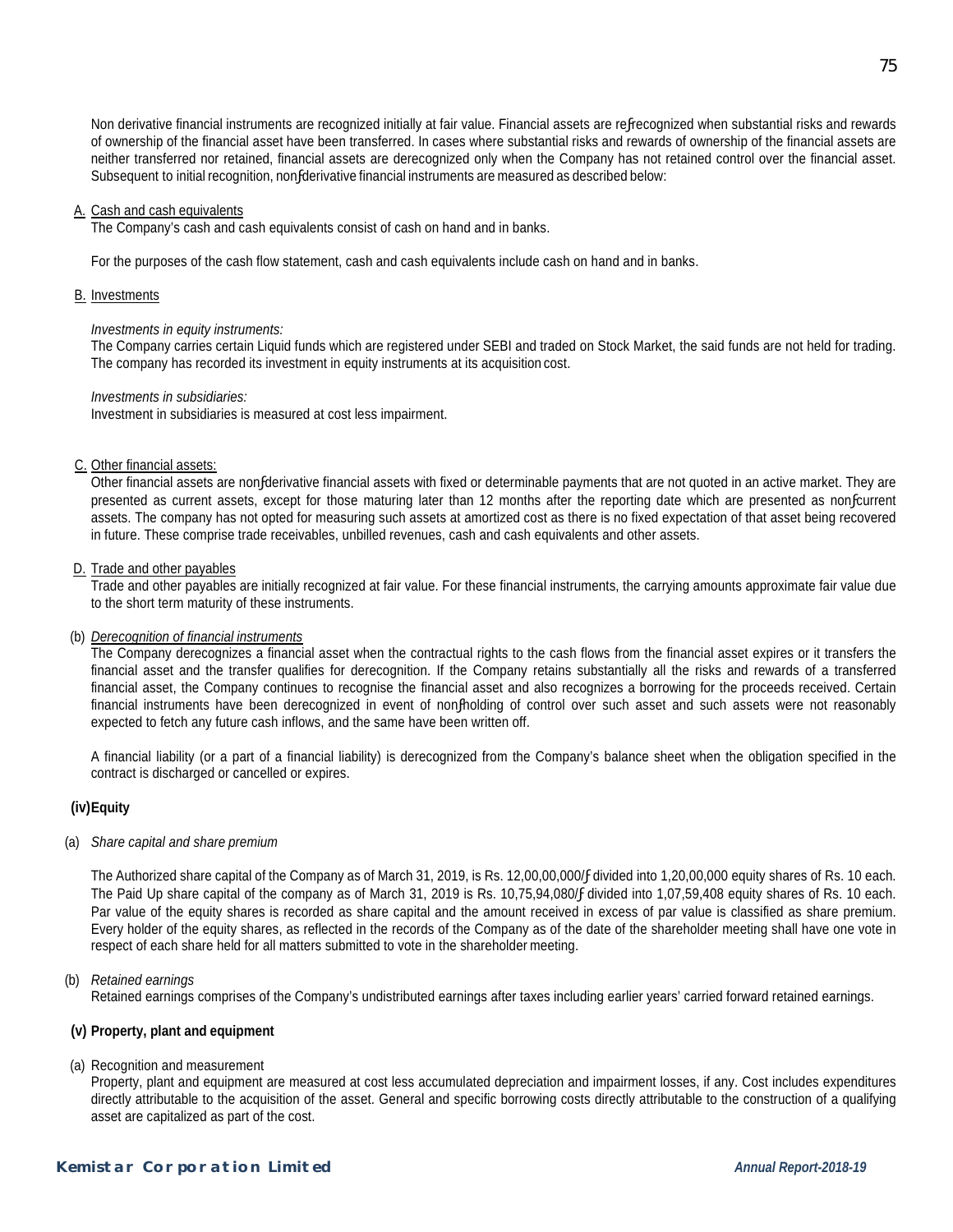Non derivative financial instruments are recognized initially at fair value. Financial assets are reƒrecognized when substantial risks and rewards of ownership of the financial asset have been transferred. In cases where substantial risks and rewards of ownership of the financial assets are neither transferred nor retained, financial assets are derecognized only when the Company has not retained control over the financial asset. Subsequent to initial recognition, nonƒderivative financial instruments are measured as described below:

A. Cash and cash equivalents

The Company's cash and cash equivalents consist of cash on hand and in banks.

For the purposes of the cash flow statement, cash and cash equivalents include cash on hand and in banks.

B. Investments

*Investments in equity instruments:*

The Company carries certain Liquid funds which are registered under SEBI and traded on Stock Market, the said funds are not held for trading. The company has recorded its investment in equity instruments at its acquisition cost.

*Investments in subsidiaries:*

Investment in subsidiaries is measured at cost less impairment.

C. Other financial assets:

Other financial assets are nonƒderivative financial assets with fixed or determinable payments that are not quoted in an active market. They are presented as current assets, except for those maturing later than 12 months after the reporting date which are presented as nonƒcurrent assets. The company has not opted for measuring such assets at amortized cost as there is no fixed expectation of that asset being recovered in future. These comprise trade receivables, unbilled revenues, cash and cash equivalents and other assets.

D. Trade and other payables

Trade and other payables are initially recognized at fair value. For these financial instruments, the carrying amounts approximate fair value due to the short term maturity of these instruments.

(b) *Derecognition of financial instruments*

The Company derecognizes a financial asset when the contractual rights to the cash flows from the financial asset expires or it transfers the financial asset and the transfer qualifies for derecognition. If the Company retains substantially all the risks and rewards of a transferred financial asset, the Company continues to recognise the financial asset and also recognizes a borrowing for the proceeds received. Certain financial instruments have been derecognized in event of nonƒholding of control over such asset and such assets were not reasonably expected to fetch any future cash inflows, and the same have been written off.

A financial liability (or a part of a financial liability) is derecognized from the Company's balance sheet when the obligation specified in the contract is discharged or cancelled or expires.

**(iv) Equity**

(a) *Share capital and share premium*

The Authorized share capital of the Company as of March 31, 2019, is Rs. 12,00,00,000/ƒ divided into 1,20,00,000 equity shares of Rs. 10 each. The Paid Up share capital of the company as of March 31, 2019 is Rs. 10,75,94,080/ƒ divided into 1,07,59,408 equity shares of Rs. 10 each. Par value of the equity shares is recorded as share capital and the amount received in excess of par value is classified as share premium. Every holder of the equity shares, as reflected in the records of the Company as of the date of the shareholder meeting shall have one vote in respect of each share held for all matters submitted to vote in the shareholder meeting.

(b) *Retained earnings*

Retained earnings comprises of the Company's undistributed earnings after taxes including earlier years' carried forward retained earnings.

**(v) Property, plant and equipment**

(a) Recognition and measurement

Property, plant and equipment are measured at cost less accumulated depreciation and impairment losses, if any. Cost includes expenditures directly attributable to the acquisition of the asset. General and specific borrowing costs directly attributable to the construction of a qualifying asset are capitalized as part of the cost.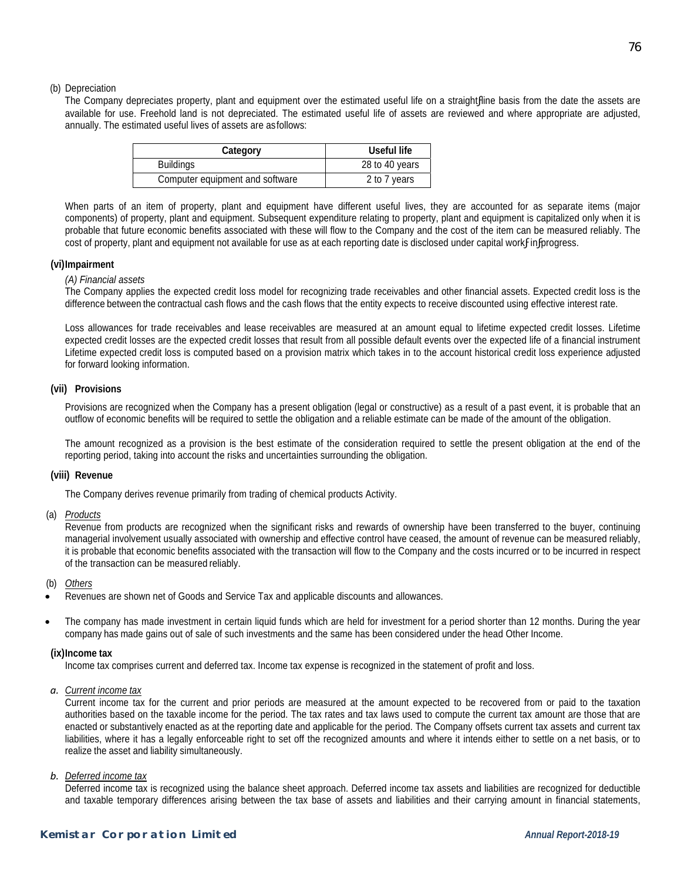(b) Depreciation

The Company depreciates property, plant and equipment over the estimated useful life on a straight-line basis from the date the assets are available for use. Freehold land is not depreciated. The estimated useful life of assets are reviewed and where appropriate are adjusted, annually. The estimated useful lives of assets are as follows:

| Category | Useful life |
|---|---|
| Buildings | 28 to 40 years |
| Computer equipment and software | 2 to 7 years |

When parts of an item of property, plant and equipment have different useful lives, they are accounted for as separate items (major components) of property, plant and equipment. Subsequent expenditure relating to property, plant and equipment is capitalized only when it is probable that future economic benefits associated with these will flow to the Company and the cost of the item can be measured reliably. The cost of property, plant and equipment not available for use as at each reporting date is disclosed under capital work-in-progress.

**(vi) Impairment**

*(A) Financial assets*

The Company applies the expected credit loss model for recognizing trade receivables and other financial assets. Expected credit loss is the difference between the contractual cash flows and the cash flows that the entity expects to receive discounted using effective interest rate.

Loss allowances for trade receivables and lease receivables are measured at an amount equal to lifetime expected credit losses. Lifetime expected credit losses are the expected credit losses that result from all possible default events over the expected life of a financial instrument Lifetime expected credit loss is computed based on a provision matrix which takes in to the account historical credit loss experience adjusted for forward looking information.

**(vii) Provisions**

Provisions are recognized when the Company has a present obligation (legal or constructive) as a result of a past event, it is probable that an outflow of economic benefits will be required to settle the obligation and a reliable estimate can be made of the amount of the obligation.

The amount recognized as a provision is the best estimate of the consideration required to settle the present obligation at the end of the reporting period, taking into account the risks and uncertainties surrounding the obligation.

**(viii) Revenue**

The Company derives revenue primarily from trading of chemical products Activity.

(a) *Products*

Revenue from products are recognized when the significant risks and rewards of ownership have been transferred to the buyer, continuing managerial involvement usually associated with ownership and effective control have ceased, the amount of revenue can be measured reliably, it is probable that economic benefits associated with the transaction will flow to the Company and the costs incurred or to be incurred in respect of the transaction can be measured reliably.

(b) *Others*

- Revenues are shown net of Goods and Service Tax and applicable discounts and allowances.
- The company has made investment in certain liquid funds which are held for investment for a period shorter than 12 months. During the year company has made gains out of sale of such investments and the same has been considered under the head Other Income.

**(ix) Income tax**

Income tax comprises current and deferred tax. Income tax expense is recognized in the statement of profit and loss.

*a. Current income tax*

Current income tax for the current and prior periods are measured at the amount expected to be recovered from or paid to the taxation authorities based on the taxable income for the period. The tax rates and tax laws used to compute the current tax amount are those that are enacted or substantively enacted as at the reporting date and applicable for the period. The Company offsets current tax assets and current tax liabilities, where it has a legally enforceable right to set off the recognized amounts and where it intends either to settle on a net basis, or to realize the asset and liability simultaneously.

*b. Deferred income tax*

Deferred income tax is recognized using the balance sheet approach. Deferred income tax assets and liabilities are recognized for deductible and taxable temporary differences arising between the tax base of assets and liabilities and their carrying amount in financial statements,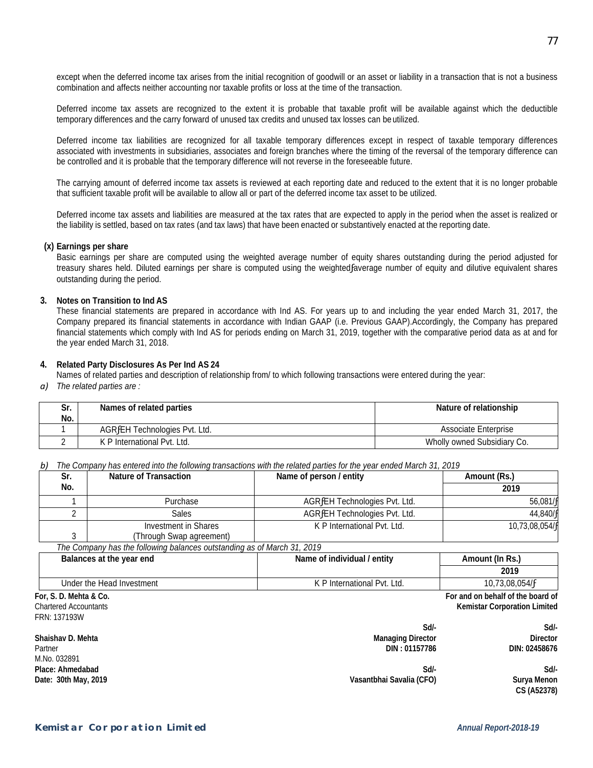except when the deferred income tax arises from the initial recognition of goodwill or an asset or liability in a transaction that is not a business combination and affects neither accounting nor taxable profits or loss at the time of the transaction.

Deferred income tax assets are recognized to the extent it is probable that taxable profit will be available against which the deductible temporary differences and the carry forward of unused tax credits and unused tax losses can be utilized.

Deferred income tax liabilities are recognized for all taxable temporary differences except in respect of taxable temporary differences associated with investments in subsidiaries, associates and foreign branches where the timing of the reversal of the temporary difference can be controlled and it is probable that the temporary difference will not reverse in the foreseeable future.

The carrying amount of deferred income tax assets is reviewed at each reporting date and reduced to the extent that it is no longer probable that sufficient taxable profit will be available to allow all or part of the deferred income tax asset to be utilized.

Deferred income tax assets and liabilities are measured at the tax rates that are expected to apply in the period when the asset is realized or the liability is settled, based on tax rates (and tax laws) that have been enacted or substantively enacted at the reporting date.

**(x) Earnings per share**

Basic earnings per share are computed using the weighted average number of equity shares outstanding during the period adjusted for treasury shares held. Diluted earnings per share is computed using the weightedƒaverage number of equity and dilutive equivalent shares outstanding during the period.

**3. Notes on Transition to Ind AS**

These financial statements are prepared in accordance with Ind AS. For years up to and including the year ended March 31, 2017, the Company prepared its financial statements in accordance with Indian GAAP (i.e. Previous GAAP).Accordingly, the Company has prepared financial statements which comply with Ind AS for periods ending on March 31, 2019, together with the comparative period data as at and for the year ended March 31, 2018.

**4. Related Party Disclosures As Per Ind AS 24**

Names of related parties and description of relationship from/ to which following transactions were entered during the year:

*a) The related parties are :*

| Sr. No. | Names of related parties | Nature of relationship |
|---|---|---|
| 1 | AGRƒEH Technologies Pvt. Ltd. | Associate Enterprise |
| 2 | K P International Pvt. Ltd. | Wholly owned Subsidiary Co. |

*b) The Company has entered into the following transactions with the related parties for the year ended March 31, 2019*

| Sr. No. | Nature of Transaction | Name of person / entity | Amount (Rs.) 2019 |
|---|---|---|---|
| 1 | Purchase | AGRƒEH Technologies Pvt. Ltd. | 56,081/ƒ |
| 2 | Sales | AGRƒEH Technologies Pvt. Ltd. | 44,840/ƒ |
| 3 | Investment in Shares (Through Swap agreement) | K P International Pvt. Ltd. | 10,73,08,054/ƒ |

*The Company has the following balances outstanding as of March 31, 2019*

| Balances at the year end | Name of individual / entity | Amount (In Rs.) 2019 |
|---|---|---|
| Under the Head Investment | K P International Pvt. Ltd. | 10,73,08,054/ƒ |

**For, S. D. Mehta & Co.**
Chartered Accountants
FRN: 137193W

**Shaishav D. Mehta**
Partner
M.No. 032891
**Place: Ahmedabad**
**Date: 30th May, 2019**

**For and on behalf of the board of Kemistar Corporation Limited**

| Sd/- | Sd/- |
|---|---|
| **Managing Director** | **Director** |
| **DIN : 01157786** | **DIN: 02458676** |
| Sd/- | Sd/- |
| **Vasantbhai Savalia (CFO)** | **Surya Menon** |
| | **CS (A52378)** |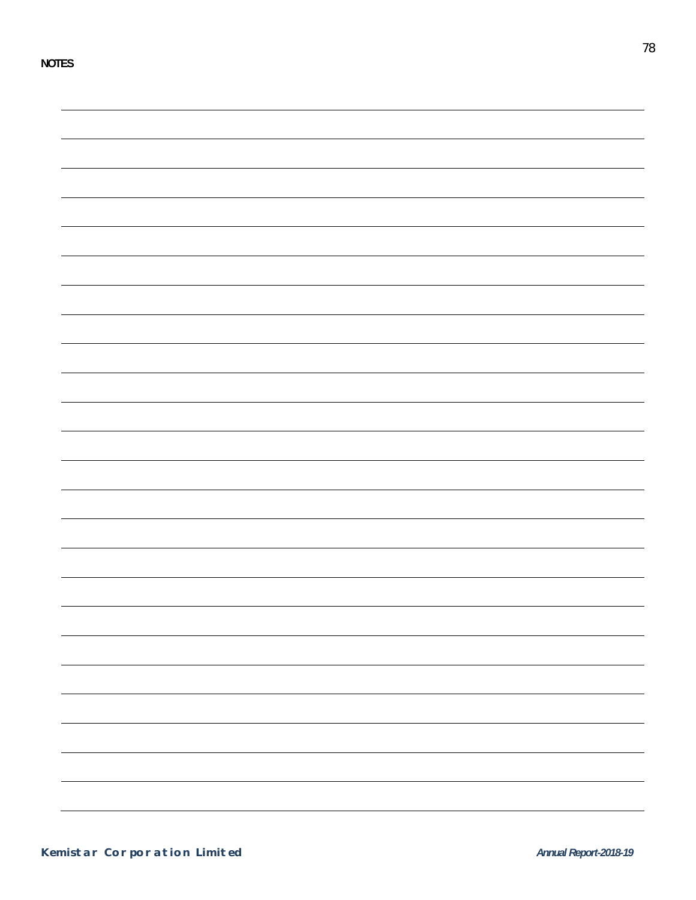NOTES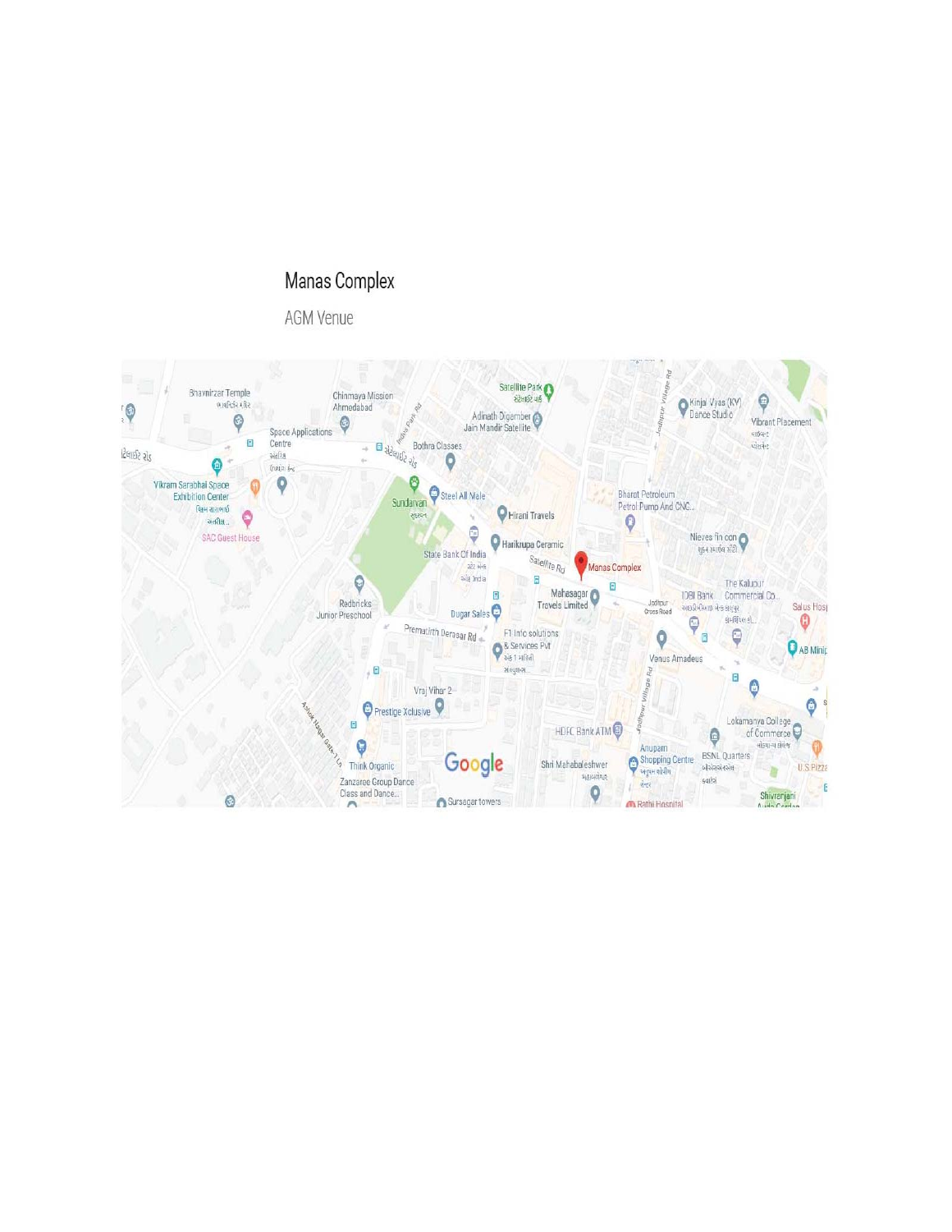# Manas Complex

AGM Venue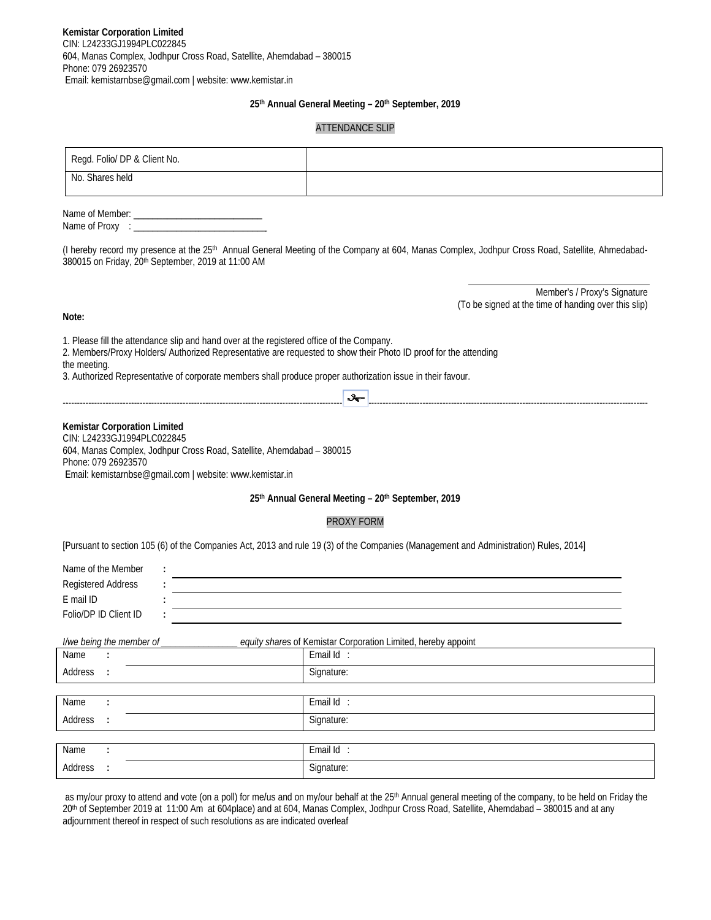**Kemistar Corporation Limited**
CIN: L24233GJ1994PLC022845
604, Manas Complex, Jodhpur Cross Road, Satellite, Ahemdabad – 380015
Phone: 079 26923570
Email: kemistarnbse@gmail.com | website: www.kemistar.in

**25th Annual General Meeting – 20th September, 2019**

ATTENDANCE SLIP

| Regd. Folio/ DP & Client No. | |
|---|---|
| No. Shares held | |

Name of Member: ___________________________
Name of Proxy : ____________________________

(I hereby record my presence at the 25th Annual General Meeting of the Company at 604, Manas Complex, Jodhpur Cross Road, Satellite, Ahmedabad-380015 on Friday, 20th September, 2019 at 11:00 AM

Member's / Proxy's Signature
(To be signed at the time of handing over this slip)

**Note:**

1. Please fill the attendance slip and hand over at the registered office of the Company.
2. Members/Proxy Holders/ Authorized Representative are requested to show their Photo ID proof for the attending the meeting.
3. Authorized Representative of corporate members shall produce proper authorization issue in their favour.

---

**Kemistar Corporation Limited**
CIN: L24233GJ1994PLC022845
604, Manas Complex, Jodhpur Cross Road, Satellite, Ahemdabad – 380015
Phone: 079 26923570
Email: kemistarnbse@gmail.com | website: www.kemistar.in

**25th Annual General Meeting – 20th September, 2019**

PROXY FORM

[Pursuant to section 105 (6) of the Companies Act, 2013 and rule 19 (3) of the Companies (Management and Administration) Rules, 2014]

Name of the Member :
Registered Address :
E mail ID :
Folio/DP ID Client ID :

*I/we being the member of ________________ equity shares* of Kemistar Corporation Limited, hereby appoint

| Name : | Email Id : |
|---|---|
| Address : | Signature: |

| Name : | Email Id : |
|---|---|
| Address : | Signature: |

| Name : | Email Id : |
|---|---|
| Address : | Signature: |

as my/our proxy to attend and vote (on a poll) for me/us and on my/our behalf at the 25th Annual general meeting of the company, to be held on Friday the 20th of September 2019 at 11:00 Am at 604place) and at 604, Manas Complex, Jodhpur Cross Road, Satellite, Ahemdabad – 380015 and at any adjournment thereof in respect of such resolutions as are indicated overleaf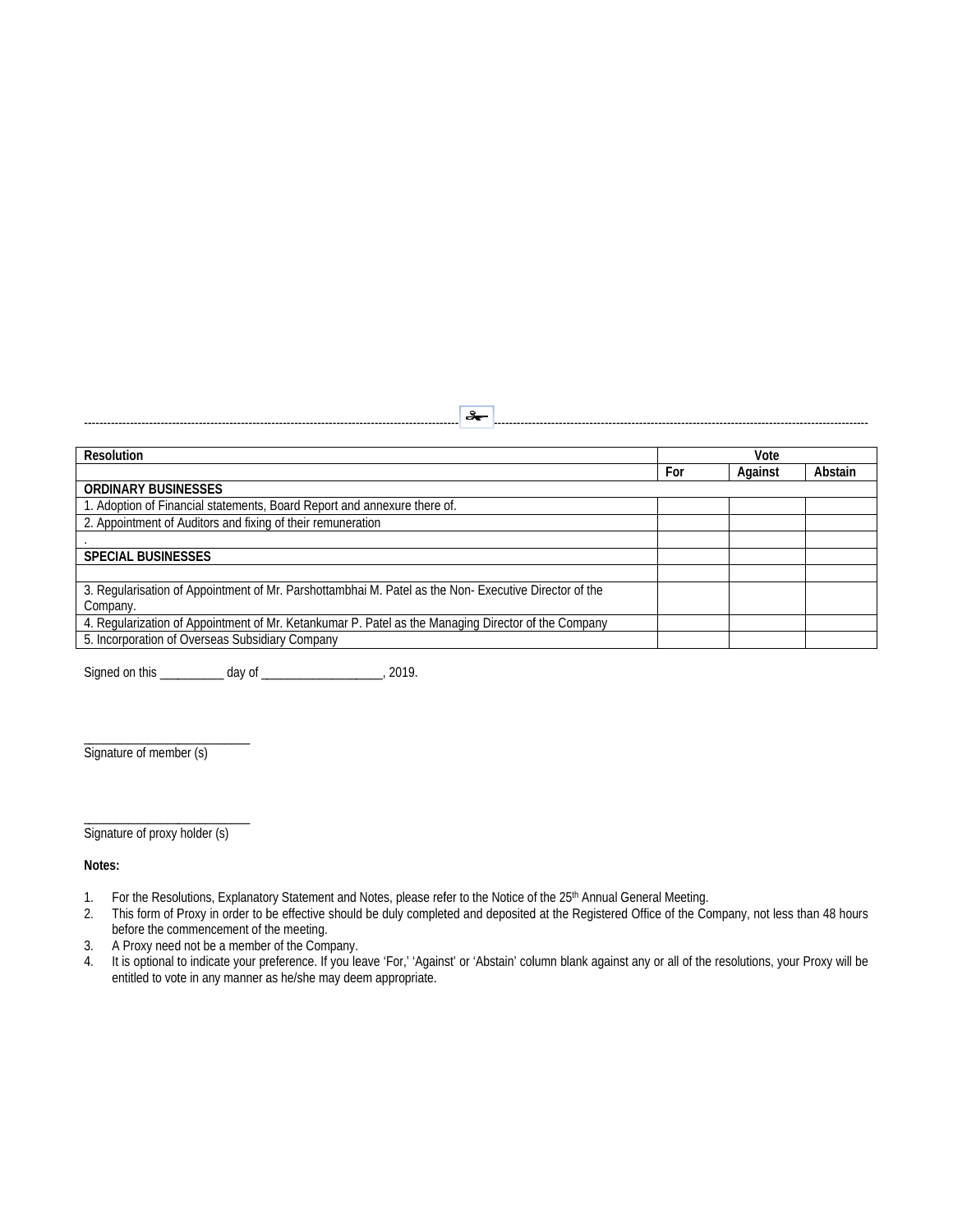| Resolution | Vote | | |
|---|---|---|---|
| | For | Against | Abstain |
| **ORDINARY BUSINESSES** | | | |
| 1. Adoption of Financial statements, Board Report and annexure there of. | | | |
| 2. Appointment of Auditors and fixing of their remuneration | | | |
| . | | | |
| **SPECIAL BUSINESSES** | | | |
| | | | |
| 3. Regularisation of Appointment of Mr. Parshottambhai M. Patel as the Non- Executive Director of the Company. | | | |
| 4. Regularization of Appointment of Mr. Ketankumar P. Patel as the Managing Director of the Company | | | |
| 5. Incorporation of Overseas Subsidiary Company | | | |

Signed on this __________ day of ___________________, 2019.

__________________________
Signature of member (s)

__________________________
Signature of proxy holder (s)

**Notes:**

1. For the Resolutions, Explanatory Statement and Notes, please refer to the Notice of the 25th Annual General Meeting.
2. This form of Proxy in order to be effective should be duly completed and deposited at the Registered Office of the Company, not less than 48 hours before the commencement of the meeting.
3. A Proxy need not be a member of the Company.
4. It is optional to indicate your preference. If you leave 'For,' 'Against' or 'Abstain' column blank against any or all of the resolutions, your Proxy will be entitled to vote in any manner as he/she may deem appropriate.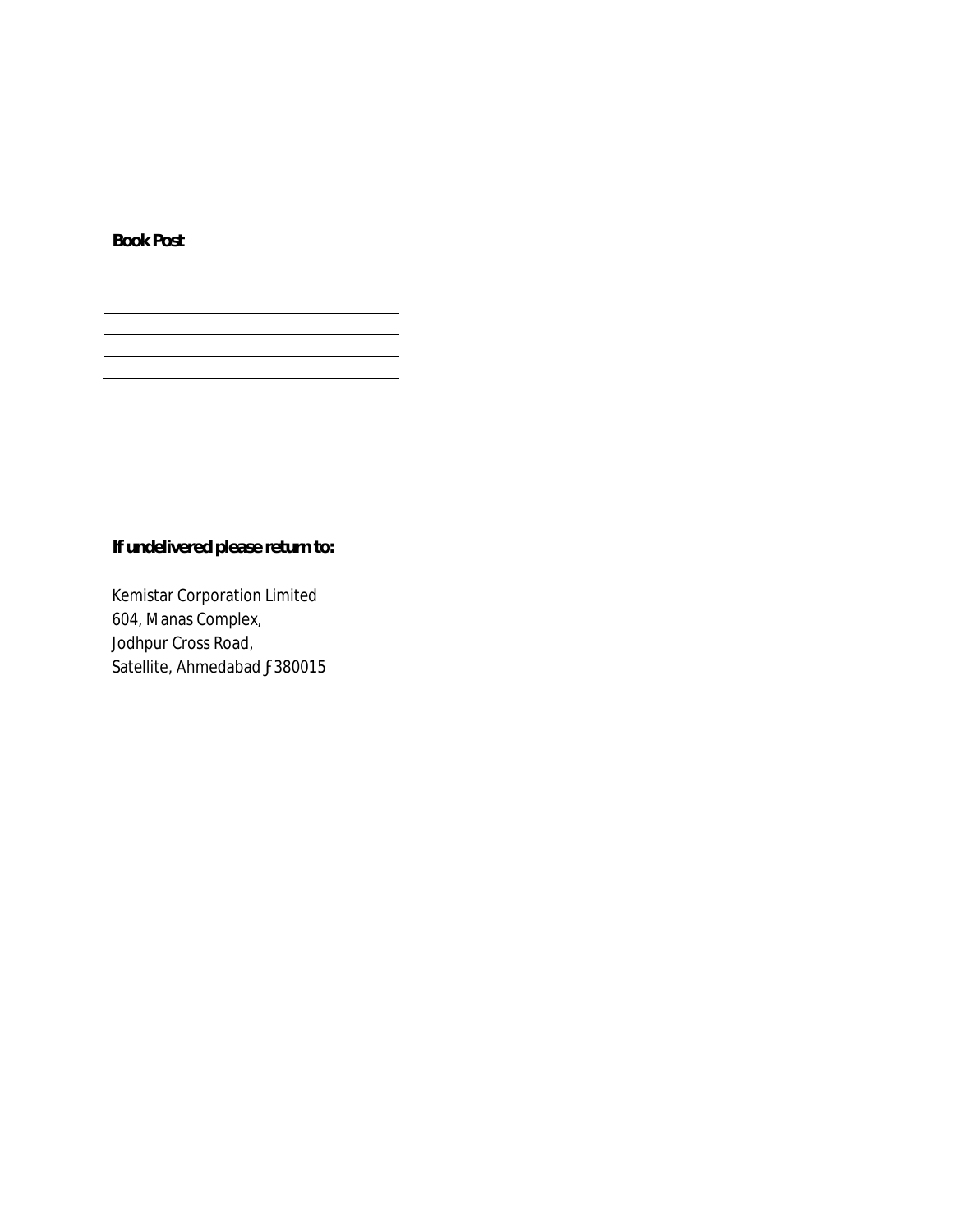**Book Post**

\_\_\_\_\_\_\_\_\_\_\_\_\_\_\_\_\_\_\_\_\_\_\_\_\_\_\_\_\_\_\_\_\_\_\_\_\_\_\_\_

\_\_\_\_\_\_\_\_\_\_\_\_\_\_\_\_\_\_\_\_\_\_\_\_\_\_\_\_\_\_\_\_\_\_\_\_\_\_\_\_

\_\_\_\_\_\_\_\_\_\_\_\_\_\_\_\_\_\_\_\_\_\_\_\_\_\_\_\_\_\_\_\_\_\_\_\_\_\_\_\_

\_\_\_\_\_\_\_\_\_\_\_\_\_\_\_\_\_\_\_\_\_\_\_\_\_\_\_\_\_\_\_\_\_\_\_\_\_\_\_\_

\_\_\_\_\_\_\_\_\_\_\_\_\_\_\_\_\_\_\_\_\_\_\_\_\_\_\_\_\_\_\_\_\_\_\_\_\_\_\_\_

**If undelivered please return to:**

Kemistar Corporation Limited
604, Manas Complex,
Jodhpur Cross Road,
Satellite, Ahmedabad ƒ380015